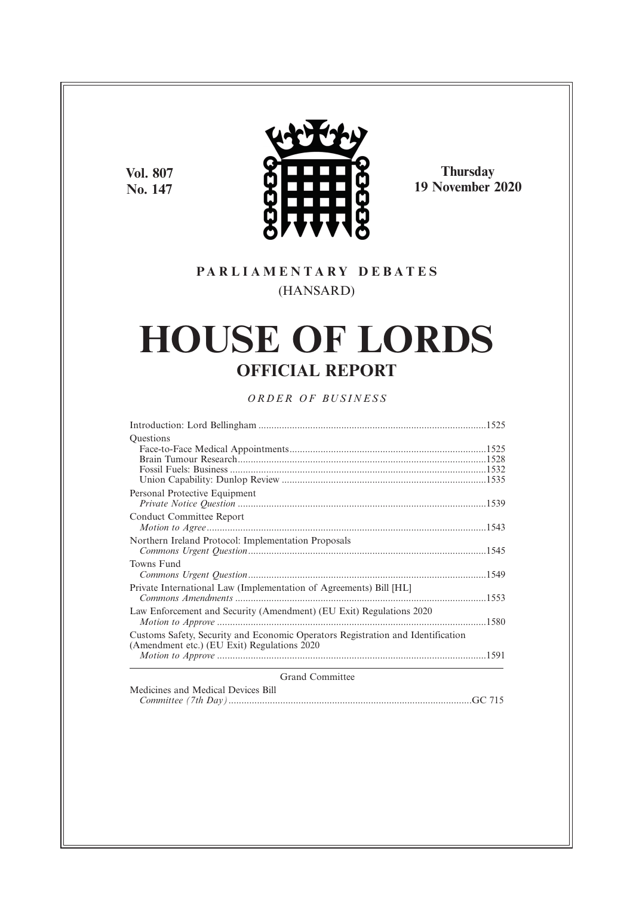Vol. 807
No. 147

Thursday
19 November 2020

**PARLIAMENTARY DEBATES**
(HANSARD)

# HOUSE OF LORDS
## OFFICIAL REPORT

*ORDER OF BUSINESS*

Introduction: Lord Bellingham ....................................................................................1525

Questions
- Face-to-Face Medical Appointments.......................................................................1525
- Brain Tumour Research............................................................................................1528
- Fossil Fuels: Business ..............................................................................................1532
- Union Capability: Dunlop Review ..........................................................................1535

Personal Protective Equipment
*Private Notice Question* ...............................................................................................1539

Conduct Committee Report
*Motion to Agree*...........................................................................................................1543

Northern Ireland Protocol: Implementation Proposals
*Commons Urgent Question*..........................................................................................1545

Towns Fund
*Commons Urgent Question*..........................................................................................1549

Private International Law (Implementation of Agreements) Bill [HL]
*Commons Amendments* ...............................................................................................1553

Law Enforcement and Security (Amendment) (EU Exit) Regulations 2020
*Motion to Approve* .......................................................................................................1580

Customs Safety, Security and Economic Operators Registration and Identification (Amendment etc.) (EU Exit) Regulations 2020
*Motion to Approve* .......................................................................................................1591

---

Grand Committee

Medicines and Medical Devices Bill
*Committee (7th Day)*.............................................................................................GC 715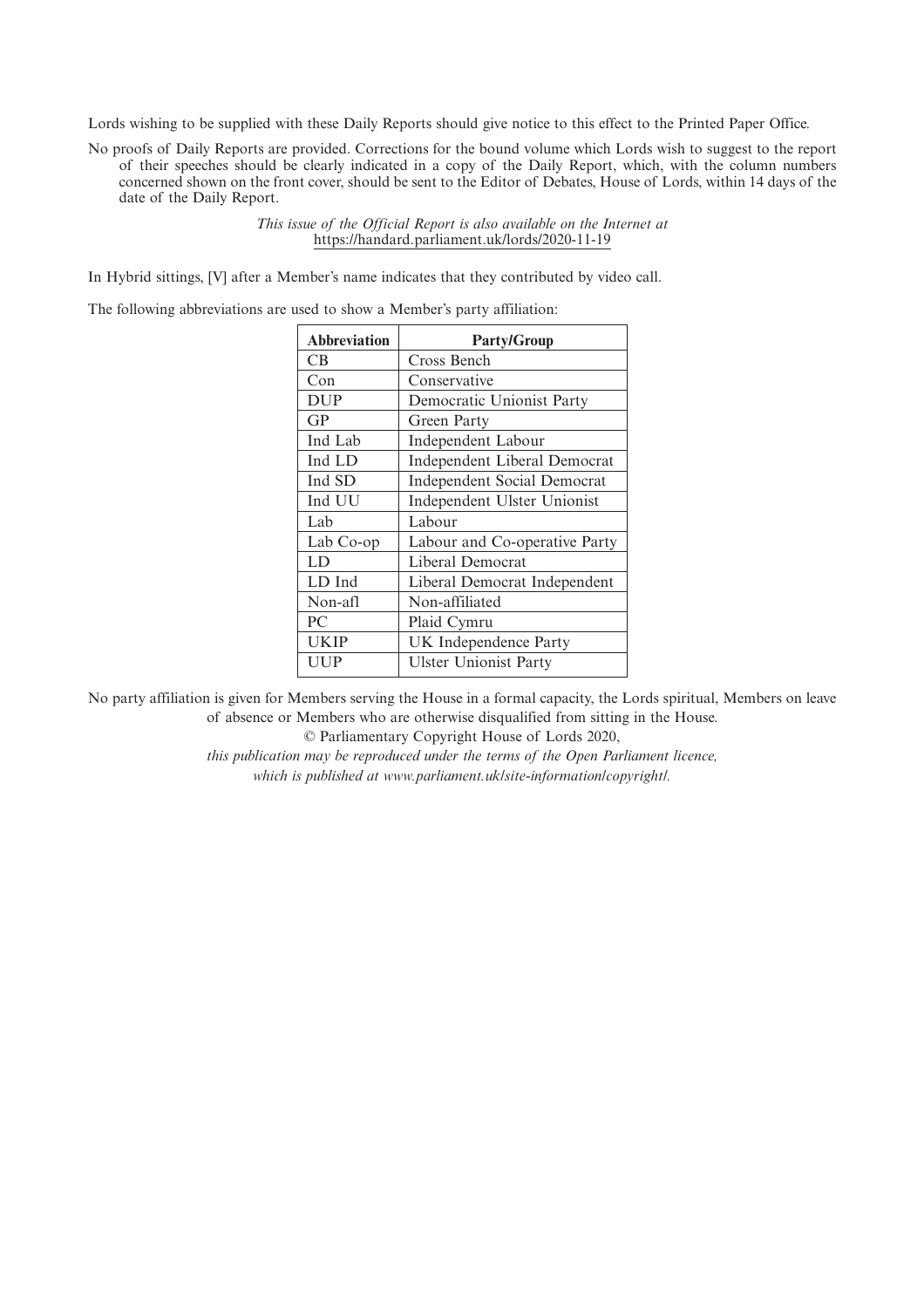Lords wishing to be supplied with these Daily Reports should give notice to this effect to the Printed Paper Office.

No proofs of Daily Reports are provided. Corrections for the bound volume which Lords wish to suggest to the report of their speeches should be clearly indicated in a copy of the Daily Report, which, with the column numbers concerned shown on the front cover, should be sent to the Editor of Debates, House of Lords, within 14 days of the date of the Daily Report.

*This issue of the Official Report is also available on the Internet at*
https://handard.parliament.uk/lords/2020-11-19

In Hybrid sittings, [V] after a Member's name indicates that they contributed by video call.

The following abbreviations are used to show a Member's party affiliation:

| Abbreviation | Party/Group |
|---|---|
| CB | Cross Bench |
| Con | Conservative |
| DUP | Democratic Unionist Party |
| GP | Green Party |
| Ind Lab | Independent Labour |
| Ind LD | Independent Liberal Democrat |
| Ind SD | Independent Social Democrat |
| Ind UU | Independent Ulster Unionist |
| Lab | Labour |
| Lab Co-op | Labour and Co-operative Party |
| LD | Liberal Democrat |
| LD Ind | Liberal Democrat Independent |
| Non-afl | Non-affiliated |
| PC | Plaid Cymru |
| UKIP | UK Independence Party |
| UUP | Ulster Unionist Party |

No party affiliation is given for Members serving the House in a formal capacity, the Lords spiritual, Members on leave of absence or Members who are otherwise disqualified from sitting in the House.

© Parliamentary Copyright House of Lords 2020,

*this publication may be reproduced under the terms of the Open Parliament licence, which is published at www.parliament.uk/site-information/copyright/.*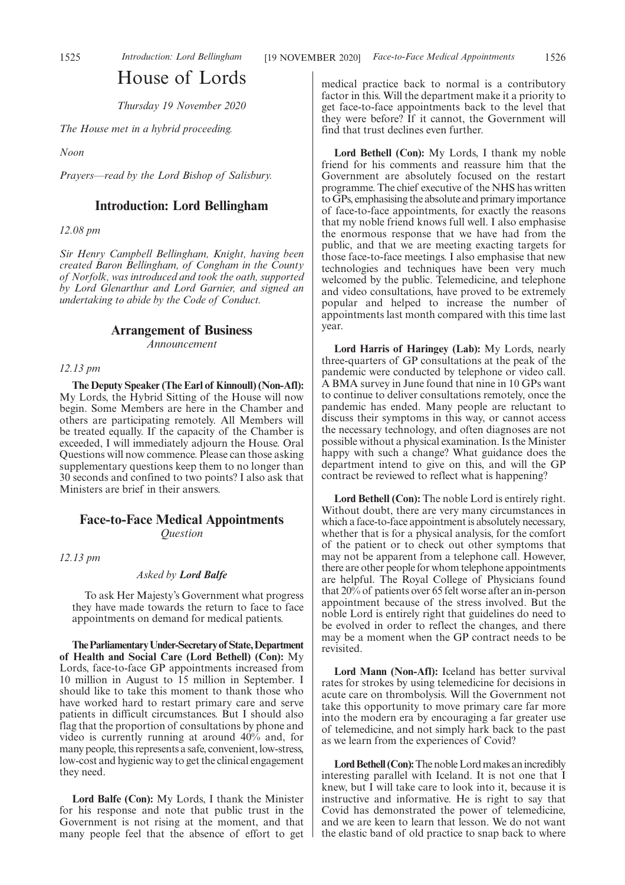# House of Lords

*Thursday 19 November 2020*

*The House met in a hybrid proceeding.*

*Noon*

*Prayers—read by the Lord Bishop of Salisbury.*

## Introduction: Lord Bellingham

*12.08 pm*

*Sir Henry Campbell Bellingham, Knight, having been created Baron Bellingham, of Congham in the County of Norfolk, was introduced and took the oath, supported by Lord Glenarthur and Lord Garnier, and signed an undertaking to abide by the Code of Conduct.*

## Arrangement of Business

*Announcement*

*12.13 pm*

**The Deputy Speaker (The Earl of Kinnoull) (Non-Afl):** My Lords, the Hybrid Sitting of the House will now begin. Some Members are here in the Chamber and others are participating remotely. All Members will be treated equally. If the capacity of the Chamber is exceeded, I will immediately adjourn the House. Oral Questions will now commence. Please can those asking supplementary questions keep them to no longer than 30 seconds and confined to two points? I also ask that Ministers are brief in their answers.

## Face-to-Face Medical Appointments

*Question*

*12.13 pm*

*Asked by **Lord Balfe***

> To ask Her Majesty's Government what progress they have made towards the return to face to face appointments on demand for medical patients.

**The Parliamentary Under-Secretary of State, Department of Health and Social Care (Lord Bethell) (Con):** My Lords, face-to-face GP appointments increased from 10 million in August to 15 million in September. I should like to take this moment to thank those who have worked hard to restart primary care and serve patients in difficult circumstances. But I should also flag that the proportion of consultations by phone and video is currently running at around 40% and, for many people, this represents a safe, convenient, low-stress, low-cost and hygienic way to get the clinical engagement they need.

**Lord Balfe (Con):** My Lords, I thank the Minister for his response and note that public trust in the Government is not rising at the moment, and that many people feel that the absence of effort to get medical practice back to normal is a contributory factor in this. Will the department make it a priority to get face-to-face appointments back to the level that they were before? If it cannot, the Government will find that trust declines even further.

**Lord Bethell (Con):** My Lords, I thank my noble friend for his comments and reassure him that the Government are absolutely focused on the restart programme. The chief executive of the NHS has written to GPs, emphasising the absolute and primary importance of face-to-face appointments, for exactly the reasons that my noble friend knows full well. I also emphasise the enormous response that we have had from the public, and that we are meeting exacting targets for those face-to-face meetings. I also emphasise that new technologies and techniques have been very much welcomed by the public. Telemedicine, and telephone and video consultations, have proved to be extremely popular and helped to increase the number of appointments last month compared with this time last year.

**Lord Harris of Haringey (Lab):** My Lords, nearly three-quarters of GP consultations at the peak of the pandemic were conducted by telephone or video call. A BMA survey in June found that nine in 10 GPs want to continue to deliver consultations remotely, once the pandemic has ended. Many people are reluctant to discuss their symptoms in this way, or cannot access the necessary technology, and often diagnoses are not possible without a physical examination. Is the Minister happy with such a change? What guidance does the department intend to give on this, and will the GP contract be reviewed to reflect what is happening?

**Lord Bethell (Con):** The noble Lord is entirely right. Without doubt, there are very many circumstances in which a face-to-face appointment is absolutely necessary, whether that is for a physical analysis, for the comfort of the patient or to check out other symptoms that may not be apparent from a telephone call. However, there are other people for whom telephone appointments are helpful. The Royal College of Physicians found that 20% of patients over 65 felt worse after an in-person appointment because of the stress involved. But the noble Lord is entirely right that guidelines do need to be evolved in order to reflect the changes, and there may be a moment when the GP contract needs to be revisited.

**Lord Mann (Non-Afl):** Iceland has better survival rates for strokes by using telemedicine for decisions in acute care on thrombolysis. Will the Government not take this opportunity to move primary care far more into the modern era by encouraging a far greater use of telemedicine, and not simply hark back to the past as we learn from the experiences of Covid?

**Lord Bethell (Con):** The noble Lord makes an incredibly interesting parallel with Iceland. It is not one that I knew, but I will take care to look into it, because it is instructive and informative. He is right to say that Covid has demonstrated the power of telemedicine, and we are keen to learn that lesson. We do not want the elastic band of old practice to snap back to where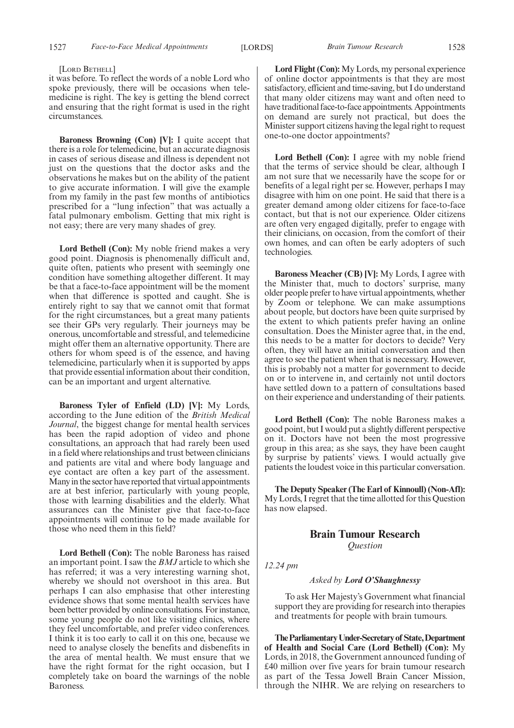[LORD BETHELL]

it was before. To reflect the words of a noble Lord who spoke previously, there will be occasions when telemedicine is right. The key is getting the blend correct and ensuring that the right format is used in the right circumstances.

**Baroness Browning (Con) [V]:** I quite accept that there is a role for telemedicine, but an accurate diagnosis in cases of serious disease and illness is dependent not just on the questions that the doctor asks and the observations he makes but on the ability of the patient to give accurate information. I will give the example from my family in the past few months of antibiotics prescribed for a "lung infection" that was actually a fatal pulmonary embolism. Getting that mix right is not easy; there are very many shades of grey.

**Lord Bethell (Con):** My noble friend makes a very good point. Diagnosis is phenomenally difficult and, quite often, patients who present with seemingly one condition have something altogether different. It may be that a face-to-face appointment will be the moment when that difference is spotted and caught. She is entirely right to say that we cannot omit that format for the right circumstances, but a great many patients see their GPs very regularly. Their journeys may be onerous, uncomfortable and stressful, and telemedicine might offer them an alternative opportunity. There are others for whom speed is of the essence, and having telemedicine, particularly when it is supported by apps that provide essential information about their condition, can be an important and urgent alternative.

**Baroness Tyler of Enfield (LD) [V]:** My Lords, according to the June edition of the *British Medical Journal*, the biggest change for mental health services has been the rapid adoption of video and phone consultations, an approach that had rarely been used in a field where relationships and trust between clinicians and patients are vital and where body language and eye contact are often a key part of the assessment. Many in the sector have reported that virtual appointments are at best inferior, particularly with young people, those with learning disabilities and the elderly. What assurances can the Minister give that face-to-face appointments will continue to be made available for those who need them in this field?

**Lord Bethell (Con):** The noble Baroness has raised an important point. I saw the *BMJ* article to which she has referred; it was a very interesting warning shot, whereby we should not overshoot in this area. But perhaps I can also emphasise that other interesting evidence shows that some mental health services have been better provided by online consultations. For instance, some young people do not like visiting clinics, where they feel uncomfortable, and prefer video conferences. I think it is too early to call it on this one, because we need to analyse closely the benefits and disbenefits in the area of mental health. We must ensure that we have the right format for the right occasion, but I completely take on board the warnings of the noble Baroness.

**Lord Flight (Con):** My Lords, my personal experience of online doctor appointments is that they are most satisfactory, efficient and time-saving, but I do understand that many older citizens may want and often need to have traditional face-to-face appointments. Appointments on demand are surely not practical, but does the Minister support citizens having the legal right to request one-to-one doctor appointments?

**Lord Bethell (Con):** I agree with my noble friend that the terms of service should be clear, although I am not sure that we necessarily have the scope for or benefits of a legal right per se. However, perhaps I may disagree with him on one point. He said that there is a greater demand among older citizens for face-to-face contact, but that is not our experience. Older citizens are often very engaged digitally, prefer to engage with their clinicians, on occasion, from the comfort of their own homes, and can often be early adopters of such technologies.

**Baroness Meacher (CB) [V]:** My Lords, I agree with the Minister that, much to doctors' surprise, many older people prefer to have virtual appointments, whether by Zoom or telephone. We can make assumptions about people, but doctors have been quite surprised by the extent to which patients prefer having an online consultation. Does the Minister agree that, in the end, this needs to be a matter for doctors to decide? Very often, they will have an initial conversation and then agree to see the patient when that is necessary. However, this is probably not a matter for government to decide on or to intervene in, and certainly not until doctors have settled down to a pattern of consultations based on their experience and understanding of their patients.

**Lord Bethell (Con):** The noble Baroness makes a good point, but I would put a slightly different perspective on it. Doctors have not been the most progressive group in this area; as she says, they have been caught by surprise by patients' views. I would actually give patients the loudest voice in this particular conversation.

**The Deputy Speaker (The Earl of Kinnoull) (Non-Afl):** My Lords, I regret that the time allotted for this Question has now elapsed.

## Brain Tumour Research

*Question*

*12.24 pm*

*Asked by* ***Lord O'Shaughnessy***

To ask Her Majesty's Government what financial support they are providing for research into therapies and treatments for people with brain tumours.

**The Parliamentary Under-Secretary of State, Department of Health and Social Care (Lord Bethell) (Con):** My Lords, in 2018, the Government announced funding of £40 million over five years for brain tumour research as part of the Tessa Jowell Brain Cancer Mission, through the NIHR. We are relying on researchers to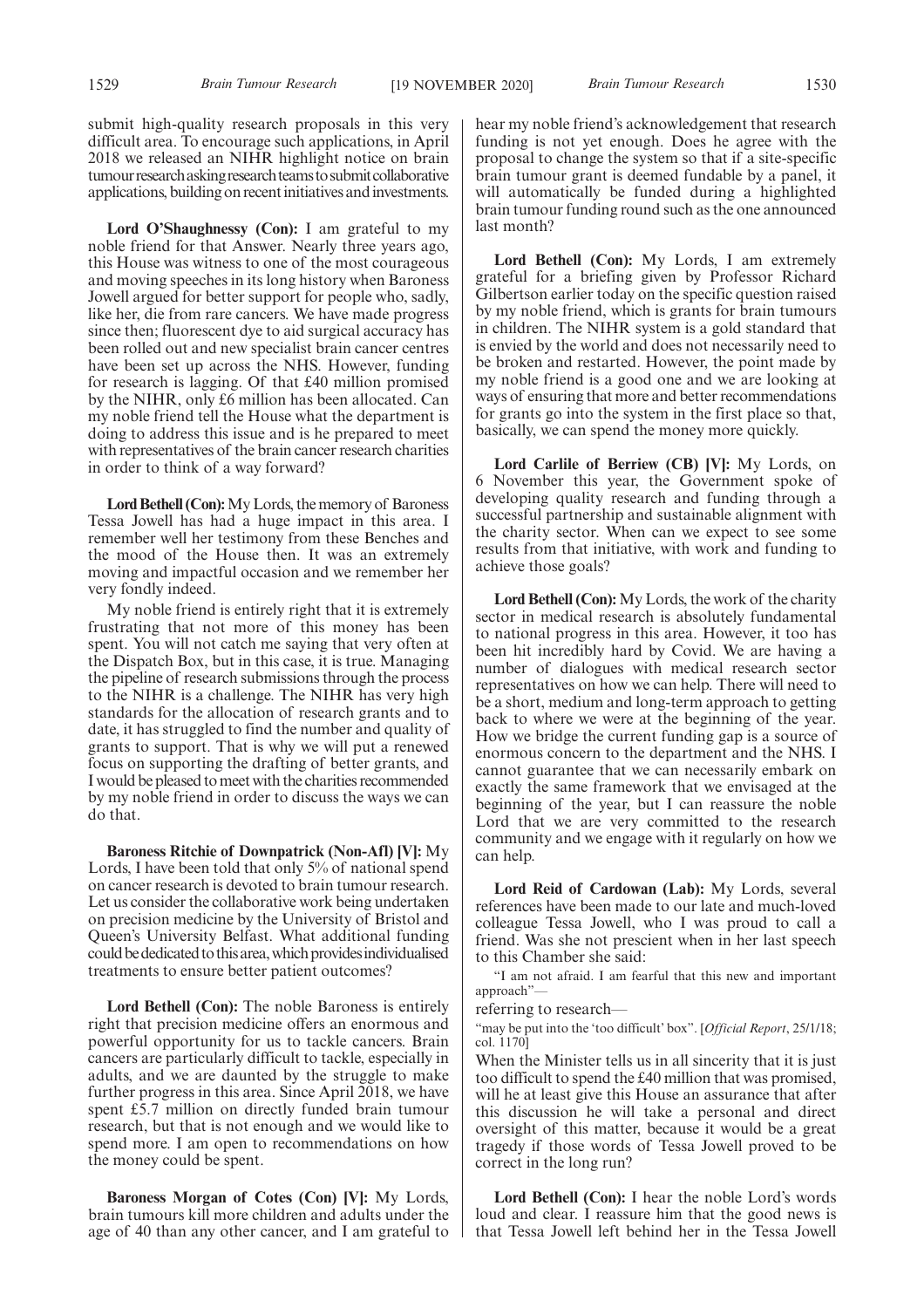submit high-quality research proposals in this very difficult area. To encourage such applications, in April 2018 we released an NIHR highlight notice on brain tumour research asking research teams to submit collaborative applications, building on recent initiatives and investments.

**Lord O'Shaughnessy (Con):** I am grateful to my noble friend for that Answer. Nearly three years ago, this House was witness to one of the most courageous and moving speeches in its long history when Baroness Jowell argued for better support for people who, sadly, like her, die from rare cancers. We have made progress since then; fluorescent dye to aid surgical accuracy has been rolled out and new specialist brain cancer centres have been set up across the NHS. However, funding for research is lagging. Of that £40 million promised by the NIHR, only £6 million has been allocated. Can my noble friend tell the House what the department is doing to address this issue and is he prepared to meet with representatives of the brain cancer research charities in order to think of a way forward?

**Lord Bethell (Con):** My Lords, the memory of Baroness Tessa Jowell has had a huge impact in this area. I remember well her testimony from these Benches and the mood of the House then. It was an extremely moving and impactful occasion and we remember her very fondly indeed.

My noble friend is entirely right that it is extremely frustrating that not more of this money has been spent. You will not catch me saying that very often at the Dispatch Box, but in this case, it is true. Managing the pipeline of research submissions through the process to the NIHR is a challenge. The NIHR has very high standards for the allocation of research grants and to date, it has struggled to find the number and quality of grants to support. That is why we will put a renewed focus on supporting the drafting of better grants, and I would be pleased to meet with the charities recommended by my noble friend in order to discuss the ways we can do that.

**Baroness Ritchie of Downpatrick (Non-Afl) [V]:** My Lords, I have been told that only 5% of national spend on cancer research is devoted to brain tumour research. Let us consider the collaborative work being undertaken on precision medicine by the University of Bristol and Queen's University Belfast. What additional funding could be dedicated to this area, which provides individualised treatments to ensure better patient outcomes?

**Lord Bethell (Con):** The noble Baroness is entirely right that precision medicine offers an enormous and powerful opportunity for us to tackle cancers. Brain cancers are particularly difficult to tackle, especially in adults, and we are daunted by the struggle to make further progress in this area. Since April 2018, we have spent £5.7 million on directly funded brain tumour research, but that is not enough and we would like to spend more. I am open to recommendations on how the money could be spent.

**Baroness Morgan of Cotes (Con) [V]:** My Lords, brain tumours kill more children and adults under the age of 40 than any other cancer, and I am grateful to hear my noble friend's acknowledgement that research funding is not yet enough. Does he agree with the proposal to change the system so that if a site-specific brain tumour grant is deemed fundable by a panel, it will automatically be funded during a highlighted brain tumour funding round such as the one announced last month?

**Lord Bethell (Con):** My Lords, I am extremely grateful for a briefing given by Professor Richard Gilbertson earlier today on the specific question raised by my noble friend, which is grants for brain tumours in children. The NIHR system is a gold standard that is envied by the world and does not necessarily need to be broken and restarted. However, the point made by my noble friend is a good one and we are looking at ways of ensuring that more and better recommendations for grants go into the system in the first place so that, basically, we can spend the money more quickly.

**Lord Carlile of Berriew (CB) [V]:** My Lords, on 6 November this year, the Government spoke of developing quality research and funding through a successful partnership and sustainable alignment with the charity sector. When can we expect to see some results from that initiative, with work and funding to achieve those goals?

**Lord Bethell (Con):** My Lords, the work of the charity sector in medical research is absolutely fundamental to national progress in this area. However, it too has been hit incredibly hard by Covid. We are having a number of dialogues with medical research sector representatives on how we can help. There will need to be a short, medium and long-term approach to getting back to where we were at the beginning of the year. How we bridge the current funding gap is a source of enormous concern to the department and the NHS. I cannot guarantee that we can necessarily embark on exactly the same framework that we envisaged at the beginning of the year, but I can reassure the noble Lord that we are very committed to the research community and we engage with it regularly on how we can help.

**Lord Reid of Cardowan (Lab):** My Lords, several references have been made to our late and much-loved colleague Tessa Jowell, who I was proud to call a friend. Was she not prescient when in her last speech to this Chamber she said:

"I am not afraid. I am fearful that this new and important approach"—

referring to research—

"may be put into the 'too difficult' box". [*Official Report*, 25/1/18; col. 1170]

When the Minister tells us in all sincerity that it is just too difficult to spend the £40 million that was promised, will he at least give this House an assurance that after this discussion he will take a personal and direct oversight of this matter, because it would be a great tragedy if those words of Tessa Jowell proved to be correct in the long run?

**Lord Bethell (Con):** I hear the noble Lord's words loud and clear. I reassure him that the good news is that Tessa Jowell left behind her in the Tessa Jowell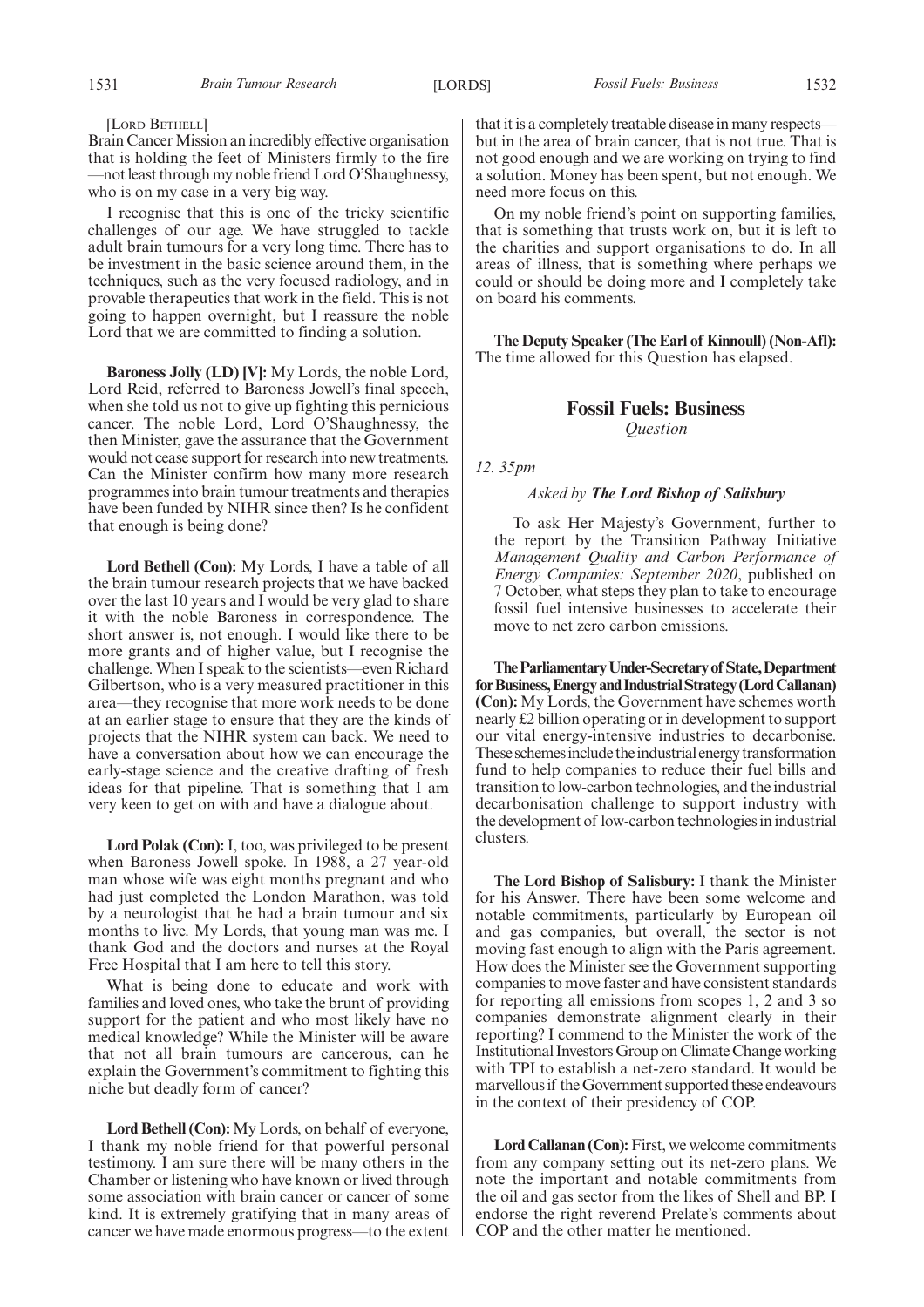[LORD BETHELL]

Brain Cancer Mission an incredibly effective organisation that is holding the feet of Ministers firmly to the fire—not least through my noble friend Lord O'Shaughnessy, who is on my case in a very big way.

I recognise that this is one of the tricky scientific challenges of our age. We have struggled to tackle adult brain tumours for a very long time. There has to be investment in the basic science around them, in the techniques, such as the very focused radiology, and in provable therapeutics that work in the field. This is not going to happen overnight, but I reassure the noble Lord that we are committed to finding a solution.

**Baroness Jolly (LD) [V]:** My Lords, the noble Lord, Lord Reid, referred to Baroness Jowell's final speech, when she told us not to give up fighting this pernicious cancer. The noble Lord, Lord O'Shaughnessy, the then Minister, gave the assurance that the Government would not cease support for research into new treatments. Can the Minister confirm how many more research programmes into brain tumour treatments and therapies have been funded by NIHR since then? Is he confident that enough is being done?

**Lord Bethell (Con):** My Lords, I have a table of all the brain tumour research projects that we have backed over the last 10 years and I would be very glad to share it with the noble Baroness in correspondence. The short answer is, not enough. I would like there to be more grants and of higher value, but I recognise the challenge. When I speak to the scientists—even Richard Gilbertson, who is a very measured practitioner in this area—they recognise that more work needs to be done at an earlier stage to ensure that they are the kinds of projects that the NIHR system can back. We need to have a conversation about how we can encourage the early-stage science and the creative drafting of fresh ideas for that pipeline. That is something that I am very keen to get on with and have a dialogue about.

**Lord Polak (Con):** I, too, was privileged to be present when Baroness Jowell spoke. In 1988, a 27 year-old man whose wife was eight months pregnant and who had just completed the London Marathon, was told by a neurologist that he had a brain tumour and six months to live. My Lords, that young man was me. I thank God and the doctors and nurses at the Royal Free Hospital that I am here to tell this story.

What is being done to educate and work with families and loved ones, who take the brunt of providing support for the patient and who most likely have no medical knowledge? While the Minister will be aware that not all brain tumours are cancerous, can he explain the Government's commitment to fighting this niche but deadly form of cancer?

**Lord Bethell (Con):** My Lords, on behalf of everyone, I thank my noble friend for that powerful personal testimony. I am sure there will be many others in the Chamber or listening who have known or lived through some association with brain cancer or cancer of some kind. It is extremely gratifying that in many areas of cancer we have made enormous progress—to the extent that it is a completely treatable disease in many respects—but in the area of brain cancer, that is not true. That is not good enough and we are working on trying to find a solution. Money has been spent, but not enough. We need more focus on this.

On my noble friend's point on supporting families, that is something that trusts work on, but it is left to the charities and support organisations to do. In all areas of illness, that is something where perhaps we could or should be doing more and I completely take on board his comments.

**The Deputy Speaker (The Earl of Kinnoull) (Non-Afl):** The time allowed for this Question has elapsed.

## Fossil Fuels: Business

*Question*

*12. 35pm*

*Asked by **The Lord Bishop of Salisbury***

To ask Her Majesty's Government, further to the report by the Transition Pathway Initiative *Management Quality and Carbon Performance of Energy Companies: September 2020*, published on 7 October, what steps they plan to take to encourage fossil fuel intensive businesses to accelerate their move to net zero carbon emissions.

**The Parliamentary Under-Secretary of State, Department for Business, Energy and Industrial Strategy (Lord Callanan) (Con):** My Lords, the Government have schemes worth nearly £2 billion operating or in development to support our vital energy-intensive industries to decarbonise. These schemes include the industrial energy transformation fund to help companies to reduce their fuel bills and transition to low-carbon technologies, and the industrial decarbonisation challenge to support industry with the development of low-carbon technologies in industrial clusters.

**The Lord Bishop of Salisbury:** I thank the Minister for his Answer. There have been some welcome and notable commitments, particularly by European oil and gas companies, but overall, the sector is not moving fast enough to align with the Paris agreement. How does the Minister see the Government supporting companies to move faster and have consistent standards for reporting all emissions from scopes 1, 2 and 3 so companies demonstrate alignment clearly in their reporting? I commend to the Minister the work of the Institutional Investors Group on Climate Change working with TPI to establish a net-zero standard. It would be marvellous if the Government supported these endeavours in the context of their presidency of COP.

**Lord Callanan (Con):** First, we welcome commitments from any company setting out its net-zero plans. We note the important and notable commitments from the oil and gas sector from the likes of Shell and BP. I endorse the right reverend Prelate's comments about COP and the other matter he mentioned.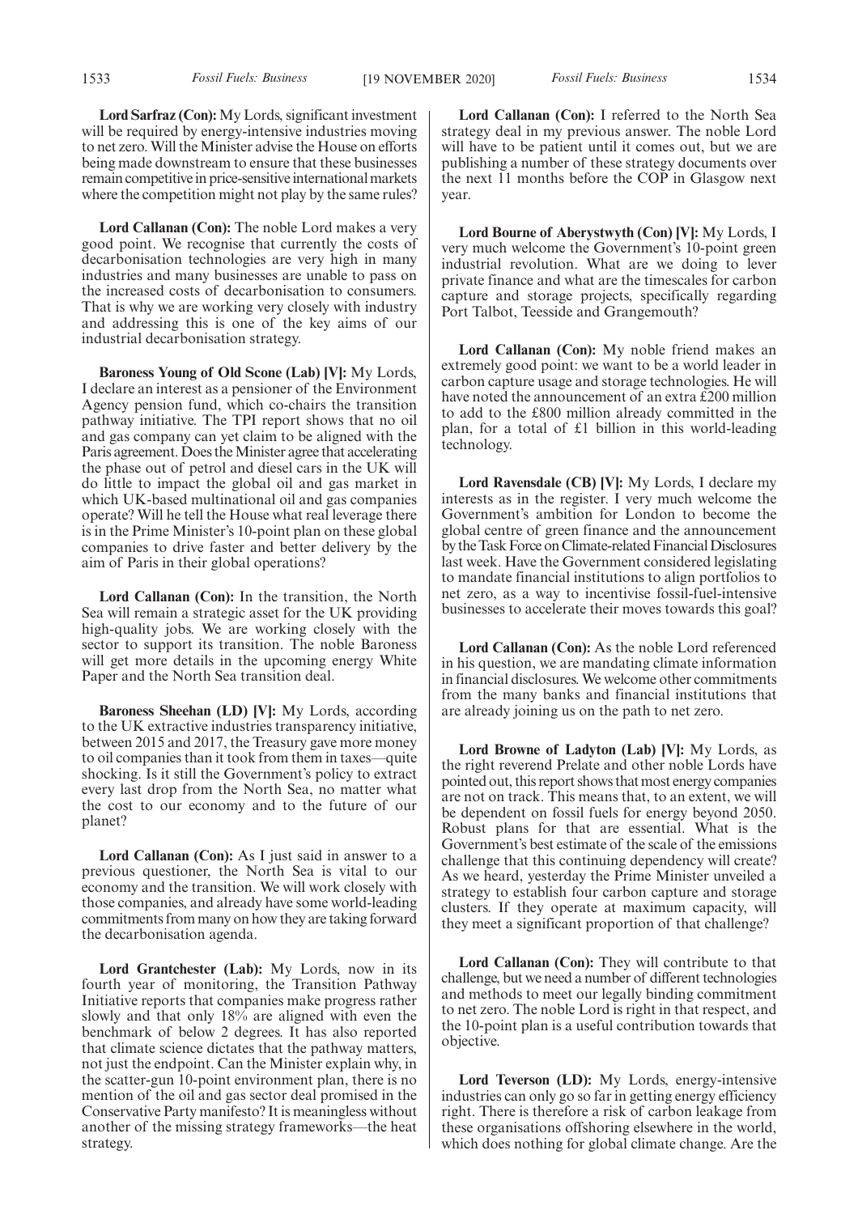**Lord Sarfraz (Con):** My Lords, significant investment will be required by energy-intensive industries moving to net zero. Will the Minister advise the House on efforts being made downstream to ensure that these businesses remain competitive in price-sensitive international markets where the competition might not play by the same rules?

**Lord Callanan (Con):** The noble Lord makes a very good point. We recognise that currently the costs of decarbonisation technologies are very high in many industries and many businesses are unable to pass on the increased costs of decarbonisation to consumers. That is why we are working very closely with industry and addressing this is one of the key aims of our industrial decarbonisation strategy.

**Baroness Young of Old Scone (Lab) [V]:** My Lords, I declare an interest as a pensioner of the Environment Agency pension fund, which co-chairs the transition pathway initiative. The TPI report shows that no oil and gas company can yet claim to be aligned with the Paris agreement. Does the Minister agree that accelerating the phase out of petrol and diesel cars in the UK will do little to impact the global oil and gas market in which UK-based multinational oil and gas companies operate? Will he tell the House what real leverage there is in the Prime Minister's 10-point plan on these global companies to drive faster and better delivery by the aim of Paris in their global operations?

**Lord Callanan (Con):** In the transition, the North Sea will remain a strategic asset for the UK providing high-quality jobs. We are working closely with the sector to support its transition. The noble Baroness will get more details in the upcoming energy White Paper and the North Sea transition deal.

**Baroness Sheehan (LD) [V]:** My Lords, according to the UK extractive industries transparency initiative, between 2015 and 2017, the Treasury gave more money to oil companies than it took from them in taxes—quite shocking. Is it still the Government's policy to extract every last drop from the North Sea, no matter what the cost to our economy and to the future of our planet?

**Lord Callanan (Con):** As I just said in answer to a previous questioner, the North Sea is vital to our economy and the transition. We will work closely with those companies, and already have some world-leading commitments from many on how they are taking forward the decarbonisation agenda.

**Lord Grantchester (Lab):** My Lords, now in its fourth year of monitoring, the Transition Pathway Initiative reports that companies make progress rather slowly and that only 18% are aligned with even the benchmark of below 2 degrees. It has also reported that climate science dictates that the pathway matters, not just the endpoint. Can the Minister explain why, in the scatter-gun 10-point environment plan, there is no mention of the oil and gas sector deal promised in the Conservative Party manifesto? It is meaningless without another of the missing strategy frameworks—the heat strategy.

**Lord Callanan (Con):** I referred to the North Sea strategy deal in my previous answer. The noble Lord will have to be patient until it comes out, but we are publishing a number of these strategy documents over the next 11 months before the COP in Glasgow next year.

**Lord Bourne of Aberystwyth (Con) [V]:** My Lords, I very much welcome the Government's 10-point green industrial revolution. What are we doing to lever private finance and what are the timescales for carbon capture and storage projects, specifically regarding Port Talbot, Teesside and Grangemouth?

**Lord Callanan (Con):** My noble friend makes an extremely good point: we want to be a world leader in carbon capture usage and storage technologies. He will have noted the announcement of an extra £200 million to add to the £800 million already committed in the plan, for a total of £1 billion in this world-leading technology.

**Lord Ravensdale (CB) [V]:** My Lords, I declare my interests as in the register. I very much welcome the Government's ambition for London to become the global centre of green finance and the announcement by the Task Force on Climate-related Financial Disclosures last week. Have the Government considered legislating to mandate financial institutions to align portfolios to net zero, as a way to incentivise fossil-fuel-intensive businesses to accelerate their moves towards this goal?

**Lord Callanan (Con):** As the noble Lord referenced in his question, we are mandating climate information in financial disclosures. We welcome other commitments from the many banks and financial institutions that are already joining us on the path to net zero.

**Lord Browne of Ladyton (Lab) [V]:** My Lords, as the right reverend Prelate and other noble Lords have pointed out, this report shows that most energy companies are not on track. This means that, to an extent, we will be dependent on fossil fuels for energy beyond 2050. Robust plans for that are essential. What is the Government's best estimate of the scale of the emissions challenge that this continuing dependency will create? As we heard, yesterday the Prime Minister unveiled a strategy to establish four carbon capture and storage clusters. If they operate at maximum capacity, will they meet a significant proportion of that challenge?

**Lord Callanan (Con):** They will contribute to that challenge, but we need a number of different technologies and methods to meet our legally binding commitment to net zero. The noble Lord is right in that respect, and the 10-point plan is a useful contribution towards that objective.

**Lord Teverson (LD):** My Lords, energy-intensive industries can only go so far in getting energy efficiency right. There is therefore a risk of carbon leakage from these organisations offshoring elsewhere in the world, which does nothing for global climate change. Are the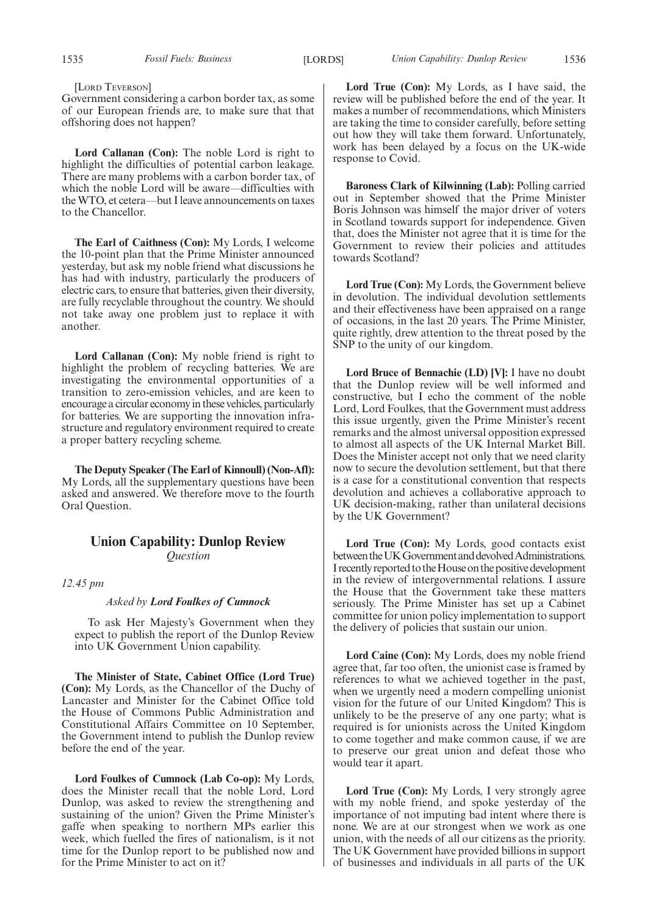[LORD TEVERSON]

Government considering a carbon border tax, as some of our European friends are, to make sure that that offshoring does not happen?

**Lord Callanan (Con):** The noble Lord is right to highlight the difficulties of potential carbon leakage. There are many problems with a carbon border tax, of which the noble Lord will be aware—difficulties with the WTO, et cetera—but I leave announcements on taxes to the Chancellor.

**The Earl of Caithness (Con):** My Lords, I welcome the 10-point plan that the Prime Minister announced yesterday, but ask my noble friend what discussions he has had with industry, particularly the producers of electric cars, to ensure that batteries, given their diversity, are fully recyclable throughout the country. We should not take away one problem just to replace it with another.

**Lord Callanan (Con):** My noble friend is right to highlight the problem of recycling batteries. We are investigating the environmental opportunities of a transition to zero-emission vehicles, and are keen to encourage a circular economy in these vehicles, particularly for batteries. We are supporting the innovation infrastructure and regulatory environment required to create a proper battery recycling scheme.

**The Deputy Speaker (The Earl of Kinnoull) (Non-Afl):** My Lords, all the supplementary questions have been asked and answered. We therefore move to the fourth Oral Question.

## Union Capability: Dunlop Review

*Question*

*12.45 pm*

*Asked by* ***Lord Foulkes of Cumnock***

To ask Her Majesty's Government when they expect to publish the report of the Dunlop Review into UK Government Union capability.

**The Minister of State, Cabinet Office (Lord True) (Con):** My Lords, as the Chancellor of the Duchy of Lancaster and Minister for the Cabinet Office told the House of Commons Public Administration and Constitutional Affairs Committee on 10 September, the Government intend to publish the Dunlop review before the end of the year.

**Lord Foulkes of Cumnock (Lab Co-op):** My Lords, does the Minister recall that the noble Lord, Lord Dunlop, was asked to review the strengthening and sustaining of the union? Given the Prime Minister's gaffe when speaking to northern MPs earlier this week, which fuelled the fires of nationalism, is it not time for the Dunlop report to be published now and for the Prime Minister to act on it?

**Lord True (Con):** My Lords, as I have said, the review will be published before the end of the year. It makes a number of recommendations, which Ministers are taking the time to consider carefully, before setting out how they will take them forward. Unfortunately, work has been delayed by a focus on the UK-wide response to Covid.

**Baroness Clark of Kilwinning (Lab):** Polling carried out in September showed that the Prime Minister Boris Johnson was himself the major driver of voters in Scotland towards support for independence. Given that, does the Minister not agree that it is time for the Government to review their policies and attitudes towards Scotland?

**Lord True (Con):** My Lords, the Government believe in devolution. The individual devolution settlements and their effectiveness have been appraised on a range of occasions, in the last 20 years. The Prime Minister, quite rightly, drew attention to the threat posed by the SNP to the unity of our kingdom.

**Lord Bruce of Bennachie (LD) [V]:** I have no doubt that the Dunlop review will be well informed and constructive, but I echo the comment of the noble Lord, Lord Foulkes, that the Government must address this issue urgently, given the Prime Minister's recent remarks and the almost universal opposition expressed to almost all aspects of the UK Internal Market Bill. Does the Minister accept not only that we need clarity now to secure the devolution settlement, but that there is a case for a constitutional convention that respects devolution and achieves a collaborative approach to UK decision-making, rather than unilateral decisions by the UK Government?

**Lord True (Con):** My Lords, good contacts exist between the UK Government and devolved Administrations. I recently reported to the House on the positive development in the review of intergovernmental relations. I assure the House that the Government take these matters seriously. The Prime Minister has set up a Cabinet committee for union policy implementation to support the delivery of policies that sustain our union.

**Lord Caine (Con):** My Lords, does my noble friend agree that, far too often, the unionist case is framed by references to what we achieved together in the past, when we urgently need a modern compelling unionist vision for the future of our United Kingdom? This is unlikely to be the preserve of any one party; what is required is for unionists across the United Kingdom to come together and make common cause, if we are to preserve our great union and defeat those who would tear it apart.

**Lord True (Con):** My Lords, I very strongly agree with my noble friend, and spoke yesterday of the importance of not imputing bad intent where there is none. We are at our strongest when we work as one union, with the needs of all our citizens as the priority. The UK Government have provided billions in support of businesses and individuals in all parts of the UK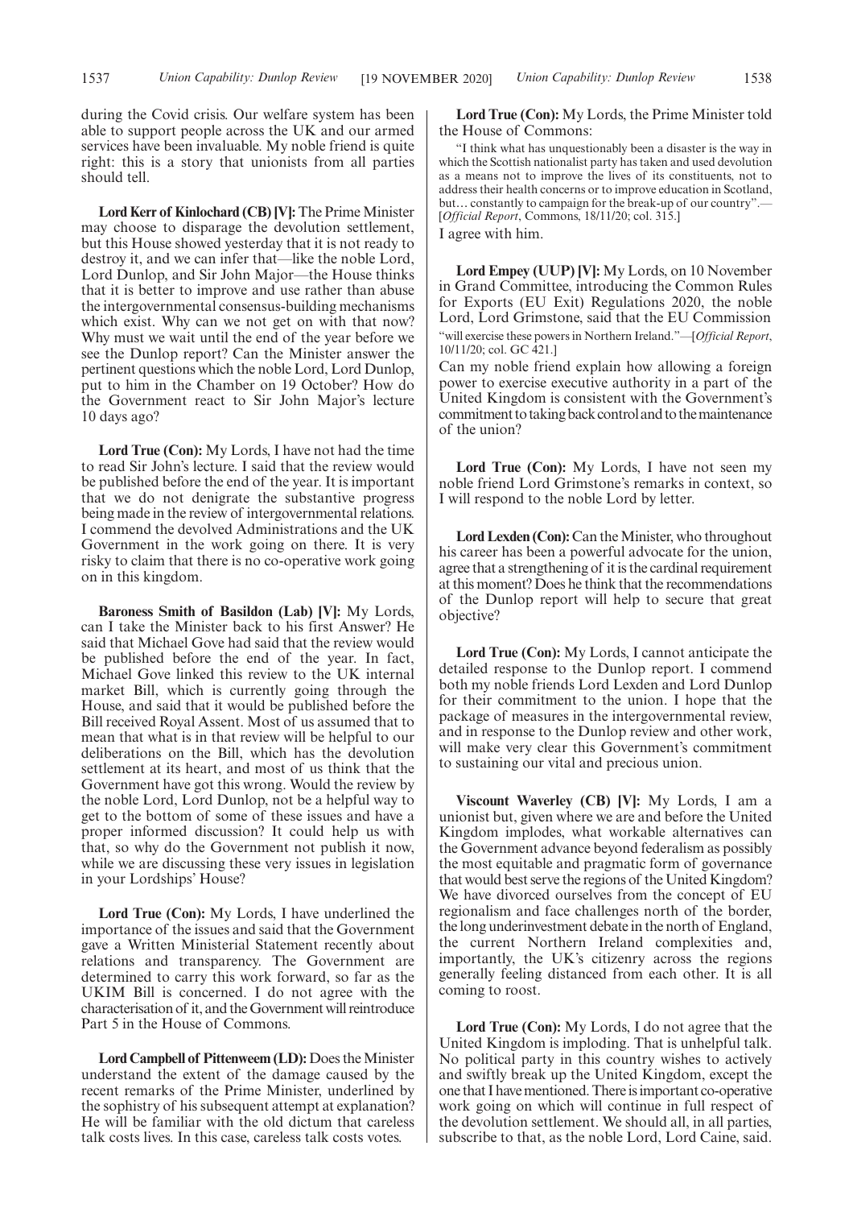during the Covid crisis. Our welfare system has been able to support people across the UK and our armed services have been invaluable. My noble friend is quite right: this is a story that unionists from all parties should tell.

**Lord Kerr of Kinlochard (CB) [V]:** The Prime Minister may choose to disparage the devolution settlement, but this House showed yesterday that it is not ready to destroy it, and we can infer that—like the noble Lord, Lord Dunlop, and Sir John Major—the House thinks that it is better to improve and use rather than abuse the intergovernmental consensus-building mechanisms which exist. Why can we not get on with that now? Why must we wait until the end of the year before we see the Dunlop report? Can the Minister answer the pertinent questions which the noble Lord, Lord Dunlop, put to him in the Chamber on 19 October? How do the Government react to Sir John Major's lecture 10 days ago?

**Lord True (Con):** My Lords, I have not had the time to read Sir John's lecture. I said that the review would be published before the end of the year. It is important that we do not denigrate the substantive progress being made in the review of intergovernmental relations. I commend the devolved Administrations and the UK Government in the work going on there. It is very risky to claim that there is no co-operative work going on in this kingdom.

**Baroness Smith of Basildon (Lab) [V]:** My Lords, can I take the Minister back to his first Answer? He said that Michael Gove had said that the review would be published before the end of the year. In fact, Michael Gove linked this review to the UK internal market Bill, which is currently going through the House, and said that it would be published before the Bill received Royal Assent. Most of us assumed that to mean that what is in that review will be helpful to our deliberations on the Bill, which has the devolution settlement at its heart, and most of us think that the Government have got this wrong. Would the review by the noble Lord, Lord Dunlop, not be a helpful way to get to the bottom of some of these issues and have a proper informed discussion? It could help us with that, so why do the Government not publish it now, while we are discussing these very issues in legislation in your Lordships' House?

**Lord True (Con):** My Lords, I have underlined the importance of the issues and said that the Government gave a Written Ministerial Statement recently about relations and transparency. The Government are determined to carry this work forward, so far as the UKIM Bill is concerned. I do not agree with the characterisation of it, and the Government will reintroduce Part 5 in the House of Commons.

**Lord Campbell of Pittenweem (LD):** Does the Minister understand the extent of the damage caused by the recent remarks of the Prime Minister, underlined by the sophistry of his subsequent attempt at explanation? He will be familiar with the old dictum that careless talk costs lives. In this case, careless talk costs votes.

**Lord True (Con):** My Lords, the Prime Minister told the House of Commons:

"I think what has unquestionably been a disaster is the way in which the Scottish nationalist party has taken and used devolution as a means not to improve the lives of its constituents, not to address their health concerns or to improve education in Scotland, but… constantly to campaign for the break-up of our country".—[*Official Report*, Commons, 18/11/20; col. 315.]

I agree with him.

**Lord Empey (UUP) [V]:** My Lords, on 10 November in Grand Committee, introducing the Common Rules for Exports (EU Exit) Regulations 2020, the noble Lord, Lord Grimstone, said that the EU Commission

"will exercise these powers in Northern Ireland."—[*Official Report*, 10/11/20; col. GC 421.]

Can my noble friend explain how allowing a foreign power to exercise executive authority in a part of the United Kingdom is consistent with the Government's commitment to taking back control and to the maintenance of the union?

**Lord True (Con):** My Lords, I have not seen my noble friend Lord Grimstone's remarks in context, so I will respond to the noble Lord by letter.

**Lord Lexden (Con):** Can the Minister, who throughout his career has been a powerful advocate for the union, agree that a strengthening of it is the cardinal requirement at this moment? Does he think that the recommendations of the Dunlop report will help to secure that great objective?

**Lord True (Con):** My Lords, I cannot anticipate the detailed response to the Dunlop report. I commend both my noble friends Lord Lexden and Lord Dunlop for their commitment to the union. I hope that the package of measures in the intergovernmental review, and in response to the Dunlop review and other work, will make very clear this Government's commitment to sustaining our vital and precious union.

**Viscount Waverley (CB) [V]:** My Lords, I am a unionist but, given where we are and before the United Kingdom implodes, what workable alternatives can the Government advance beyond federalism as possibly the most equitable and pragmatic form of governance that would best serve the regions of the United Kingdom? We have divorced ourselves from the concept of EU regionalism and face challenges north of the border, the long underinvestment debate in the north of England, the current Northern Ireland complexities and, importantly, the UK's citizenry across the regions generally feeling distanced from each other. It is all coming to roost.

**Lord True (Con):** My Lords, I do not agree that the United Kingdom is imploding. That is unhelpful talk. No political party in this country wishes to actively and swiftly break up the United Kingdom, except the one that I have mentioned. There is important co-operative work going on which will continue in full respect of the devolution settlement. We should all, in all parties, subscribe to that, as the noble Lord, Lord Caine, said.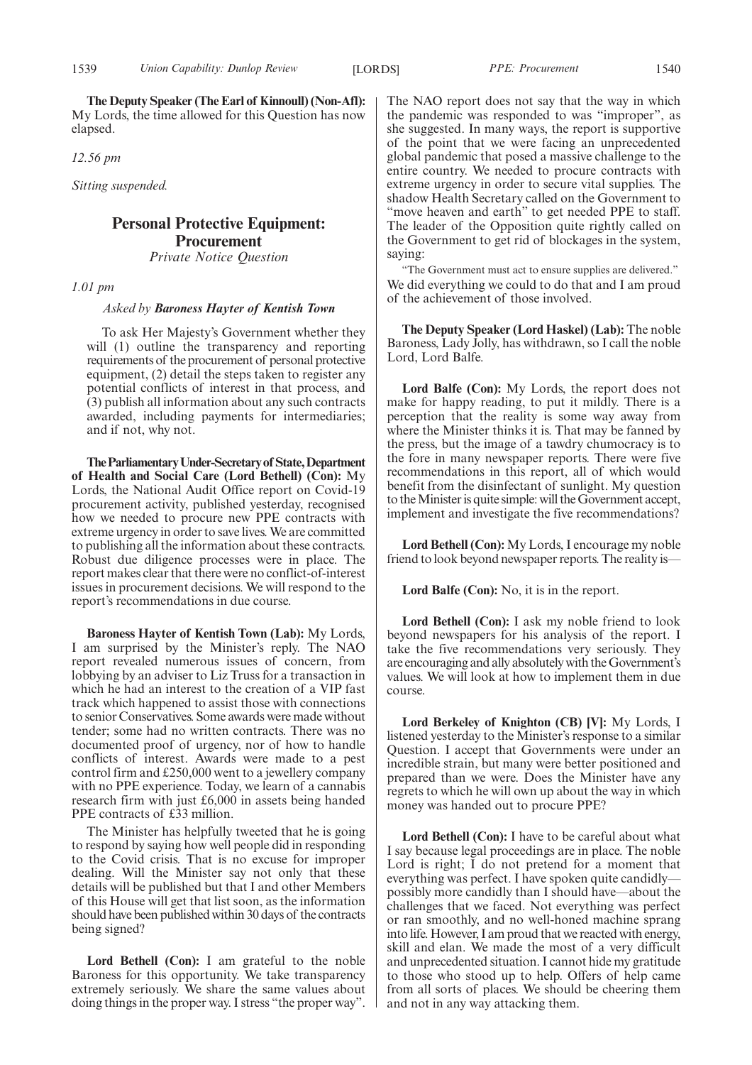**The Deputy Speaker (The Earl of Kinnoull) (Non-Afl):** My Lords, the time allowed for this Question has now elapsed.

*12.56 pm*

*Sitting suspended.*

## Personal Protective Equipment: Procurement

*Private Notice Question*

*1.01 pm*

*Asked by* ***Baroness Hayter of Kentish Town***

To ask Her Majesty's Government whether they will (1) outline the transparency and reporting requirements of the procurement of personal protective equipment, (2) detail the steps taken to register any potential conflicts of interest in that process, and (3) publish all information about any such contracts awarded, including payments for intermediaries; and if not, why not.

**The Parliamentary Under-Secretary of State, Department of Health and Social Care (Lord Bethell) (Con):** My Lords, the National Audit Office report on Covid-19 procurement activity, published yesterday, recognised how we needed to procure new PPE contracts with extreme urgency in order to save lives. We are committed to publishing all the information about these contracts. Robust due diligence processes were in place. The report makes clear that there were no conflict-of-interest issues in procurement decisions. We will respond to the report's recommendations in due course.

**Baroness Hayter of Kentish Town (Lab):** My Lords, I am surprised by the Minister's reply. The NAO report revealed numerous issues of concern, from lobbying by an adviser to Liz Truss for a transaction in which he had an interest to the creation of a VIP fast track which happened to assist those with connections to senior Conservatives. Some awards were made without tender; some had no written contracts. There was no documented proof of urgency, nor of how to handle conflicts of interest. Awards were made to a pest control firm and £250,000 went to a jewellery company with no PPE experience. Today, we learn of a cannabis research firm with just £6,000 in assets being handed PPE contracts of £33 million.

The Minister has helpfully tweeted that he is going to respond by saying how well people did in responding to the Covid crisis. That is no excuse for improper dealing. Will the Minister say not only that these details will be published but that I and other Members of this House will get that list soon, as the information should have been published within 30 days of the contracts being signed?

**Lord Bethell (Con):** I am grateful to the noble Baroness for this opportunity. We take transparency extremely seriously. We share the same values about doing things in the proper way. I stress "the proper way". The NAO report does not say that the way in which the pandemic was responded to was "improper", as she suggested. In many ways, the report is supportive of the point that we were facing an unprecedented global pandemic that posed a massive challenge to the entire country. We needed to procure contracts with extreme urgency in order to secure vital supplies. The shadow Health Secretary called on the Government to "move heaven and earth" to get needed PPE to staff. The leader of the Opposition quite rightly called on the Government to get rid of blockages in the system, saying:

"The Government must act to ensure supplies are delivered."

We did everything we could to do that and I am proud of the achievement of those involved.

**The Deputy Speaker (Lord Haskel) (Lab):** The noble Baroness, Lady Jolly, has withdrawn, so I call the noble Lord, Lord Balfe.

**Lord Balfe (Con):** My Lords, the report does not make for happy reading, to put it mildly. There is a perception that the reality is some way away from where the Minister thinks it is. That may be fanned by the press, but the image of a tawdry chumocracy is to the fore in many newspaper reports. There were five recommendations in this report, all of which would benefit from the disinfectant of sunlight. My question to the Minister is quite simple: will the Government accept, implement and investigate the five recommendations?

**Lord Bethell (Con):** My Lords, I encourage my noble friend to look beyond newspaper reports. The reality is—

**Lord Balfe (Con):** No, it is in the report.

**Lord Bethell (Con):** I ask my noble friend to look beyond newspapers for his analysis of the report. I take the five recommendations very seriously. They are encouraging and ally absolutely with the Government's values. We will look at how to implement them in due course.

**Lord Berkeley of Knighton (CB) [V]:** My Lords, I listened yesterday to the Minister's response to a similar Question. I accept that Governments were under an incredible strain, but many were better positioned and prepared than we were. Does the Minister have any regrets to which he will own up about the way in which money was handed out to procure PPE?

**Lord Bethell (Con):** I have to be careful about what I say because legal proceedings are in place. The noble Lord is right; I do not pretend for a moment that everything was perfect. I have spoken quite candidly—possibly more candidly than I should have—about the challenges that we faced. Not everything was perfect or ran smoothly, and no well-honed machine sprang into life. However, I am proud that we reacted with energy, skill and elan. We made the most of a very difficult and unprecedented situation. I cannot hide my gratitude to those who stood up to help. Offers of help came from all sorts of places. We should be cheering them and not in any way attacking them.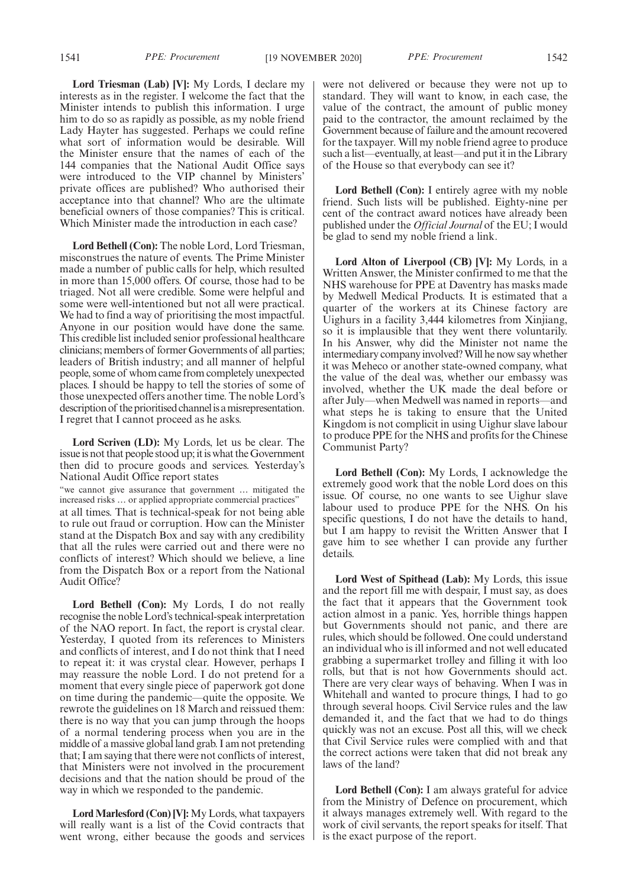**Lord Triesman (Lab) [V]:** My Lords, I declare my interests as in the register. I welcome the fact that the Minister intends to publish this information. I urge him to do so as rapidly as possible, as my noble friend Lady Hayter has suggested. Perhaps we could refine what sort of information would be desirable. Will the Minister ensure that the names of each of the 144 companies that the National Audit Office says were introduced to the VIP channel by Ministers' private offices are published? Who authorised their acceptance into that channel? Who are the ultimate beneficial owners of those companies? This is critical. Which Minister made the introduction in each case?

**Lord Bethell (Con):** The noble Lord, Lord Triesman, misconstrues the nature of events. The Prime Minister made a number of public calls for help, which resulted in more than 15,000 offers. Of course, those had to be triaged. Not all were credible. Some were helpful and some were well-intentioned but not all were practical. We had to find a way of prioritising the most impactful. Anyone in our position would have done the same. This credible list included senior professional healthcare clinicians; members of former Governments of all parties; leaders of British industry; and all manner of helpful people, some of whom came from completely unexpected places. I should be happy to tell the stories of some of those unexpected offers another time. The noble Lord's description of the prioritised channel is a misrepresentation. I regret that I cannot proceed as he asks.

**Lord Scriven (LD):** My Lords, let us be clear. The issue is not that people stood up; it is what the Government then did to procure goods and services. Yesterday's National Audit Office report states

"we cannot give assurance that government … mitigated the increased risks … or applied appropriate commercial practices"

at all times. That is technical-speak for not being able to rule out fraud or corruption. How can the Minister stand at the Dispatch Box and say with any credibility that all the rules were carried out and there were no conflicts of interest? Which should we believe, a line from the Dispatch Box or a report from the National Audit Office?

**Lord Bethell (Con):** My Lords, I do not really recognise the noble Lord's technical-speak interpretation of the NAO report. In fact, the report is crystal clear. Yesterday, I quoted from its references to Ministers and conflicts of interest, and I do not think that I need to repeat it: it was crystal clear. However, perhaps I may reassure the noble Lord. I do not pretend for a moment that every single piece of paperwork got done on time during the pandemic—quite the opposite. We rewrote the guidelines on 18 March and reissued them: there is no way that you can jump through the hoops of a normal tendering process when you are in the middle of a massive global land grab. I am not pretending that; I am saying that there were not conflicts of interest, that Ministers were not involved in the procurement decisions and that the nation should be proud of the way in which we responded to the pandemic.

**Lord Marlesford (Con) [V]:** My Lords, what taxpayers will really want is a list of the Covid contracts that went wrong, either because the goods and services were not delivered or because they were not up to standard. They will want to know, in each case, the value of the contract, the amount of public money paid to the contractor, the amount reclaimed by the Government because of failure and the amount recovered for the taxpayer. Will my noble friend agree to produce such a list—eventually, at least—and put it in the Library of the House so that everybody can see it?

**Lord Bethell (Con):** I entirely agree with my noble friend. Such lists will be published. Eighty-nine per cent of the contract award notices have already been published under the *Official Journal* of the EU; I would be glad to send my noble friend a link.

**Lord Alton of Liverpool (CB) [V]:** My Lords, in a Written Answer, the Minister confirmed to me that the NHS warehouse for PPE at Daventry has masks made by Medwell Medical Products. It is estimated that a quarter of the workers at its Chinese factory are Uighurs in a facility 3,444 kilometres from Xinjiang, so it is implausible that they went there voluntarily. In his Answer, why did the Minister not name the intermediary company involved? Will he now say whether it was Meheco or another state-owned company, what the value of the deal was, whether our embassy was involved, whether the UK made the deal before or after July—when Medwell was named in reports—and what steps he is taking to ensure that the United Kingdom is not complicit in using Uighur slave labour to produce PPE for the NHS and profits for the Chinese Communist Party?

**Lord Bethell (Con):** My Lords, I acknowledge the extremely good work that the noble Lord does on this issue. Of course, no one wants to see Uighur slave labour used to produce PPE for the NHS. On his specific questions, I do not have the details to hand, but I am happy to revisit the Written Answer that I gave him to see whether I can provide any further details.

**Lord West of Spithead (Lab):** My Lords, this issue and the report fill me with despair, I must say, as does the fact that it appears that the Government took action almost in a panic. Yes, horrible things happen but Governments should not panic, and there are rules, which should be followed. One could understand an individual who is ill informed and not well educated grabbing a supermarket trolley and filling it with loo rolls, but that is not how Governments should act. There are very clear ways of behaving. When I was in Whitehall and wanted to procure things, I had to go through several hoops. Civil Service rules and the law demanded it, and the fact that we had to do things quickly was not an excuse. Post all this, will we check that Civil Service rules were complied with and that the correct actions were taken that did not break any laws of the land?

**Lord Bethell (Con):** I am always grateful for advice from the Ministry of Defence on procurement, which it always manages extremely well. With regard to the work of civil servants, the report speaks for itself. That is the exact purpose of the report.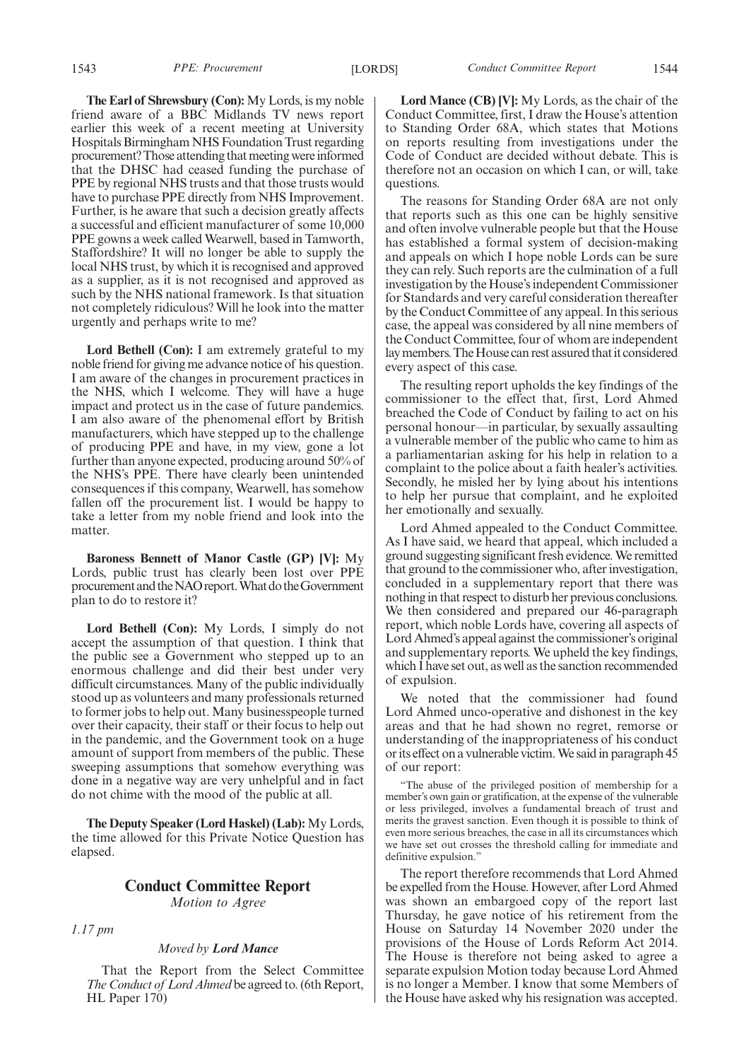**The Earl of Shrewsbury (Con):** My Lords, is my noble friend aware of a BBC Midlands TV news report earlier this week of a recent meeting at University Hospitals Birmingham NHS Foundation Trust regarding procurement? Those attending that meeting were informed that the DHSC had ceased funding the purchase of PPE by regional NHS trusts and that those trusts would have to purchase PPE directly from NHS Improvement. Further, is he aware that such a decision greatly affects a successful and efficient manufacturer of some 10,000 PPE gowns a week called Wearwell, based in Tamworth, Staffordshire? It will no longer be able to supply the local NHS trust, by which it is recognised and approved as a supplier, as it is not recognised and approved as such by the NHS national framework. Is that situation not completely ridiculous? Will he look into the matter urgently and perhaps write to me?

**Lord Bethell (Con):** I am extremely grateful to my noble friend for giving me advance notice of his question. I am aware of the changes in procurement practices in the NHS, which I welcome. They will have a huge impact and protect us in the case of future pandemics. I am also aware of the phenomenal effort by British manufacturers, which have stepped up to the challenge of producing PPE and have, in my view, gone a lot further than anyone expected, producing around 50% of the NHS's PPE. There have clearly been unintended consequences if this company, Wearwell, has somehow fallen off the procurement list. I would be happy to take a letter from my noble friend and look into the matter.

**Baroness Bennett of Manor Castle (GP) [V]:** My Lords, public trust has clearly been lost over PPE procurement and the NAO report. What do the Government plan to do to restore it?

**Lord Bethell (Con):** My Lords, I simply do not accept the assumption of that question. I think that the public see a Government who stepped up to an enormous challenge and did their best under very difficult circumstances. Many of the public individually stood up as volunteers and many professionals returned to former jobs to help out. Many businesspeople turned over their capacity, their staff or their focus to help out in the pandemic, and the Government took on a huge amount of support from members of the public. These sweeping assumptions that somehow everything was done in a negative way are very unhelpful and in fact do not chime with the mood of the public at all.

**The Deputy Speaker (Lord Haskel) (Lab):** My Lords, the time allowed for this Private Notice Question has elapsed.

## Conduct Committee Report

*Motion to Agree*

*1.17 pm*

*Moved by* ***Lord Mance***

That the Report from the Select Committee *The Conduct of Lord Ahmed* be agreed to. (6th Report, HL Paper 170)

**Lord Mance (CB) [V]:** My Lords, as the chair of the Conduct Committee, first, I draw the House's attention to Standing Order 68A, which states that Motions on reports resulting from investigations under the Code of Conduct are decided without debate. This is therefore not an occasion on which I can, or will, take questions.

The reasons for Standing Order 68A are not only that reports such as this one can be highly sensitive and often involve vulnerable people but that the House has established a formal system of decision-making and appeals on which I hope noble Lords can be sure they can rely. Such reports are the culmination of a full investigation by the House's independent Commissioner for Standards and very careful consideration thereafter by the Conduct Committee of any appeal. In this serious case, the appeal was considered by all nine members of the Conduct Committee, four of whom are independent lay members. The House can rest assured that it considered every aspect of this case.

The resulting report upholds the key findings of the commissioner to the effect that, first, Lord Ahmed breached the Code of Conduct by failing to act on his personal honour—in particular, by sexually assaulting a vulnerable member of the public who came to him as a parliamentarian asking for his help in relation to a complaint to the police about a faith healer's activities. Secondly, he misled her by lying about his intentions to help her pursue that complaint, and he exploited her emotionally and sexually.

Lord Ahmed appealed to the Conduct Committee. As I have said, we heard that appeal, which included a ground suggesting significant fresh evidence. We remitted that ground to the commissioner who, after investigation, concluded in a supplementary report that there was nothing in that respect to disturb her previous conclusions. We then considered and prepared our 46-paragraph report, which noble Lords have, covering all aspects of Lord Ahmed's appeal against the commissioner's original and supplementary reports. We upheld the key findings, which I have set out, as well as the sanction recommended of expulsion.

We noted that the commissioner had found Lord Ahmed unco-operative and dishonest in the key areas and that he had shown no regret, remorse or understanding of the inappropriateness of his conduct or its effect on a vulnerable victim. We said in paragraph 45 of our report:

> "The abuse of the privileged position of membership for a member's own gain or gratification, at the expense of the vulnerable or less privileged, involves a fundamental breach of trust and merits the gravest sanction. Even though it is possible to think of even more serious breaches, the case in all its circumstances which we have set out crosses the threshold calling for immediate and definitive expulsion."

The report therefore recommends that Lord Ahmed be expelled from the House. However, after Lord Ahmed was shown an embargoed copy of the report last Thursday, he gave notice of his retirement from the House on Saturday 14 November 2020 under the provisions of the House of Lords Reform Act 2014. The House is therefore not being asked to agree a separate expulsion Motion today because Lord Ahmed is no longer a Member. I know that some Members of the House have asked why his resignation was accepted.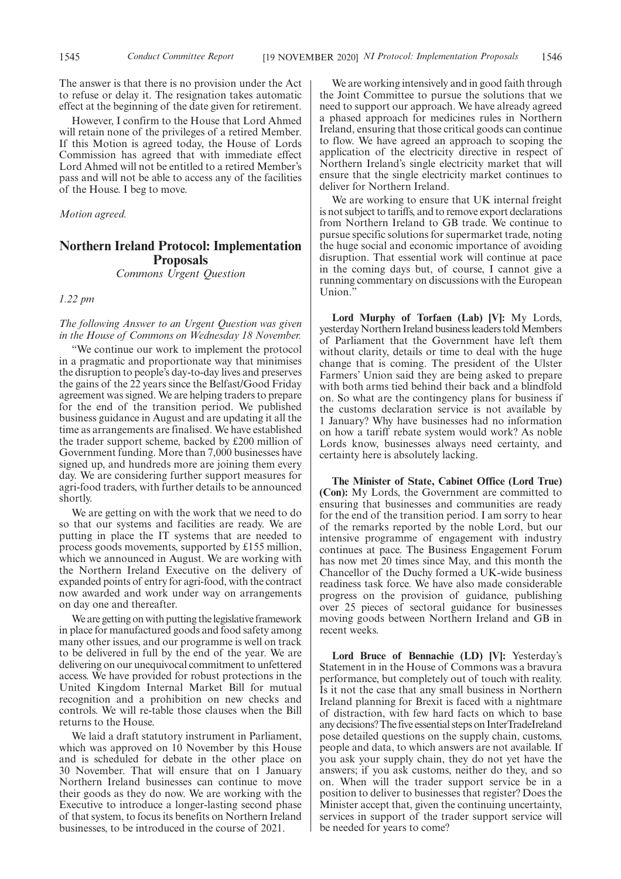The answer is that there is no provision under the Act to refuse or delay it. The resignation takes automatic effect at the beginning of the date given for retirement.

However, I confirm to the House that Lord Ahmed will retain none of the privileges of a retired Member. If this Motion is agreed today, the House of Lords Commission has agreed that with immediate effect Lord Ahmed will not be entitled to a retired Member's pass and will not be able to access any of the facilities of the House. I beg to move.

*Motion agreed.*

## Northern Ireland Protocol: Implementation Proposals

*Commons Urgent Question*

*1.22 pm*

*The following Answer to an Urgent Question was given in the House of Commons on Wednesday 18 November.*

"We continue our work to implement the protocol in a pragmatic and proportionate way that minimises the disruption to people's day-to-day lives and preserves the gains of the 22 years since the Belfast/Good Friday agreement was signed. We are helping traders to prepare for the end of the transition period. We published business guidance in August and are updating it all the time as arrangements are finalised. We have established the trader support scheme, backed by £200 million of Government funding. More than 7,000 businesses have signed up, and hundreds more are joining them every day. We are considering further support measures for agri-food traders, with further details to be announced shortly.

We are getting on with the work that we need to do so that our systems and facilities are ready. We are putting in place the IT systems that are needed to process goods movements, supported by £155 million, which we announced in August. We are working with the Northern Ireland Executive on the delivery of expanded points of entry for agri-food, with the contract now awarded and work under way on arrangements on day one and thereafter.

We are getting on with putting the legislative framework in place for manufactured goods and food safety among many other issues, and our programme is well on track to be delivered in full by the end of the year. We are delivering on our unequivocal commitment to unfettered access. We have provided for robust protections in the United Kingdom Internal Market Bill for mutual recognition and a prohibition on new checks and controls. We will re-table those clauses when the Bill returns to the House.

We laid a draft statutory instrument in Parliament, which was approved on 10 November by this House and is scheduled for debate in the other place on 30 November. That will ensure that on 1 January Northern Ireland businesses can continue to move their goods as they do now. We are working with the Executive to introduce a longer-lasting second phase of that system, to focus its benefits on Northern Ireland businesses, to be introduced in the course of 2021.

We are working intensively and in good faith through the Joint Committee to pursue the solutions that we need to support our approach. We have already agreed a phased approach for medicines rules in Northern Ireland, ensuring that those critical goods can continue to flow. We have agreed an approach to scoping the application of the electricity directive in respect of Northern Ireland's single electricity market that will ensure that the single electricity market continues to deliver for Northern Ireland.

We are working to ensure that UK internal freight is not subject to tariffs, and to remove export declarations from Northern Ireland to GB trade. We continue to pursue specific solutions for supermarket trade, noting the huge social and economic importance of avoiding disruption. That essential work will continue at pace in the coming days but, of course, I cannot give a running commentary on discussions with the European Union."

**Lord Murphy of Torfaen (Lab) [V]:** My Lords, yesterday Northern Ireland business leaders told Members of Parliament that the Government have left them without clarity, details or time to deal with the huge change that is coming. The president of the Ulster Farmers' Union said they are being asked to prepare with both arms tied behind their back and a blindfold on. So what are the contingency plans for business if the customs declaration service is not available by 1 January? Why have businesses had no information on how a tariff rebate system would work? As noble Lords know, businesses always need certainty, and certainty here is absolutely lacking.

**The Minister of State, Cabinet Office (Lord True) (Con):** My Lords, the Government are committed to ensuring that businesses and communities are ready for the end of the transition period. I am sorry to hear of the remarks reported by the noble Lord, but our intensive programme of engagement with industry continues at pace. The Business Engagement Forum has now met 20 times since May, and this month the Chancellor of the Duchy formed a UK-wide business readiness task force. We have also made considerable progress on the provision of guidance, publishing over 25 pieces of sectoral guidance for businesses moving goods between Northern Ireland and GB in recent weeks.

**Lord Bruce of Bennachie (LD) [V]:** Yesterday's Statement in in the House of Commons was a bravura performance, but completely out of touch with reality. Is it not the case that any small business in Northern Ireland planning for Brexit is faced with a nightmare of distraction, with few hard facts on which to base any decisions? The five essential steps on InterTradeIreland pose detailed questions on the supply chain, customs, people and data, to which answers are not available. If you ask your supply chain, they do not yet have the answers; if you ask customs, neither do they, and so on. When will the trader support service be in a position to deliver to businesses that register? Does the Minister accept that, given the continuing uncertainty, services in support of the trader support service will be needed for years to come?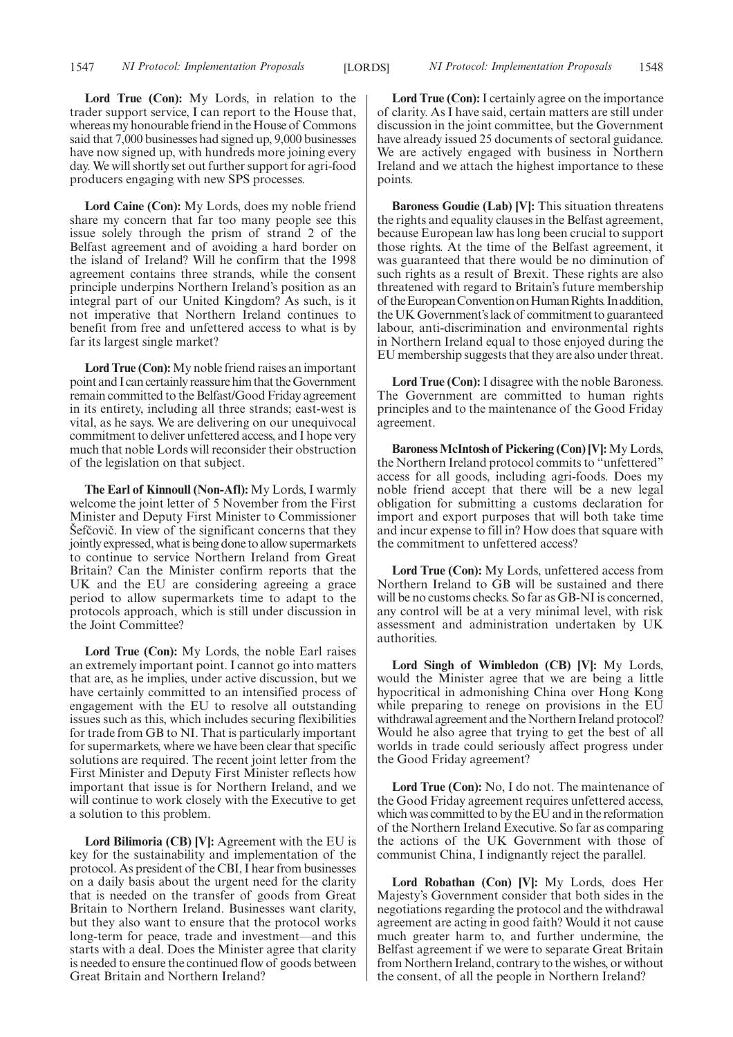**Lord True (Con):** My Lords, in relation to the trader support service, I can report to the House that, whereas my honourable friend in the House of Commons said that 7,000 businesses had signed up, 9,000 businesses have now signed up, with hundreds more joining every day. We will shortly set out further support for agri-food producers engaging with new SPS processes.

**Lord Caine (Con):** My Lords, does my noble friend share my concern that far too many people see this issue solely through the prism of strand 2 of the Belfast agreement and of avoiding a hard border on the island of Ireland? Will he confirm that the 1998 agreement contains three strands, while the consent principle underpins Northern Ireland's position as an integral part of our United Kingdom? As such, is it not imperative that Northern Ireland continues to benefit from free and unfettered access to what is by far its largest single market?

**Lord True (Con):** My noble friend raises an important point and I can certainly reassure him that the Government remain committed to the Belfast/Good Friday agreement in its entirety, including all three strands; east-west is vital, as he says. We are delivering on our unequivocal commitment to deliver unfettered access, and I hope very much that noble Lords will reconsider their obstruction of the legislation on that subject.

**The Earl of Kinnoull (Non-Afl):** My Lords, I warmly welcome the joint letter of 5 November from the First Minister and Deputy First Minister to Commissioner Šefčovič. In view of the significant concerns that they jointly expressed, what is being done to allow supermarkets to continue to service Northern Ireland from Great Britain? Can the Minister confirm reports that the UK and the EU are considering agreeing a grace period to allow supermarkets time to adapt to the protocols approach, which is still under discussion in the Joint Committee?

**Lord True (Con):** My Lords, the noble Earl raises an extremely important point. I cannot go into matters that are, as he implies, under active discussion, but we have certainly committed to an intensified process of engagement with the EU to resolve all outstanding issues such as this, which includes securing flexibilities for trade from GB to NI. That is particularly important for supermarkets, where we have been clear that specific solutions are required. The recent joint letter from the First Minister and Deputy First Minister reflects how important that issue is for Northern Ireland, and we will continue to work closely with the Executive to get a solution to this problem.

**Lord Bilimoria (CB) [V]:** Agreement with the EU is key for the sustainability and implementation of the protocol. As president of the CBI, I hear from businesses on a daily basis about the urgent need for the clarity that is needed on the transfer of goods from Great Britain to Northern Ireland. Businesses want clarity, but they also want to ensure that the protocol works long-term for peace, trade and investment—and this starts with a deal. Does the Minister agree that clarity is needed to ensure the continued flow of goods between Great Britain and Northern Ireland?

**Lord True (Con):** I certainly agree on the importance of clarity. As I have said, certain matters are still under discussion in the joint committee, but the Government have already issued 25 documents of sectoral guidance. We are actively engaged with business in Northern Ireland and we attach the highest importance to these points.

**Baroness Goudie (Lab) [V]:** This situation threatens the rights and equality clauses in the Belfast agreement, because European law has long been crucial to support those rights. At the time of the Belfast agreement, it was guaranteed that there would be no diminution of such rights as a result of Brexit. These rights are also threatened with regard to Britain's future membership of the European Convention on Human Rights. In addition, the UK Government's lack of commitment to guaranteed labour, anti-discrimination and environmental rights in Northern Ireland equal to those enjoyed during the EU membership suggests that they are also under threat.

**Lord True (Con):** I disagree with the noble Baroness. The Government are committed to human rights principles and to the maintenance of the Good Friday agreement.

**Baroness McIntosh of Pickering (Con) [V]:** My Lords, the Northern Ireland protocol commits to "unfettered" access for all goods, including agri-foods. Does my noble friend accept that there will be a new legal obligation for submitting a customs declaration for import and export purposes that will both take time and incur expense to fill in? How does that square with the commitment to unfettered access?

**Lord True (Con):** My Lords, unfettered access from Northern Ireland to GB will be sustained and there will be no customs checks. So far as GB-NI is concerned, any control will be at a very minimal level, with risk assessment and administration undertaken by UK authorities.

**Lord Singh of Wimbledon (CB) [V]:** My Lords, would the Minister agree that we are being a little hypocritical in admonishing China over Hong Kong while preparing to renege on provisions in the EU withdrawal agreement and the Northern Ireland protocol? Would he also agree that trying to get the best of all worlds in trade could seriously affect progress under the Good Friday agreement?

**Lord True (Con):** No, I do not. The maintenance of the Good Friday agreement requires unfettered access, which was committed to by the EU and in the reformation of the Northern Ireland Executive. So far as comparing the actions of the UK Government with those of communist China, I indignantly reject the parallel.

**Lord Robathan (Con) [V]:** My Lords, does Her Majesty's Government consider that both sides in the negotiations regarding the protocol and the withdrawal agreement are acting in good faith? Would it not cause much greater harm to, and further undermine, the Belfast agreement if we were to separate Great Britain from Northern Ireland, contrary to the wishes, or without the consent, of all the people in Northern Ireland?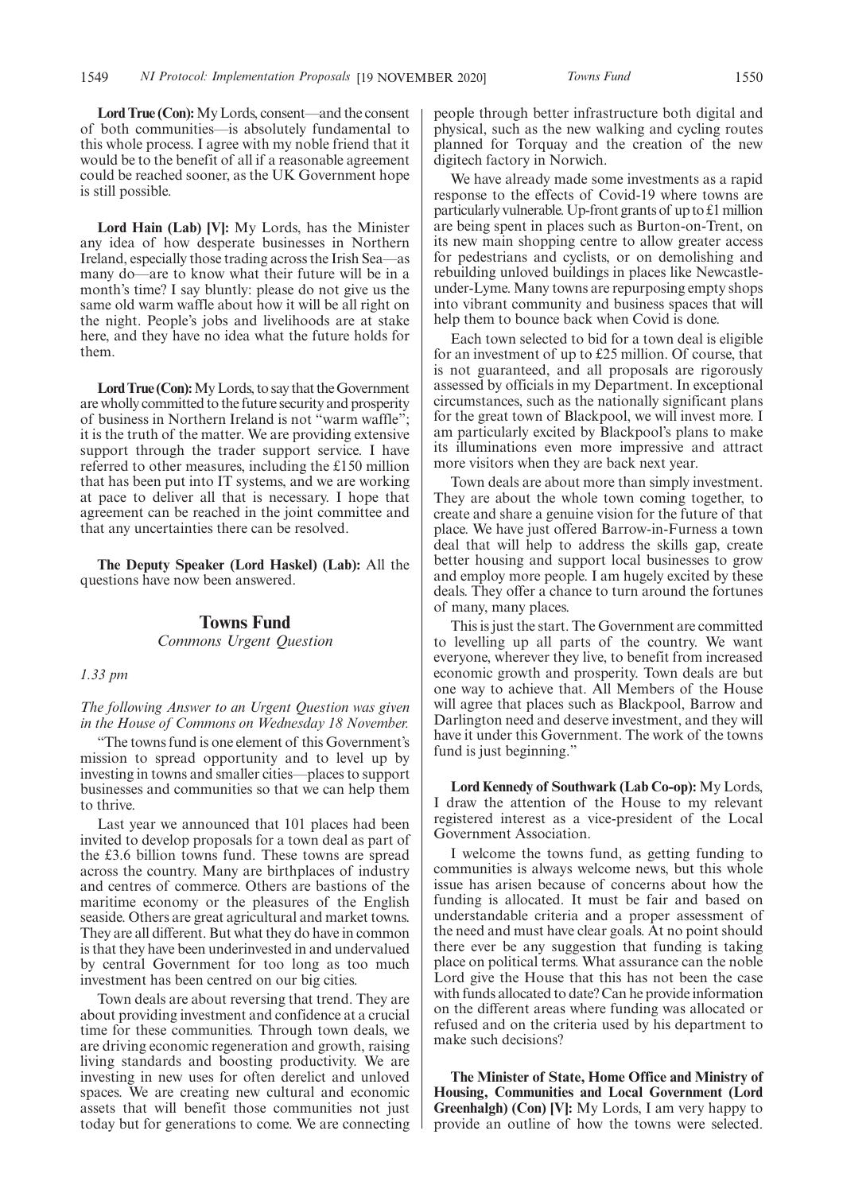**Lord True (Con):** My Lords, consent—and the consent of both communities—is absolutely fundamental to this whole process. I agree with my noble friend that it would be to the benefit of all if a reasonable agreement could be reached sooner, as the UK Government hope is still possible.

**Lord Hain (Lab) [V]:** My Lords, has the Minister any idea of how desperate businesses in Northern Ireland, especially those trading across the Irish Sea—as many do—are to know what their future will be in a month's time? I say bluntly: please do not give us the same old warm waffle about how it will be all right on the night. People's jobs and livelihoods are at stake here, and they have no idea what the future holds for them.

**Lord True (Con):** My Lords, to say that the Government are wholly committed to the future security and prosperity of business in Northern Ireland is not "warm waffle"; it is the truth of the matter. We are providing extensive support through the trader support service. I have referred to other measures, including the £150 million that has been put into IT systems, and we are working at pace to deliver all that is necessary. I hope that agreement can be reached in the joint committee and that any uncertainties there can be resolved.

**The Deputy Speaker (Lord Haskel) (Lab):** All the questions have now been answered.

## Towns Fund

*Commons Urgent Question*

*1.33 pm*

*The following Answer to an Urgent Question was given in the House of Commons on Wednesday 18 November.*

"The towns fund is one element of this Government's mission to spread opportunity and to level up by investing in towns and smaller cities—places to support businesses and communities so that we can help them to thrive.

Last year we announced that 101 places had been invited to develop proposals for a town deal as part of the £3.6 billion towns fund. These towns are spread across the country. Many are birthplaces of industry and centres of commerce. Others are bastions of the maritime economy or the pleasures of the English seaside. Others are great agricultural and market towns. They are all different. But what they do have in common is that they have been underinvested in and undervalued by central Government for too long as too much investment has been centred on our big cities.

Town deals are about reversing that trend. They are about providing investment and confidence at a crucial time for these communities. Through town deals, we are driving economic regeneration and growth, raising living standards and boosting productivity. We are investing in new uses for often derelict and unloved spaces. We are creating new cultural and economic assets that will benefit those communities not just today but for generations to come. We are connecting people through better infrastructure both digital and physical, such as the new walking and cycling routes planned for Torquay and the creation of the new digitech factory in Norwich.

We have already made some investments as a rapid response to the effects of Covid-19 where towns are particularly vulnerable. Up-front grants of up to £1 million are being spent in places such as Burton-on-Trent, on its new main shopping centre to allow greater access for pedestrians and cyclists, or on demolishing and rebuilding unloved buildings in places like Newcastle-under-Lyme. Many towns are repurposing empty shops into vibrant community and business spaces that will help them to bounce back when Covid is done.

Each town selected to bid for a town deal is eligible for an investment of up to £25 million. Of course, that is not guaranteed, and all proposals are rigorously assessed by officials in my Department. In exceptional circumstances, such as the nationally significant plans for the great town of Blackpool, we will invest more. I am particularly excited by Blackpool's plans to make its illuminations even more impressive and attract more visitors when they are back next year.

Town deals are about more than simply investment. They are about the whole town coming together, to create and share a genuine vision for the future of that place. We have just offered Barrow-in-Furness a town deal that will help to address the skills gap, create better housing and support local businesses to grow and employ more people. I am hugely excited by these deals. They offer a chance to turn around the fortunes of many, many places.

This is just the start. The Government are committed to levelling up all parts of the country. We want everyone, wherever they live, to benefit from increased economic growth and prosperity. Town deals are but one way to achieve that. All Members of the House will agree that places such as Blackpool, Barrow and Darlington need and deserve investment, and they will have it under this Government. The work of the towns fund is just beginning."

**Lord Kennedy of Southwark (Lab Co-op):** My Lords, I draw the attention of the House to my relevant registered interest as a vice-president of the Local Government Association.

I welcome the towns fund, as getting funding to communities is always welcome news, but this whole issue has arisen because of concerns about how the funding is allocated. It must be fair and based on understandable criteria and a proper assessment of the need and must have clear goals. At no point should there ever be any suggestion that funding is taking place on political terms. What assurance can the noble Lord give the House that this has not been the case with funds allocated to date? Can he provide information on the different areas where funding was allocated or refused and on the criteria used by his department to make such decisions?

**The Minister of State, Home Office and Ministry of Housing, Communities and Local Government (Lord Greenhalgh) (Con) [V]:** My Lords, I am very happy to provide an outline of how the towns were selected.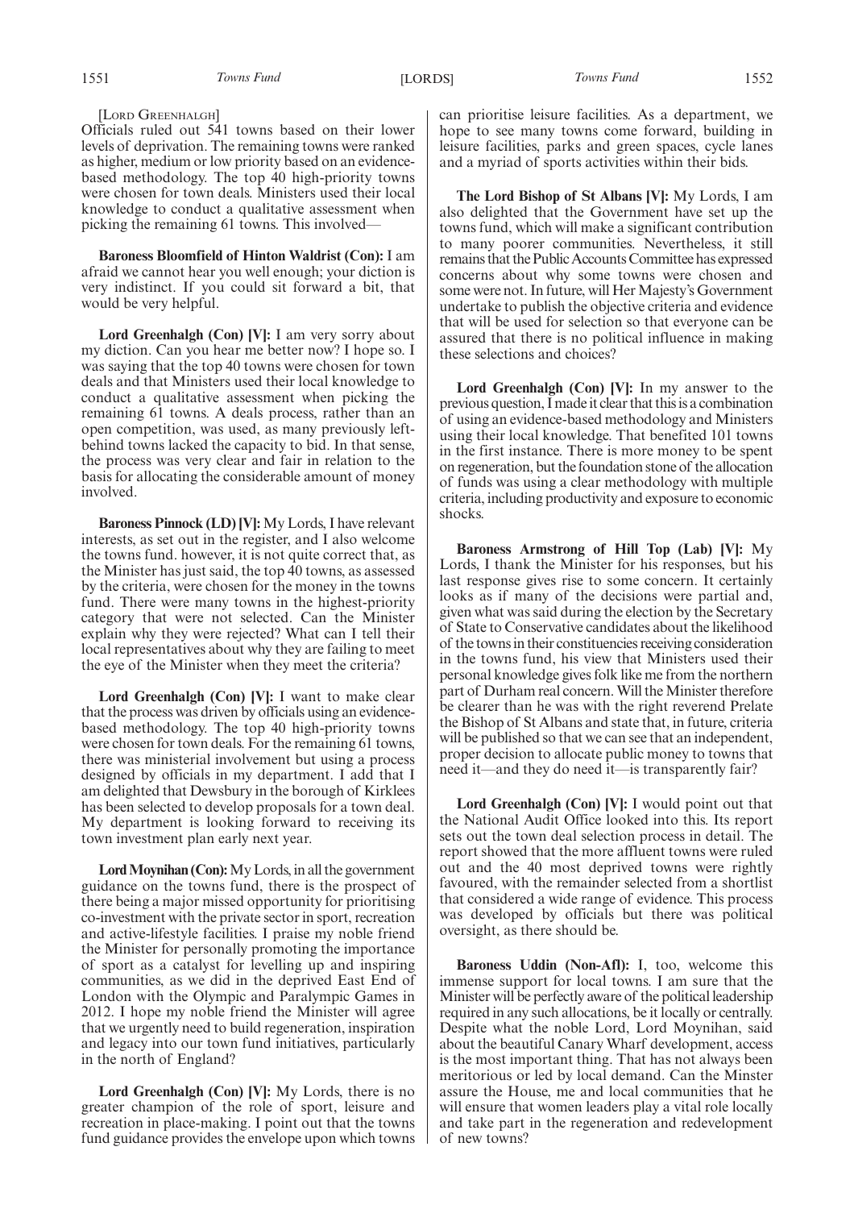[LORD GREENHALGH]

Officials ruled out 541 towns based on their lower levels of deprivation. The remaining towns were ranked as higher, medium or low priority based on an evidence-based methodology. The top 40 high-priority towns were chosen for town deals. Ministers used their local knowledge to conduct a qualitative assessment when picking the remaining 61 towns. This involved—

**Baroness Bloomfield of Hinton Waldrist (Con):** I am afraid we cannot hear you well enough; your diction is very indistinct. If you could sit forward a bit, that would be very helpful.

**Lord Greenhalgh (Con) [V]:** I am very sorry about my diction. Can you hear me better now? I hope so. I was saying that the top 40 towns were chosen for town deals and that Ministers used their local knowledge to conduct a qualitative assessment when picking the remaining 61 towns. A deals process, rather than an open competition, was used, as many previously left-behind towns lacked the capacity to bid. In that sense, the process was very clear and fair in relation to the basis for allocating the considerable amount of money involved.

**Baroness Pinnock (LD) [V]:** My Lords, I have relevant interests, as set out in the register, and I also welcome the towns fund. however, it is not quite correct that, as the Minister has just said, the top 40 towns, as assessed by the criteria, were chosen for the money in the towns fund. There were many towns in the highest-priority category that were not selected. Can the Minister explain why they were rejected? What can I tell their local representatives about why they are failing to meet the eye of the Minister when they meet the criteria?

**Lord Greenhalgh (Con) [V]:** I want to make clear that the process was driven by officials using an evidence-based methodology. The top 40 high-priority towns were chosen for town deals. For the remaining 61 towns, there was ministerial involvement but using a process designed by officials in my department. I add that I am delighted that Dewsbury in the borough of Kirklees has been selected to develop proposals for a town deal. My department is looking forward to receiving its town investment plan early next year.

**Lord Moynihan (Con):** My Lords, in all the government guidance on the towns fund, there is the prospect of there being a major missed opportunity for prioritising co-investment with the private sector in sport, recreation and active-lifestyle facilities. I praise my noble friend the Minister for personally promoting the importance of sport as a catalyst for levelling up and inspiring communities, as we did in the deprived East End of London with the Olympic and Paralympic Games in 2012. I hope my noble friend the Minister will agree that we urgently need to build regeneration, inspiration and legacy into our town fund initiatives, particularly in the north of England?

**Lord Greenhalgh (Con) [V]:** My Lords, there is no greater champion of the role of sport, leisure and recreation in place-making. I point out that the towns fund guidance provides the envelope upon which towns can prioritise leisure facilities. As a department, we hope to see many towns come forward, building in leisure facilities, parks and green spaces, cycle lanes and a myriad of sports activities within their bids.

**The Lord Bishop of St Albans [V]:** My Lords, I am also delighted that the Government have set up the towns fund, which will make a significant contribution to many poorer communities. Nevertheless, it still remains that the Public Accounts Committee has expressed concerns about why some towns were chosen and some were not. In future, will Her Majesty's Government undertake to publish the objective criteria and evidence that will be used for selection so that everyone can be assured that there is no political influence in making these selections and choices?

**Lord Greenhalgh (Con) [V]:** In my answer to the previous question, I made it clear that this is a combination of using an evidence-based methodology and Ministers using their local knowledge. That benefited 101 towns in the first instance. There is more money to be spent on regeneration, but the foundation stone of the allocation of funds was using a clear methodology with multiple criteria, including productivity and exposure to economic shocks.

**Baroness Armstrong of Hill Top (Lab) [V]:** My Lords, I thank the Minister for his responses, but his last response gives rise to some concern. It certainly looks as if many of the decisions were partial and, given what was said during the election by the Secretary of State to Conservative candidates about the likelihood of the towns in their constituencies receiving consideration in the towns fund, his view that Ministers used their personal knowledge gives folk like me from the northern part of Durham real concern. Will the Minister therefore be clearer than he was with the right reverend Prelate the Bishop of St Albans and state that, in future, criteria will be published so that we can see that an independent, proper decision to allocate public money to towns that need it—and they do need it—is transparently fair?

**Lord Greenhalgh (Con) [V]:** I would point out that the National Audit Office looked into this. Its report sets out the town deal selection process in detail. The report showed that the more affluent towns were ruled out and the 40 most deprived towns were rightly favoured, with the remainder selected from a shortlist that considered a wide range of evidence. This process was developed by officials but there was political oversight, as there should be.

**Baroness Uddin (Non-Afl):** I, too, welcome this immense support for local towns. I am sure that the Minister will be perfectly aware of the political leadership required in any such allocations, be it locally or centrally. Despite what the noble Lord, Lord Moynihan, said about the beautiful Canary Wharf development, access is the most important thing. That has not always been meritorious or led by local demand. Can the Minster assure the House, me and local communities that he will ensure that women leaders play a vital role locally and take part in the regeneration and redevelopment of new towns?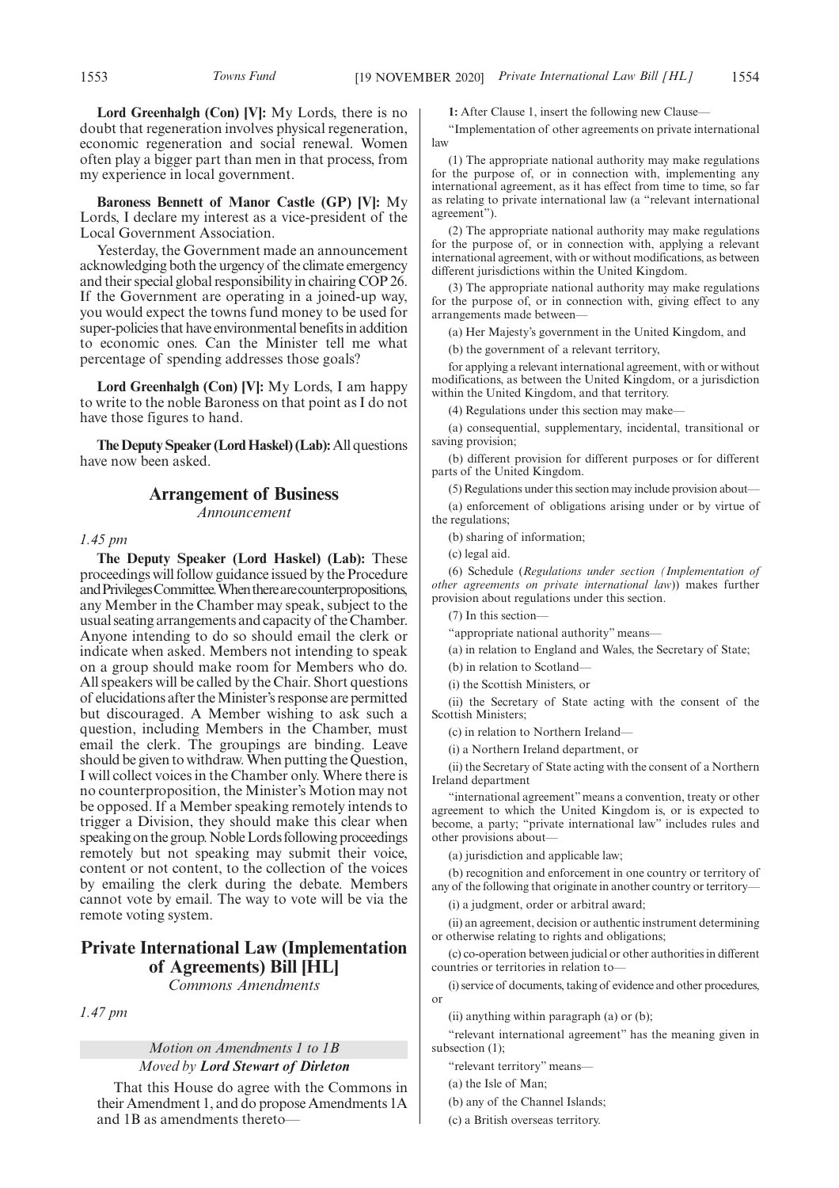**Lord Greenhalgh (Con) [V]:** My Lords, there is no doubt that regeneration involves physical regeneration, economic regeneration and social renewal. Women often play a bigger part than men in that process, from my experience in local government.

**Baroness Bennett of Manor Castle (GP) [V]:** My Lords, I declare my interest as a vice-president of the Local Government Association.

Yesterday, the Government made an announcement acknowledging both the urgency of the climate emergency and their special global responsibility in chairing COP 26. If the Government are operating in a joined-up way, you would expect the towns fund money to be used for super-policies that have environmental benefits in addition to economic ones. Can the Minister tell me what percentage of spending addresses those goals?

**Lord Greenhalgh (Con) [V]:** My Lords, I am happy to write to the noble Baroness on that point as I do not have those figures to hand.

**The Deputy Speaker (Lord Haskel) (Lab):** All questions have now been asked.

## Arrangement of Business

*Announcement*

*1.45 pm*

**The Deputy Speaker (Lord Haskel) (Lab):** These proceedings will follow guidance issued by the Procedure and Privileges Committee. When there are counterpropositions, any Member in the Chamber may speak, subject to the usual seating arrangements and capacity of the Chamber. Anyone intending to do so should email the clerk or indicate when asked. Members not intending to speak on a group should make room for Members who do. All speakers will be called by the Chair. Short questions of elucidations after the Minister's response are permitted but discouraged. A Member wishing to ask such a question, including Members in the Chamber, must email the clerk. The groupings are binding. Leave should be given to withdraw. When putting the Question, I will collect voices in the Chamber only. Where there is no counterproposition, the Minister's Motion may not be opposed. If a Member speaking remotely intends to trigger a Division, they should make this clear when speaking on the group. Noble Lords following proceedings remotely but not speaking may submit their voice, content or not content, to the collection of the voices by emailing the clerk during the debate. Members cannot vote by email. The way to vote will be via the remote voting system.

## Private International Law (Implementation of Agreements) Bill [HL]

*Commons Amendments*

*1.47 pm*

*Motion on Amendments 1 to 1B*

*Moved by* ***Lord Stewart of Dirleton***

That this House do agree with the Commons in their Amendment 1, and do propose Amendments 1A and 1B as amendments thereto—

**1:** After Clause 1, insert the following new Clause—

"Implementation of other agreements on private international law

(1) The appropriate national authority may make regulations for the purpose of, or in connection with, implementing any international agreement, as it has effect from time to time, so far as relating to private international law (a "relevant international agreement").

(2) The appropriate national authority may make regulations for the purpose of, or in connection with, applying a relevant international agreement, with or without modifications, as between different jurisdictions within the United Kingdom.

(3) The appropriate national authority may make regulations for the purpose of, or in connection with, giving effect to any arrangements made between—

(a) Her Majesty's government in the United Kingdom, and

(b) the government of a relevant territory,

for applying a relevant international agreement, with or without modifications, as between the United Kingdom, or a jurisdiction within the United Kingdom, and that territory.

(4) Regulations under this section may make—

(a) consequential, supplementary, incidental, transitional or saving provision;

(b) different provision for different purposes or for different parts of the United Kingdom.

(5) Regulations under this section may include provision about—

(a) enforcement of obligations arising under or by virtue of the regulations;

(b) sharing of information;

(c) legal aid.

(6) Schedule (*Regulations under section (Implementation of other agreements on private international law*)) makes further provision about regulations under this section.

(7) In this section—

"appropriate national authority" means—

(a) in relation to England and Wales, the Secretary of State;

(b) in relation to Scotland—

(i) the Scottish Ministers, or

(ii) the Secretary of State acting with the consent of the Scottish Ministers;

(c) in relation to Northern Ireland—

(i) a Northern Ireland department, or

(ii) the Secretary of State acting with the consent of a Northern Ireland department

"international agreement" means a convention, treaty or other agreement to which the United Kingdom is, or is expected to become, a party; "private international law" includes rules and other provisions about—

(a) jurisdiction and applicable law;

(b) recognition and enforcement in one country or territory of any of the following that originate in another country or territory—

(i) a judgment, order or arbitral award;

(ii) an agreement, decision or authentic instrument determining or otherwise relating to rights and obligations;

(c) co-operation between judicial or other authorities in different countries or territories in relation to—

(i) service of documents, taking of evidence and other procedures, or

(ii) anything within paragraph (a) or (b);

"relevant international agreement" has the meaning given in subsection (1);

"relevant territory" means—

(a) the Isle of Man;

(b) any of the Channel Islands;

(c) a British overseas territory.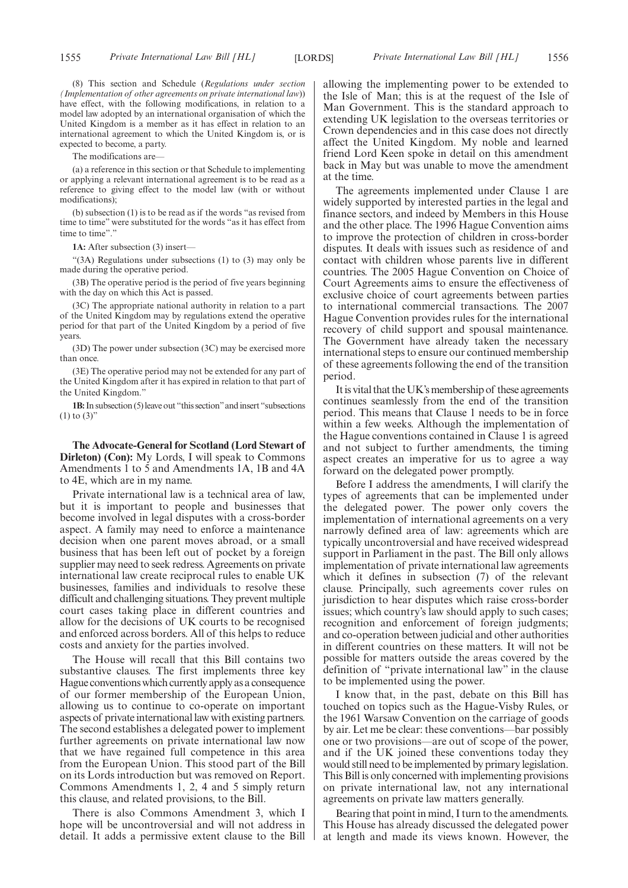(8) This section and Schedule (*Regulations under section (Implementation of other agreements on private international law)*) have effect, with the following modifications, in relation to a model law adopted by an international organisation of which the United Kingdom is a member as it has effect in relation to an international agreement to which the United Kingdom is, or is expected to become, a party.

The modifications are—

(a) a reference in this section or that Schedule to implementing or applying a relevant international agreement is to be read as a reference to giving effect to the model law (with or without modifications);

(b) subsection (1) is to be read as if the words "as revised from time to time" were substituted for the words "as it has effect from time to time"."

**1A:** After subsection (3) insert—

"(3A) Regulations under subsections (1) to (3) may only be made during the operative period.

(3B) The operative period is the period of five years beginning with the day on which this Act is passed.

(3C) The appropriate national authority in relation to a part of the United Kingdom may by regulations extend the operative period for that part of the United Kingdom by a period of five years.

(3D) The power under subsection (3C) may be exercised more than once.

(3E) The operative period may not be extended for any part of the United Kingdom after it has expired in relation to that part of the United Kingdom."

**1B:** In subsection (5) leave out "this section" and insert "subsections (1) to (3)"

**The Advocate-General for Scotland (Lord Stewart of Dirleton) (Con):** My Lords, I will speak to Commons Amendments 1 to 5 and Amendments 1A, 1B and 4A to 4E, which are in my name.

Private international law is a technical area of law, but it is important to people and businesses that become involved in legal disputes with a cross-border aspect. A family may need to enforce a maintenance decision when one parent moves abroad, or a small business that has been left out of pocket by a foreign supplier may need to seek redress. Agreements on private international law create reciprocal rules to enable UK businesses, families and individuals to resolve these difficult and challenging situations. They prevent multiple court cases taking place in different countries and allow for the decisions of UK courts to be recognised and enforced across borders. All of this helps to reduce costs and anxiety for the parties involved.

The House will recall that this Bill contains two substantive clauses. The first implements three key Hague conventions which currently apply as a consequence of our former membership of the European Union, allowing us to continue to co-operate on important aspects of private international law with existing partners. The second establishes a delegated power to implement further agreements on private international law now that we have regained full competence in this area from the European Union. This stood part of the Bill on its Lords introduction but was removed on Report. Commons Amendments 1, 2, 4 and 5 simply return this clause, and related provisions, to the Bill.

There is also Commons Amendment 3, which I hope will be uncontroversial and will not address in detail. It adds a permissive extent clause to the Bill allowing the implementing power to be extended to the Isle of Man; this is at the request of the Isle of Man Government. This is the standard approach to extending UK legislation to the overseas territories or Crown dependencies and in this case does not directly affect the United Kingdom. My noble and learned friend Lord Keen spoke in detail on this amendment back in May but was unable to move the amendment at the time.

The agreements implemented under Clause 1 are widely supported by interested parties in the legal and finance sectors, and indeed by Members in this House and the other place. The 1996 Hague Convention aims to improve the protection of children in cross-border disputes. It deals with issues such as residence of and contact with children whose parents live in different countries. The 2005 Hague Convention on Choice of Court Agreements aims to ensure the effectiveness of exclusive choice of court agreements between parties to international commercial transactions. The 2007 Hague Convention provides rules for the international recovery of child support and spousal maintenance. The Government have already taken the necessary international steps to ensure our continued membership of these agreements following the end of the transition period.

It is vital that the UK's membership of these agreements continues seamlessly from the end of the transition period. This means that Clause 1 needs to be in force within a few weeks. Although the implementation of the Hague conventions contained in Clause 1 is agreed and not subject to further amendments, the timing aspect creates an imperative for us to agree a way forward on the delegated power promptly.

Before I address the amendments, I will clarify the types of agreements that can be implemented under the delegated power. The power only covers the implementation of international agreements on a very narrowly defined area of law: agreements which are typically uncontroversial and have received widespread support in Parliament in the past. The Bill only allows implementation of private international law agreements which it defines in subsection (7) of the relevant clause. Principally, such agreements cover rules on jurisdiction to hear disputes which raise cross-border issues; which country's law should apply to such cases; recognition and enforcement of foreign judgments; and co-operation between judicial and other authorities in different countries on these matters. It will not be possible for matters outside the areas covered by the definition of "private international law" in the clause to be implemented using the power.

I know that, in the past, debate on this Bill has touched on topics such as the Hague-Visby Rules, or the 1961 Warsaw Convention on the carriage of goods by air. Let me be clear: these conventions—bar possibly one or two provisions—are out of scope of the power, and if the UK joined these conventions today they would still need to be implemented by primary legislation. This Bill is only concerned with implementing provisions on private international law, not any international agreements on private law matters generally.

Bearing that point in mind, I turn to the amendments. This House has already discussed the delegated power at length and made its views known. However, the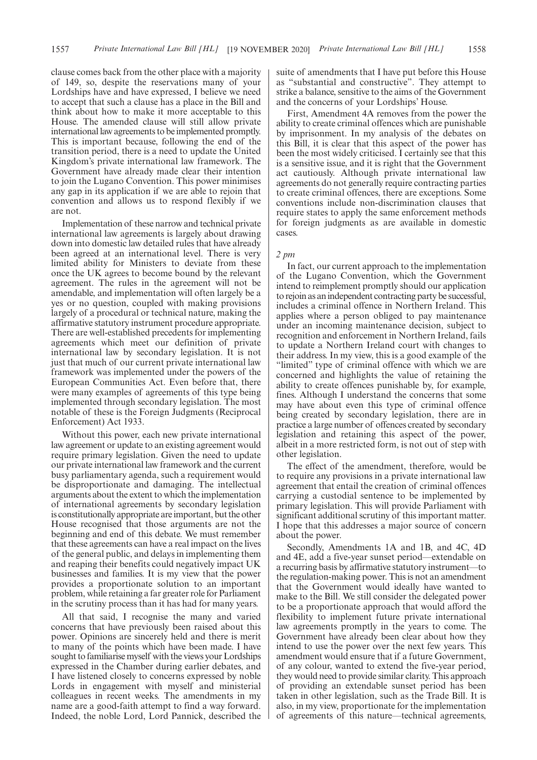clause comes back from the other place with a majority of 149, so, despite the reservations many of your Lordships have and have expressed, I believe we need to accept that such a clause has a place in the Bill and think about how to make it more acceptable to this House. The amended clause will still allow private international law agreements to be implemented promptly. This is important because, following the end of the transition period, there is a need to update the United Kingdom's private international law framework. The Government have already made clear their intention to join the Lugano Convention. This power minimises any gap in its application if we are able to rejoin that convention and allows us to respond flexibly if we are not.

Implementation of these narrow and technical private international law agreements is largely about drawing down into domestic law detailed rules that have already been agreed at an international level. There is very limited ability for Ministers to deviate from these once the UK agrees to become bound by the relevant agreement. The rules in the agreement will not be amendable, and implementation will often largely be a yes or no question, coupled with making provisions largely of a procedural or technical nature, making the affirmative statutory instrument procedure appropriate. There are well-established precedents for implementing agreements which meet our definition of private international law by secondary legislation. It is not just that much of our current private international law framework was implemented under the powers of the European Communities Act. Even before that, there were many examples of agreements of this type being implemented through secondary legislation. The most notable of these is the Foreign Judgments (Reciprocal Enforcement) Act 1933.

Without this power, each new private international law agreement or update to an existing agreement would require primary legislation. Given the need to update our private international law framework and the current busy parliamentary agenda, such a requirement would be disproportionate and damaging. The intellectual arguments about the extent to which the implementation of international agreements by secondary legislation is constitutionally appropriate are important, but the other House recognised that those arguments are not the beginning and end of this debate. We must remember that these agreements can have a real impact on the lives of the general public, and delays in implementing them and reaping their benefits could negatively impact UK businesses and families. It is my view that the power provides a proportionate solution to an important problem, while retaining a far greater role for Parliament in the scrutiny process than it has had for many years.

All that said, I recognise the many and varied concerns that have previously been raised about this power. Opinions are sincerely held and there is merit to many of the points which have been made. I have sought to familiarise myself with the views your Lordships expressed in the Chamber during earlier debates, and I have listened closely to concerns expressed by noble Lords in engagement with myself and ministerial colleagues in recent weeks. The amendments in my name are a good-faith attempt to find a way forward. Indeed, the noble Lord, Lord Pannick, described the suite of amendments that I have put before this House as "substantial and constructive". They attempt to strike a balance, sensitive to the aims of the Government and the concerns of your Lordships' House.

First, Amendment 4A removes from the power the ability to create criminal offences which are punishable by imprisonment. In my analysis of the debates on this Bill, it is clear that this aspect of the power has been the most widely criticised. I certainly see that this is a sensitive issue, and it is right that the Government act cautiously. Although private international law agreements do not generally require contracting parties to create criminal offences, there are exceptions. Some conventions include non-discrimination clauses that require states to apply the same enforcement methods for foreign judgments as are available in domestic cases.

*2 pm*

In fact, our current approach to the implementation of the Lugano Convention, which the Government intend to reimplement promptly should our application to rejoin as an independent contracting party be successful, includes a criminal offence in Northern Ireland. This applies where a person obliged to pay maintenance under an incoming maintenance decision, subject to recognition and enforcement in Northern Ireland, fails to update a Northern Ireland court with changes to their address. In my view, this is a good example of the "limited" type of criminal offence with which we are concerned and highlights the value of retaining the ability to create offences punishable by, for example, fines. Although I understand the concerns that some may have about even this type of criminal offence being created by secondary legislation, there are in practice a large number of offences created by secondary legislation and retaining this aspect of the power, albeit in a more restricted form, is not out of step with other legislation.

The effect of the amendment, therefore, would be to require any provisions in a private international law agreement that entail the creation of criminal offences carrying a custodial sentence to be implemented by primary legislation. This will provide Parliament with significant additional scrutiny of this important matter. I hope that this addresses a major source of concern about the power.

Secondly, Amendments 1A and 1B, and 4C, 4D and 4E, add a five-year sunset period—extendable on a recurring basis by affirmative statutory instrument—to the regulation-making power. This is not an amendment that the Government would ideally have wanted to make to the Bill. We still consider the delegated power to be a proportionate approach that would afford the flexibility to implement future private international law agreements promptly in the years to come. The Government have already been clear about how they intend to use the power over the next few years. This amendment would ensure that if a future Government, of any colour, wanted to extend the five-year period, they would need to provide similar clarity. This approach of providing an extendable sunset period has been taken in other legislation, such as the Trade Bill. It is also, in my view, proportionate for the implementation of agreements of this nature—technical agreements,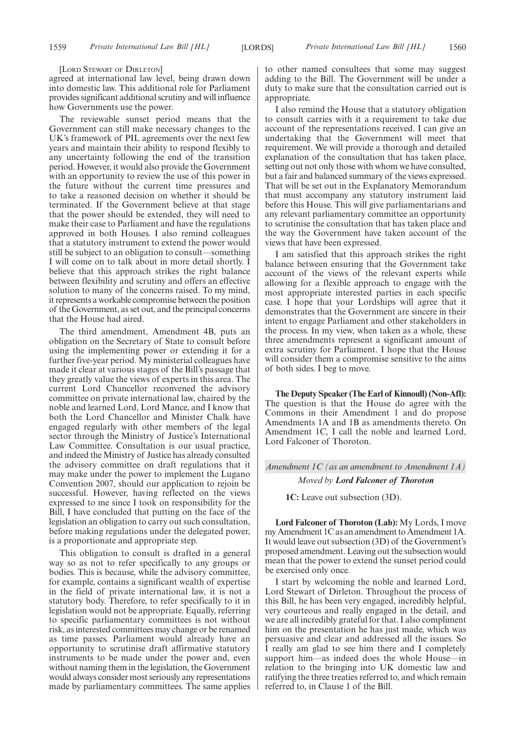[LORD STEWART OF DIRLETON]

agreed at international law level, being drawn down into domestic law. This additional role for Parliament provides significant additional scrutiny and will influence how Governments use the power.

The reviewable sunset period means that the Government can still make necessary changes to the UK's framework of PIL agreements over the next few years and maintain their ability to respond flexibly to any uncertainty following the end of the transition period. However, it would also provide the Government with an opportunity to review the use of this power in the future without the current time pressures and to take a reasoned decision on whether it should be terminated. If the Government believe at that stage that the power should be extended, they will need to make their case to Parliament and have the regulations approved in both Houses. I also remind colleagues that a statutory instrument to extend the power would still be subject to an obligation to consult—something I will come on to talk about in more detail shortly. I believe that this approach strikes the right balance between flexibility and scrutiny and offers an effective solution to many of the concerns raised. To my mind, it represents a workable compromise between the position of the Government, as set out, and the principal concerns that the House had aired.

The third amendment, Amendment 4B, puts an obligation on the Secretary of State to consult before using the implementing power or extending it for a further five-year period. My ministerial colleagues have made it clear at various stages of the Bill's passage that they greatly value the views of experts in this area. The current Lord Chancellor reconvened the advisory committee on private international law, chaired by the noble and learned Lord, Lord Mance, and I know that both the Lord Chancellor and Minister Chalk have engaged regularly with other members of the legal sector through the Ministry of Justice's International Law Committee. Consultation is our usual practice, and indeed the Ministry of Justice has already consulted the advisory committee on draft regulations that it may make under the power to implement the Lugano Convention 2007, should our application to rejoin be successful. However, having reflected on the views expressed to me since I took on responsibility for the Bill, I have concluded that putting on the face of the legislation an obligation to carry out such consultation, before making regulations under the delegated power, is a proportionate and appropriate step.

This obligation to consult is drafted in a general way so as not to refer specifically to any groups or bodies. This is because, while the advisory committee, for example, contains a significant wealth of expertise in the field of private international law, it is not a statutory body. Therefore, to refer specifically to it in legislation would not be appropriate. Equally, referring to specific parliamentary committees is not without risk, as interested committees may change or be renamed as time passes. Parliament would already have an opportunity to scrutinise draft affirmative statutory instruments to be made under the power and, even without naming them in the legislation, the Government would always consider most seriously any representations made by parliamentary committees. The same applies to other named consultees that some may suggest adding to the Bill. The Government will be under a duty to make sure that the consultation carried out is appropriate.

I also remind the House that a statutory obligation to consult carries with it a requirement to take due account of the representations received. I can give an undertaking that the Government will meet that requirement. We will provide a thorough and detailed explanation of the consultation that has taken place, setting out not only those with whom we have consulted, but a fair and balanced summary of the views expressed. That will be set out in the Explanatory Memorandum that must accompany any statutory instrument laid before this House. This will give parliamentarians and any relevant parliamentary committee an opportunity to scrutinise the consultation that has taken place and the way the Government have taken account of the views that have been expressed.

I am satisfied that this approach strikes the right balance between ensuring that the Government take account of the views of the relevant experts while allowing for a flexible approach to engage with the most appropriate interested parties in each specific case. I hope that your Lordships will agree that it demonstrates that the Government are sincere in their intent to engage Parliament and other stakeholders in the process. In my view, when taken as a whole, these three amendments represent a significant amount of extra scrutiny for Parliament. I hope that the House will consider them a compromise sensitive to the aims of both sides. I beg to move.

**The Deputy Speaker (The Earl of Kinnoull) (Non-Afl):** The question is that the House do agree with the Commons in their Amendment 1 and do propose Amendments 1A and 1B as amendments thereto. On Amendment 1C, I call the noble and learned Lord, Lord Falconer of Thoroton.

*Amendment 1C (as an amendment to Amendment 1A)*

*Moved by* ***Lord Falconer of Thoroton***

**1C:** Leave out subsection (3D).

**Lord Falconer of Thoroton (Lab):** My Lords, I move my Amendment 1C as an amendment to Amendment 1A. It would leave out subsection (3D) of the Government's proposed amendment. Leaving out the subsection would mean that the power to extend the sunset period could be exercised only once.

I start by welcoming the noble and learned Lord, Lord Stewart of Dirleton. Throughout the process of this Bill, he has been very engaged, incredibly helpful, very courteous and really engaged in the detail, and we are all incredibly grateful for that. I also compliment him on the presentation he has just made, which was persuasive and clear and addressed all the issues. So I really am glad to see him there and I completely support him—as indeed does the whole House—in relation to the bringing into UK domestic law and ratifying the three treaties referred to, and which remain referred to, in Clause 1 of the Bill.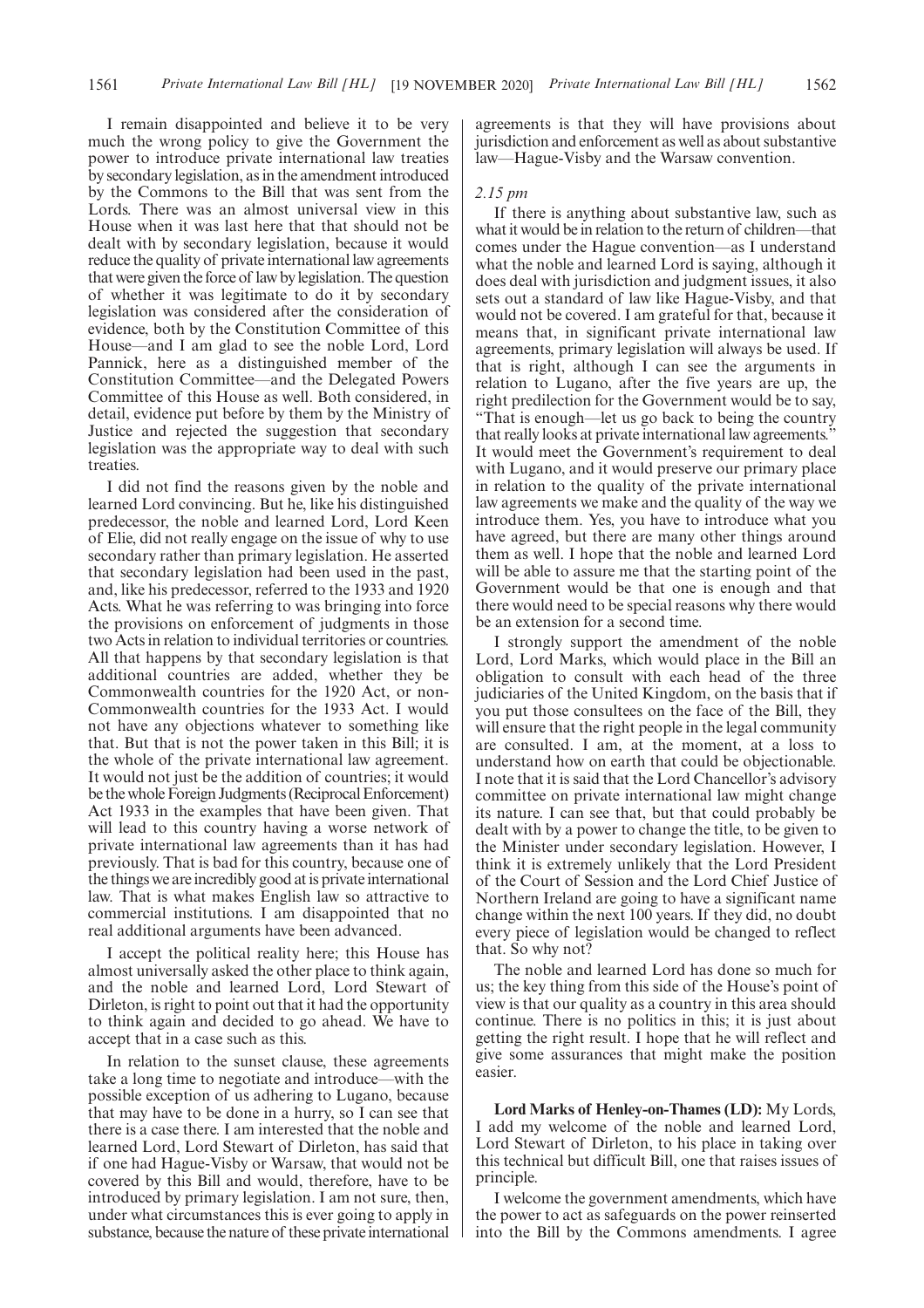I remain disappointed and believe it to be very much the wrong policy to give the Government the power to introduce private international law treaties by secondary legislation, as in the amendment introduced by the Commons to the Bill that was sent from the Lords. There was an almost universal view in this House when it was last here that that should not be dealt with by secondary legislation, because it would reduce the quality of private international law agreements that were given the force of law by legislation. The question of whether it was legitimate to do it by secondary legislation was considered after the consideration of evidence, both by the Constitution Committee of this House—and I am glad to see the noble Lord, Lord Pannick, here as a distinguished member of the Constitution Committee—and the Delegated Powers Committee of this House as well. Both considered, in detail, evidence put before by them by the Ministry of Justice and rejected the suggestion that secondary legislation was the appropriate way to deal with such treaties.

I did not find the reasons given by the noble and learned Lord convincing. But he, like his distinguished predecessor, the noble and learned Lord, Lord Keen of Elie, did not really engage on the issue of why to use secondary rather than primary legislation. He asserted that secondary legislation had been used in the past, and, like his predecessor, referred to the 1933 and 1920 Acts. What he was referring to was bringing into force the provisions on enforcement of judgments in those two Acts in relation to individual territories or countries. All that happens by that secondary legislation is that additional countries are added, whether they be Commonwealth countries for the 1920 Act, or non-Commonwealth countries for the 1933 Act. I would not have any objections whatever to something like that. But that is not the power taken in this Bill; it is the whole of the private international law agreement. It would not just be the addition of countries; it would be the whole Foreign Judgments (Reciprocal Enforcement) Act 1933 in the examples that have been given. That will lead to this country having a worse network of private international law agreements than it has had previously. That is bad for this country, because one of the things we are incredibly good at is private international law. That is what makes English law so attractive to commercial institutions. I am disappointed that no real additional arguments have been advanced.

I accept the political reality here; this House has almost universally asked the other place to think again, and the noble and learned Lord, Lord Stewart of Dirleton, is right to point out that it had the opportunity to think again and decided to go ahead. We have to accept that in a case such as this.

In relation to the sunset clause, these agreements take a long time to negotiate and introduce—with the possible exception of us adhering to Lugano, because that may have to be done in a hurry, so I can see that there is a case there. I am interested that the noble and learned Lord, Lord Stewart of Dirleton, has said that if one had Hague-Visby or Warsaw, that would not be covered by this Bill and would, therefore, have to be introduced by primary legislation. I am not sure, then, under what circumstances this is ever going to apply in substance, because the nature of these private international agreements is that they will have provisions about jurisdiction and enforcement as well as about substantive law—Hague-Visby and the Warsaw convention.

*2.15 pm*

If there is anything about substantive law, such as what it would be in relation to the return of children—that comes under the Hague convention—as I understand what the noble and learned Lord is saying, although it does deal with jurisdiction and judgment issues, it also sets out a standard of law like Hague-Visby, and that would not be covered. I am grateful for that, because it means that, in significant private international law agreements, primary legislation will always be used. If that is right, although I can see the arguments in relation to Lugano, after the five years are up, the right predilection for the Government would be to say, "That is enough—let us go back to being the country that really looks at private international law agreements." It would meet the Government's requirement to deal with Lugano, and it would preserve our primary place in relation to the quality of the private international law agreements we make and the quality of the way we introduce them. Yes, you have to introduce what you have agreed, but there are many other things around them as well. I hope that the noble and learned Lord will be able to assure me that the starting point of the Government would be that one is enough and that there would need to be special reasons why there would be an extension for a second time.

I strongly support the amendment of the noble Lord, Lord Marks, which would place in the Bill an obligation to consult with each head of the three judiciaries of the United Kingdom, on the basis that if you put those consultees on the face of the Bill, they will ensure that the right people in the legal community are consulted. I am, at the moment, at a loss to understand how on earth that could be objectionable. I note that it is said that the Lord Chancellor's advisory committee on private international law might change its nature. I can see that, but that could probably be dealt with by a power to change the title, to be given to the Minister under secondary legislation. However, I think it is extremely unlikely that the Lord President of the Court of Session and the Lord Chief Justice of Northern Ireland are going to have a significant name change within the next 100 years. If they did, no doubt every piece of legislation would be changed to reflect that. So why not?

The noble and learned Lord has done so much for us; the key thing from this side of the House's point of view is that our quality as a country in this area should continue. There is no politics in this; it is just about getting the right result. I hope that he will reflect and give some assurances that might make the position easier.

**Lord Marks of Henley-on-Thames (LD):** My Lords, I add my welcome of the noble and learned Lord, Lord Stewart of Dirleton, to his place in taking over this technical but difficult Bill, one that raises issues of principle.

I welcome the government amendments, which have the power to act as safeguards on the power reinserted into the Bill by the Commons amendments. I agree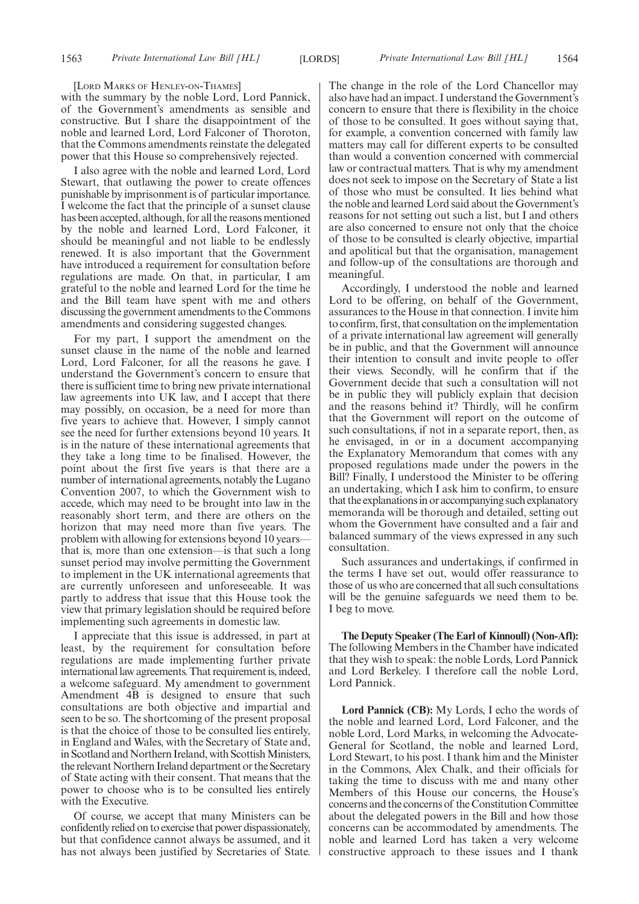[Lord Marks of Henley-on-Thames]

with the summary by the noble Lord, Lord Pannick, of the Government's amendments as sensible and constructive. But I share the disappointment of the noble and learned Lord, Lord Falconer of Thoroton, that the Commons amendments reinstate the delegated power that this House so comprehensively rejected.

I also agree with the noble and learned Lord, Lord Stewart, that outlawing the power to create offences punishable by imprisonment is of particular importance. I welcome the fact that the principle of a sunset clause has been accepted, although, for all the reasons mentioned by the noble and learned Lord, Lord Falconer, it should be meaningful and not liable to be endlessly renewed. It is also important that the Government have introduced a requirement for consultation before regulations are made. On that, in particular, I am grateful to the noble and learned Lord for the time he and the Bill team have spent with me and others discussing the government amendments to the Commons amendments and considering suggested changes.

For my part, I support the amendment on the sunset clause in the name of the noble and learned Lord, Lord Falconer, for all the reasons he gave. I understand the Government's concern to ensure that there is sufficient time to bring new private international law agreements into UK law, and I accept that there may possibly, on occasion, be a need for more than five years to achieve that. However, I simply cannot see the need for further extensions beyond 10 years. It is in the nature of these international agreements that they take a long time to be finalised. However, the point about the first five years is that there are a number of international agreements, notably the Lugano Convention 2007, to which the Government wish to accede, which may need to be brought into law in the reasonably short term, and there are others on the horizon that may need more than five years. The problem with allowing for extensions beyond 10 years—that is, more than one extension—is that such a long sunset period may involve permitting the Government to implement in the UK international agreements that are currently unforeseen and unforeseeable. It was partly to address that issue that this House took the view that primary legislation should be required before implementing such agreements in domestic law.

I appreciate that this issue is addressed, in part at least, by the requirement for consultation before regulations are made implementing further private international law agreements. That requirement is, indeed, a welcome safeguard. My amendment to government Amendment 4B is designed to ensure that such consultations are both objective and impartial and seen to be so. The shortcoming of the present proposal is that the choice of those to be consulted lies entirely, in England and Wales, with the Secretary of State and, in Scotland and Northern Ireland, with Scottish Ministers, the relevant Northern Ireland department or the Secretary of State acting with their consent. That means that the power to choose who is to be consulted lies entirely with the Executive.

Of course, we accept that many Ministers can be confidently relied on to exercise that power dispassionately, but that confidence cannot always be assumed, and it has not always been justified by Secretaries of State. The change in the role of the Lord Chancellor may also have had an impact. I understand the Government's concern to ensure that there is flexibility in the choice of those to be consulted. It goes without saying that, for example, a convention concerned with family law matters may call for different experts to be consulted than would a convention concerned with commercial law or contractual matters. That is why my amendment does not seek to impose on the Secretary of State a list of those who must be consulted. It lies behind what the noble and learned Lord said about the Government's reasons for not setting out such a list, but I and others are also concerned to ensure not only that the choice of those to be consulted is clearly objective, impartial and apolitical but that the organisation, management and follow-up of the consultations are thorough and meaningful.

Accordingly, I understood the noble and learned Lord to be offering, on behalf of the Government, assurances to the House in that connection. I invite him to confirm, first, that consultation on the implementation of a private international law agreement will generally be in public, and that the Government will announce their intention to consult and invite people to offer their views. Secondly, will he confirm that if the Government decide that such a consultation will not be in public they will publicly explain that decision and the reasons behind it? Thirdly, will he confirm that the Government will report on the outcome of such consultations, if not in a separate report, then, as he envisaged, in or in a document accompanying the Explanatory Memorandum that comes with any proposed regulations made under the powers in the Bill? Finally, I understood the Minister to be offering an undertaking, which I ask him to confirm, to ensure that the explanations in or accompanying such explanatory memoranda will be thorough and detailed, setting out whom the Government have consulted and a fair and balanced summary of the views expressed in any such consultation.

Such assurances and undertakings, if confirmed in the terms I have set out, would offer reassurance to those of us who are concerned that all such consultations will be the genuine safeguards we need them to be. I beg to move.

**The Deputy Speaker (The Earl of Kinnoull) (Non-Afl):** The following Members in the Chamber have indicated that they wish to speak: the noble Lords, Lord Pannick and Lord Berkeley. I therefore call the noble Lord, Lord Pannick.

**Lord Pannick (CB):** My Lords, I echo the words of the noble and learned Lord, Lord Falconer, and the noble Lord, Lord Marks, in welcoming the Advocate-General for Scotland, the noble and learned Lord, Lord Stewart, to his post. I thank him and the Minister in the Commons, Alex Chalk, and their officials for taking the time to discuss with me and many other Members of this House our concerns, the House's concerns and the concerns of the Constitution Committee about the delegated powers in the Bill and how those concerns can be accommodated by amendments. The noble and learned Lord has taken a very welcome constructive approach to these issues and I thank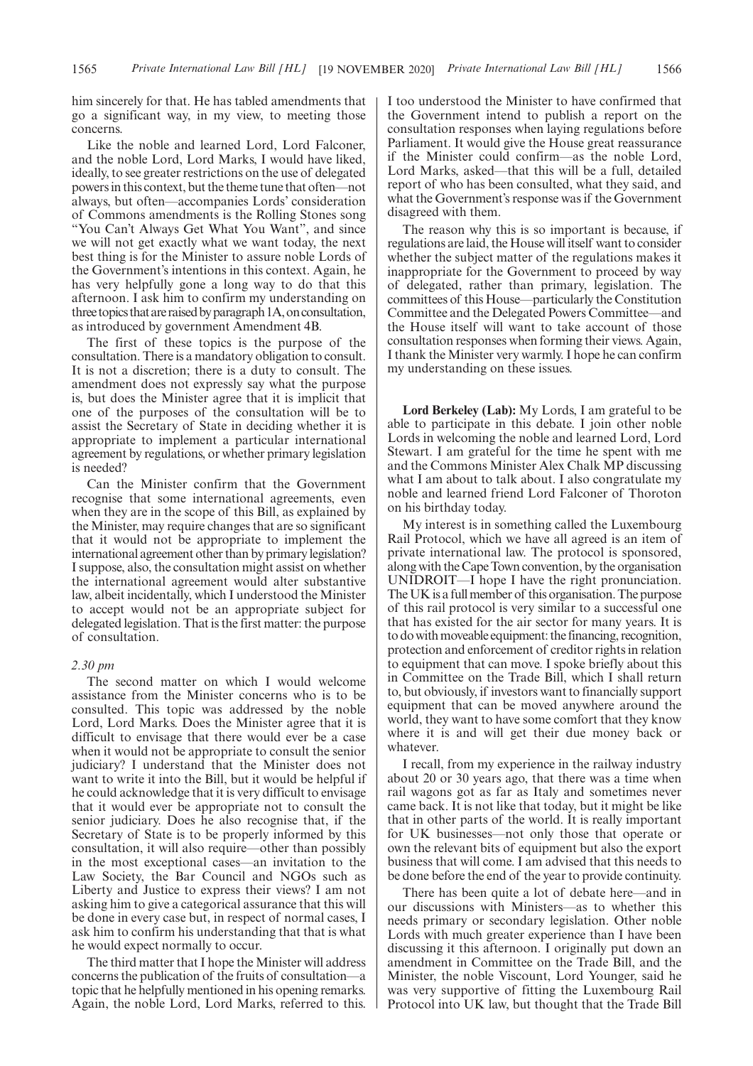him sincerely for that. He has tabled amendments that go a significant way, in my view, to meeting those concerns.

Like the noble and learned Lord, Lord Falconer, and the noble Lord, Lord Marks, I would have liked, ideally, to see greater restrictions on the use of delegated powers in this context, but the theme tune that often—not always, but often—accompanies Lords' consideration of Commons amendments is the Rolling Stones song "You Can't Always Get What You Want", and since we will not get exactly what we want today, the next best thing is for the Minister to assure noble Lords of the Government's intentions in this context. Again, he has very helpfully gone a long way to do that this afternoon. I ask him to confirm my understanding on three topics that are raised by paragraph 1A, on consultation, as introduced by government Amendment 4B.

The first of these topics is the purpose of the consultation. There is a mandatory obligation to consult. It is not a discretion; there is a duty to consult. The amendment does not expressly say what the purpose is, but does the Minister agree that it is implicit that one of the purposes of the consultation will be to assist the Secretary of State in deciding whether it is appropriate to implement a particular international agreement by regulations, or whether primary legislation is needed?

Can the Minister confirm that the Government recognise that some international agreements, even when they are in the scope of this Bill, as explained by the Minister, may require changes that are so significant that it would not be appropriate to implement the international agreement other than by primary legislation? I suppose, also, the consultation might assist on whether the international agreement would alter substantive law, albeit incidentally, which I understood the Minister to accept would not be an appropriate subject for delegated legislation. That is the first matter: the purpose of consultation.

*2.30 pm*

The second matter on which I would welcome assistance from the Minister concerns who is to be consulted. This topic was addressed by the noble Lord, Lord Marks. Does the Minister agree that it is difficult to envisage that there would ever be a case when it would not be appropriate to consult the senior judiciary? I understand that the Minister does not want to write it into the Bill, but it would be helpful if he could acknowledge that it is very difficult to envisage that it would ever be appropriate not to consult the senior judiciary. Does he also recognise that, if the Secretary of State is to be properly informed by this consultation, it will also require—other than possibly in the most exceptional cases—an invitation to the Law Society, the Bar Council and NGOs such as Liberty and Justice to express their views? I am not asking him to give a categorical assurance that this will be done in every case but, in respect of normal cases, I ask him to confirm his understanding that that is what he would expect normally to occur.

The third matter that I hope the Minister will address concerns the publication of the fruits of consultation—a topic that he helpfully mentioned in his opening remarks. Again, the noble Lord, Lord Marks, referred to this. I too understood the Minister to have confirmed that the Government intend to publish a report on the consultation responses when laying regulations before Parliament. It would give the House great reassurance if the Minister could confirm—as the noble Lord, Lord Marks, asked—that this will be a full, detailed report of who has been consulted, what they said, and what the Government's response was if the Government disagreed with them.

The reason why this is so important is because, if regulations are laid, the House will itself want to consider whether the subject matter of the regulations makes it inappropriate for the Government to proceed by way of delegated, rather than primary, legislation. The committees of this House—particularly the Constitution Committee and the Delegated Powers Committee—and the House itself will want to take account of those consultation responses when forming their views. Again, I thank the Minister very warmly. I hope he can confirm my understanding on these issues.

**Lord Berkeley (Lab):** My Lords, I am grateful to be able to participate in this debate. I join other noble Lords in welcoming the noble and learned Lord, Lord Stewart. I am grateful for the time he spent with me and the Commons Minister Alex Chalk MP discussing what I am about to talk about. I also congratulate my noble and learned friend Lord Falconer of Thoroton on his birthday today.

My interest is in something called the Luxembourg Rail Protocol, which we have all agreed is an item of private international law. The protocol is sponsored, along with the Cape Town convention, by the organisation UNIDROIT—I hope I have the right pronunciation. The UK is a full member of this organisation. The purpose of this rail protocol is very similar to a successful one that has existed for the air sector for many years. It is to do with moveable equipment: the financing, recognition, protection and enforcement of creditor rights in relation to equipment that can move. I spoke briefly about this in Committee on the Trade Bill, which I shall return to, but obviously, if investors want to financially support equipment that can be moved anywhere around the world, they want to have some comfort that they know where it is and will get their due money back or whatever.

I recall, from my experience in the railway industry about 20 or 30 years ago, that there was a time when rail wagons got as far as Italy and sometimes never came back. It is not like that today, but it might be like that in other parts of the world. It is really important for UK businesses—not only those that operate or own the relevant bits of equipment but also the export business that will come. I am advised that this needs to be done before the end of the year to provide continuity.

There has been quite a lot of debate here—and in our discussions with Ministers—as to whether this needs primary or secondary legislation. Other noble Lords with much greater experience than I have been discussing it this afternoon. I originally put down an amendment in Committee on the Trade Bill, and the Minister, the noble Viscount, Lord Younger, said he was very supportive of fitting the Luxembourg Rail Protocol into UK law, but thought that the Trade Bill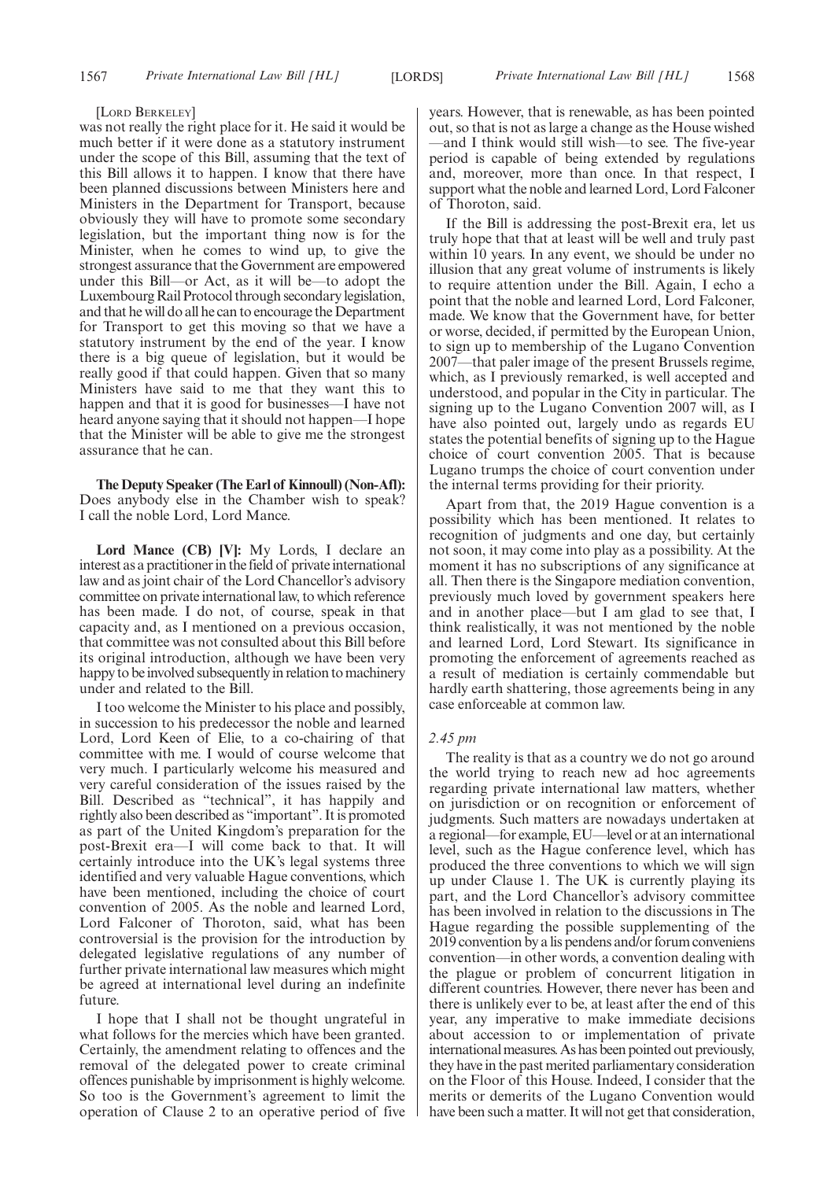[Lord Berkeley]

was not really the right place for it. He said it would be much better if it were done as a statutory instrument under the scope of this Bill, assuming that the text of this Bill allows it to happen. I know that there have been planned discussions between Ministers here and Ministers in the Department for Transport, because obviously they will have to promote some secondary legislation, but the important thing now is for the Minister, when he comes to wind up, to give the strongest assurance that the Government are empowered under this Bill—or Act, as it will be—to adopt the Luxembourg Rail Protocol through secondary legislation, and that he will do all he can to encourage the Department for Transport to get this moving so that we have a statutory instrument by the end of the year. I know there is a big queue of legislation, but it would be really good if that could happen. Given that so many Ministers have said to me that they want this to happen and that it is good for businesses—I have not heard anyone saying that it should not happen—I hope that the Minister will be able to give me the strongest assurance that he can.

**The Deputy Speaker (The Earl of Kinnoull) (Non-Afl):** Does anybody else in the Chamber wish to speak? I call the noble Lord, Lord Mance.

**Lord Mance (CB) [V]:** My Lords, I declare an interest as a practitioner in the field of private international law and as joint chair of the Lord Chancellor's advisory committee on private international law, to which reference has been made. I do not, of course, speak in that capacity and, as I mentioned on a previous occasion, that committee was not consulted about this Bill before its original introduction, although we have been very happy to be involved subsequently in relation to machinery under and related to the Bill.

I too welcome the Minister to his place and possibly, in succession to his predecessor the noble and learned Lord, Lord Keen of Elie, to a co-chairing of that committee with me. I would of course welcome that very much. I particularly welcome his measured and very careful consideration of the issues raised by the Bill. Described as "technical", it has happily and rightly also been described as "important". It is promoted as part of the United Kingdom's preparation for the post-Brexit era—I will come back to that. It will certainly introduce into the UK's legal systems three identified and very valuable Hague conventions, which have been mentioned, including the choice of court convention of 2005. As the noble and learned Lord, Lord Falconer of Thoroton, said, what has been controversial is the provision for the introduction by delegated legislative regulations of any number of further private international law measures which might be agreed at international level during an indefinite future.

I hope that I shall not be thought ungrateful in what follows for the mercies which have been granted. Certainly, the amendment relating to offences and the removal of the delegated power to create criminal offences punishable by imprisonment is highly welcome. So too is the Government's agreement to limit the operation of Clause 2 to an operative period of five years. However, that is renewable, as has been pointed out, so that is not as large a change as the House wished—and I think would still wish—to see. The five-year period is capable of being extended by regulations and, moreover, more than once. In that respect, I support what the noble and learned Lord, Lord Falconer of Thoroton, said.

If the Bill is addressing the post-Brexit era, let us truly hope that that at least will be well and truly past within 10 years. In any event, we should be under no illusion that any great volume of instruments is likely to require attention under the Bill. Again, I echo a point that the noble and learned Lord, Lord Falconer, made. We know that the Government have, for better or worse, decided, if permitted by the European Union, to sign up to membership of the Lugano Convention 2007—that paler image of the present Brussels regime, which, as I previously remarked, is well accepted and understood, and popular in the City in particular. The signing up to the Lugano Convention 2007 will, as I have also pointed out, largely undo as regards EU states the potential benefits of signing up to the Hague choice of court convention 2005. That is because Lugano trumps the choice of court convention under the internal terms providing for their priority.

Apart from that, the 2019 Hague convention is a possibility which has been mentioned. It relates to recognition of judgments and one day, but certainly not soon, it may come into play as a possibility. At the moment it has no subscriptions of any significance at all. Then there is the Singapore mediation convention, previously much loved by government speakers here and in another place—but I am glad to see that, I think realistically, it was not mentioned by the noble and learned Lord, Lord Stewart. Its significance in promoting the enforcement of agreements reached as a result of mediation is certainly commendable but hardly earth shattering, those agreements being in any case enforceable at common law.

*2.45 pm*

The reality is that as a country we do not go around the world trying to reach new ad hoc agreements regarding private international law matters, whether on jurisdiction or on recognition or enforcement of judgments. Such matters are nowadays undertaken at a regional—for example, EU—level or at an international level, such as the Hague conference level, which has produced the three conventions to which we will sign up under Clause 1. The UK is currently playing its part, and the Lord Chancellor's advisory committee has been involved in relation to the discussions in The Hague regarding the possible supplementing of the 2019 convention by a lis pendens and/or forum conveniens convention—in other words, a convention dealing with the plague or problem of concurrent litigation in different countries. However, there never has been and there is unlikely ever to be, at least after the end of this year, any imperative to make immediate decisions about accession to or implementation of private international measures. As has been pointed out previously, they have in the past merited parliamentary consideration on the Floor of this House. Indeed, I consider that the merits or demerits of the Lugano Convention would have been such a matter. It will not get that consideration,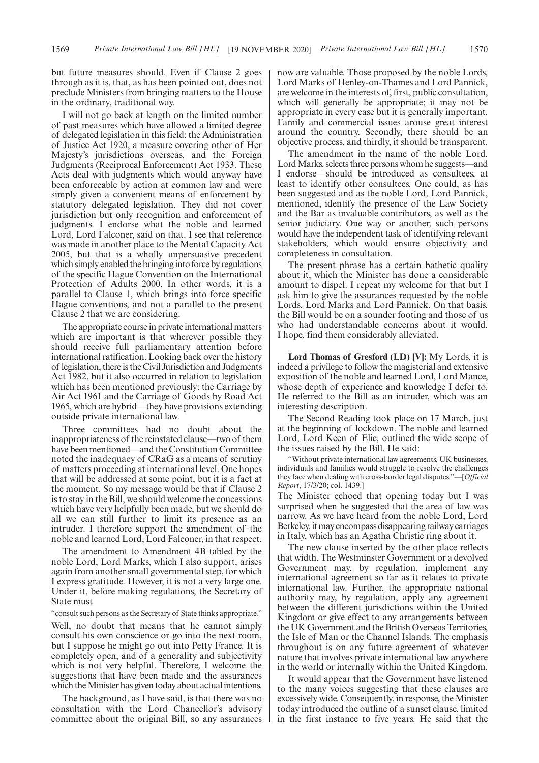but future measures should. Even if Clause 2 goes through as it is, that, as has been pointed out, does not preclude Ministers from bringing matters to the House in the ordinary, traditional way.

I will not go back at length on the limited number of past measures which have allowed a limited degree of delegated legislation in this field: the Administration of Justice Act 1920, a measure covering other of Her Majesty's jurisdictions overseas, and the Foreign Judgments (Reciprocal Enforcement) Act 1933. These Acts deal with judgments which would anyway have been enforceable by action at common law and were simply given a convenient means of enforcement by statutory delegated legislation. They did not cover jurisdiction but only recognition and enforcement of judgments. I endorse what the noble and learned Lord, Lord Falconer, said on that. I see that reference was made in another place to the Mental Capacity Act 2005, but that is a wholly unpersuasive precedent which simply enabled the bringing into force by regulations of the specific Hague Convention on the International Protection of Adults 2000. In other words, it is a parallel to Clause 1, which brings into force specific Hague conventions, and not a parallel to the present Clause 2 that we are considering.

The appropriate course in private international matters which are important is that wherever possible they should receive full parliamentary attention before international ratification. Looking back over the history of legislation, there is the Civil Jurisdiction and Judgments Act 1982, but it also occurred in relation to legislation which has been mentioned previously: the Carriage by Air Act 1961 and the Carriage of Goods by Road Act 1965, which are hybrid—they have provisions extending outside private international law.

Three committees had no doubt about the inappropriateness of the reinstated clause—two of them have been mentioned—and the Constitution Committee noted the inadequacy of CRaG as a means of scrutiny of matters proceeding at international level. One hopes that will be addressed at some point, but it is a fact at the moment. So my message would be that if Clause 2 is to stay in the Bill, we should welcome the concessions which have very helpfully been made, but we should do all we can still further to limit its presence as an intruder. I therefore support the amendment of the noble and learned Lord, Lord Falconer, in that respect.

The amendment to Amendment 4B tabled by the noble Lord, Lord Marks, which I also support, arises again from another small governmental step, for which I express gratitude. However, it is not a very large one. Under it, before making regulations, the Secretary of State must

"consult such persons as the Secretary of State thinks appropriate."

Well, no doubt that means that he cannot simply consult his own conscience or go into the next room, but I suppose he might go out into Petty France. It is completely open, and of a generality and subjectivity which is not very helpful. Therefore, I welcome the suggestions that have been made and the assurances which the Minister has given today about actual intentions.

The background, as I have said, is that there was no consultation with the Lord Chancellor's advisory committee about the original Bill, so any assurances now are valuable. Those proposed by the noble Lords, Lord Marks of Henley-on-Thames and Lord Pannick, are welcome in the interests of, first, public consultation, which will generally be appropriate; it may not be appropriate in every case but it is generally important. Family and commercial issues arouse great interest around the country. Secondly, there should be an objective process, and thirdly, it should be transparent.

The amendment in the name of the noble Lord, Lord Marks, selects three persons whom he suggests—and I endorse—should be introduced as consultees, at least to identify other consultees. One could, as has been suggested and as the noble Lord, Lord Pannick, mentioned, identify the presence of the Law Society and the Bar as invaluable contributors, as well as the senior judiciary. One way or another, such persons would have the independent task of identifying relevant stakeholders, which would ensure objectivity and completeness in consultation.

The present phrase has a certain bathetic quality about it, which the Minister has done a considerable amount to dispel. I repeat my welcome for that but I ask him to give the assurances requested by the noble Lords, Lord Marks and Lord Pannick. On that basis, the Bill would be on a sounder footing and those of us who had understandable concerns about it would, I hope, find them considerably alleviated.

**Lord Thomas of Gresford (LD) [V]:** My Lords, it is indeed a privilege to follow the magisterial and extensive exposition of the noble and learned Lord, Lord Mance, whose depth of experience and knowledge I defer to. He referred to the Bill as an intruder, which was an interesting description.

The Second Reading took place on 17 March, just at the beginning of lockdown. The noble and learned Lord, Lord Keen of Elie, outlined the wide scope of the issues raised by the Bill. He said:

"Without private international law agreements, UK businesses, individuals and families would struggle to resolve the challenges they face when dealing with cross-border legal disputes."—[*Official Report*, 17/3/20; col. 1439.]

The Minister echoed that opening today but I was surprised when he suggested that the area of law was narrow. As we have heard from the noble Lord, Lord Berkeley, it may encompass disappearing railway carriages in Italy, which has an Agatha Christie ring about it.

The new clause inserted by the other place reflects that width. The Westminster Government or a devolved Government may, by regulation, implement any international agreement so far as it relates to private international law. Further, the appropriate national authority may, by regulation, apply any agreement between the different jurisdictions within the United Kingdom or give effect to any arrangements between the UK Government and the British Overseas Territories, the Isle of Man or the Channel Islands. The emphasis throughout is on any future agreement of whatever nature that involves private international law anywhere in the world or internally within the United Kingdom.

It would appear that the Government have listened to the many voices suggesting that these clauses are excessively wide. Consequently, in response, the Minister today introduced the outline of a sunset clause, limited in the first instance to five years. He said that the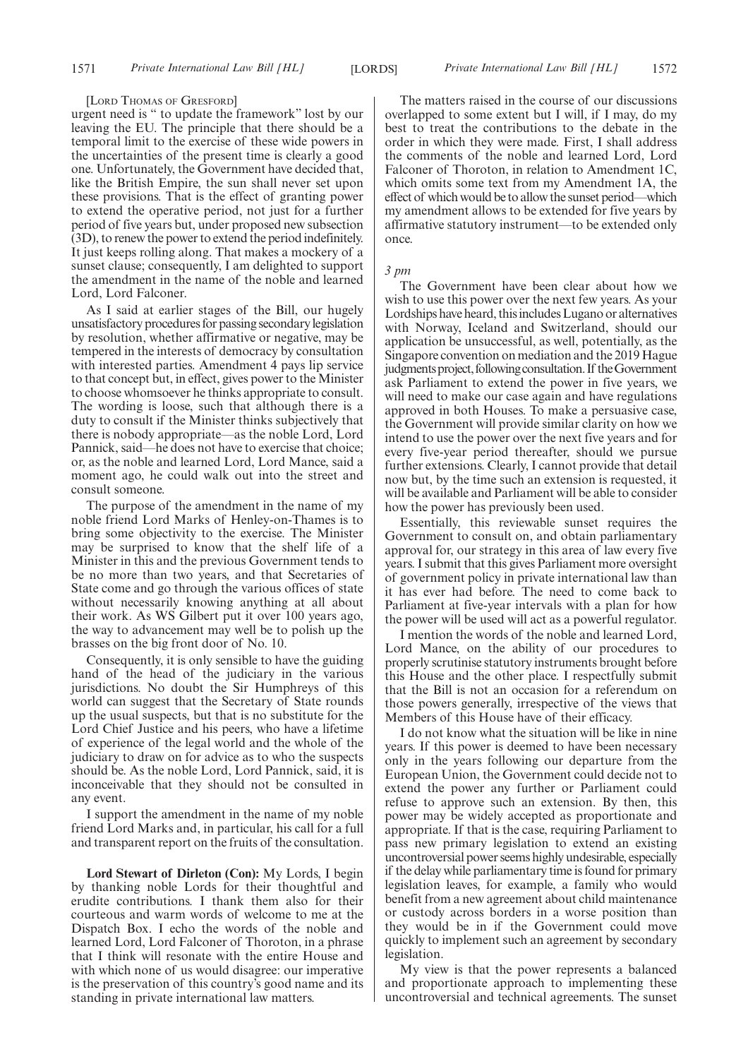[LORD THOMAS OF GRESFORD]

urgent need is " to update the framework" lost by our leaving the EU. The principle that there should be a temporal limit to the exercise of these wide powers in the uncertainties of the present time is clearly a good one. Unfortunately, the Government have decided that, like the British Empire, the sun shall never set upon these provisions. That is the effect of granting power to extend the operative period, not just for a further period of five years but, under proposed new subsection (3D), to renew the power to extend the period indefinitely. It just keeps rolling along. That makes a mockery of a sunset clause; consequently, I am delighted to support the amendment in the name of the noble and learned Lord, Lord Falconer.

As I said at earlier stages of the Bill, our hugely unsatisfactory procedures for passing secondary legislation by resolution, whether affirmative or negative, may be tempered in the interests of democracy by consultation with interested parties. Amendment 4 pays lip service to that concept but, in effect, gives power to the Minister to choose whomsoever he thinks appropriate to consult. The wording is loose, such that although there is a duty to consult if the Minister thinks subjectively that there is nobody appropriate—as the noble Lord, Lord Pannick, said—he does not have to exercise that choice; or, as the noble and learned Lord, Lord Mance, said a moment ago, he could walk out into the street and consult someone.

The purpose of the amendment in the name of my noble friend Lord Marks of Henley-on-Thames is to bring some objectivity to the exercise. The Minister may be surprised to know that the shelf life of a Minister in this and the previous Government tends to be no more than two years, and that Secretaries of State come and go through the various offices of state without necessarily knowing anything at all about their work. As WS Gilbert put it over 100 years ago, the way to advancement may well be to polish up the brasses on the big front door of No. 10.

Consequently, it is only sensible to have the guiding hand of the head of the judiciary in the various jurisdictions. No doubt the Sir Humphreys of this world can suggest that the Secretary of State rounds up the usual suspects, but that is no substitute for the Lord Chief Justice and his peers, who have a lifetime of experience of the legal world and the whole of the judiciary to draw on for advice as to who the suspects should be. As the noble Lord, Lord Pannick, said, it is inconceivable that they should not be consulted in any event.

I support the amendment in the name of my noble friend Lord Marks and, in particular, his call for a full and transparent report on the fruits of the consultation.

**Lord Stewart of Dirleton (Con):** My Lords, I begin by thanking noble Lords for their thoughtful and erudite contributions. I thank them also for their courteous and warm words of welcome to me at the Dispatch Box. I echo the words of the noble and learned Lord, Lord Falconer of Thoroton, in a phrase that I think will resonate with the entire House and with which none of us would disagree: our imperative is the preservation of this country's good name and its standing in private international law matters.

The matters raised in the course of our discussions overlapped to some extent but I will, if I may, do my best to treat the contributions to the debate in the order in which they were made. First, I shall address the comments of the noble and learned Lord, Lord Falconer of Thoroton, in relation to Amendment 1C, which omits some text from my Amendment 1A, the effect of which would be to allow the sunset period—which my amendment allows to be extended for five years by affirmative statutory instrument—to be extended only once.

*3 pm*

The Government have been clear about how we wish to use this power over the next few years. As your Lordships have heard, this includes Lugano or alternatives with Norway, Iceland and Switzerland, should our application be unsuccessful, as well, potentially, as the Singapore convention on mediation and the 2019 Hague judgments project, following consultation. If the Government ask Parliament to extend the power in five years, we will need to make our case again and have regulations approved in both Houses. To make a persuasive case, the Government will provide similar clarity on how we intend to use the power over the next five years and for every five-year period thereafter, should we pursue further extensions. Clearly, I cannot provide that detail now but, by the time such an extension is requested, it will be available and Parliament will be able to consider how the power has previously been used.

Essentially, this reviewable sunset requires the Government to consult on, and obtain parliamentary approval for, our strategy in this area of law every five years. I submit that this gives Parliament more oversight of government policy in private international law than it has ever had before. The need to come back to Parliament at five-year intervals with a plan for how the power will be used will act as a powerful regulator.

I mention the words of the noble and learned Lord, Lord Mance, on the ability of our procedures to properly scrutinise statutory instruments brought before this House and the other place. I respectfully submit that the Bill is not an occasion for a referendum on those powers generally, irrespective of the views that Members of this House have of their efficacy.

I do not know what the situation will be like in nine years. If this power is deemed to have been necessary only in the years following our departure from the European Union, the Government could decide not to extend the power any further or Parliament could refuse to approve such an extension. By then, this power may be widely accepted as proportionate and appropriate. If that is the case, requiring Parliament to pass new primary legislation to extend an existing uncontroversial power seems highly undesirable, especially if the delay while parliamentary time is found for primary legislation leaves, for example, a family who would benefit from a new agreement about child maintenance or custody across borders in a worse position than they would be in if the Government could move quickly to implement such an agreement by secondary legislation.

My view is that the power represents a balanced and proportionate approach to implementing these uncontroversial and technical agreements. The sunset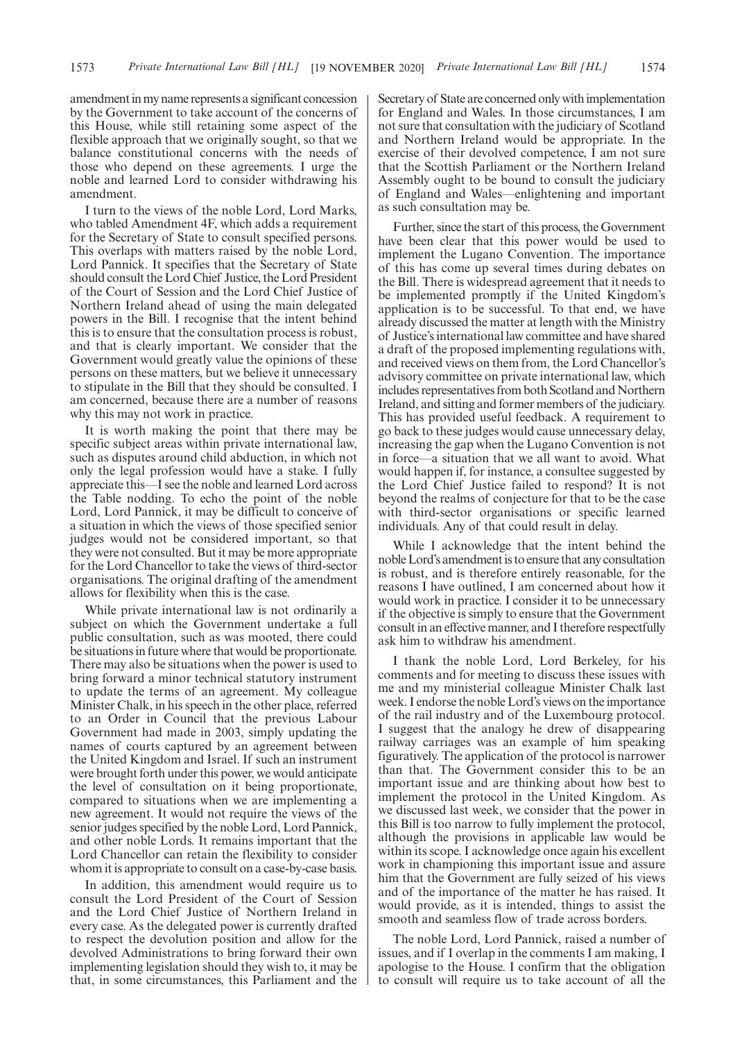amendment in my name represents a significant concession by the Government to take account of the concerns of this House, while still retaining some aspect of the flexible approach that we originally sought, so that we balance constitutional concerns with the needs of those who depend on these agreements. I urge the noble and learned Lord to consider withdrawing his amendment.

I turn to the views of the noble Lord, Lord Marks, who tabled Amendment 4F, which adds a requirement for the Secretary of State to consult specified persons. This overlaps with matters raised by the noble Lord, Lord Pannick. It specifies that the Secretary of State should consult the Lord Chief Justice, the Lord President of the Court of Session and the Lord Chief Justice of Northern Ireland ahead of using the main delegated powers in the Bill. I recognise that the intent behind this is to ensure that the consultation process is robust, and that is clearly important. We consider that the Government would greatly value the opinions of these persons on these matters, but we believe it unnecessary to stipulate in the Bill that they should be consulted. I am concerned, because there are a number of reasons why this may not work in practice.

It is worth making the point that there may be specific subject areas within private international law, such as disputes around child abduction, in which not only the legal profession would have a stake. I fully appreciate this—I see the noble and learned Lord across the Table nodding. To echo the point of the noble Lord, Lord Pannick, it may be difficult to conceive of a situation in which the views of those specified senior judges would not be considered important, so that they were not consulted. But it may be more appropriate for the Lord Chancellor to take the views of third-sector organisations. The original drafting of the amendment allows for flexibility when this is the case.

While private international law is not ordinarily a subject on which the Government undertake a full public consultation, such as was mooted, there could be situations in future where that would be proportionate. There may also be situations when the power is used to bring forward a minor technical statutory instrument to update the terms of an agreement. My colleague Minister Chalk, in his speech in the other place, referred to an Order in Council that the previous Labour Government had made in 2003, simply updating the names of courts captured by an agreement between the United Kingdom and Israel. If such an instrument were brought forth under this power, we would anticipate the level of consultation on it being proportionate, compared to situations when we are implementing a new agreement. It would not require the views of the senior judges specified by the noble Lord, Lord Pannick, and other noble Lords. It remains important that the Lord Chancellor can retain the flexibility to consider whom it is appropriate to consult on a case-by-case basis.

In addition, this amendment would require us to consult the Lord President of the Court of Session and the Lord Chief Justice of Northern Ireland in every case. As the delegated power is currently drafted to respect the devolution position and allow for the devolved Administrations to bring forward their own implementing legislation should they wish to, it may be that, in some circumstances, this Parliament and the Secretary of State are concerned only with implementation for England and Wales. In those circumstances, I am not sure that consultation with the judiciary of Scotland and Northern Ireland would be appropriate. In the exercise of their devolved competence, I am not sure that the Scottish Parliament or the Northern Ireland Assembly ought to be bound to consult the judiciary of England and Wales—enlightening and important as such consultation may be.

Further, since the start of this process, the Government have been clear that this power would be used to implement the Lugano Convention. The importance of this has come up several times during debates on the Bill. There is widespread agreement that it needs to be implemented promptly if the United Kingdom's application is to be successful. To that end, we have already discussed the matter at length with the Ministry of Justice's international law committee and have shared a draft of the proposed implementing regulations with, and received views on them from, the Lord Chancellor's advisory committee on private international law, which includes representatives from both Scotland and Northern Ireland, and sitting and former members of the judiciary. This has provided useful feedback. A requirement to go back to these judges would cause unnecessary delay, increasing the gap when the Lugano Convention is not in force—a situation that we all want to avoid. What would happen if, for instance, a consultee suggested by the Lord Chief Justice failed to respond? It is not beyond the realms of conjecture for that to be the case with third-sector organisations or specific learned individuals. Any of that could result in delay.

While I acknowledge that the intent behind the noble Lord's amendment is to ensure that any consultation is robust, and is therefore entirely reasonable, for the reasons I have outlined, I am concerned about how it would work in practice. I consider it to be unnecessary if the objective is simply to ensure that the Government consult in an effective manner, and I therefore respectfully ask him to withdraw his amendment.

I thank the noble Lord, Lord Berkeley, for his comments and for meeting to discuss these issues with me and my ministerial colleague Minister Chalk last week. I endorse the noble Lord's views on the importance of the rail industry and of the Luxembourg protocol. I suggest that the analogy he drew of disappearing railway carriages was an example of him speaking figuratively. The application of the protocol is narrower than that. The Government consider this to be an important issue and are thinking about how best to implement the protocol in the United Kingdom. As we discussed last week, we consider that the power in this Bill is too narrow to fully implement the protocol, although the provisions in applicable law would be within its scope. I acknowledge once again his excellent work in championing this important issue and assure him that the Government are fully seized of his views and of the importance of the matter he has raised. It would provide, as it is intended, things to assist the smooth and seamless flow of trade across borders.

The noble Lord, Lord Pannick, raised a number of issues, and if I overlap in the comments I am making, I apologise to the House. I confirm that the obligation to consult will require us to take account of all the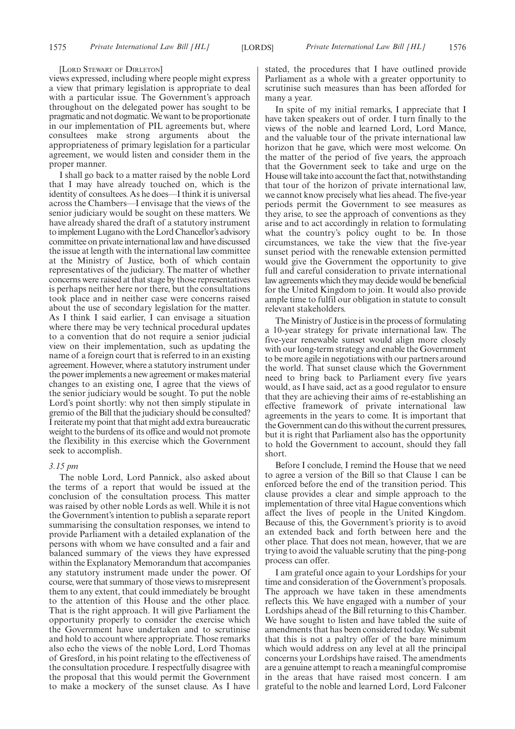[Lord Stewart of Dirleton]

views expressed, including where people might express a view that primary legislation is appropriate to deal with a particular issue. The Government's approach throughout on the delegated power has sought to be pragmatic and not dogmatic. We want to be proportionate in our implementation of PIL agreements but, where consultees make strong arguments about the appropriateness of primary legislation for a particular agreement, we would listen and consider them in the proper manner.

I shall go back to a matter raised by the noble Lord that I may have already touched on, which is the identity of consultees. As he does—I think it is universal across the Chambers—I envisage that the views of the senior judiciary would be sought on these matters. We have already shared the draft of a statutory instrument to implement Lugano with the Lord Chancellor's advisory committee on private international law and have discussed the issue at length with the international law committee at the Ministry of Justice, both of which contain representatives of the judiciary. The matter of whether concerns were raised at that stage by those representatives is perhaps neither here nor there, but the consultations took place and in neither case were concerns raised about the use of secondary legislation for the matter. As I think I said earlier, I can envisage a situation where there may be very technical procedural updates to a convention that do not require a senior judicial view on their implementation, such as updating the name of a foreign court that is referred to in an existing agreement. However, where a statutory instrument under the power implements a new agreement or makes material changes to an existing one, I agree that the views of the senior judiciary would be sought. To put the noble Lord's point shortly: why not then simply stipulate in gremio of the Bill that the judiciary should be consulted? I reiterate my point that that might add extra bureaucratic weight to the burdens of its office and would not promote the flexibility in this exercise which the Government seek to accomplish.

*3.15 pm*

The noble Lord, Lord Pannick, also asked about the terms of a report that would be issued at the conclusion of the consultation process. This matter was raised by other noble Lords as well. While it is not the Government's intention to publish a separate report summarising the consultation responses, we intend to provide Parliament with a detailed explanation of the persons with whom we have consulted and a fair and balanced summary of the views they have expressed within the Explanatory Memorandum that accompanies any statutory instrument made under the power. Of course, were that summary of those views to misrepresent them to any extent, that could immediately be brought to the attention of this House and the other place. That is the right approach. It will give Parliament the opportunity properly to consider the exercise which the Government have undertaken and to scrutinise and hold to account where appropriate. Those remarks also echo the views of the noble Lord, Lord Thomas of Gresford, in his point relating to the effectiveness of the consultation procedure. I respectfully disagree with the proposal that this would permit the Government to make a mockery of the sunset clause. As I have stated, the procedures that I have outlined provide Parliament as a whole with a greater opportunity to scrutinise such measures than has been afforded for many a year.

In spite of my initial remarks, I appreciate that I have taken speakers out of order. I turn finally to the views of the noble and learned Lord, Lord Mance, and the valuable tour of the private international law horizon that he gave, which were most welcome. On the matter of the period of five years, the approach that the Government seek to take and urge on the House will take into account the fact that, notwithstanding that tour of the horizon of private international law, we cannot know precisely what lies ahead. The five-year periods permit the Government to see measures as they arise, to see the approach of conventions as they arise and to act accordingly in relation to formulating what the country's policy ought to be. In those circumstances, we take the view that the five-year sunset period with the renewable extension permitted would give the Government the opportunity to give full and careful consideration to private international law agreements which they may decide would be beneficial for the United Kingdom to join. It would also provide ample time to fulfil our obligation in statute to consult relevant stakeholders.

The Ministry of Justice is in the process of formulating a 10-year strategy for private international law. The five-year renewable sunset would align more closely with our long-term strategy and enable the Government to be more agile in negotiations with our partners around the world. That sunset clause which the Government need to bring back to Parliament every five years would, as I have said, act as a good regulator to ensure that they are achieving their aims of re-establishing an effective framework of private international law agreements in the years to come. It is important that the Government can do this without the current pressures, but it is right that Parliament also has the opportunity to hold the Government to account, should they fall short.

Before I conclude, I remind the House that we need to agree a version of the Bill so that Clause 1 can be enforced before the end of the transition period. This clause provides a clear and simple approach to the implementation of three vital Hague conventions which affect the lives of people in the United Kingdom. Because of this, the Government's priority is to avoid an extended back and forth between here and the other place. That does not mean, however, that we are trying to avoid the valuable scrutiny that the ping-pong process can offer.

I am grateful once again to your Lordships for your time and consideration of the Government's proposals. The approach we have taken in these amendments reflects this. We have engaged with a number of your Lordships ahead of the Bill returning to this Chamber. We have sought to listen and have tabled the suite of amendments that has been considered today. We submit that this is not a paltry offer of the bare minimum which would address on any level at all the principal concerns your Lordships have raised. The amendments are a genuine attempt to reach a meaningful compromise in the areas that have raised most concern. I am grateful to the noble and learned Lord, Lord Falconer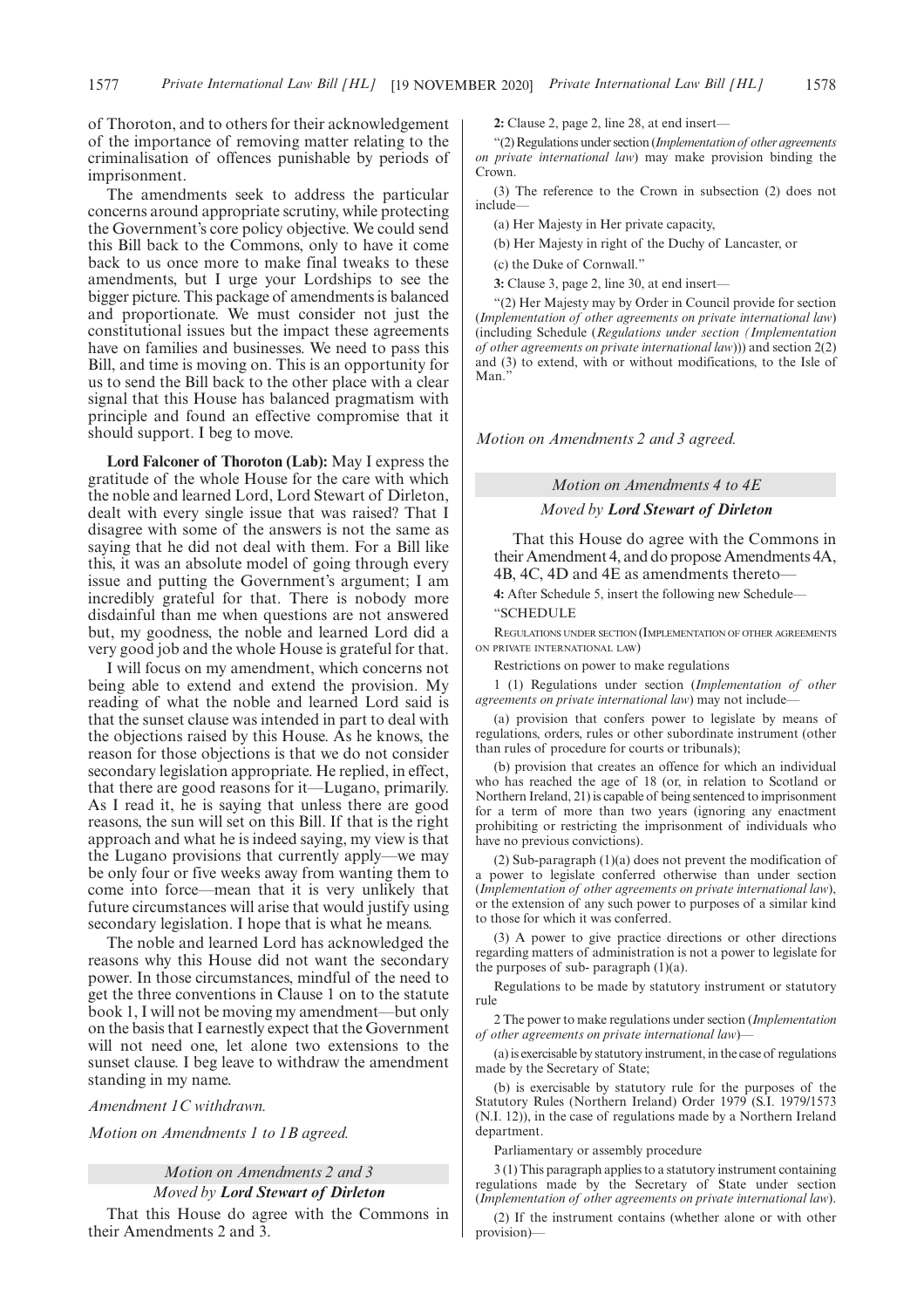of Thoroton, and to others for their acknowledgement of the importance of removing matter relating to the criminalisation of offences punishable by periods of imprisonment.

The amendments seek to address the particular concerns around appropriate scrutiny, while protecting the Government's core policy objective. We could send this Bill back to the Commons, only to have it come back to us once more to make final tweaks to these amendments, but I urge your Lordships to see the bigger picture. This package of amendments is balanced and proportionate. We must consider not just the constitutional issues but the impact these agreements have on families and businesses. We need to pass this Bill, and time is moving on. This is an opportunity for us to send the Bill back to the other place with a clear signal that this House has balanced pragmatism with principle and found an effective compromise that it should support. I beg to move.

**Lord Falconer of Thoroton (Lab):** May I express the gratitude of the whole House for the care with which the noble and learned Lord, Lord Stewart of Dirleton, dealt with every single issue that was raised? That I disagree with some of the answers is not the same as saying that he did not deal with them. For a Bill like this, it was an absolute model of going through every issue and putting the Government's argument; I am incredibly grateful for that. There is nobody more disdainful than me when questions are not answered but, my goodness, the noble and learned Lord did a very good job and the whole House is grateful for that.

I will focus on my amendment, which concerns not being able to extend and extend the provision. My reading of what the noble and learned Lord said is that the sunset clause was intended in part to deal with the objections raised by this House. As he knows, the reason for those objections is that we do not consider secondary legislation appropriate. He replied, in effect, that there are good reasons for it—Lugano, primarily. As I read it, he is saying that unless there are good reasons, the sun will set on this Bill. If that is the right approach and what he is indeed saying, my view is that the Lugano provisions that currently apply—we may be only four or five weeks away from wanting them to come into force—mean that it is very unlikely that future circumstances will arise that would justify using secondary legislation. I hope that is what he means.

The noble and learned Lord has acknowledged the reasons why this House did not want the secondary power. In those circumstances, mindful of the need to get the three conventions in Clause 1 on to the statute book 1, I will not be moving my amendment—but only on the basis that I earnestly expect that the Government will not need one, let alone two extensions to the sunset clause. I beg leave to withdraw the amendment standing in my name.

*Amendment 1C withdrawn.*

*Motion on Amendments 1 to 1B agreed.*

*Motion on Amendments 2 and 3*

*Moved by* ***Lord Stewart of Dirleton***

That this House do agree with the Commons in their Amendments 2 and 3.

**2:** Clause 2, page 2, line 28, at end insert—

"(2) Regulations under section (*Implementation of other agreements on private international law*) may make provision binding the Crown.

(3) The reference to the Crown in subsection (2) does not include—

(a) Her Majesty in Her private capacity,

(b) Her Majesty in right of the Duchy of Lancaster, or

(c) the Duke of Cornwall."

**3:** Clause 3, page 2, line 30, at end insert—

"(2) Her Majesty may by Order in Council provide for section (*Implementation of other agreements on private international law*) (including Schedule (*Regulations under section (Implementation of other agreements on private international law*))) and section 2(2) and (3) to extend, with or without modifications, to the Isle of Man."

*Motion on Amendments 2 and 3 agreed.*

*Motion on Amendments 4 to 4E*

*Moved by* ***Lord Stewart of Dirleton***

That this House do agree with the Commons in their Amendment 4, and do propose Amendments 4A, 4B, 4C, 4D and 4E as amendments thereto—

**4:** After Schedule 5, insert the following new Schedule—

"SCHEDULE

REGULATIONS UNDER SECTION (IMPLEMENTATION OF OTHER AGREEMENTS ON PRIVATE INTERNATIONAL LAW)

Restrictions on power to make regulations

1 (1) Regulations under section (*Implementation of other agreements on private international law*) may not include—

(a) provision that confers power to legislate by means of regulations, orders, rules or other subordinate instrument (other than rules of procedure for courts or tribunals);

(b) provision that creates an offence for which an individual who has reached the age of 18 (or, in relation to Scotland or Northern Ireland, 21) is capable of being sentenced to imprisonment for a term of more than two years (ignoring any enactment prohibiting or restricting the imprisonment of individuals who have no previous convictions).

(2) Sub-paragraph (1)(a) does not prevent the modification of a power to legislate conferred otherwise than under section (*Implementation of other agreements on private international law*), or the extension of any such power to purposes of a similar kind to those for which it was conferred.

(3) A power to give practice directions or other directions regarding matters of administration is not a power to legislate for the purposes of sub- paragraph (1)(a).

Regulations to be made by statutory instrument or statutory rule

2 The power to make regulations under section (*Implementation of other agreements on private international law*)—

(a) is exercisable by statutory instrument, in the case of regulations made by the Secretary of State;

(b) is exercisable by statutory rule for the purposes of the Statutory Rules (Northern Ireland) Order 1979 (S.I. 1979/1573 (N.I. 12)), in the case of regulations made by a Northern Ireland department.

Parliamentary or assembly procedure

3 (1) This paragraph applies to a statutory instrument containing regulations made by the Secretary of State under section (*Implementation of other agreements on private international law*).

(2) If the instrument contains (whether alone or with other provision)—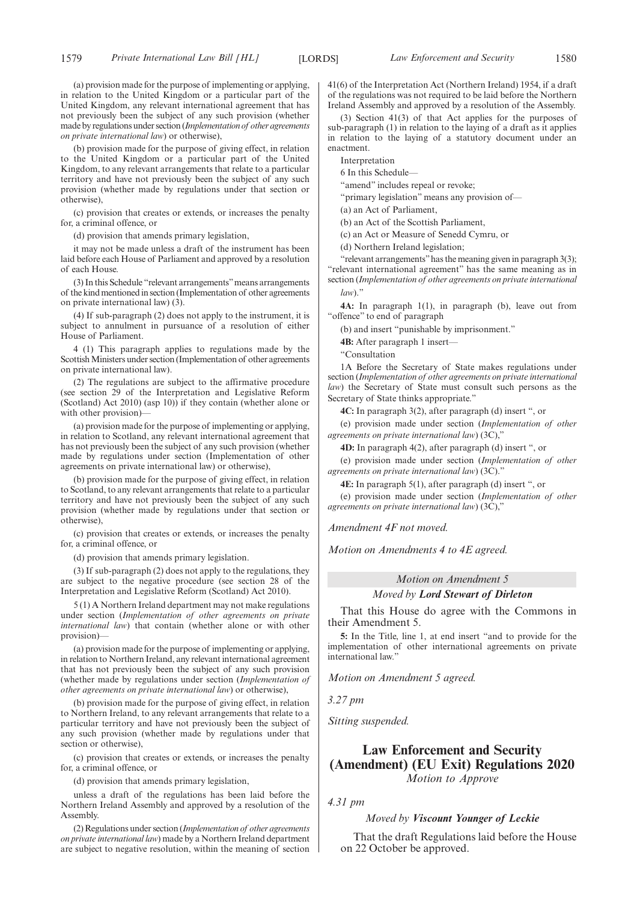(a) provision made for the purpose of implementing or applying, in relation to the United Kingdom or a particular part of the United Kingdom, any relevant international agreement that has not previously been the subject of any such provision (whether made by regulations under section (*Implementation of other agreements on private international law*) or otherwise),

(b) provision made for the purpose of giving effect, in relation to the United Kingdom or a particular part of the United Kingdom, to any relevant arrangements that relate to a particular territory and have not previously been the subject of any such provision (whether made by regulations under that section or otherwise),

(c) provision that creates or extends, or increases the penalty for, a criminal offence, or

(d) provision that amends primary legislation,

it may not be made unless a draft of the instrument has been laid before each House of Parliament and approved by a resolution of each House.

(3) In this Schedule "relevant arrangements" means arrangements of the kind mentioned in section (Implementation of other agreements on private international law) (3).

(4) If sub-paragraph (2) does not apply to the instrument, it is subject to annulment in pursuance of a resolution of either House of Parliament.

4 (1) This paragraph applies to regulations made by the Scottish Ministers under section (Implementation of other agreements on private international law).

(2) The regulations are subject to the affirmative procedure (see section 29 of the Interpretation and Legislative Reform (Scotland) Act 2010) (asp 10)) if they contain (whether alone or with other provision)—

(a) provision made for the purpose of implementing or applying, in relation to Scotland, any relevant international agreement that has not previously been the subject of any such provision (whether made by regulations under section (Implementation of other agreements on private international law) or otherwise),

(b) provision made for the purpose of giving effect, in relation to Scotland, to any relevant arrangements that relate to a particular territory and have not previously been the subject of any such provision (whether made by regulations under that section or otherwise),

(c) provision that creates or extends, or increases the penalty for, a criminal offence, or

(d) provision that amends primary legislation.

(3) If sub-paragraph (2) does not apply to the regulations, they are subject to the negative procedure (see section 28 of the Interpretation and Legislative Reform (Scotland) Act 2010).

5 (1) A Northern Ireland department may not make regulations under section (*Implementation of other agreements on private international law*) that contain (whether alone or with other provision)—

(a) provision made for the purpose of implementing or applying, in relation to Northern Ireland, any relevant international agreement that has not previously been the subject of any such provision (whether made by regulations under section (*Implementation of other agreements on private international law*) or otherwise),

(b) provision made for the purpose of giving effect, in relation to Northern Ireland, to any relevant arrangements that relate to a particular territory and have not previously been the subject of any such provision (whether made by regulations under that section or otherwise),

(c) provision that creates or extends, or increases the penalty for, a criminal offence, or

(d) provision that amends primary legislation,

unless a draft of the regulations has been laid before the Northern Ireland Assembly and approved by a resolution of the Assembly.

(2) Regulations under section (*Implementation of other agreements on private international law*) made by a Northern Ireland department are subject to negative resolution, within the meaning of section 41(6) of the Interpretation Act (Northern Ireland) 1954, if a draft of the regulations was not required to be laid before the Northern Ireland Assembly and approved by a resolution of the Assembly.

(3) Section 41(3) of that Act applies for the purposes of sub-paragraph (1) in relation to the laying of a draft as it applies in relation to the laying of a statutory document under an enactment.

Interpretation

6 In this Schedule—

"amend" includes repeal or revoke;

"primary legislation" means any provision of—

(a) an Act of Parliament,

(b) an Act of the Scottish Parliament,

(c) an Act or Measure of Senedd Cymru, or

(d) Northern Ireland legislation;

"relevant arrangements" has the meaning given in paragraph 3(3); "relevant international agreement" has the same meaning as in section (*Implementation of other agreements on private international law*)."

**4A:** In paragraph 1(1), in paragraph (b), leave out from "offence" to end of paragraph

(b) and insert "punishable by imprisonment."

**4B:** After paragraph 1 insert—

"Consultation

1A Before the Secretary of State makes regulations under section (*Implementation of other agreements on private international law*) the Secretary of State must consult such persons as the Secretary of State thinks appropriate."

**4C:** In paragraph 3(2), after paragraph (d) insert ", or

(e) provision made under section (*Implementation of other agreements on private international law*) (3C),"

**4D:** In paragraph 4(2), after paragraph (d) insert ", or

(e) provision made under section (*Implementation of other agreements on private international law*) (3C)."

**4E:** In paragraph 5(1), after paragraph (d) insert ", or

(e) provision made under section (*Implementation of other agreements on private international law*) (3C),"

*Amendment 4F not moved.*

*Motion on Amendments 4 to 4E agreed.*

### *Motion on Amendment 5*

*Moved by* ***Lord Stewart of Dirleton***

That this House do agree with the Commons in their Amendment 5.

**5:** In the Title, line 1, at end insert "and to provide for the implementation of other international agreements on private international law."

*Motion on Amendment 5 agreed.*

*3.27 pm*

*Sitting suspended.*

## Law Enforcement and Security (Amendment) (EU Exit) Regulations 2020

*Motion to Approve*

*4.31 pm*

*Moved by* ***Viscount Younger of Leckie***

That the draft Regulations laid before the House on 22 October be approved.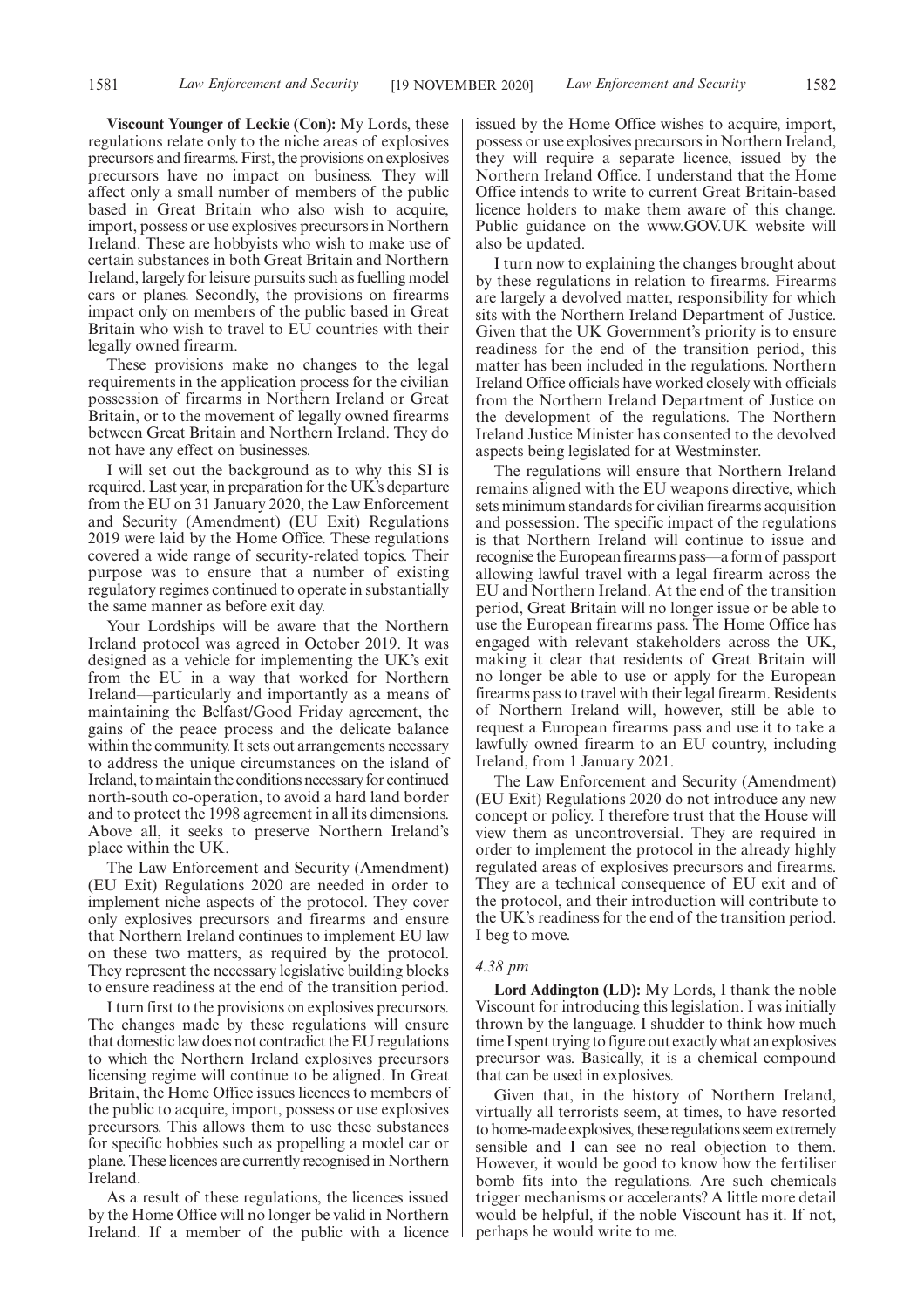**Viscount Younger of Leckie (Con):** My Lords, these regulations relate only to the niche areas of explosives precursors and firearms. First, the provisions on explosives precursors have no impact on business. They will affect only a small number of members of the public based in Great Britain who also wish to acquire, import, possess or use explosives precursors in Northern Ireland. These are hobbyists who wish to make use of certain substances in both Great Britain and Northern Ireland, largely for leisure pursuits such as fuelling model cars or planes. Secondly, the provisions on firearms impact only on members of the public based in Great Britain who wish to travel to EU countries with their legally owned firearm.

These provisions make no changes to the legal requirements in the application process for the civilian possession of firearms in Northern Ireland or Great Britain, or to the movement of legally owned firearms between Great Britain and Northern Ireland. They do not have any effect on businesses.

I will set out the background as to why this SI is required. Last year, in preparation for the UK's departure from the EU on 31 January 2020, the Law Enforcement and Security (Amendment) (EU Exit) Regulations 2019 were laid by the Home Office. These regulations covered a wide range of security-related topics. Their purpose was to ensure that a number of existing regulatory regimes continued to operate in substantially the same manner as before exit day.

Your Lordships will be aware that the Northern Ireland protocol was agreed in October 2019. It was designed as a vehicle for implementing the UK's exit from the EU in a way that worked for Northern Ireland—particularly and importantly as a means of maintaining the Belfast/Good Friday agreement, the gains of the peace process and the delicate balance within the community. It sets out arrangements necessary to address the unique circumstances on the island of Ireland, to maintain the conditions necessary for continued north-south co-operation, to avoid a hard land border and to protect the 1998 agreement in all its dimensions. Above all, it seeks to preserve Northern Ireland's place within the UK.

The Law Enforcement and Security (Amendment) (EU Exit) Regulations 2020 are needed in order to implement niche aspects of the protocol. They cover only explosives precursors and firearms and ensure that Northern Ireland continues to implement EU law on these two matters, as required by the protocol. They represent the necessary legislative building blocks to ensure readiness at the end of the transition period.

I turn first to the provisions on explosives precursors. The changes made by these regulations will ensure that domestic law does not contradict the EU regulations to which the Northern Ireland explosives precursors licensing regime will continue to be aligned. In Great Britain, the Home Office issues licences to members of the public to acquire, import, possess or use explosives precursors. This allows them to use these substances for specific hobbies such as propelling a model car or plane. These licences are currently recognised in Northern Ireland.

As a result of these regulations, the licences issued by the Home Office will no longer be valid in Northern Ireland. If a member of the public with a licence issued by the Home Office wishes to acquire, import, possess or use explosives precursors in Northern Ireland, they will require a separate licence, issued by the Northern Ireland Office. I understand that the Home Office intends to write to current Great Britain-based licence holders to make them aware of this change. Public guidance on the www.GOV.UK website will also be updated.

I turn now to explaining the changes brought about by these regulations in relation to firearms. Firearms are largely a devolved matter, responsibility for which sits with the Northern Ireland Department of Justice. Given that the UK Government's priority is to ensure readiness for the end of the transition period, this matter has been included in the regulations. Northern Ireland Office officials have worked closely with officials from the Northern Ireland Department of Justice on the development of the regulations. The Northern Ireland Justice Minister has consented to the devolved aspects being legislated for at Westminster.

The regulations will ensure that Northern Ireland remains aligned with the EU weapons directive, which sets minimum standards for civilian firearms acquisition and possession. The specific impact of the regulations is that Northern Ireland will continue to issue and recognise the European firearms pass—a form of passport allowing lawful travel with a legal firearm across the EU and Northern Ireland. At the end of the transition period, Great Britain will no longer issue or be able to use the European firearms pass. The Home Office has engaged with relevant stakeholders across the UK, making it clear that residents of Great Britain will no longer be able to use or apply for the European firearms pass to travel with their legal firearm. Residents of Northern Ireland will, however, still be able to request a European firearms pass and use it to take a lawfully owned firearm to an EU country, including Ireland, from 1 January 2021.

The Law Enforcement and Security (Amendment) (EU Exit) Regulations 2020 do not introduce any new concept or policy. I therefore trust that the House will view them as uncontroversial. They are required in order to implement the protocol in the already highly regulated areas of explosives precursors and firearms. They are a technical consequence of EU exit and of the protocol, and their introduction will contribute to the UK's readiness for the end of the transition period. I beg to move.

*4.38 pm*

**Lord Addington (LD):** My Lords, I thank the noble Viscount for introducing this legislation. I was initially thrown by the language. I shudder to think how much time I spent trying to figure out exactly what an explosives precursor was. Basically, it is a chemical compound that can be used in explosives.

Given that, in the history of Northern Ireland, virtually all terrorists seem, at times, to have resorted to home-made explosives, these regulations seem extremely sensible and I can see no real objection to them. However, it would be good to know how the fertiliser bomb fits into the regulations. Are such chemicals trigger mechanisms or accelerants? A little more detail would be helpful, if the noble Viscount has it. If not, perhaps he would write to me.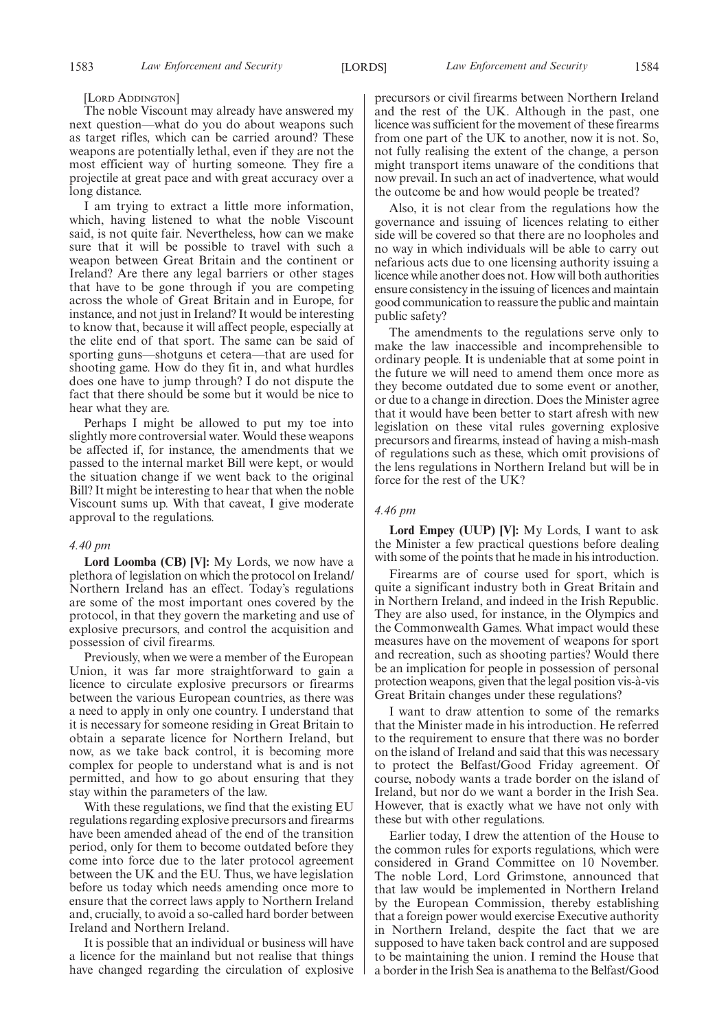[LORD ADDINGTON]

The noble Viscount may already have answered my next question—what do you do about weapons such as target rifles, which can be carried around? These weapons are potentially lethal, even if they are not the most efficient way of hurting someone. They fire a projectile at great pace and with great accuracy over a long distance.

I am trying to extract a little more information, which, having listened to what the noble Viscount said, is not quite fair. Nevertheless, how can we make sure that it will be possible to travel with such a weapon between Great Britain and the continent or Ireland? Are there any legal barriers or other stages that have to be gone through if you are competing across the whole of Great Britain and in Europe, for instance, and not just in Ireland? It would be interesting to know that, because it will affect people, especially at the elite end of that sport. The same can be said of sporting guns—shotguns et cetera—that are used for shooting game. How do they fit in, and what hurdles does one have to jump through? I do not dispute the fact that there should be some but it would be nice to hear what they are.

Perhaps I might be allowed to put my toe into slightly more controversial water. Would these weapons be affected if, for instance, the amendments that we passed to the internal market Bill were kept, or would the situation change if we went back to the original Bill? It might be interesting to hear that when the noble Viscount sums up. With that caveat, I give moderate approval to the regulations.

*4.40 pm*

**Lord Loomba (CB) [V]:** My Lords, we now have a plethora of legislation on which the protocol on Ireland/Northern Ireland has an effect. Today's regulations are some of the most important ones covered by the protocol, in that they govern the marketing and use of explosive precursors, and control the acquisition and possession of civil firearms.

Previously, when we were a member of the European Union, it was far more straightforward to gain a licence to circulate explosive precursors or firearms between the various European countries, as there was a need to apply in only one country. I understand that it is necessary for someone residing in Great Britain to obtain a separate licence for Northern Ireland, but now, as we take back control, it is becoming more complex for people to understand what is and is not permitted, and how to go about ensuring that they stay within the parameters of the law.

With these regulations, we find that the existing EU regulations regarding explosive precursors and firearms have been amended ahead of the end of the transition period, only for them to become outdated before they come into force due to the later protocol agreement between the UK and the EU. Thus, we have legislation before us today which needs amending once more to ensure that the correct laws apply to Northern Ireland and, crucially, to avoid a so-called hard border between Ireland and Northern Ireland.

It is possible that an individual or business will have a licence for the mainland but not realise that things have changed regarding the circulation of explosive precursors or civil firearms between Northern Ireland and the rest of the UK. Although in the past, one licence was sufficient for the movement of these firearms from one part of the UK to another, now it is not. So, not fully realising the extent of the change, a person might transport items unaware of the conditions that now prevail. In such an act of inadvertence, what would the outcome be and how would people be treated?

Also, it is not clear from the regulations how the governance and issuing of licences relating to either side will be covered so that there are no loopholes and no way in which individuals will be able to carry out nefarious acts due to one licensing authority issuing a licence while another does not. How will both authorities ensure consistency in the issuing of licences and maintain good communication to reassure the public and maintain public safety?

The amendments to the regulations serve only to make the law inaccessible and incomprehensible to ordinary people. It is undeniable that at some point in the future we will need to amend them once more as they become outdated due to some event or another, or due to a change in direction. Does the Minister agree that it would have been better to start afresh with new legislation on these vital rules governing explosive precursors and firearms, instead of having a mish-mash of regulations such as these, which omit provisions of the lens regulations in Northern Ireland but will be in force for the rest of the UK?

*4.46 pm*

**Lord Empey (UUP) [V]:** My Lords, I want to ask the Minister a few practical questions before dealing with some of the points that he made in his introduction.

Firearms are of course used for sport, which is quite a significant industry both in Great Britain and in Northern Ireland, and indeed in the Irish Republic. They are also used, for instance, in the Olympics and the Commonwealth Games. What impact would these measures have on the movement of weapons for sport and recreation, such as shooting parties? Would there be an implication for people in possession of personal protection weapons, given that the legal position vis-à-vis Great Britain changes under these regulations?

I want to draw attention to some of the remarks that the Minister made in his introduction. He referred to the requirement to ensure that there was no border on the island of Ireland and said that this was necessary to protect the Belfast/Good Friday agreement. Of course, nobody wants a trade border on the island of Ireland, but nor do we want a border in the Irish Sea. However, that is exactly what we have not only with these but with other regulations.

Earlier today, I drew the attention of the House to the common rules for exports regulations, which were considered in Grand Committee on 10 November. The noble Lord, Lord Grimstone, announced that that law would be implemented in Northern Ireland by the European Commission, thereby establishing that a foreign power would exercise Executive authority in Northern Ireland, despite the fact that we are supposed to have taken back control and are supposed to be maintaining the union. I remind the House that a border in the Irish Sea is anathema to the Belfast/Good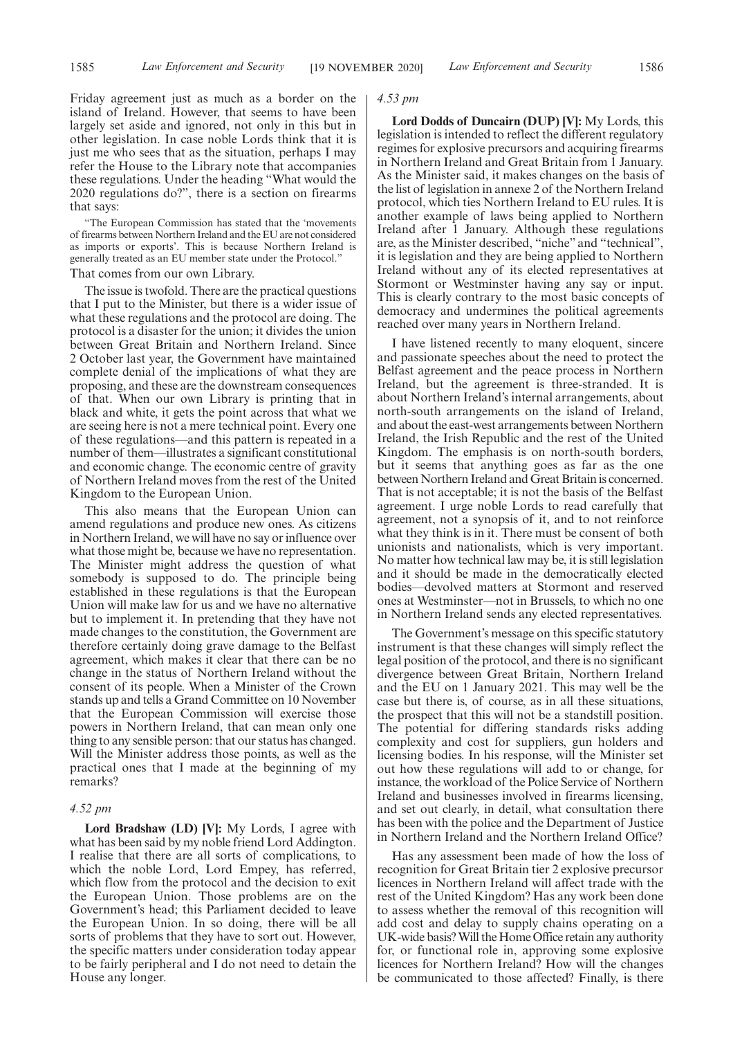Friday agreement just as much as a border on the island of Ireland. However, that seems to have been largely set aside and ignored, not only in this but in other legislation. In case noble Lords think that it is just me who sees that as the situation, perhaps I may refer the House to the Library note that accompanies these regulations. Under the heading "What would the 2020 regulations do?", there is a section on firearms that says:

"The European Commission has stated that the 'movements of firearms between Northern Ireland and the EU are not considered as imports or exports'. This is because Northern Ireland is generally treated as an EU member state under the Protocol."

That comes from our own Library.

The issue is twofold. There are the practical questions that I put to the Minister, but there is a wider issue of what these regulations and the protocol are doing. The protocol is a disaster for the union; it divides the union between Great Britain and Northern Ireland. Since 2 October last year, the Government have maintained complete denial of the implications of what they are proposing, and these are the downstream consequences of that. When our own Library is printing that in black and white, it gets the point across that what we are seeing here is not a mere technical point. Every one of these regulations—and this pattern is repeated in a number of them—illustrates a significant constitutional and economic change. The economic centre of gravity of Northern Ireland moves from the rest of the United Kingdom to the European Union.

This also means that the European Union can amend regulations and produce new ones. As citizens in Northern Ireland, we will have no say or influence over what those might be, because we have no representation. The Minister might address the question of what somebody is supposed to do. The principle being established in these regulations is that the European Union will make law for us and we have no alternative but to implement it. In pretending that they have not made changes to the constitution, the Government are therefore certainly doing grave damage to the Belfast agreement, which makes it clear that there can be no change in the status of Northern Ireland without the consent of its people. When a Minister of the Crown stands up and tells a Grand Committee on 10 November that the European Commission will exercise those powers in Northern Ireland, that can mean only one thing to any sensible person: that our status has changed. Will the Minister address those points, as well as the practical ones that I made at the beginning of my remarks?

*4.52 pm*

**Lord Bradshaw (LD) [V]:** My Lords, I agree with what has been said by my noble friend Lord Addington. I realise that there are all sorts of complications, to which the noble Lord, Lord Empey, has referred, which flow from the protocol and the decision to exit the European Union. Those problems are on the Government's head; this Parliament decided to leave the European Union. In so doing, there will be all sorts of problems that they have to sort out. However, the specific matters under consideration today appear to be fairly peripheral and I do not need to detain the House any longer.

*4.53 pm*

**Lord Dodds of Duncairn (DUP) [V]:** My Lords, this legislation is intended to reflect the different regulatory regimes for explosive precursors and acquiring firearms in Northern Ireland and Great Britain from 1 January. As the Minister said, it makes changes on the basis of the list of legislation in annexe 2 of the Northern Ireland protocol, which ties Northern Ireland to EU rules. It is another example of laws being applied to Northern Ireland after 1 January. Although these regulations are, as the Minister described, "niche" and "technical", it is legislation and they are being applied to Northern Ireland without any of its elected representatives at Stormont or Westminster having any say or input. This is clearly contrary to the most basic concepts of democracy and undermines the political agreements reached over many years in Northern Ireland.

I have listened recently to many eloquent, sincere and passionate speeches about the need to protect the Belfast agreement and the peace process in Northern Ireland, but the agreement is three-stranded. It is about Northern Ireland's internal arrangements, about north-south arrangements on the island of Ireland, and about the east-west arrangements between Northern Ireland, the Irish Republic and the rest of the United Kingdom. The emphasis is on north-south borders, but it seems that anything goes as far as the one between Northern Ireland and Great Britain is concerned. That is not acceptable; it is not the basis of the Belfast agreement. I urge noble Lords to read carefully that agreement, not a synopsis of it, and to not reinforce what they think is in it. There must be consent of both unionists and nationalists, which is very important. No matter how technical law may be, it is still legislation and it should be made in the democratically elected bodies—devolved matters at Stormont and reserved ones at Westminster—not in Brussels, to which no one in Northern Ireland sends any elected representatives.

The Government's message on this specific statutory instrument is that these changes will simply reflect the legal position of the protocol, and there is no significant divergence between Great Britain, Northern Ireland and the EU on 1 January 2021. This may well be the case but there is, of course, as in all these situations, the prospect that this will not be a standstill position. The potential for differing standards risks adding complexity and cost for suppliers, gun holders and licensing bodies. In his response, will the Minister set out how these regulations will add to or change, for instance, the workload of the Police Service of Northern Ireland and businesses involved in firearms licensing, and set out clearly, in detail, what consultation there has been with the police and the Department of Justice in Northern Ireland and the Northern Ireland Office?

Has any assessment been made of how the loss of recognition for Great Britain tier 2 explosive precursor licences in Northern Ireland will affect trade with the rest of the United Kingdom? Has any work been done to assess whether the removal of this recognition will add cost and delay to supply chains operating on a UK-wide basis? Will the Home Office retain any authority for, or functional role in, approving some explosive licences for Northern Ireland? How will the changes be communicated to those affected? Finally, is there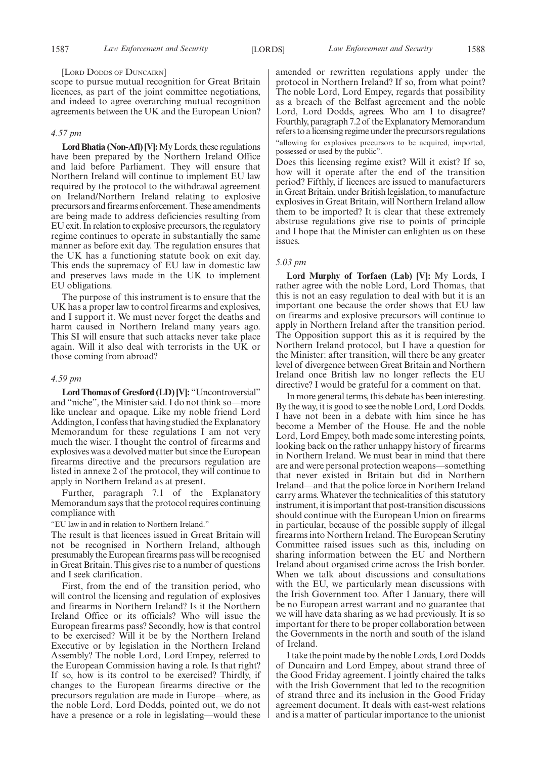[Lord Dodds of Duncairn]

scope to pursue mutual recognition for Great Britain licences, as part of the joint committee negotiations, and indeed to agree overarching mutual recognition agreements between the UK and the European Union?

*4.57 pm*

**Lord Bhatia (Non-Afl) [V]:** My Lords, these regulations have been prepared by the Northern Ireland Office and laid before Parliament. They will ensure that Northern Ireland will continue to implement EU law required by the protocol to the withdrawal agreement on Ireland/Northern Ireland relating to explosive precursors and firearms enforcement. These amendments are being made to address deficiencies resulting from EU exit. In relation to explosive precursors, the regulatory regime continues to operate in substantially the same manner as before exit day. The regulation ensures that the UK has a functioning statute book on exit day. This ends the supremacy of EU law in domestic law and preserves laws made in the UK to implement EU obligations.

The purpose of this instrument is to ensure that the UK has a proper law to control firearms and explosives, and I support it. We must never forget the deaths and harm caused in Northern Ireland many years ago. This SI will ensure that such attacks never take place again. Will it also deal with terrorists in the UK or those coming from abroad?

*4.59 pm*

**Lord Thomas of Gresford (LD) [V]:** "Uncontroversial" and "niche", the Minister said. I do not think so—more like unclear and opaque. Like my noble friend Lord Addington, I confess that having studied the Explanatory Memorandum for these regulations I am not very much the wiser. I thought the control of firearms and explosives was a devolved matter but since the European firearms directive and the precursors regulation are listed in annexe 2 of the protocol, they will continue to apply in Northern Ireland as at present.

Further, paragraph 7.1 of the Explanatory Memorandum says that the protocol requires continuing compliance with

"EU law in and in relation to Northern Ireland."

The result is that licences issued in Great Britain will not be recognised in Northern Ireland, although presumably the European firearms pass will be recognised in Great Britain. This gives rise to a number of questions and I seek clarification.

First, from the end of the transition period, who will control the licensing and regulation of explosives and firearms in Northern Ireland? Is it the Northern Ireland Office or its officials? Who will issue the European firearms pass? Secondly, how is that control to be exercised? Will it be by the Northern Ireland Executive or by legislation in the Northern Ireland Assembly? The noble Lord, Lord Empey, referred to the European Commission having a role. Is that right? If so, how is its control to be exercised? Thirdly, if changes to the European firearms directive or the precursors regulation are made in Europe—where, as the noble Lord, Lord Dodds, pointed out, we do not have a presence or a role in legislating—would these amended or rewritten regulations apply under the protocol in Northern Ireland? If so, from what point? The noble Lord, Lord Empey, regards that possibility as a breach of the Belfast agreement and the noble Lord, Lord Dodds, agrees. Who am I to disagree? Fourthly, paragraph 7.2 of the Explanatory Memorandum refers to a licensing regime under the precursors regulations

"allowing for explosives precursors to be acquired, imported, possessed or used by the public".

Does this licensing regime exist? Will it exist? If so, how will it operate after the end of the transition period? Fifthly, if licences are issued to manufacturers in Great Britain, under British legislation, to manufacture explosives in Great Britain, will Northern Ireland allow them to be imported? It is clear that these extremely abstruse regulations give rise to points of principle and I hope that the Minister can enlighten us on these issues.

*5.03 pm*

**Lord Murphy of Torfaen (Lab) [V]:** My Lords, I rather agree with the noble Lord, Lord Thomas, that this is not an easy regulation to deal with but it is an important one because the order shows that EU law on firearms and explosive precursors will continue to apply in Northern Ireland after the transition period. The Opposition support this as it is required by the Northern Ireland protocol, but I have a question for the Minister: after transition, will there be any greater level of divergence between Great Britain and Northern Ireland once British law no longer reflects the EU directive? I would be grateful for a comment on that.

In more general terms, this debate has been interesting. By the way, it is good to see the noble Lord, Lord Dodds. I have not been in a debate with him since he has become a Member of the House. He and the noble Lord, Lord Empey, both made some interesting points, looking back on the rather unhappy history of firearms in Northern Ireland. We must bear in mind that there are and were personal protection weapons—something that never existed in Britain but did in Northern Ireland—and that the police force in Northern Ireland carry arms. Whatever the technicalities of this statutory instrument, it is important that post-transition discussions should continue with the European Union on firearms in particular, because of the possible supply of illegal firearms into Northern Ireland. The European Scrutiny Committee raised issues such as this, including on sharing information between the EU and Northern Ireland about organised crime across the Irish border. When we talk about discussions and consultations with the EU, we particularly mean discussions with the Irish Government too. After 1 January, there will be no European arrest warrant and no guarantee that we will have data sharing as we had previously. It is so important for there to be proper collaboration between the Governments in the north and south of the island of Ireland.

I take the point made by the noble Lords, Lord Dodds of Duncairn and Lord Empey, about strand three of the Good Friday agreement. I jointly chaired the talks with the Irish Government that led to the recognition of strand three and its inclusion in the Good Friday agreement document. It deals with east-west relations and is a matter of particular importance to the unionist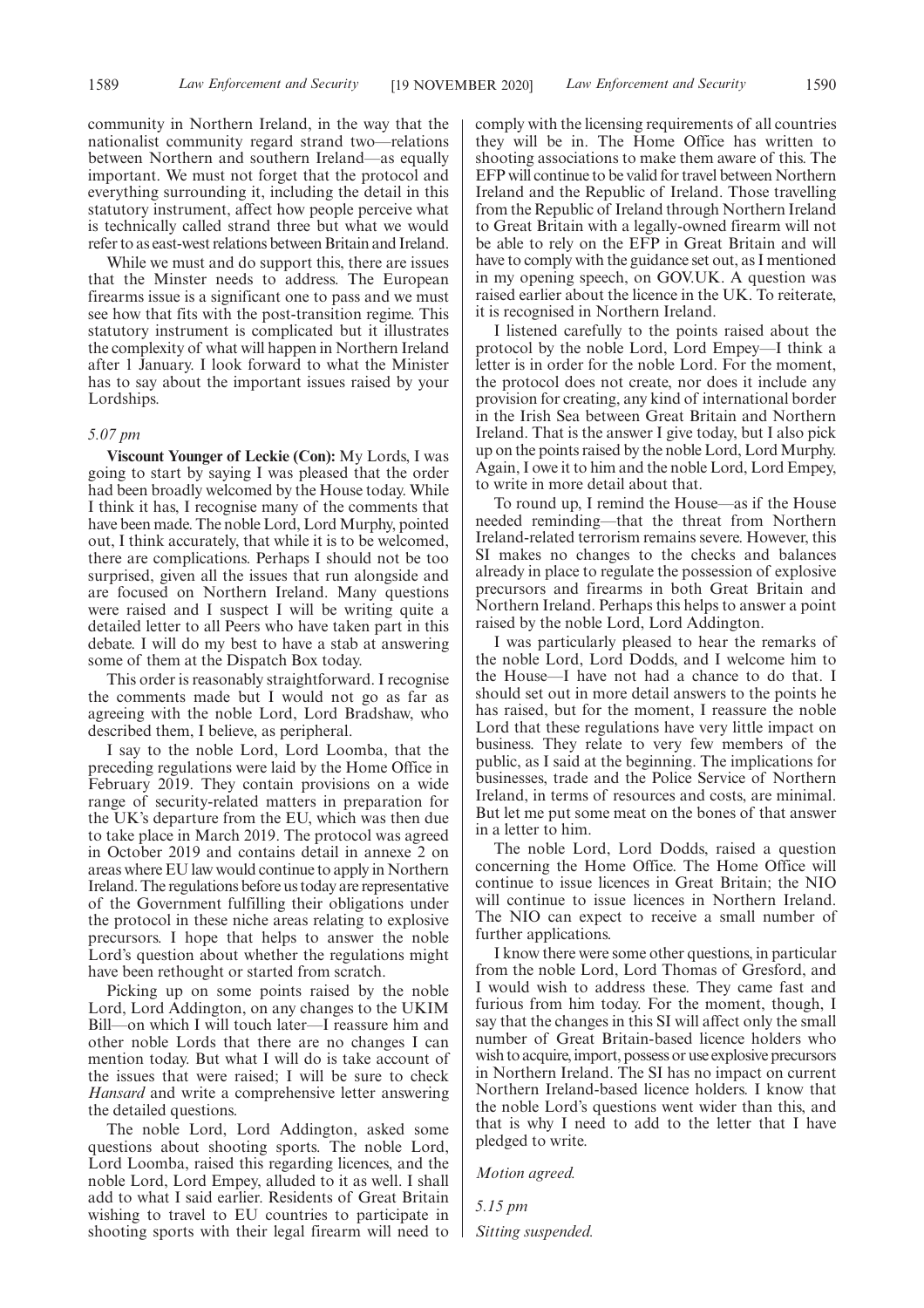community in Northern Ireland, in the way that the nationalist community regard strand two—relations between Northern and southern Ireland—as equally important. We must not forget that the protocol and everything surrounding it, including the detail in this statutory instrument, affect how people perceive what is technically called strand three but what we would refer to as east-west relations between Britain and Ireland.

While we must and do support this, there are issues that the Minster needs to address. The European firearms issue is a significant one to pass and we must see how that fits with the post-transition regime. This statutory instrument is complicated but it illustrates the complexity of what will happen in Northern Ireland after 1 January. I look forward to what the Minister has to say about the important issues raised by your Lordships.

*5.07 pm*

**Viscount Younger of Leckie (Con):** My Lords, I was going to start by saying I was pleased that the order had been broadly welcomed by the House today. While I think it has, I recognise many of the comments that have been made. The noble Lord, Lord Murphy, pointed out, I think accurately, that while it is to be welcomed, there are complications. Perhaps I should not be too surprised, given all the issues that run alongside and are focused on Northern Ireland. Many questions were raised and I suspect I will be writing quite a detailed letter to all Peers who have taken part in this debate. I will do my best to have a stab at answering some of them at the Dispatch Box today.

This order is reasonably straightforward. I recognise the comments made but I would not go as far as agreeing with the noble Lord, Lord Bradshaw, who described them, I believe, as peripheral.

I say to the noble Lord, Lord Loomba, that the preceding regulations were laid by the Home Office in February 2019. They contain provisions on a wide range of security-related matters in preparation for the UK's departure from the EU, which was then due to take place in March 2019. The protocol was agreed in October 2019 and contains detail in annexe 2 on areas where EU law would continue to apply in Northern Ireland. The regulations before us today are representative of the Government fulfilling their obligations under the protocol in these niche areas relating to explosive precursors. I hope that helps to answer the noble Lord's question about whether the regulations might have been rethought or started from scratch.

Picking up on some points raised by the noble Lord, Lord Addington, on any changes to the UKIM Bill—on which I will touch later—I reassure him and other noble Lords that there are no changes I can mention today. But what I will do is take account of the issues that were raised; I will be sure to check *Hansard* and write a comprehensive letter answering the detailed questions.

The noble Lord, Lord Addington, asked some questions about shooting sports. The noble Lord, Lord Loomba, raised this regarding licences, and the noble Lord, Lord Empey, alluded to it as well. I shall add to what I said earlier. Residents of Great Britain wishing to travel to EU countries to participate in shooting sports with their legal firearm will need to comply with the licensing requirements of all countries they will be in. The Home Office has written to shooting associations to make them aware of this. The EFP will continue to be valid for travel between Northern Ireland and the Republic of Ireland. Those travelling from the Republic of Ireland through Northern Ireland to Great Britain with a legally-owned firearm will not be able to rely on the EFP in Great Britain and will have to comply with the guidance set out, as I mentioned in my opening speech, on GOV.UK. A question was raised earlier about the licence in the UK. To reiterate, it is recognised in Northern Ireland.

I listened carefully to the points raised about the protocol by the noble Lord, Lord Empey—I think a letter is in order for the noble Lord. For the moment, the protocol does not create, nor does it include any provision for creating, any kind of international border in the Irish Sea between Great Britain and Northern Ireland. That is the answer I give today, but I also pick up on the points raised by the noble Lord, Lord Murphy. Again, I owe it to him and the noble Lord, Lord Empey, to write in more detail about that.

To round up, I remind the House—as if the House needed reminding—that the threat from Northern Ireland-related terrorism remains severe. However, this SI makes no changes to the checks and balances already in place to regulate the possession of explosive precursors and firearms in both Great Britain and Northern Ireland. Perhaps this helps to answer a point raised by the noble Lord, Lord Addington.

I was particularly pleased to hear the remarks of the noble Lord, Lord Dodds, and I welcome him to the House—I have not had a chance to do that. I should set out in more detail answers to the points he has raised, but for the moment, I reassure the noble Lord that these regulations have very little impact on business. They relate to very few members of the public, as I said at the beginning. The implications for businesses, trade and the Police Service of Northern Ireland, in terms of resources and costs, are minimal. But let me put some meat on the bones of that answer in a letter to him.

The noble Lord, Lord Dodds, raised a question concerning the Home Office. The Home Office will continue to issue licences in Great Britain; the NIO will continue to issue licences in Northern Ireland. The NIO can expect to receive a small number of further applications.

I know there were some other questions, in particular from the noble Lord, Lord Thomas of Gresford, and I would wish to address these. They came fast and furious from him today. For the moment, though, I say that the changes in this SI will affect only the small number of Great Britain-based licence holders who wish to acquire, import, possess or use explosive precursors in Northern Ireland. The SI has no impact on current Northern Ireland-based licence holders. I know that the noble Lord's questions went wider than this, and that is why I need to add to the letter that I have pledged to write.

*Motion agreed.*

*5.15 pm*

*Sitting suspended.*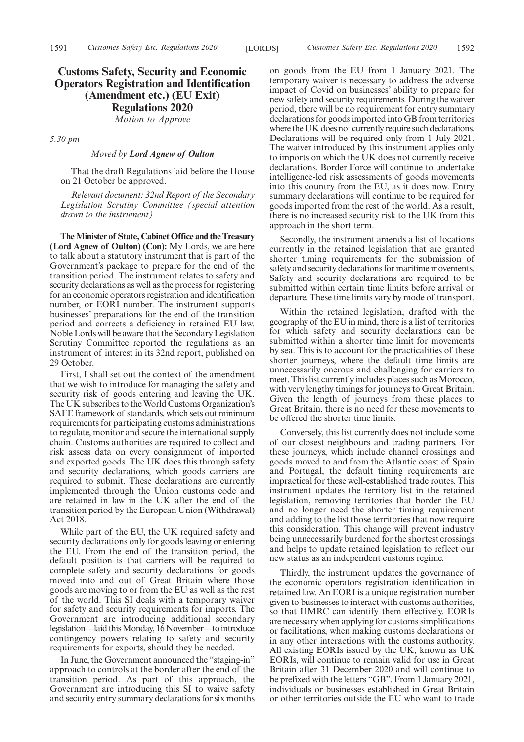# Customs Safety, Security and Economic Operators Registration and Identification (Amendment etc.) (EU Exit) Regulations 2020

*Motion to Approve*

*5.30 pm*

*Moved by* ***Lord Agnew of Oulton***

That the draft Regulations laid before the House on 21 October be approved.

*Relevant document: 32nd Report of the Secondary Legislation Scrutiny Committee (special attention drawn to the instrument)*

**The Minister of State, Cabinet Office and the Treasury (Lord Agnew of Oulton) (Con):** My Lords, we are here to talk about a statutory instrument that is part of the Government's package to prepare for the end of the transition period. The instrument relates to safety and security declarations as well as the process for registering for an economic operators registration and identification number, or EORI number. The instrument supports businesses' preparations for the end of the transition period and corrects a deficiency in retained EU law. Noble Lords will be aware that the Secondary Legislation Scrutiny Committee reported the regulations as an instrument of interest in its 32nd report, published on 29 October.

First, I shall set out the context of the amendment that we wish to introduce for managing the safety and security risk of goods entering and leaving the UK. The UK subscribes to the World Customs Organization's SAFE framework of standards, which sets out minimum requirements for participating customs administrations to regulate, monitor and secure the international supply chain. Customs authorities are required to collect and risk assess data on every consignment of imported and exported goods. The UK does this through safety and security declarations, which goods carriers are required to submit. These declarations are currently implemented through the Union customs code and are retained in law in the UK after the end of the transition period by the European Union (Withdrawal) Act 2018.

While part of the EU, the UK required safety and security declarations only for goods leaving or entering the EU. From the end of the transition period, the default position is that carriers will be required to complete safety and security declarations for goods moved into and out of Great Britain where those goods are moving to or from the EU as well as the rest of the world. This SI deals with a temporary waiver for safety and security requirements for imports. The Government are introducing additional secondary legislation—laid this Monday, 16 November—to introduce contingency powers relating to safety and security requirements for exports, should they be needed.

In June, the Government announced the "staging-in" approach to controls at the border after the end of the transition period. As part of this approach, the Government are introducing this SI to waive safety and security entry summary declarations for six months on goods from the EU from 1 January 2021. The temporary waiver is necessary to address the adverse impact of Covid on businesses' ability to prepare for new safety and security requirements. During the waiver period, there will be no requirement for entry summary declarations for goods imported into GB from territories where the UK does not currently require such declarations. Declarations will be required only from 1 July 2021. The waiver introduced by this instrument applies only to imports on which the UK does not currently receive declarations. Border Force will continue to undertake intelligence-led risk assessments of goods movements into this country from the EU, as it does now. Entry summary declarations will continue to be required for goods imported from the rest of the world. As a result, there is no increased security risk to the UK from this approach in the short term.

Secondly, the instrument amends a list of locations currently in the retained legislation that are granted shorter timing requirements for the submission of safety and security declarations for maritime movements. Safety and security declarations are required to be submitted within certain time limits before arrival or departure. These time limits vary by mode of transport.

Within the retained legislation, drafted with the geography of the EU in mind, there is a list of territories for which safety and security declarations can be submitted within a shorter time limit for movements by sea. This is to account for the practicalities of these shorter journeys, where the default time limits are unnecessarily onerous and challenging for carriers to meet. This list currently includes places such as Morocco, with very lengthy timings for journeys to Great Britain. Given the length of journeys from these places to Great Britain, there is no need for these movements to be offered the shorter time limits.

Conversely, this list currently does not include some of our closest neighbours and trading partners. For these journeys, which include channel crossings and goods moved to and from the Atlantic coast of Spain and Portugal, the default timing requirements are impractical for these well-established trade routes. This instrument updates the territory list in the retained legislation, removing territories that border the EU and no longer need the shorter timing requirement and adding to the list those territories that now require this consideration. This change will prevent industry being unnecessarily burdened for the shortest crossings and helps to update retained legislation to reflect our new status as an independent customs regime.

Thirdly, the instrument updates the governance of the economic operators registration identification in retained law. An EORI is a unique registration number given to businesses to interact with customs authorities, so that HMRC can identify them effectively. EORIs are necessary when applying for customs simplifications or facilitations, when making customs declarations or in any other interactions with the customs authority. All existing EORIs issued by the UK, known as UK EORIs, will continue to remain valid for use in Great Britain after 31 December 2020 and will continue to be prefixed with the letters "GB". From 1 January 2021, individuals or businesses established in Great Britain or other territories outside the EU who want to trade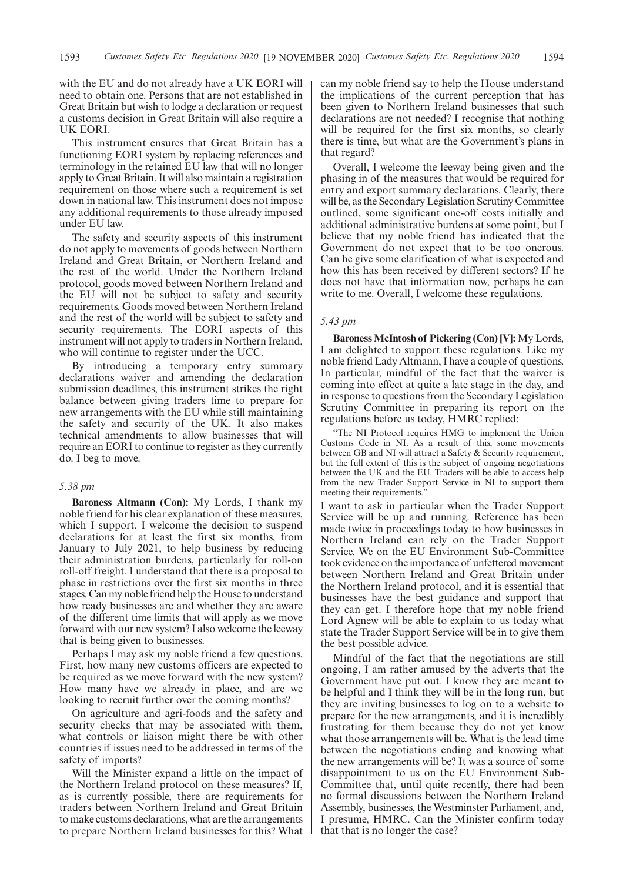with the EU and do not already have a UK EORI will need to obtain one. Persons that are not established in Great Britain but wish to lodge a declaration or request a customs decision in Great Britain will also require a UK EORI.

This instrument ensures that Great Britain has a functioning EORI system by replacing references and terminology in the retained EU law that will no longer apply to Great Britain. It will also maintain a registration requirement on those where such a requirement is set down in national law. This instrument does not impose any additional requirements to those already imposed under EU law.

The safety and security aspects of this instrument do not apply to movements of goods between Northern Ireland and Great Britain, or Northern Ireland and the rest of the world. Under the Northern Ireland protocol, goods moved between Northern Ireland and the EU will not be subject to safety and security requirements. Goods moved between Northern Ireland and the rest of the world will be subject to safety and security requirements. The EORI aspects of this instrument will not apply to traders in Northern Ireland, who will continue to register under the UCC.

By introducing a temporary entry summary declarations waiver and amending the declaration submission deadlines, this instrument strikes the right balance between giving traders time to prepare for new arrangements with the EU while still maintaining the safety and security of the UK. It also makes technical amendments to allow businesses that will require an EORI to continue to register as they currently do. I beg to move.

*5.38 pm*

**Baroness Altmann (Con):** My Lords, I thank my noble friend for his clear explanation of these measures, which I support. I welcome the decision to suspend declarations for at least the first six months, from January to July 2021, to help business by reducing their administration burdens, particularly for roll-on roll-off freight. I understand that there is a proposal to phase in restrictions over the first six months in three stages. Can my noble friend help the House to understand how ready businesses are and whether they are aware of the different time limits that will apply as we move forward with our new system? I also welcome the leeway that is being given to businesses.

Perhaps I may ask my noble friend a few questions. First, how many new customs officers are expected to be required as we move forward with the new system? How many have we already in place, and are we looking to recruit further over the coming months?

On agriculture and agri-foods and the safety and security checks that may be associated with them, what controls or liaison might there be with other countries if issues need to be addressed in terms of the safety of imports?

Will the Minister expand a little on the impact of the Northern Ireland protocol on these measures? If, as is currently possible, there are requirements for traders between Northern Ireland and Great Britain to make customs declarations, what are the arrangements to prepare Northern Ireland businesses for this? What can my noble friend say to help the House understand the implications of the current perception that has been given to Northern Ireland businesses that such declarations are not needed? I recognise that nothing will be required for the first six months, so clearly there is time, but what are the Government's plans in that regard?

Overall, I welcome the leeway being given and the phasing in of the measures that would be required for entry and export summary declarations. Clearly, there will be, as the Secondary Legislation Scrutiny Committee outlined, some significant one-off costs initially and additional administrative burdens at some point, but I believe that my noble friend has indicated that the Government do not expect that to be too onerous. Can he give some clarification of what is expected and how this has been received by different sectors? If he does not have that information now, perhaps he can write to me. Overall, I welcome these regulations.

*5.43 pm*

**Baroness McIntosh of Pickering (Con) [V]:** My Lords, I am delighted to support these regulations. Like my noble friend Lady Altmann, I have a couple of questions. In particular, mindful of the fact that the waiver is coming into effect at quite a late stage in the day, and in response to questions from the Secondary Legislation Scrutiny Committee in preparing its report on the regulations before us today, HMRC replied:

"The NI Protocol requires HMG to implement the Union Customs Code in NI. As a result of this, some movements between GB and NI will attract a Safety & Security requirement, but the full extent of this is the subject of ongoing negotiations between the UK and the EU. Traders will be able to access help from the new Trader Support Service in NI to support them meeting their requirements."

I want to ask in particular when the Trader Support Service will be up and running. Reference has been made twice in proceedings today to how businesses in Northern Ireland can rely on the Trader Support Service. We on the EU Environment Sub-Committee took evidence on the importance of unfettered movement between Northern Ireland and Great Britain under the Northern Ireland protocol, and it is essential that businesses have the best guidance and support that they can get. I therefore hope that my noble friend Lord Agnew will be able to explain to us today what state the Trader Support Service will be in to give them the best possible advice.

Mindful of the fact that the negotiations are still ongoing, I am rather amused by the adverts that the Government have put out. I know they are meant to be helpful and I think they will be in the long run, but they are inviting businesses to log on to a website to prepare for the new arrangements, and it is incredibly frustrating for them because they do not yet know what those arrangements will be. What is the lead time between the negotiations ending and knowing what the new arrangements will be? It was a source of some disappointment to us on the EU Environment Sub-Committee that, until quite recently, there had been no formal discussions between the Northern Ireland Assembly, businesses, the Westminster Parliament, and, I presume, HMRC. Can the Minister confirm today that that is no longer the case?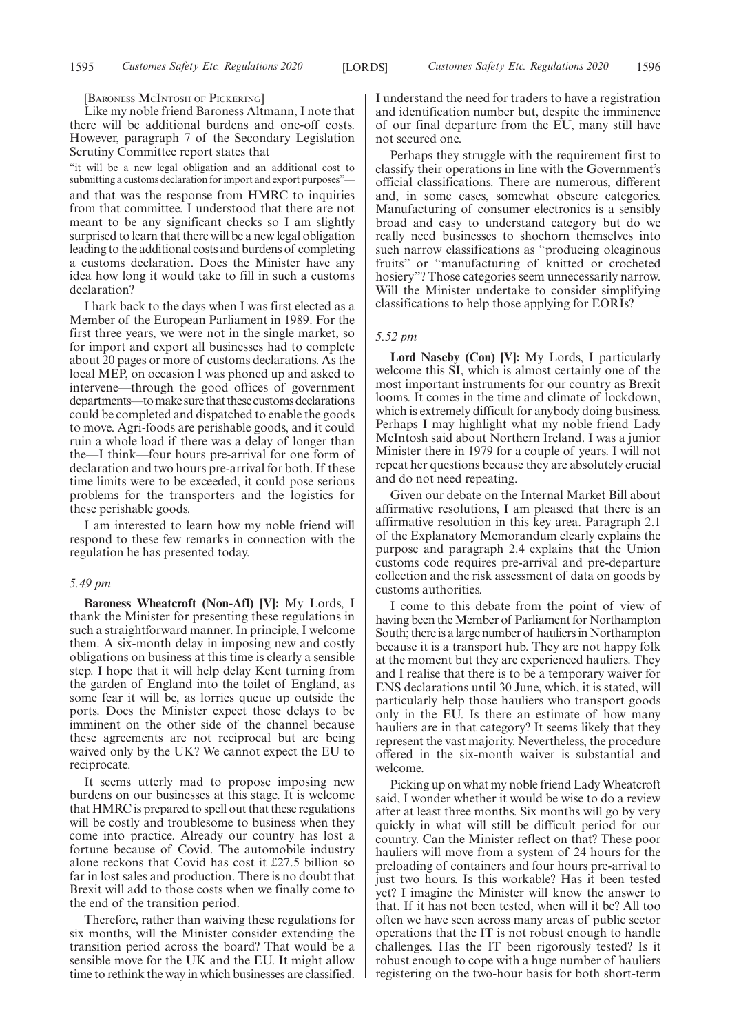[Baroness McIntosh of Pickering]

Like my noble friend Baroness Altmann, I note that there will be additional burdens and one-off costs. However, paragraph 7 of the Secondary Legislation Scrutiny Committee report states that

"it will be a new legal obligation and an additional cost to submitting a customs declaration for import and export purposes"—

and that was the response from HMRC to inquiries from that committee. I understood that there are not meant to be any significant checks so I am slightly surprised to learn that there will be a new legal obligation leading to the additional costs and burdens of completing a customs declaration. Does the Minister have any idea how long it would take to fill in such a customs declaration?

I hark back to the days when I was first elected as a Member of the European Parliament in 1989. For the first three years, we were not in the single market, so for import and export all businesses had to complete about 20 pages or more of customs declarations. As the local MEP, on occasion I was phoned up and asked to intervene—through the good offices of government departments—to make sure that these customs declarations could be completed and dispatched to enable the goods to move. Agri-foods are perishable goods, and it could ruin a whole load if there was a delay of longer than the—I think—four hours pre-arrival for one form of declaration and two hours pre-arrival for both. If these time limits were to be exceeded, it could pose serious problems for the transporters and the logistics for these perishable goods.

I am interested to learn how my noble friend will respond to these few remarks in connection with the regulation he has presented today.

*5.49 pm*

**Baroness Wheatcroft (Non-Afl) [V]:** My Lords, I thank the Minister for presenting these regulations in such a straightforward manner. In principle, I welcome them. A six-month delay in imposing new and costly obligations on business at this time is clearly a sensible step. I hope that it will help delay Kent turning from the garden of England into the toilet of England, as some fear it will be, as lorries queue up outside the ports. Does the Minister expect those delays to be imminent on the other side of the channel because these agreements are not reciprocal but are being waived only by the UK? We cannot expect the EU to reciprocate.

It seems utterly mad to propose imposing new burdens on our businesses at this stage. It is welcome that HMRC is prepared to spell out that these regulations will be costly and troublesome to business when they come into practice. Already our country has lost a fortune because of Covid. The automobile industry alone reckons that Covid has cost it £27.5 billion so far in lost sales and production. There is no doubt that Brexit will add to those costs when we finally come to the end of the transition period.

Therefore, rather than waiving these regulations for six months, will the Minister consider extending the transition period across the board? That would be a sensible move for the UK and the EU. It might allow time to rethink the way in which businesses are classified. I understand the need for traders to have a registration and identification number but, despite the imminence of our final departure from the EU, many still have not secured one.

Perhaps they struggle with the requirement first to classify their operations in line with the Government's official classifications. There are numerous, different and, in some cases, somewhat obscure categories. Manufacturing of consumer electronics is a sensibly broad and easy to understand category but do we really need businesses to shoehorn themselves into such narrow classifications as "producing oleaginous fruits" or "manufacturing of knitted or crocheted hosiery"? Those categories seem unnecessarily narrow. Will the Minister undertake to consider simplifying classifications to help those applying for EORIs?

*5.52 pm*

**Lord Naseby (Con) [V]:** My Lords, I particularly welcome this SI, which is almost certainly one of the most important instruments for our country as Brexit looms. It comes in the time and climate of lockdown, which is extremely difficult for anybody doing business. Perhaps I may highlight what my noble friend Lady McIntosh said about Northern Ireland. I was a junior Minister there in 1979 for a couple of years. I will not repeat her questions because they are absolutely crucial and do not need repeating.

Given our debate on the Internal Market Bill about affirmative resolutions, I am pleased that there is an affirmative resolution in this key area. Paragraph 2.1 of the Explanatory Memorandum clearly explains the purpose and paragraph 2.4 explains that the Union customs code requires pre-arrival and pre-departure collection and the risk assessment of data on goods by customs authorities.

I come to this debate from the point of view of having been the Member of Parliament for Northampton South; there is a large number of hauliers in Northampton because it is a transport hub. They are not happy folk at the moment but they are experienced hauliers. They and I realise that there is to be a temporary waiver for ENS declarations until 30 June, which, it is stated, will particularly help those hauliers who transport goods only in the EU. Is there an estimate of how many hauliers are in that category? It seems likely that they represent the vast majority. Nevertheless, the procedure offered in the six-month waiver is substantial and welcome.

Picking up on what my noble friend Lady Wheatcroft said, I wonder whether it would be wise to do a review after at least three months. Six months will go by very quickly in what will still be difficult period for our country. Can the Minister reflect on that? These poor hauliers will move from a system of 24 hours for the preloading of containers and four hours pre-arrival to just two hours. Is this workable? Has it been tested yet? I imagine the Minister will know the answer to that. If it has not been tested, when will it be? All too often we have seen across many areas of public sector operations that the IT is not robust enough to handle challenges. Has the IT been rigorously tested? Is it robust enough to cope with a huge number of hauliers registering on the two-hour basis for both short-term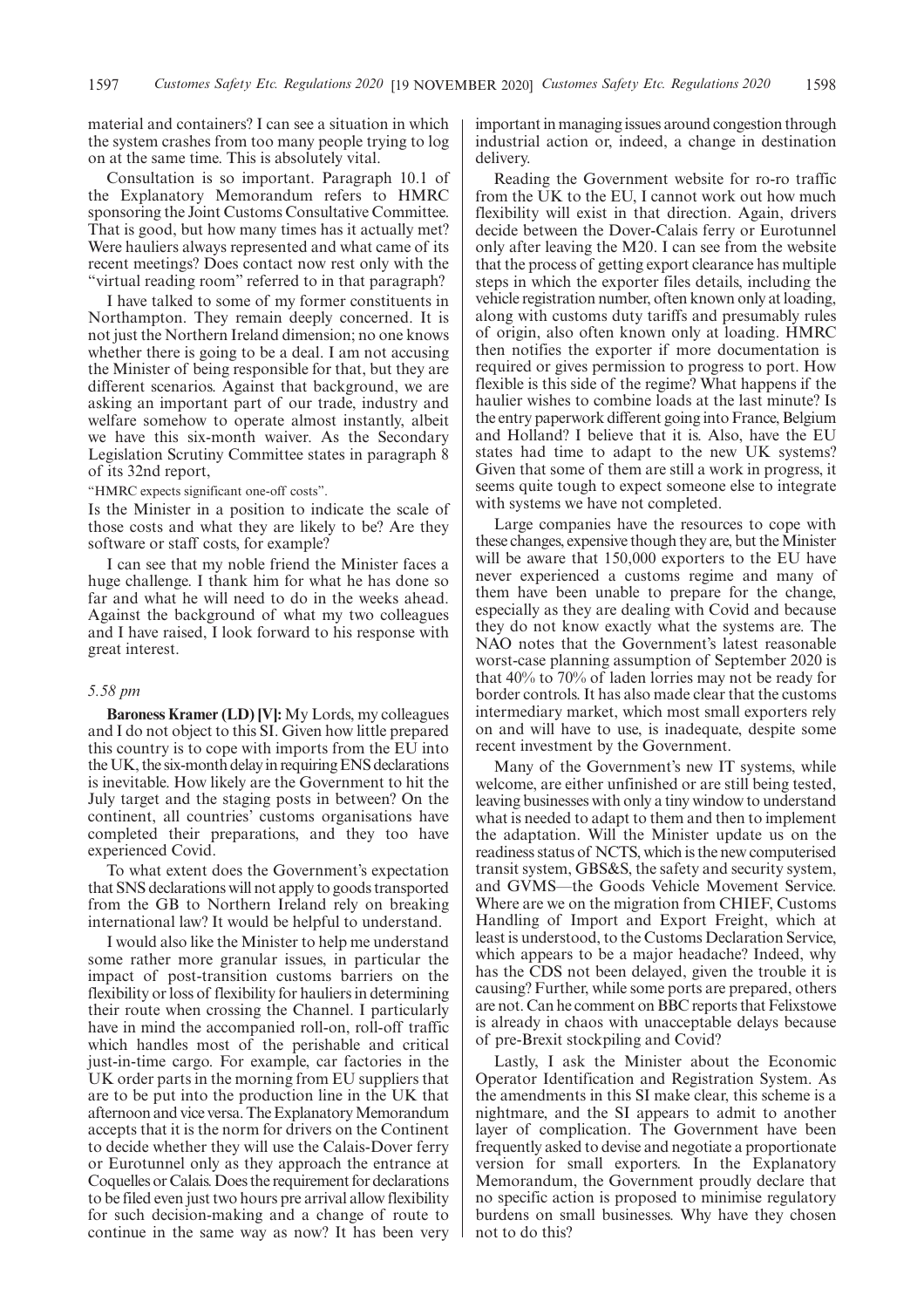material and containers? I can see a situation in which the system crashes from too many people trying to log on at the same time. This is absolutely vital.

Consultation is so important. Paragraph 10.1 of the Explanatory Memorandum refers to HMRC sponsoring the Joint Customs Consultative Committee. That is good, but how many times has it actually met? Were hauliers always represented and what came of its recent meetings? Does contact now rest only with the "virtual reading room" referred to in that paragraph?

I have talked to some of my former constituents in Northampton. They remain deeply concerned. It is not just the Northern Ireland dimension; no one knows whether there is going to be a deal. I am not accusing the Minister of being responsible for that, but they are different scenarios. Against that background, we are asking an important part of our trade, industry and welfare somehow to operate almost instantly, albeit we have this six-month waiver. As the Secondary Legislation Scrutiny Committee states in paragraph 8 of its 32nd report,

"HMRC expects significant one-off costs".

Is the Minister in a position to indicate the scale of those costs and what they are likely to be? Are they software or staff costs, for example?

I can see that my noble friend the Minister faces a huge challenge. I thank him for what he has done so far and what he will need to do in the weeks ahead. Against the background of what my two colleagues and I have raised, I look forward to his response with great interest.

*5.58 pm*

**Baroness Kramer (LD) [V]:** My Lords, my colleagues and I do not object to this SI. Given how little prepared this country is to cope with imports from the EU into the UK, the six-month delay in requiring ENS declarations is inevitable. How likely are the Government to hit the July target and the staging posts in between? On the continent, all countries' customs organisations have completed their preparations, and they too have experienced Covid.

To what extent does the Government's expectation that SNS declarations will not apply to goods transported from the GB to Northern Ireland rely on breaking international law? It would be helpful to understand.

I would also like the Minister to help me understand some rather more granular issues, in particular the impact of post-transition customs barriers on the flexibility or loss of flexibility for hauliers in determining their route when crossing the Channel. I particularly have in mind the accompanied roll-on, roll-off traffic which handles most of the perishable and critical just-in-time cargo. For example, car factories in the UK order parts in the morning from EU suppliers that are to be put into the production line in the UK that afternoon and vice versa. The Explanatory Memorandum accepts that it is the norm for drivers on the Continent to decide whether they will use the Calais-Dover ferry or Eurotunnel only as they approach the entrance at Coquelles or Calais. Does the requirement for declarations to be filed even just two hours pre arrival allow flexibility for such decision-making and a change of route to continue in the same way as now? It has been very important in managing issues around congestion through industrial action or, indeed, a change in destination delivery.

Reading the Government website for ro-ro traffic from the UK to the EU, I cannot work out how much flexibility will exist in that direction. Again, drivers decide between the Dover-Calais ferry or Eurotunnel only after leaving the M20. I can see from the website that the process of getting export clearance has multiple steps in which the exporter files details, including the vehicle registration number, often known only at loading, along with customs duty tariffs and presumably rules of origin, also often known only at loading. HMRC then notifies the exporter if more documentation is required or gives permission to progress to port. How flexible is this side of the regime? What happens if the haulier wishes to combine loads at the last minute? Is the entry paperwork different going into France, Belgium and Holland? I believe that it is. Also, have the EU states had time to adapt to the new UK systems? Given that some of them are still a work in progress, it seems quite tough to expect someone else to integrate with systems we have not completed.

Large companies have the resources to cope with these changes, expensive though they are, but the Minister will be aware that 150,000 exporters to the EU have never experienced a customs regime and many of them have been unable to prepare for the change, especially as they are dealing with Covid and because they do not know exactly what the systems are. The NAO notes that the Government's latest reasonable worst-case planning assumption of September 2020 is that 40% to 70% of laden lorries may not be ready for border controls. It has also made clear that the customs intermediary market, which most small exporters rely on and will have to use, is inadequate, despite some recent investment by the Government.

Many of the Government's new IT systems, while welcome, are either unfinished or are still being tested, leaving businesses with only a tiny window to understand what is needed to adapt to them and then to implement the adaptation. Will the Minister update us on the readiness status of NCTS, which is the new computerised transit system, GBS&S, the safety and security system, and GVMS—the Goods Vehicle Movement Service. Where are we on the migration from CHIEF, Customs Handling of Import and Export Freight, which at least is understood, to the Customs Declaration Service, which appears to be a major headache? Indeed, why has the CDS not been delayed, given the trouble it is causing? Further, while some ports are prepared, others are not. Can he comment on BBC reports that Felixstowe is already in chaos with unacceptable delays because of pre-Brexit stockpiling and Covid?

Lastly, I ask the Minister about the Economic Operator Identification and Registration System. As the amendments in this SI make clear, this scheme is a nightmare, and the SI appears to admit to another layer of complication. The Government have been frequently asked to devise and negotiate a proportionate version for small exporters. In the Explanatory Memorandum, the Government proudly declare that no specific action is proposed to minimise regulatory burdens on small businesses. Why have they chosen not to do this?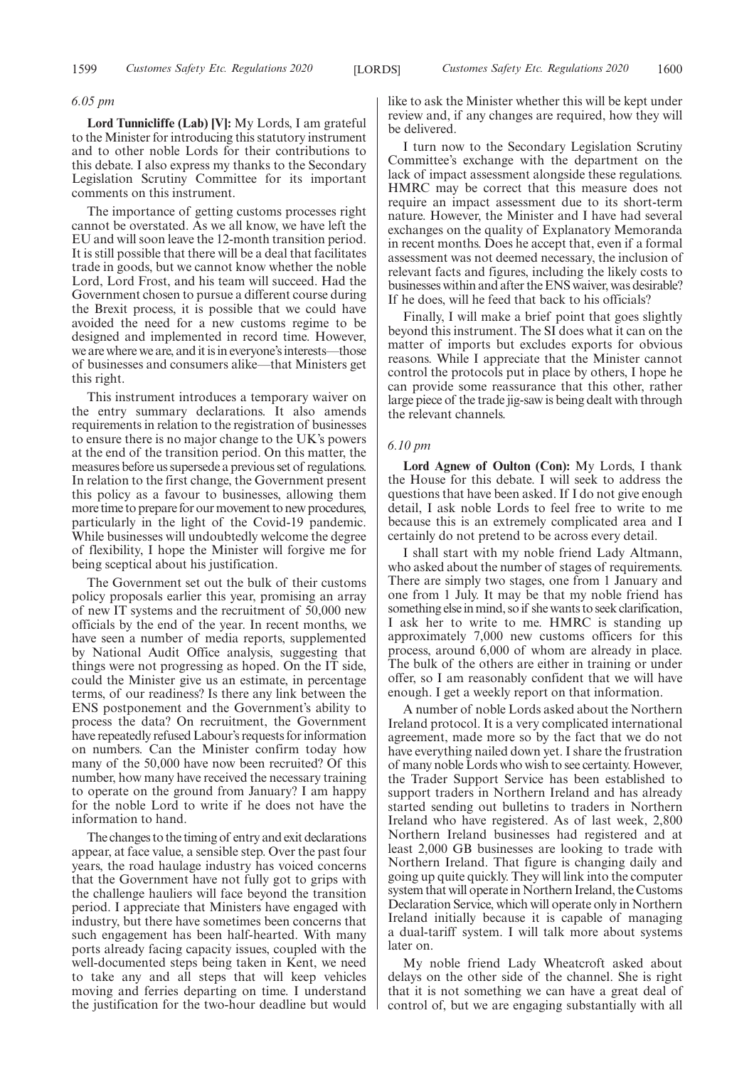*6.05 pm*

**Lord Tunnicliffe (Lab) [V]:** My Lords, I am grateful to the Minister for introducing this statutory instrument and to other noble Lords for their contributions to this debate. I also express my thanks to the Secondary Legislation Scrutiny Committee for its important comments on this instrument.

The importance of getting customs processes right cannot be overstated. As we all know, we have left the EU and will soon leave the 12-month transition period. It is still possible that there will be a deal that facilitates trade in goods, but we cannot know whether the noble Lord, Lord Frost, and his team will succeed. Had the Government chosen to pursue a different course during the Brexit process, it is possible that we could have avoided the need for a new customs regime to be designed and implemented in record time. However, we are where we are, and it is in everyone's interests—those of businesses and consumers alike—that Ministers get this right.

This instrument introduces a temporary waiver on the entry summary declarations. It also amends requirements in relation to the registration of businesses to ensure there is no major change to the UK's powers at the end of the transition period. On this matter, the measures before us supersede a previous set of regulations. In relation to the first change, the Government present this policy as a favour to businesses, allowing them more time to prepare for our movement to new procedures, particularly in the light of the Covid-19 pandemic. While businesses will undoubtedly welcome the degree of flexibility, I hope the Minister will forgive me for being sceptical about his justification.

The Government set out the bulk of their customs policy proposals earlier this year, promising an array of new IT systems and the recruitment of 50,000 new officials by the end of the year. In recent months, we have seen a number of media reports, supplemented by National Audit Office analysis, suggesting that things were not progressing as hoped. On the IT side, could the Minister give us an estimate, in percentage terms, of our readiness? Is there any link between the ENS postponement and the Government's ability to process the data? On recruitment, the Government have repeatedly refused Labour's requests for information on numbers. Can the Minister confirm today how many of the 50,000 have now been recruited? Of this number, how many have received the necessary training to operate on the ground from January? I am happy for the noble Lord to write if he does not have the information to hand.

The changes to the timing of entry and exit declarations appear, at face value, a sensible step. Over the past four years, the road haulage industry has voiced concerns that the Government have not fully got to grips with the challenge hauliers will face beyond the transition period. I appreciate that Ministers have engaged with industry, but there have sometimes been concerns that such engagement has been half-hearted. With many ports already facing capacity issues, coupled with the well-documented steps being taken in Kent, we need to take any and all steps that will keep vehicles moving and ferries departing on time. I understand the justification for the two-hour deadline but would like to ask the Minister whether this will be kept under review and, if any changes are required, how they will be delivered.

I turn now to the Secondary Legislation Scrutiny Committee's exchange with the department on the lack of impact assessment alongside these regulations. HMRC may be correct that this measure does not require an impact assessment due to its short-term nature. However, the Minister and I have had several exchanges on the quality of Explanatory Memoranda in recent months. Does he accept that, even if a formal assessment was not deemed necessary, the inclusion of relevant facts and figures, including the likely costs to businesses within and after the ENS waiver, was desirable? If he does, will he feed that back to his officials?

Finally, I will make a brief point that goes slightly beyond this instrument. The SI does what it can on the matter of imports but excludes exports for obvious reasons. While I appreciate that the Minister cannot control the protocols put in place by others, I hope he can provide some reassurance that this other, rather large piece of the trade jig-saw is being dealt with through the relevant channels.

*6.10 pm*

**Lord Agnew of Oulton (Con):** My Lords, I thank the House for this debate. I will seek to address the questions that have been asked. If I do not give enough detail, I ask noble Lords to feel free to write to me because this is an extremely complicated area and I certainly do not pretend to be across every detail.

I shall start with my noble friend Lady Altmann, who asked about the number of stages of requirements. There are simply two stages, one from 1 January and one from 1 July. It may be that my noble friend has something else in mind, so if she wants to seek clarification, I ask her to write to me. HMRC is standing up approximately 7,000 new customs officers for this process, around 6,000 of whom are already in place. The bulk of the others are either in training or under offer, so I am reasonably confident that we will have enough. I get a weekly report on that information.

A number of noble Lords asked about the Northern Ireland protocol. It is a very complicated international agreement, made more so by the fact that we do not have everything nailed down yet. I share the frustration of many noble Lords who wish to see certainty. However, the Trader Support Service has been established to support traders in Northern Ireland and has already started sending out bulletins to traders in Northern Ireland who have registered. As of last week, 2,800 Northern Ireland businesses had registered and at least 2,000 GB businesses are looking to trade with Northern Ireland. That figure is changing daily and going up quite quickly. They will link into the computer system that will operate in Northern Ireland, the Customs Declaration Service, which will operate only in Northern Ireland initially because it is capable of managing a dual-tariff system. I will talk more about systems later on.

My noble friend Lady Wheatcroft asked about delays on the other side of the channel. She is right that it is not something we can have a great deal of control of, but we are engaging substantially with all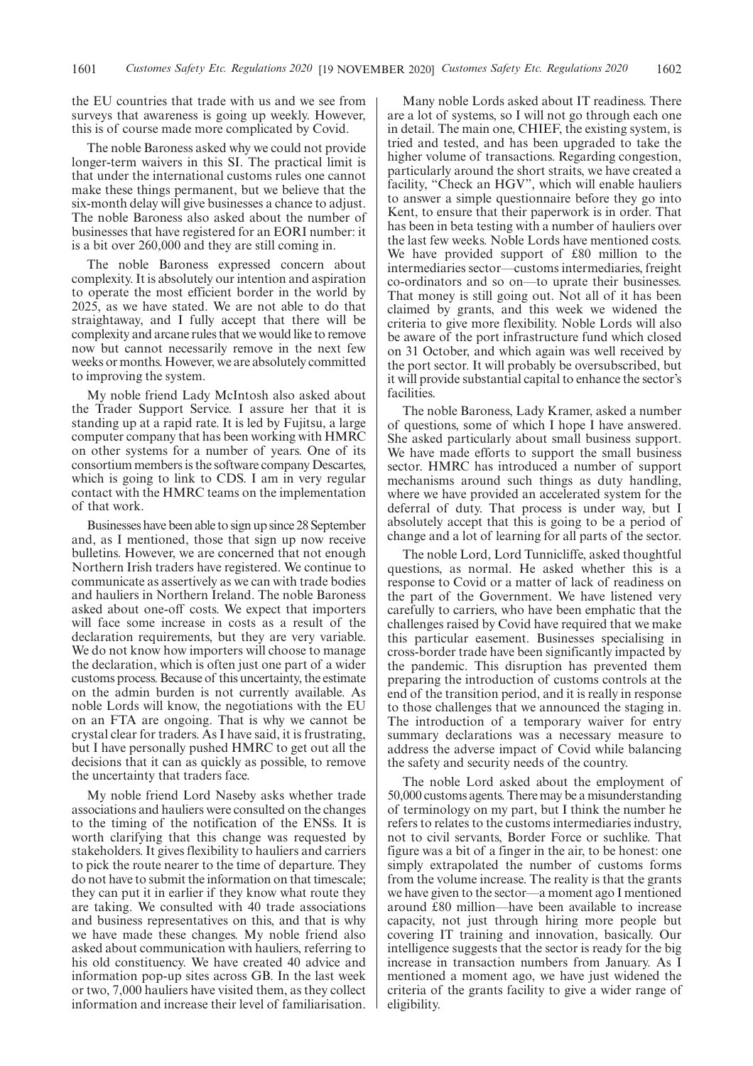the EU countries that trade with us and we see from surveys that awareness is going up weekly. However, this is of course made more complicated by Covid.

The noble Baroness asked why we could not provide longer-term waivers in this SI. The practical limit is that under the international customs rules one cannot make these things permanent, but we believe that the six-month delay will give businesses a chance to adjust. The noble Baroness also asked about the number of businesses that have registered for an EORI number: it is a bit over 260,000 and they are still coming in.

The noble Baroness expressed concern about complexity. It is absolutely our intention and aspiration to operate the most efficient border in the world by 2025, as we have stated. We are not able to do that straightaway, and I fully accept that there will be complexity and arcane rules that we would like to remove now but cannot necessarily remove in the next few weeks or months. However, we are absolutely committed to improving the system.

My noble friend Lady McIntosh also asked about the Trader Support Service. I assure her that it is standing up at a rapid rate. It is led by Fujitsu, a large computer company that has been working with HMRC on other systems for a number of years. One of its consortium members is the software company Descartes, which is going to link to CDS. I am in very regular contact with the HMRC teams on the implementation of that work.

Businesses have been able to sign up since 28 September and, as I mentioned, those that sign up now receive bulletins. However, we are concerned that not enough Northern Irish traders have registered. We continue to communicate as assertively as we can with trade bodies and hauliers in Northern Ireland. The noble Baroness asked about one-off costs. We expect that importers will face some increase in costs as a result of the declaration requirements, but they are very variable. We do not know how importers will choose to manage the declaration, which is often just one part of a wider customs process. Because of this uncertainty, the estimate on the admin burden is not currently available. As noble Lords will know, the negotiations with the EU on an FTA are ongoing. That is why we cannot be crystal clear for traders. As I have said, it is frustrating, but I have personally pushed HMRC to get out all the decisions that it can as quickly as possible, to remove the uncertainty that traders face.

My noble friend Lord Naseby asks whether trade associations and hauliers were consulted on the changes to the timing of the notification of the ENSs. It is worth clarifying that this change was requested by stakeholders. It gives flexibility to hauliers and carriers to pick the route nearer to the time of departure. They do not have to submit the information on that timescale; they can put it in earlier if they know what route they are taking. We consulted with 40 trade associations and business representatives on this, and that is why we have made these changes. My noble friend also asked about communication with hauliers, referring to his old constituency. We have created 40 advice and information pop-up sites across GB. In the last week or two, 7,000 hauliers have visited them, as they collect information and increase their level of familiarisation.

Many noble Lords asked about IT readiness. There are a lot of systems, so I will not go through each one in detail. The main one, CHIEF, the existing system, is tried and tested, and has been upgraded to take the higher volume of transactions. Regarding congestion, particularly around the short straits, we have created a facility, "Check an HGV", which will enable hauliers to answer a simple questionnaire before they go into Kent, to ensure that their paperwork is in order. That has been in beta testing with a number of hauliers over the last few weeks. Noble Lords have mentioned costs. We have provided support of £80 million to the intermediaries sector—customs intermediaries, freight co-ordinators and so on—to uprate their businesses. That money is still going out. Not all of it has been claimed by grants, and this week we widened the criteria to give more flexibility. Noble Lords will also be aware of the port infrastructure fund which closed on 31 October, and which again was well received by the port sector. It will probably be oversubscribed, but it will provide substantial capital to enhance the sector's facilities.

The noble Baroness, Lady Kramer, asked a number of questions, some of which I hope I have answered. She asked particularly about small business support. We have made efforts to support the small business sector. HMRC has introduced a number of support mechanisms around such things as duty handling, where we have provided an accelerated system for the deferral of duty. That process is under way, but I absolutely accept that this is going to be a period of change and a lot of learning for all parts of the sector.

The noble Lord, Lord Tunnicliffe, asked thoughtful questions, as normal. He asked whether this is a response to Covid or a matter of lack of readiness on the part of the Government. We have listened very carefully to carriers, who have been emphatic that the challenges raised by Covid have required that we make this particular easement. Businesses specialising in cross-border trade have been significantly impacted by the pandemic. This disruption has prevented them preparing the introduction of customs controls at the end of the transition period, and it is really in response to those challenges that we announced the staging in. The introduction of a temporary waiver for entry summary declarations was a necessary measure to address the adverse impact of Covid while balancing the safety and security needs of the country.

The noble Lord asked about the employment of 50,000 customs agents. There may be a misunderstanding of terminology on my part, but I think the number he refers to relates to the customs intermediaries industry, not to civil servants, Border Force or suchlike. That figure was a bit of a finger in the air, to be honest: one simply extrapolated the number of customs forms from the volume increase. The reality is that the grants we have given to the sector—a moment ago I mentioned around £80 million—have been available to increase capacity, not just through hiring more people but covering IT training and innovation, basically. Our intelligence suggests that the sector is ready for the big increase in transaction numbers from January. As I mentioned a moment ago, we have just widened the criteria of the grants facility to give a wider range of eligibility.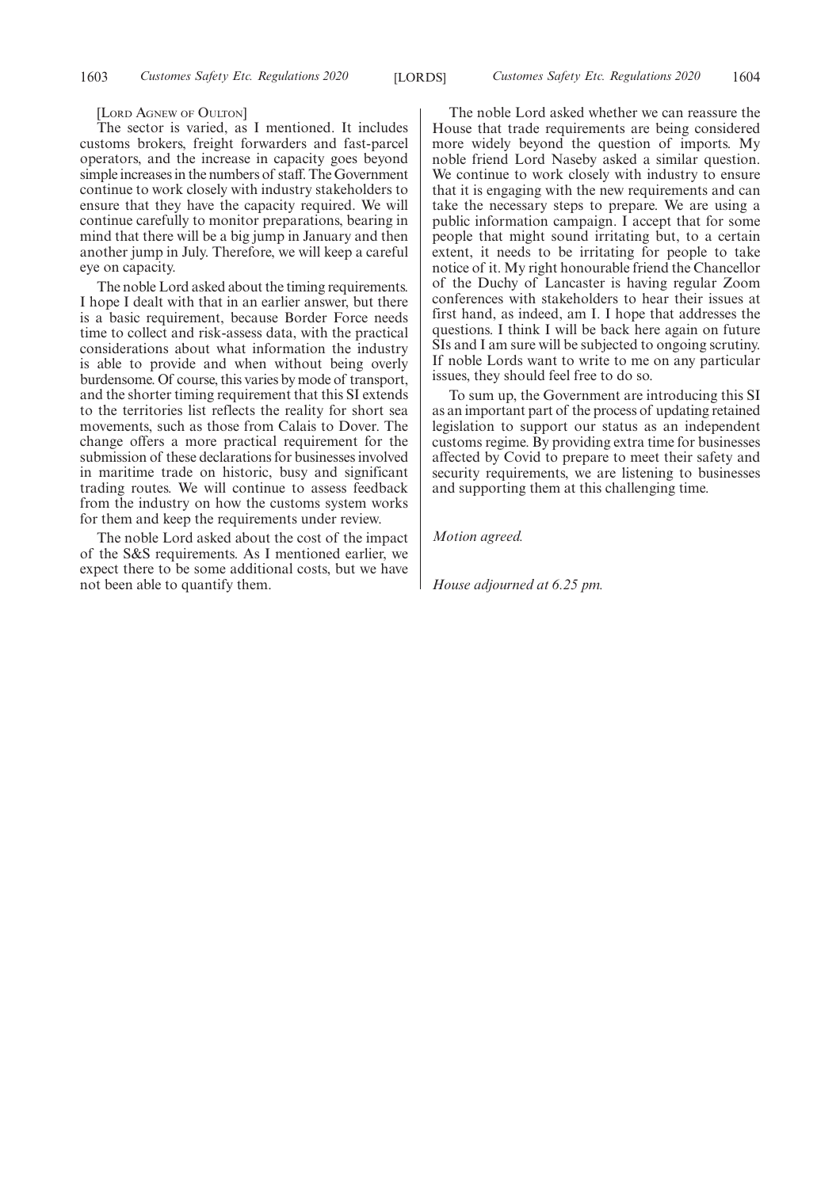[Lord Agnew of Oulton]

The sector is varied, as I mentioned. It includes customs brokers, freight forwarders and fast-parcel operators, and the increase in capacity goes beyond simple increases in the numbers of staff. The Government continue to work closely with industry stakeholders to ensure that they have the capacity required. We will continue carefully to monitor preparations, bearing in mind that there will be a big jump in January and then another jump in July. Therefore, we will keep a careful eye on capacity.

The noble Lord asked about the timing requirements. I hope I dealt with that in an earlier answer, but there is a basic requirement, because Border Force needs time to collect and risk-assess data, with the practical considerations about what information the industry is able to provide and when without being overly burdensome. Of course, this varies by mode of transport, and the shorter timing requirement that this SI extends to the territories list reflects the reality for short sea movements, such as those from Calais to Dover. The change offers a more practical requirement for the submission of these declarations for businesses involved in maritime trade on historic, busy and significant trading routes. We will continue to assess feedback from the industry on how the customs system works for them and keep the requirements under review.

The noble Lord asked about the cost of the impact of the S&S requirements. As I mentioned earlier, we expect there to be some additional costs, but we have not been able to quantify them.

The noble Lord asked whether we can reassure the House that trade requirements are being considered more widely beyond the question of imports. My noble friend Lord Naseby asked a similar question. We continue to work closely with industry to ensure that it is engaging with the new requirements and can take the necessary steps to prepare. We are using a public information campaign. I accept that for some people that might sound irritating but, to a certain extent, it needs to be irritating for people to take notice of it. My right honourable friend the Chancellor of the Duchy of Lancaster is having regular Zoom conferences with stakeholders to hear their issues at first hand, as indeed, am I. I hope that addresses the questions. I think I will be back here again on future SIs and I am sure will be subjected to ongoing scrutiny. If noble Lords want to write to me on any particular issues, they should feel free to do so.

To sum up, the Government are introducing this SI as an important part of the process of updating retained legislation to support our status as an independent customs regime. By providing extra time for businesses affected by Covid to prepare to meet their safety and security requirements, we are listening to businesses and supporting them at this challenging time.

*Motion agreed.*

*House adjourned at 6.25 pm.*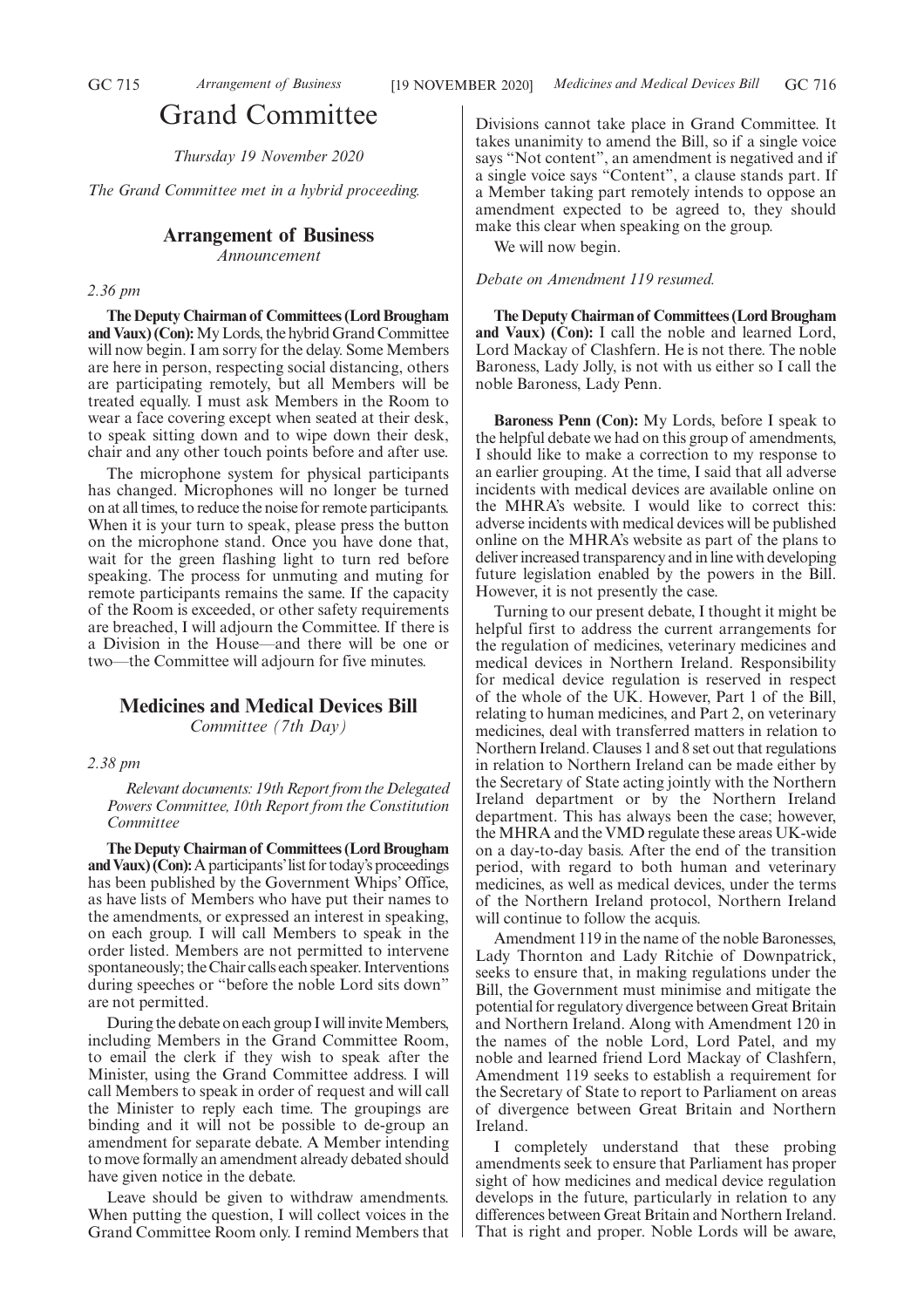# Grand Committee

*Thursday 19 November 2020*

*The Grand Committee met in a hybrid proceeding.*

## Arrangement of Business

*Announcement*

*2.36 pm*

**The Deputy Chairman of Committees (Lord Brougham and Vaux) (Con):** My Lords, the hybrid Grand Committee will now begin. I am sorry for the delay. Some Members are here in person, respecting social distancing, others are participating remotely, but all Members will be treated equally. I must ask Members in the Room to wear a face covering except when seated at their desk, to speak sitting down and to wipe down their desk, chair and any other touch points before and after use.

The microphone system for physical participants has changed. Microphones will no longer be turned on at all times, to reduce the noise for remote participants. When it is your turn to speak, please press the button on the microphone stand. Once you have done that, wait for the green flashing light to turn red before speaking. The process for unmuting and muting for remote participants remains the same. If the capacity of the Room is exceeded, or other safety requirements are breached, I will adjourn the Committee. If there is a Division in the House—and there will be one or two—the Committee will adjourn for five minutes.

## Medicines and Medical Devices Bill

*Committee (7th Day)*

*2.38 pm*

*Relevant documents: 19th Report from the Delegated Powers Committee, 10th Report from the Constitution Committee*

**The Deputy Chairman of Committees (Lord Brougham and Vaux) (Con):** A participants' list for today's proceedings has been published by the Government Whips' Office, as have lists of Members who have put their names to the amendments, or expressed an interest in speaking, on each group. I will call Members to speak in the order listed. Members are not permitted to intervene spontaneously; the Chair calls each speaker. Interventions during speeches or "before the noble Lord sits down" are not permitted.

During the debate on each group I will invite Members, including Members in the Grand Committee Room, to email the clerk if they wish to speak after the Minister, using the Grand Committee address. I will call Members to speak in order of request and will call the Minister to reply each time. The groupings are binding and it will not be possible to de-group an amendment for separate debate. A Member intending to move formally an amendment already debated should have given notice in the debate.

Leave should be given to withdraw amendments. When putting the question, I will collect voices in the Grand Committee Room only. I remind Members that Divisions cannot take place in Grand Committee. It takes unanimity to amend the Bill, so if a single voice says "Not content", an amendment is negatived and if a single voice says "Content", a clause stands part. If a Member taking part remotely intends to oppose an amendment expected to be agreed to, they should make this clear when speaking on the group.

We will now begin.

*Debate on Amendment 119 resumed.*

**The Deputy Chairman of Committees (Lord Brougham and Vaux) (Con):** I call the noble and learned Lord, Lord Mackay of Clashfern. He is not there. The noble Baroness, Lady Jolly, is not with us either so I call the noble Baroness, Lady Penn.

**Baroness Penn (Con):** My Lords, before I speak to the helpful debate we had on this group of amendments, I should like to make a correction to my response to an earlier grouping. At the time, I said that all adverse incidents with medical devices are available online on the MHRA's website. I would like to correct this: adverse incidents with medical devices will be published online on the MHRA's website as part of the plans to deliver increased transparency and in line with developing future legislation enabled by the powers in the Bill. However, it is not presently the case.

Turning to our present debate, I thought it might be helpful first to address the current arrangements for the regulation of medicines, veterinary medicines and medical devices in Northern Ireland. Responsibility for medical device regulation is reserved in respect of the whole of the UK. However, Part 1 of the Bill, relating to human medicines, and Part 2, on veterinary medicines, deal with transferred matters in relation to Northern Ireland. Clauses 1 and 8 set out that regulations in relation to Northern Ireland can be made either by the Secretary of State acting jointly with the Northern Ireland department or by the Northern Ireland department. This has always been the case; however, the MHRA and the VMD regulate these areas UK-wide on a day-to-day basis. After the end of the transition period, with regard to both human and veterinary medicines, as well as medical devices, under the terms of the Northern Ireland protocol, Northern Ireland will continue to follow the acquis.

Amendment 119 in the name of the noble Baronesses, Lady Thornton and Lady Ritchie of Downpatrick, seeks to ensure that, in making regulations under the Bill, the Government must minimise and mitigate the potential for regulatory divergence between Great Britain and Northern Ireland. Along with Amendment 120 in the names of the noble Lord, Lord Patel, and my noble and learned friend Lord Mackay of Clashfern, Amendment 119 seeks to establish a requirement for the Secretary of State to report to Parliament on areas of divergence between Great Britain and Northern Ireland.

I completely understand that these probing amendments seek to ensure that Parliament has proper sight of how medicines and medical device regulation develops in the future, particularly in relation to any differences between Great Britain and Northern Ireland. That is right and proper. Noble Lords will be aware,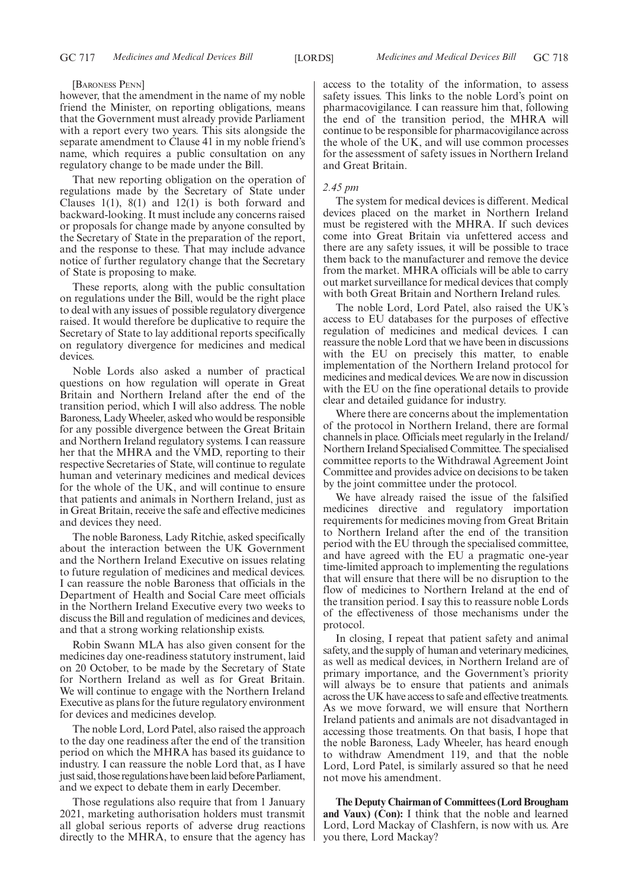[Baroness Penn]

however, that the amendment in the name of my noble friend the Minister, on reporting obligations, means that the Government must already provide Parliament with a report every two years. This sits alongside the separate amendment to Clause 41 in my noble friend's name, which requires a public consultation on any regulatory change to be made under the Bill.

That new reporting obligation on the operation of regulations made by the Secretary of State under Clauses 1(1), 8(1) and 12(1) is both forward and backward-looking. It must include any concerns raised or proposals for change made by anyone consulted by the Secretary of State in the preparation of the report, and the response to these. That may include advance notice of further regulatory change that the Secretary of State is proposing to make.

These reports, along with the public consultation on regulations under the Bill, would be the right place to deal with any issues of possible regulatory divergence raised. It would therefore be duplicative to require the Secretary of State to lay additional reports specifically on regulatory divergence for medicines and medical devices.

Noble Lords also asked a number of practical questions on how regulation will operate in Great Britain and Northern Ireland after the end of the transition period, which I will also address. The noble Baroness, Lady Wheeler, asked who would be responsible for any possible divergence between the Great Britain and Northern Ireland regulatory systems. I can reassure her that the MHRA and the VMD, reporting to their respective Secretaries of State, will continue to regulate human and veterinary medicines and medical devices for the whole of the UK, and will continue to ensure that patients and animals in Northern Ireland, just as in Great Britain, receive the safe and effective medicines and devices they need.

The noble Baroness, Lady Ritchie, asked specifically about the interaction between the UK Government and the Northern Ireland Executive on issues relating to future regulation of medicines and medical devices. I can reassure the noble Baroness that officials in the Department of Health and Social Care meet officials in the Northern Ireland Executive every two weeks to discuss the Bill and regulation of medicines and devices, and that a strong working relationship exists.

Robin Swann MLA has also given consent for the medicines day one-readiness statutory instrument, laid on 20 October, to be made by the Secretary of State for Northern Ireland as well as for Great Britain. We will continue to engage with the Northern Ireland Executive as plans for the future regulatory environment for devices and medicines develop.

The noble Lord, Lord Patel, also raised the approach to the day one readiness after the end of the transition period on which the MHRA has based its guidance to industry. I can reassure the noble Lord that, as I have just said, those regulations have been laid before Parliament, and we expect to debate them in early December.

Those regulations also require that from 1 January 2021, marketing authorisation holders must transmit all global serious reports of adverse drug reactions directly to the MHRA, to ensure that the agency has access to the totality of the information, to assess safety issues. This links to the noble Lord's point on pharmacovigilance. I can reassure him that, following the end of the transition period, the MHRA will continue to be responsible for pharmacovigilance across the whole of the UK, and will use common processes for the assessment of safety issues in Northern Ireland and Great Britain.

*2.45 pm*

The system for medical devices is different. Medical devices placed on the market in Northern Ireland must be registered with the MHRA. If such devices come into Great Britain via unfettered access and there are any safety issues, it will be possible to trace them back to the manufacturer and remove the device from the market. MHRA officials will be able to carry out market surveillance for medical devices that comply with both Great Britain and Northern Ireland rules.

The noble Lord, Lord Patel, also raised the UK's access to EU databases for the purposes of effective regulation of medicines and medical devices. I can reassure the noble Lord that we have been in discussions with the EU on precisely this matter, to enable implementation of the Northern Ireland protocol for medicines and medical devices. We are now in discussion with the EU on the fine operational details to provide clear and detailed guidance for industry.

Where there are concerns about the implementation of the protocol in Northern Ireland, there are formal channels in place. Officials meet regularly in the Ireland/Northern Ireland Specialised Committee. The specialised committee reports to the Withdrawal Agreement Joint Committee and provides advice on decisions to be taken by the joint committee under the protocol.

We have already raised the issue of the falsified medicines directive and regulatory importation requirements for medicines moving from Great Britain to Northern Ireland after the end of the transition period with the EU through the specialised committee, and have agreed with the EU a pragmatic one-year time-limited approach to implementing the regulations that will ensure that there will be no disruption to the flow of medicines to Northern Ireland at the end of the transition period. I say this to reassure noble Lords of the effectiveness of those mechanisms under the protocol.

In closing, I repeat that patient safety and animal safety, and the supply of human and veterinary medicines, as well as medical devices, in Northern Ireland are of primary importance, and the Government's priority will always be to ensure that patients and animals across the UK have access to safe and effective treatments. As we move forward, we will ensure that Northern Ireland patients and animals are not disadvantaged in accessing those treatments. On that basis, I hope that the noble Baroness, Lady Wheeler, has heard enough to withdraw Amendment 119, and that the noble Lord, Lord Patel, is similarly assured so that he need not move his amendment.

**The Deputy Chairman of Committees (Lord Brougham and Vaux) (Con):** I think that the noble and learned Lord, Lord Mackay of Clashfern, is now with us. Are you there, Lord Mackay?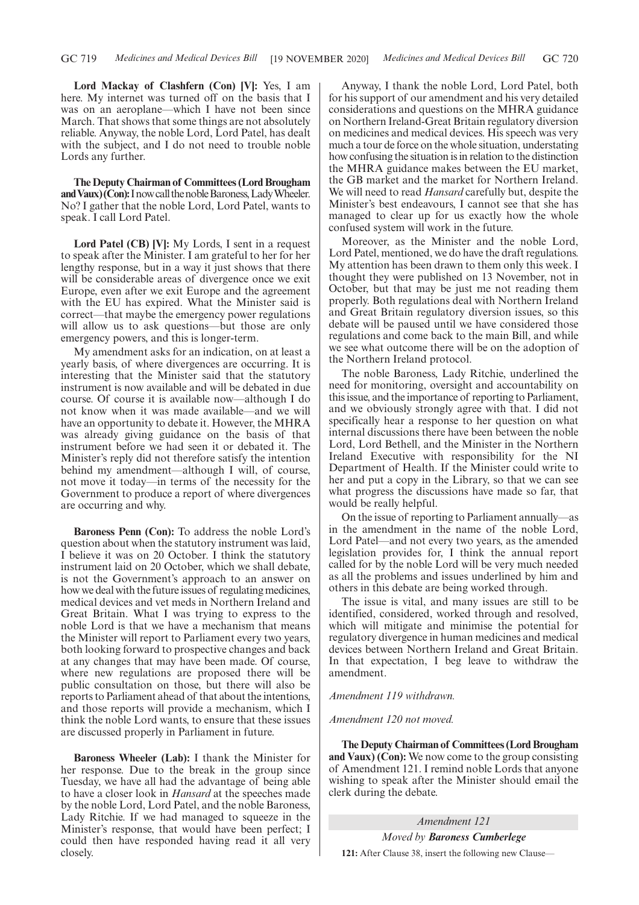**Lord Mackay of Clashfern (Con) [V]:** Yes, I am here. My internet was turned off on the basis that I was on an aeroplane—which I have not been since March. That shows that some things are not absolutely reliable. Anyway, the noble Lord, Lord Patel, has dealt with the subject, and I do not need to trouble noble Lords any further.

**The Deputy Chairman of Committees (Lord Brougham and Vaux) (Con):** I now call the noble Baroness, Lady Wheeler. No? I gather that the noble Lord, Lord Patel, wants to speak. I call Lord Patel.

**Lord Patel (CB) [V]:** My Lords, I sent in a request to speak after the Minister. I am grateful to her for her lengthy response, but in a way it just shows that there will be considerable areas of divergence once we exit Europe, even after we exit Europe and the agreement with the EU has expired. What the Minister said is correct—that maybe the emergency power regulations will allow us to ask questions—but those are only emergency powers, and this is longer-term.

My amendment asks for an indication, on at least a yearly basis, of where divergences are occurring. It is interesting that the Minister said that the statutory instrument is now available and will be debated in due course. Of course it is available now—although I do not know when it was made available—and we will have an opportunity to debate it. However, the MHRA was already giving guidance on the basis of that instrument before we had seen it or debated it. The Minister's reply did not therefore satisfy the intention behind my amendment—although I will, of course, not move it today—in terms of the necessity for the Government to produce a report of where divergences are occurring and why.

**Baroness Penn (Con):** To address the noble Lord's question about when the statutory instrument was laid, I believe it was on 20 October. I think the statutory instrument laid on 20 October, which we shall debate, is not the Government's approach to an answer on how we deal with the future issues of regulating medicines, medical devices and vet meds in Northern Ireland and Great Britain. What I was trying to express to the noble Lord is that we have a mechanism that means the Minister will report to Parliament every two years, both looking forward to prospective changes and back at any changes that may have been made. Of course, where new regulations are proposed there will be public consultation on those, but there will also be reports to Parliament ahead of that about the intentions, and those reports will provide a mechanism, which I think the noble Lord wants, to ensure that these issues are discussed properly in Parliament in future.

**Baroness Wheeler (Lab):** I thank the Minister for her response. Due to the break in the group since Tuesday, we have all had the advantage of being able to have a closer look in *Hansard* at the speeches made by the noble Lord, Lord Patel, and the noble Baroness, Lady Ritchie. If we had managed to squeeze in the Minister's response, that would have been perfect; I could then have responded having read it all very closely.

Anyway, I thank the noble Lord, Lord Patel, both for his support of our amendment and his very detailed considerations and questions on the MHRA guidance on Northern Ireland-Great Britain regulatory diversion on medicines and medical devices. His speech was very much a tour de force on the whole situation, understating how confusing the situation is in relation to the distinction the MHRA guidance makes between the EU market, the GB market and the market for Northern Ireland. We will need to read *Hansard* carefully but, despite the Minister's best endeavours, I cannot see that she has managed to clear up for us exactly how the whole confused system will work in the future.

Moreover, as the Minister and the noble Lord, Lord Patel, mentioned, we do have the draft regulations. My attention has been drawn to them only this week. I thought they were published on 13 November, not in October, but that may be just me not reading them properly. Both regulations deal with Northern Ireland and Great Britain regulatory diversion issues, so this debate will be paused until we have considered those regulations and come back to the main Bill, and while we see what outcome there will be on the adoption of the Northern Ireland protocol.

The noble Baroness, Lady Ritchie, underlined the need for monitoring, oversight and accountability on this issue, and the importance of reporting to Parliament, and we obviously strongly agree with that. I did not specifically hear a response to her question on what internal discussions there have been between the noble Lord, Lord Bethell, and the Minister in the Northern Ireland Executive with responsibility for the NI Department of Health. If the Minister could write to her and put a copy in the Library, so that we can see what progress the discussions have made so far, that would be really helpful.

On the issue of reporting to Parliament annually—as in the amendment in the name of the noble Lord, Lord Patel—and not every two years, as the amended legislation provides for, I think the annual report called for by the noble Lord will be very much needed as all the problems and issues underlined by him and others in this debate are being worked through.

The issue is vital, and many issues are still to be identified, considered, worked through and resolved, which will mitigate and minimise the potential for regulatory divergence in human medicines and medical devices between Northern Ireland and Great Britain. In that expectation, I beg leave to withdraw the amendment.

*Amendment 119 withdrawn.*

*Amendment 120 not moved.*

**The Deputy Chairman of Committees (Lord Brougham and Vaux) (Con):** We now come to the group consisting of Amendment 121. I remind noble Lords that anyone wishing to speak after the Minister should email the clerk during the debate.

*Amendment 121*

*Moved by* ***Baroness Cumberlege***

**121:** After Clause 38, insert the following new Clause—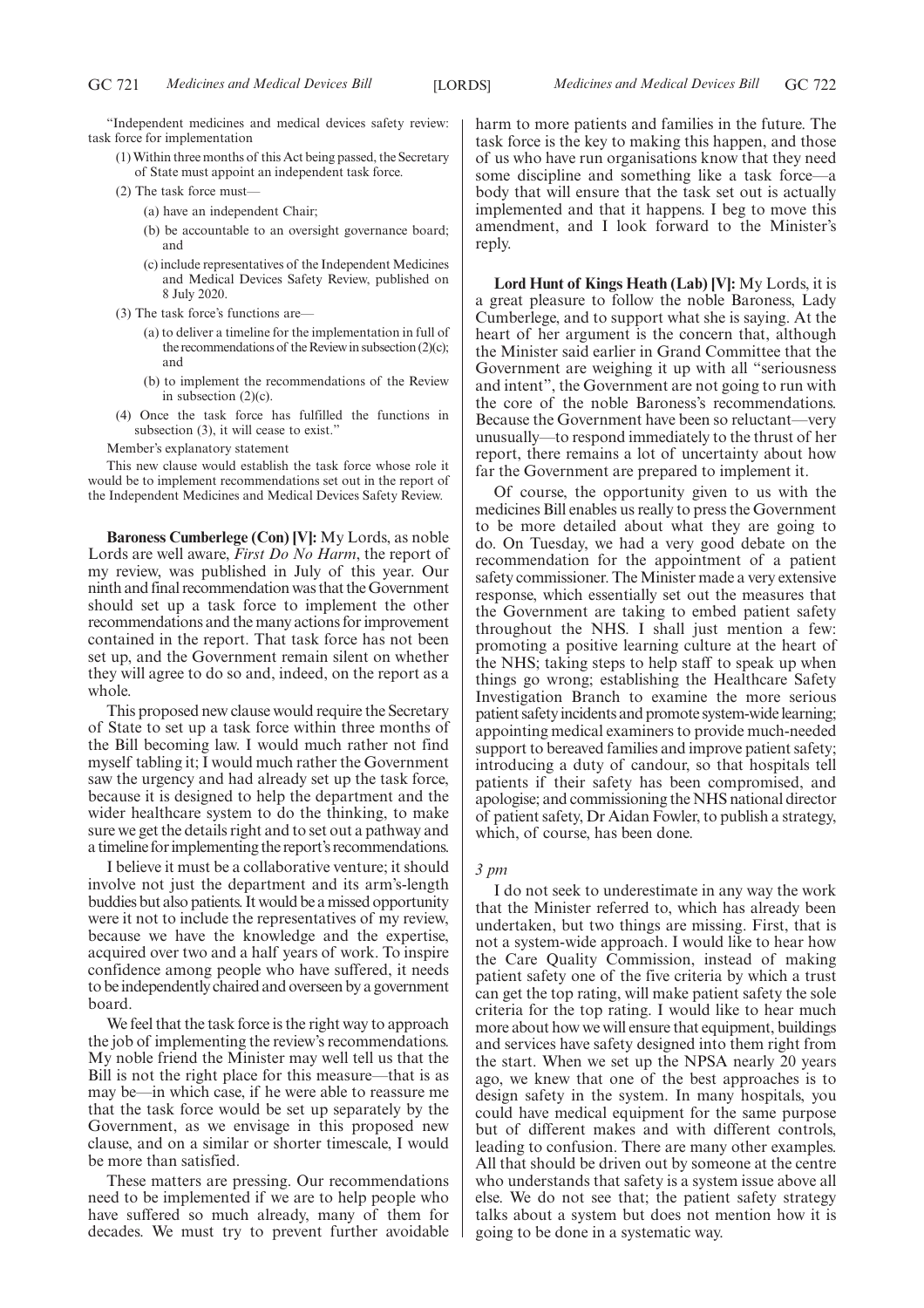"Independent medicines and medical devices safety review: task force for implementation

(1) Within three months of this Act being passed, the Secretary of State must appoint an independent task force.

(2) The task force must—

(a) have an independent Chair;

(b) be accountable to an oversight governance board; and

(c) include representatives of the Independent Medicines and Medical Devices Safety Review, published on 8 July 2020.

(3) The task force's functions are—

(a) to deliver a timeline for the implementation in full of the recommendations of the Review in subsection (2)(c); and

(b) to implement the recommendations of the Review in subsection (2)(c).

(4) Once the task force has fulfilled the functions in subsection (3), it will cease to exist."

Member's explanatory statement

This new clause would establish the task force whose role it would be to implement recommendations set out in the report of the Independent Medicines and Medical Devices Safety Review.

**Baroness Cumberlege (Con) [V]:** My Lords, as noble Lords are well aware, *First Do No Harm*, the report of my review, was published in July of this year. Our ninth and final recommendation was that the Government should set up a task force to implement the other recommendations and the many actions for improvement contained in the report. That task force has not been set up, and the Government remain silent on whether they will agree to do so and, indeed, on the report as a whole.

This proposed new clause would require the Secretary of State to set up a task force within three months of the Bill becoming law. I would much rather not find myself tabling it; I would much rather the Government saw the urgency and had already set up the task force, because it is designed to help the department and the wider healthcare system to do the thinking, to make sure we get the details right and to set out a pathway and a timeline for implementing the report's recommendations.

I believe it must be a collaborative venture; it should involve not just the department and its arm's-length buddies but also patients. It would be a missed opportunity were it not to include the representatives of my review, because we have the knowledge and the expertise, acquired over two and a half years of work. To inspire confidence among people who have suffered, it needs to be independently chaired and overseen by a government board.

We feel that the task force is the right way to approach the job of implementing the review's recommendations. My noble friend the Minister may well tell us that the Bill is not the right place for this measure—that is as may be—in which case, if he were able to reassure me that the task force would be set up separately by the Government, as we envisage in this proposed new clause, and on a similar or shorter timescale, I would be more than satisfied.

These matters are pressing. Our recommendations need to be implemented if we are to help people who have suffered so much already, many of them for decades. We must try to prevent further avoidable harm to more patients and families in the future. The task force is the key to making this happen, and those of us who have run organisations know that they need some discipline and something like a task force—a body that will ensure that the task set out is actually implemented and that it happens. I beg to move this amendment, and I look forward to the Minister's reply.

**Lord Hunt of Kings Heath (Lab) [V]:** My Lords, it is a great pleasure to follow the noble Baroness, Lady Cumberlege, and to support what she is saying. At the heart of her argument is the concern that, although the Minister said earlier in Grand Committee that the Government are weighing it up with all "seriousness and intent", the Government are not going to run with the core of the noble Baroness's recommendations. Because the Government have been so reluctant—very unusually—to respond immediately to the thrust of her report, there remains a lot of uncertainty about how far the Government are prepared to implement it.

Of course, the opportunity given to us with the medicines Bill enables us really to press the Government to be more detailed about what they are going to do. On Tuesday, we had a very good debate on the recommendation for the appointment of a patient safety commissioner. The Minister made a very extensive response, which essentially set out the measures that the Government are taking to embed patient safety throughout the NHS. I shall just mention a few: promoting a positive learning culture at the heart of the NHS; taking steps to help staff to speak up when things go wrong; establishing the Healthcare Safety Investigation Branch to examine the more serious patient safety incidents and promote system-wide learning; appointing medical examiners to provide much-needed support to bereaved families and improve patient safety; introducing a duty of candour, so that hospitals tell patients if their safety has been compromised, and apologise; and commissioning the NHS national director of patient safety, Dr Aidan Fowler, to publish a strategy, which, of course, has been done.

*3 pm*

I do not seek to underestimate in any way the work that the Minister referred to, which has already been undertaken, but two things are missing. First, that is not a system-wide approach. I would like to hear how the Care Quality Commission, instead of making patient safety one of the five criteria by which a trust can get the top rating, will make patient safety the sole criteria for the top rating. I would like to hear much more about how we will ensure that equipment, buildings and services have safety designed into them right from the start. When we set up the NPSA nearly 20 years ago, we knew that one of the best approaches is to design safety in the system. In many hospitals, you could have medical equipment for the same purpose but of different makes and with different controls, leading to confusion. There are many other examples. All that should be driven out by someone at the centre who understands that safety is a system issue above all else. We do not see that; the patient safety strategy talks about a system but does not mention how it is going to be done in a systematic way.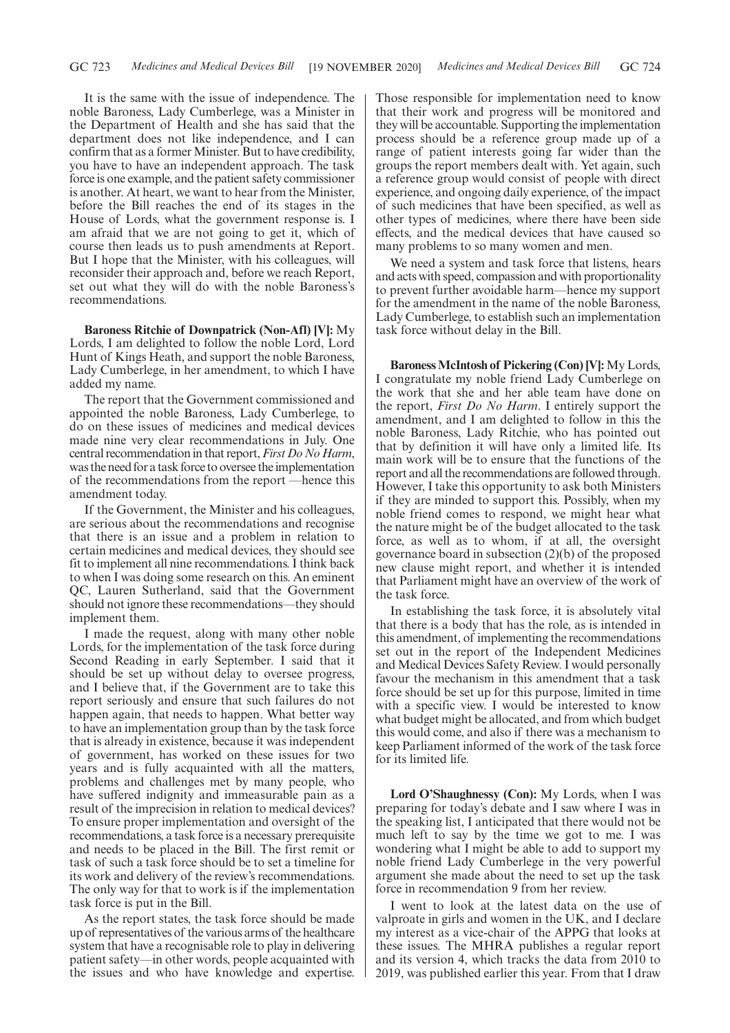It is the same with the issue of independence. The noble Baroness, Lady Cumberlege, was a Minister in the Department of Health and she has said that the department does not like independence, and I can confirm that as a former Minister. But to have credibility, you have to have an independent approach. The task force is one example, and the patient safety commissioner is another. At heart, we want to hear from the Minister, before the Bill reaches the end of its stages in the House of Lords, what the government response is. I am afraid that we are not going to get it, which of course then leads us to push amendments at Report. But I hope that the Minister, with his colleagues, will reconsider their approach and, before we reach Report, set out what they will do with the noble Baroness's recommendations.

**Baroness Ritchie of Downpatrick (Non-Afl) [V]:** My Lords, I am delighted to follow the noble Lord, Lord Hunt of Kings Heath, and support the noble Baroness, Lady Cumberlege, in her amendment, to which I have added my name.

The report that the Government commissioned and appointed the noble Baroness, Lady Cumberlege, to do on these issues of medicines and medical devices made nine very clear recommendations in July. One central recommendation in that report, *First Do No Harm*, was the need for a task force to oversee the implementation of the recommendations from the report —hence this amendment today.

If the Government, the Minister and his colleagues, are serious about the recommendations and recognise that there is an issue and a problem in relation to certain medicines and medical devices, they should see fit to implement all nine recommendations. I think back to when I was doing some research on this. An eminent QC, Lauren Sutherland, said that the Government should not ignore these recommendations—they should implement them.

I made the request, along with many other noble Lords, for the implementation of the task force during Second Reading in early September. I said that it should be set up without delay to oversee progress, and I believe that, if the Government are to take this report seriously and ensure that such failures do not happen again, that needs to happen. What better way to have an implementation group than by the task force that is already in existence, because it was independent of government, has worked on these issues for two years and is fully acquainted with all the matters, problems and challenges met by many people, who have suffered indignity and immeasurable pain as a result of the imprecision in relation to medical devices? To ensure proper implementation and oversight of the recommendations, a task force is a necessary prerequisite and needs to be placed in the Bill. The first remit or task of such a task force should be to set a timeline for its work and delivery of the review's recommendations. The only way for that to work is if the implementation task force is put in the Bill.

As the report states, the task force should be made up of representatives of the various arms of the healthcare system that have a recognisable role to play in delivering patient safety—in other words, people acquainted with the issues and who have knowledge and expertise. Those responsible for implementation need to know that their work and progress will be monitored and they will be accountable. Supporting the implementation process should be a reference group made up of a range of patient interests going far wider than the groups the report members dealt with. Yet again, such a reference group would consist of people with direct experience, and ongoing daily experience, of the impact of such medicines that have been specified, as well as other types of medicines, where there have been side effects, and the medical devices that have caused so many problems to so many women and men.

We need a system and task force that listens, hears and acts with speed, compassion and with proportionality to prevent further avoidable harm—hence my support for the amendment in the name of the noble Baroness, Lady Cumberlege, to establish such an implementation task force without delay in the Bill.

**Baroness McIntosh of Pickering (Con) [V]:** My Lords, I congratulate my noble friend Lady Cumberlege on the work that she and her able team have done on the report, *First Do No Harm*. I entirely support the amendment, and I am delighted to follow in this the noble Baroness, Lady Ritchie, who has pointed out that by definition it will have only a limited life. Its main work will be to ensure that the functions of the report and all the recommendations are followed through. However, I take this opportunity to ask both Ministers if they are minded to support this. Possibly, when my noble friend comes to respond, we might hear what the nature might be of the budget allocated to the task force, as well as to whom, if at all, the oversight governance board in subsection (2)(b) of the proposed new clause might report, and whether it is intended that Parliament might have an overview of the work of the task force.

In establishing the task force, it is absolutely vital that there is a body that has the role, as is intended in this amendment, of implementing the recommendations set out in the report of the Independent Medicines and Medical Devices Safety Review. I would personally favour the mechanism in this amendment that a task force should be set up for this purpose, limited in time with a specific view. I would be interested to know what budget might be allocated, and from which budget this would come, and also if there was a mechanism to keep Parliament informed of the work of the task force for its limited life.

**Lord O'Shaughnessy (Con):** My Lords, when I was preparing for today's debate and I saw where I was in the speaking list, I anticipated that there would not be much left to say by the time we got to me. I was wondering what I might be able to add to support my noble friend Lady Cumberlege in the very powerful argument she made about the need to set up the task force in recommendation 9 from her review.

I went to look at the latest data on the use of valproate in girls and women in the UK, and I declare my interest as a vice-chair of the APPG that looks at these issues. The MHRA publishes a regular report and its version 4, which tracks the data from 2010 to 2019, was published earlier this year. From that I draw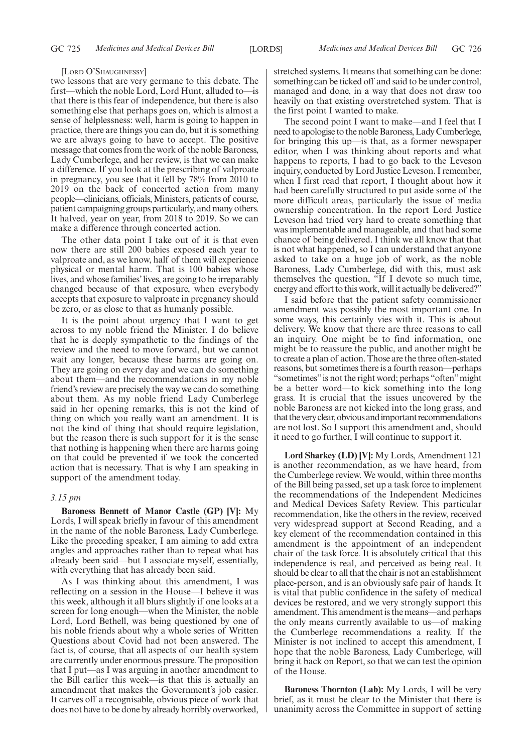[Lord O'Shaughnessy]

two lessons that are very germane to this debate. The first—which the noble Lord, Lord Hunt, alluded to—is that there is this fear of independence, but there is also something else that perhaps goes on, which is almost a sense of helplessness: well, harm is going to happen in practice, there are things you can do, but it is something we are always going to have to accept. The positive message that comes from the work of the noble Baroness, Lady Cumberlege, and her review, is that we can make a difference. If you look at the prescribing of valproate in pregnancy, you see that it fell by 78% from 2010 to 2019 on the back of concerted action from many people—clinicians, officials, Ministers, patients of course, patient campaigning groups particularly, and many others. It halved, year on year, from 2018 to 2019. So we can make a difference through concerted action.

The other data point I take out of it is that even now there are still 200 babies exposed each year to valproate and, as we know, half of them will experience physical or mental harm. That is 100 babies whose lives, and whose families' lives, are going to be irreparably changed because of that exposure, when everybody accepts that exposure to valproate in pregnancy should be zero, or as close to that as humanly possible.

It is the point about urgency that I want to get across to my noble friend the Minister. I do believe that he is deeply sympathetic to the findings of the review and the need to move forward, but we cannot wait any longer, because these harms are going on. They are going on every day and we can do something about them—and the recommendations in my noble friend's review are precisely the way we can do something about them. As my noble friend Lady Cumberlege said in her opening remarks, this is not the kind of thing on which you really want an amendment. It is not the kind of thing that should require legislation, but the reason there is such support for it is the sense that nothing is happening when there are harms going on that could be prevented if we took the concerted action that is necessary. That is why I am speaking in support of the amendment today.

*3.15 pm*

**Baroness Bennett of Manor Castle (GP) [V]:** My Lords, I will speak briefly in favour of this amendment in the name of the noble Baroness, Lady Cumberlege. Like the preceding speaker, I am aiming to add extra angles and approaches rather than to repeat what has already been said—but I associate myself, essentially, with everything that has already been said.

As I was thinking about this amendment, I was reflecting on a session in the House—I believe it was this week, although it all blurs slightly if one looks at a screen for long enough—when the Minister, the noble Lord, Lord Bethell, was being questioned by one of his noble friends about why a whole series of Written Questions about Covid had not been answered. The fact is, of course, that all aspects of our health system are currently under enormous pressure. The proposition that I put—as I was arguing in another amendment to the Bill earlier this week—is that this is actually an amendment that makes the Government's job easier. It carves off a recognisable, obvious piece of work that does not have to be done by already horribly overworked, stretched systems. It means that something can be done: something can be ticked off and said to be under control, managed and done, in a way that does not draw too heavily on that existing overstretched system. That is the first point I wanted to make.

The second point I want to make—and I feel that I need to apologise to the noble Baroness, Lady Cumberlege, for bringing this up—is that, as a former newspaper editor, when I was thinking about reports and what happens to reports, I had to go back to the Leveson inquiry, conducted by Lord Justice Leveson. I remember, when I first read that report, I thought about how it had been carefully structured to put aside some of the more difficult areas, particularly the issue of media ownership concentration. In the report Lord Justice Leveson had tried very hard to create something that was implementable and manageable, and that had some chance of being delivered. I think we all know that that is not what happened, so I can understand that anyone asked to take on a huge job of work, as the noble Baroness, Lady Cumberlege, did with this, must ask themselves the question, "If I devote so much time, energy and effort to this work, will it actually be delivered?"

I said before that the patient safety commissioner amendment was possibly the most important one. In some ways, this certainly vies with it. This is about delivery. We know that there are three reasons to call an inquiry. One might be to find information, one might be to reassure the public, and another might be to create a plan of action. Those are the three often-stated reasons, but sometimes there is a fourth reason—perhaps "sometimes" is not the right word; perhaps "often" might be a better word—to kick something into the long grass. It is crucial that the issues uncovered by the noble Baroness are not kicked into the long grass, and that the very clear, obvious and important recommendations are not lost. So I support this amendment and, should it need to go further, I will continue to support it.

**Lord Sharkey (LD) [V]:** My Lords, Amendment 121 is another recommendation, as we have heard, from the Cumberlege review. We would, within three months of the Bill being passed, set up a task force to implement the recommendations of the Independent Medicines and Medical Devices Safety Review. This particular recommendation, like the others in the review, received very widespread support at Second Reading, and a key element of the recommendation contained in this amendment is the appointment of an independent chair of the task force. It is absolutely critical that this independence is real, and perceived as being real. It should be clear to all that the chair is not an establishment place-person, and is an obviously safe pair of hands. It is vital that public confidence in the safety of medical devices be restored, and we very strongly support this amendment. This amendment is the means—and perhaps the only means currently available to us—of making the Cumberlege recommendations a reality. If the Minister is not inclined to accept this amendment, I hope that the noble Baroness, Lady Cumberlege, will bring it back on Report, so that we can test the opinion of the House.

**Baroness Thornton (Lab):** My Lords, I will be very brief, as it must be clear to the Minister that there is unanimity across the Committee in support of setting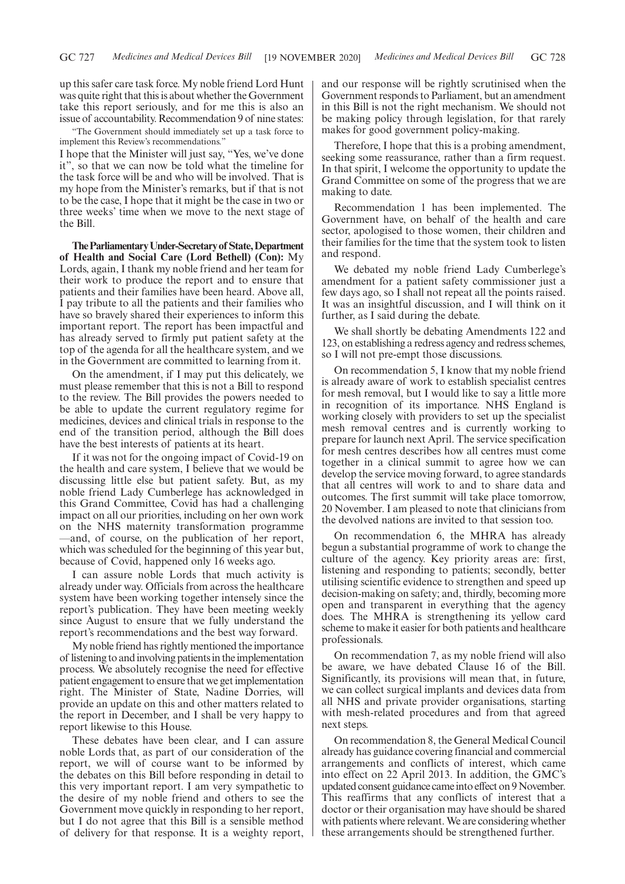up this safer care task force. My noble friend Lord Hunt was quite right that this is about whether the Government take this report seriously, and for me this is also an issue of accountability. Recommendation 9 of nine states:

"The Government should immediately set up a task force to implement this Review's recommendations."

I hope that the Minister will just say, "Yes, we've done it", so that we can now be told what the timeline for the task force will be and who will be involved. That is my hope from the Minister's remarks, but if that is not to be the case, I hope that it might be the case in two or three weeks' time when we move to the next stage of the Bill.

**The Parliamentary Under-Secretary of State, Department of Health and Social Care (Lord Bethell) (Con):** My Lords, again, I thank my noble friend and her team for their work to produce the report and to ensure that patients and their families have been heard. Above all, I pay tribute to all the patients and their families who have so bravely shared their experiences to inform this important report. The report has been impactful and has already served to firmly put patient safety at the top of the agenda for all the healthcare system, and we in the Government are committed to learning from it.

On the amendment, if I may put this delicately, we must please remember that this is not a Bill to respond to the review. The Bill provides the powers needed to be able to update the current regulatory regime for medicines, devices and clinical trials in response to the end of the transition period, although the Bill does have the best interests of patients at its heart.

If it was not for the ongoing impact of Covid-19 on the health and care system, I believe that we would be discussing little else but patient safety. But, as my noble friend Lady Cumberlege has acknowledged in this Grand Committee, Covid has had a challenging impact on all our priorities, including on her own work on the NHS maternity transformation programme —and, of course, on the publication of her report, which was scheduled for the beginning of this year but, because of Covid, happened only 16 weeks ago.

I can assure noble Lords that much activity is already under way. Officials from across the healthcare system have been working together intensely since the report's publication. They have been meeting weekly since August to ensure that we fully understand the report's recommendations and the best way forward.

My noble friend has rightly mentioned the importance of listening to and involving patients in the implementation process. We absolutely recognise the need for effective patient engagement to ensure that we get implementation right. The Minister of State, Nadine Dorries, will provide an update on this and other matters related to the report in December, and I shall be very happy to report likewise to this House.

These debates have been clear, and I can assure noble Lords that, as part of our consideration of the report, we will of course want to be informed by the debates on this Bill before responding in detail to this very important report. I am very sympathetic to the desire of my noble friend and others to see the Government move quickly in responding to her report, but I do not agree that this Bill is a sensible method of delivery for that response. It is a weighty report, and our response will be rightly scrutinised when the Government responds to Parliament, but an amendment in this Bill is not the right mechanism. We should not be making policy through legislation, for that rarely makes for good government policy-making.

Therefore, I hope that this is a probing amendment, seeking some reassurance, rather than a firm request. In that spirit, I welcome the opportunity to update the Grand Committee on some of the progress that we are making to date.

Recommendation 1 has been implemented. The Government have, on behalf of the health and care sector, apologised to those women, their children and their families for the time that the system took to listen and respond.

We debated my noble friend Lady Cumberlege's amendment for a patient safety commissioner just a few days ago, so I shall not repeat all the points raised. It was an insightful discussion, and I will think on it further, as I said during the debate.

We shall shortly be debating Amendments 122 and 123, on establishing a redress agency and redress schemes, so I will not pre-empt those discussions.

On recommendation 5, I know that my noble friend is already aware of work to establish specialist centres for mesh removal, but I would like to say a little more in recognition of its importance. NHS England is working closely with providers to set up the specialist mesh removal centres and is currently working to prepare for launch next April. The service specification for mesh centres describes how all centres must come together in a clinical summit to agree how we can develop the service moving forward, to agree standards that all centres will work to and to share data and outcomes. The first summit will take place tomorrow, 20 November. I am pleased to note that clinicians from the devolved nations are invited to that session too.

On recommendation 6, the MHRA has already begun a substantial programme of work to change the culture of the agency. Key priority areas are: first, listening and responding to patients; secondly, better utilising scientific evidence to strengthen and speed up decision-making on safety; and, thirdly, becoming more open and transparent in everything that the agency does. The MHRA is strengthening its yellow card scheme to make it easier for both patients and healthcare professionals.

On recommendation 7, as my noble friend will also be aware, we have debated Clause 16 of the Bill. Significantly, its provisions will mean that, in future, we can collect surgical implants and devices data from all NHS and private provider organisations, starting with mesh-related procedures and from that agreed next steps.

On recommendation 8, the General Medical Council already has guidance covering financial and commercial arrangements and conflicts of interest, which came into effect on 22 April 2013. In addition, the GMC's updated consent guidance came into effect on 9 November. This reaffirms that any conflicts of interest that a doctor or their organisation may have should be shared with patients where relevant. We are considering whether these arrangements should be strengthened further.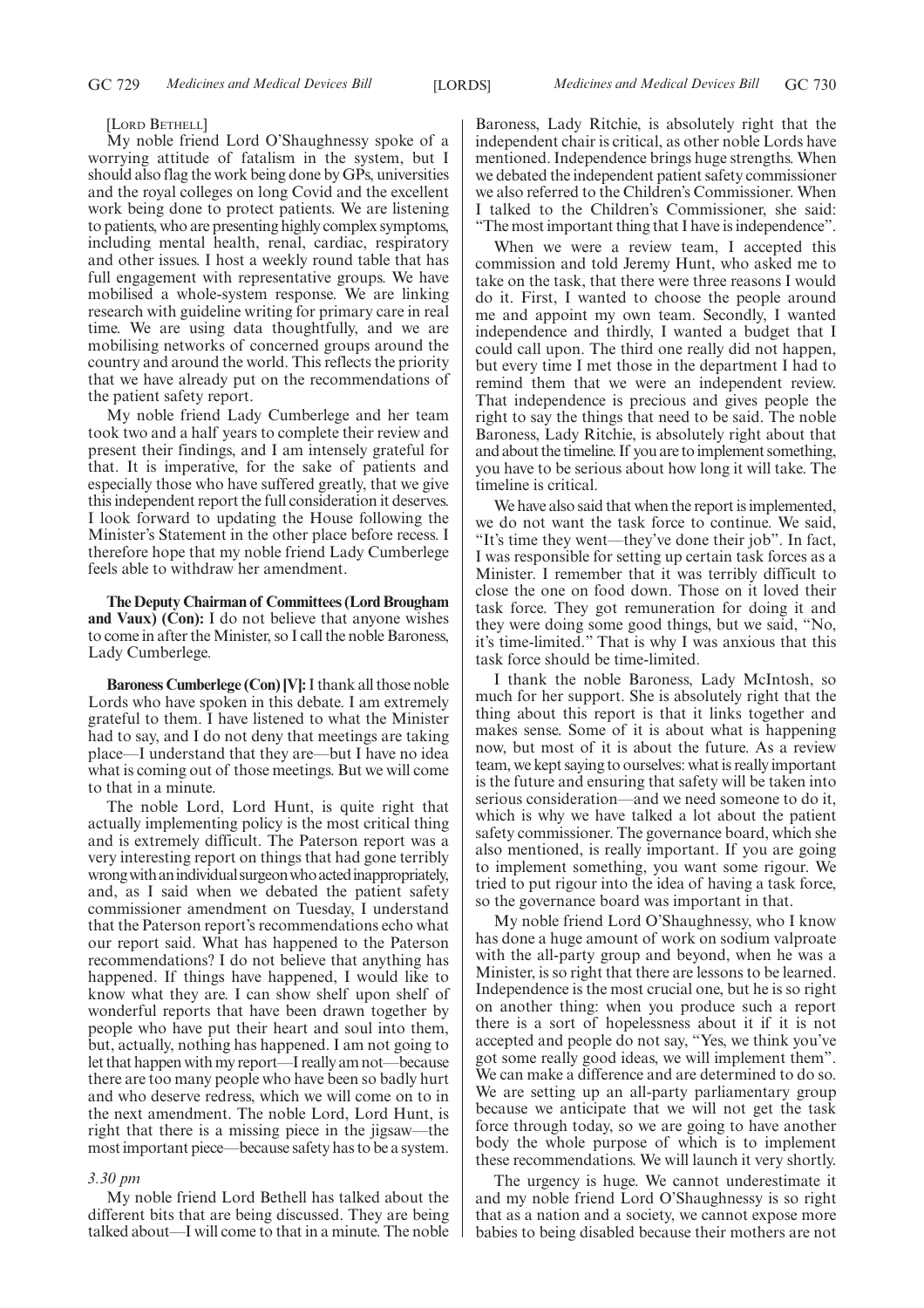[LORD BETHELL]

My noble friend Lord O'Shaughnessy spoke of a worrying attitude of fatalism in the system, but I should also flag the work being done by GPs, universities and the royal colleges on long Covid and the excellent work being done to protect patients. We are listening to patients, who are presenting highly complex symptoms, including mental health, renal, cardiac, respiratory and other issues. I host a weekly round table that has full engagement with representative groups. We have mobilised a whole-system response. We are linking research with guideline writing for primary care in real time. We are using data thoughtfully, and we are mobilising networks of concerned groups around the country and around the world. This reflects the priority that we have already put on the recommendations of the patient safety report.

My noble friend Lady Cumberlege and her team took two and a half years to complete their review and present their findings, and I am intensely grateful for that. It is imperative, for the sake of patients and especially those who have suffered greatly, that we give this independent report the full consideration it deserves. I look forward to updating the House following the Minister's Statement in the other place before recess. I therefore hope that my noble friend Lady Cumberlege feels able to withdraw her amendment.

**The Deputy Chairman of Committees (Lord Brougham and Vaux) (Con):** I do not believe that anyone wishes to come in after the Minister, so I call the noble Baroness, Lady Cumberlege.

**Baroness Cumberlege (Con) [V]:** I thank all those noble Lords who have spoken in this debate. I am extremely grateful to them. I have listened to what the Minister had to say, and I do not deny that meetings are taking place—I understand that they are—but I have no idea what is coming out of those meetings. But we will come to that in a minute.

The noble Lord, Lord Hunt, is quite right that actually implementing policy is the most critical thing and is extremely difficult. The Paterson report was a very interesting report on things that had gone terribly wrong with an individual surgeon who acted inappropriately, and, as I said when we debated the patient safety commissioner amendment on Tuesday, I understand that the Paterson report's recommendations echo what our report said. What has happened to the Paterson recommendations? I do not believe that anything has happened. If things have happened, I would like to know what they are. I can show shelf upon shelf of wonderful reports that have been drawn together by people who have put their heart and soul into them, but, actually, nothing has happened. I am not going to let that happen with my report—I really am not—because there are too many people who have been so badly hurt and who deserve redress, which we will come on to in the next amendment. The noble Lord, Lord Hunt, is right that there is a missing piece in the jigsaw—the most important piece—because safety has to be a system.

*3.30 pm*

My noble friend Lord Bethell has talked about the different bits that are being discussed. They are being talked about—I will come to that in a minute. The noble Baroness, Lady Ritchie, is absolutely right that the independent chair is critical, as other noble Lords have mentioned. Independence brings huge strengths. When we debated the independent patient safety commissioner we also referred to the Children's Commissioner. When I talked to the Children's Commissioner, she said: "The most important thing that I have is independence".

When we were a review team, I accepted this commission and told Jeremy Hunt, who asked me to take on the task, that there were three reasons I would do it. First, I wanted to choose the people around me and appoint my own team. Secondly, I wanted independence and thirdly, I wanted a budget that I could call upon. The third one really did not happen, but every time I met those in the department I had to remind them that we were an independent review. That independence is precious and gives people the right to say the things that need to be said. The noble Baroness, Lady Ritchie, is absolutely right about that and about the timeline. If you are to implement something, you have to be serious about how long it will take. The timeline is critical.

We have also said that when the report is implemented, we do not want the task force to continue. We said, "It's time they went—they've done their job". In fact, I was responsible for setting up certain task forces as a Minister. I remember that it was terribly difficult to close the one on food down. Those on it loved their task force. They got remuneration for doing it and they were doing some good things, but we said, "No, it's time-limited." That is why I was anxious that this task force should be time-limited.

I thank the noble Baroness, Lady McIntosh, so much for her support. She is absolutely right that the thing about this report is that it links together and makes sense. Some of it is about what is happening now, but most of it is about the future. As a review team, we kept saying to ourselves: what is really important is the future and ensuring that safety will be taken into serious consideration—and we need someone to do it, which is why we have talked a lot about the patient safety commissioner. The governance board, which she also mentioned, is really important. If you are going to implement something, you want some rigour. We tried to put rigour into the idea of having a task force, so the governance board was important in that.

My noble friend Lord O'Shaughnessy, who I know has done a huge amount of work on sodium valproate with the all-party group and beyond, when he was a Minister, is so right that there are lessons to be learned. Independence is the most crucial one, but he is so right on another thing: when you produce such a report there is a sort of hopelessness about it if it is not accepted and people do not say, "Yes, we think you've got some really good ideas, we will implement them". We can make a difference and are determined to do so. We are setting up an all-party parliamentary group because we anticipate that we will not get the task force through today, so we are going to have another body the whole purpose of which is to implement these recommendations. We will launch it very shortly.

The urgency is huge. We cannot underestimate it and my noble friend Lord O'Shaughnessy is so right that as a nation and a society, we cannot expose more babies to being disabled because their mothers are not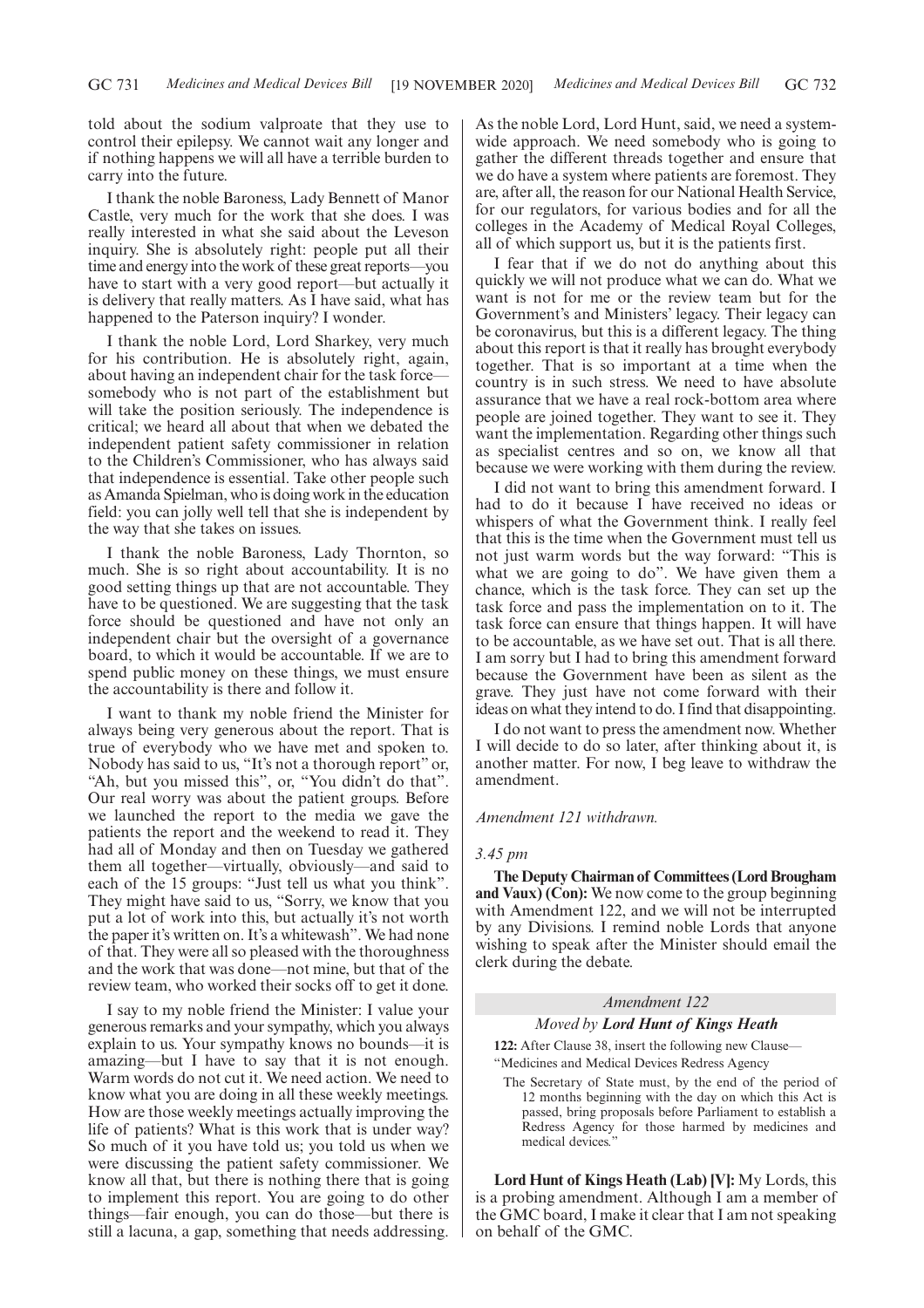told about the sodium valproate that they use to control their epilepsy. We cannot wait any longer and if nothing happens we will all have a terrible burden to carry into the future.

I thank the noble Baroness, Lady Bennett of Manor Castle, very much for the work that she does. I was really interested in what she said about the Leveson inquiry. She is absolutely right: people put all their time and energy into the work of these great reports—you have to start with a very good report—but actually it is delivery that really matters. As I have said, what has happened to the Paterson inquiry? I wonder.

I thank the noble Lord, Lord Sharkey, very much for his contribution. He is absolutely right, again, about having an independent chair for the task force—somebody who is not part of the establishment but will take the position seriously. The independence is critical; we heard all about that when we debated the independent patient safety commissioner in relation to the Children's Commissioner, who has always said that independence is essential. Take other people such as Amanda Spielman, who is doing work in the education field: you can jolly well tell that she is independent by the way that she takes on issues.

I thank the noble Baroness, Lady Thornton, so much. She is so right about accountability. It is no good setting things up that are not accountable. They have to be questioned. We are suggesting that the task force should be questioned and have not only an independent chair but the oversight of a governance board, to which it would be accountable. If we are to spend public money on these things, we must ensure the accountability is there and follow it.

I want to thank my noble friend the Minister for always being very generous about the report. That is true of everybody who we have met and spoken to. Nobody has said to us, "It's not a thorough report" or, "Ah, but you missed this", or, "You didn't do that". Our real worry was about the patient groups. Before we launched the report to the media we gave the patients the report and the weekend to read it. They had all of Monday and then on Tuesday we gathered them all together—virtually, obviously—and said to each of the 15 groups: "Just tell us what you think". They might have said to us, "Sorry, we know that you put a lot of work into this, but actually it's not worth the paper it's written on. It's a whitewash". We had none of that. They were all so pleased with the thoroughness and the work that was done—not mine, but that of the review team, who worked their socks off to get it done.

I say to my noble friend the Minister: I value your generous remarks and your sympathy, which you always explain to us. Your sympathy knows no bounds—it is amazing—but I have to say that it is not enough. Warm words do not cut it. We need action. We need to know what you are doing in all these weekly meetings. How are those weekly meetings actually improving the life of patients? What is this work that is under way? So much of it you have told us; you told us when we were discussing the patient safety commissioner. We know all that, but there is nothing there that is going to implement this report. You are going to do other things—fair enough, you can do those—but there is still a lacuna, a gap, something that needs addressing.

As the noble Lord, Lord Hunt, said, we need a system-wide approach. We need somebody who is going to gather the different threads together and ensure that we do have a system where patients are foremost. They are, after all, the reason for our National Health Service, for our regulators, for various bodies and for all the colleges in the Academy of Medical Royal Colleges, all of which support us, but it is the patients first.

I fear that if we do not do anything about this quickly we will not produce what we can do. What we want is not for me or the review team but for the Government's and Ministers' legacy. Their legacy can be coronavirus, but this is a different legacy. The thing about this report is that it really has brought everybody together. That is so important at a time when the country is in such stress. We need to have absolute assurance that we have a real rock-bottom area where people are joined together. They want to see it. They want the implementation. Regarding other things such as specialist centres and so on, we know all that because we were working with them during the review.

I did not want to bring this amendment forward. I had to do it because I have received no ideas or whispers of what the Government think. I really feel that this is the time when the Government must tell us not just warm words but the way forward: "This is what we are going to do". We have given them a chance, which is the task force. They can set up the task force and pass the implementation on to it. The task force can ensure that things happen. It will have to be accountable, as we have set out. That is all there. I am sorry but I had to bring this amendment forward because the Government have been as silent as the grave. They just have not come forward with their ideas on what they intend to do. I find that disappointing.

I do not want to press the amendment now. Whether I will decide to do so later, after thinking about it, is another matter. For now, I beg leave to withdraw the amendment.

*Amendment 121 withdrawn.*

*3.45 pm*

**The Deputy Chairman of Committees (Lord Brougham and Vaux) (Con):** We now come to the group beginning with Amendment 122, and we will not be interrupted by any Divisions. I remind noble Lords that anyone wishing to speak after the Minister should email the clerk during the debate.

## *Amendment 122*

### *Moved by **Lord Hunt of Kings Heath***

**122:** After Clause 38, insert the following new Clause—

"Medicines and Medical Devices Redress Agency

The Secretary of State must, by the end of the period of 12 months beginning with the day on which this Act is passed, bring proposals before Parliament to establish a Redress Agency for those harmed by medicines and medical devices."

**Lord Hunt of Kings Heath (Lab) [V]:** My Lords, this is a probing amendment. Although I am a member of the GMC board, I make it clear that I am not speaking on behalf of the GMC.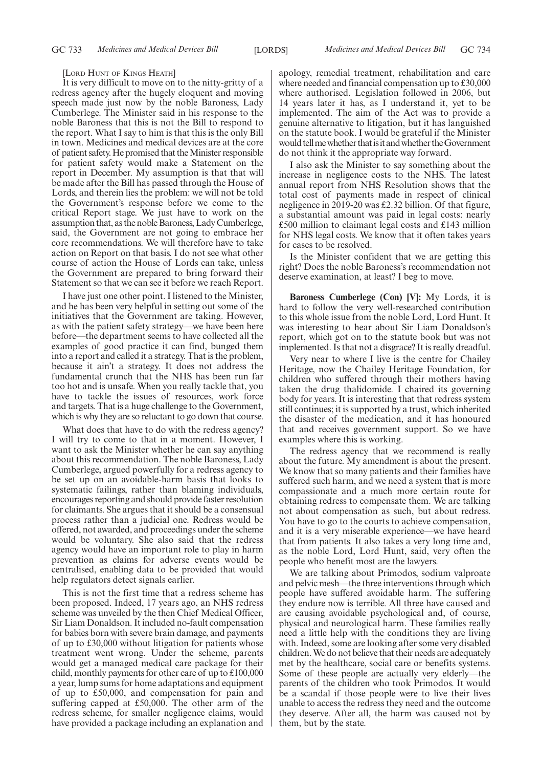[LORD HUNT OF KINGS HEATH]

It is very difficult to move on to the nitty-gritty of a redress agency after the hugely eloquent and moving speech made just now by the noble Baroness, Lady Cumberlege. The Minister said in his response to the noble Baroness that this is not the Bill to respond to the report. What I say to him is that this is the only Bill in town. Medicines and medical devices are at the core of patient safety. He promised that the Minister responsible for patient safety would make a Statement on the report in December. My assumption is that that will be made after the Bill has passed through the House of Lords, and therein lies the problem: we will not be told the Government's response before we come to the critical Report stage. We just have to work on the assumption that, as the noble Baroness, Lady Cumberlege, said, the Government are not going to embrace her core recommendations. We will therefore have to take action on Report on that basis. I do not see what other course of action the House of Lords can take, unless the Government are prepared to bring forward their Statement so that we can see it before we reach Report.

I have just one other point. I listened to the Minister, and he has been very helpful in setting out some of the initiatives that the Government are taking. However, as with the patient safety strategy—we have been here before—the department seems to have collected all the examples of good practice it can find, bunged them into a report and called it a strategy. That is the problem, because it ain't a strategy. It does not address the fundamental crunch that the NHS has been run far too hot and is unsafe. When you really tackle that, you have to tackle the issues of resources, work force and targets. That is a huge challenge to the Government, which is why they are so reluctant to go down that course.

What does that have to do with the redress agency? I will try to come to that in a moment. However, I want to ask the Minister whether he can say anything about this recommendation. The noble Baroness, Lady Cumberlege, argued powerfully for a redress agency to be set up on an avoidable-harm basis that looks to systematic failings, rather than blaming individuals, encourages reporting and should provide faster resolution for claimants. She argues that it should be a consensual process rather than a judicial one. Redress would be offered, not awarded, and proceedings under the scheme would be voluntary. She also said that the redress agency would have an important role to play in harm prevention as claims for adverse events would be centralised, enabling data to be provided that would help regulators detect signals earlier.

This is not the first time that a redress scheme has been proposed. Indeed, 17 years ago, an NHS redress scheme was unveiled by the then Chief Medical Officer, Sir Liam Donaldson. It included no-fault compensation for babies born with severe brain damage, and payments of up to £30,000 without litigation for patients whose treatment went wrong. Under the scheme, parents would get a managed medical care package for their child, monthly payments for other care of up to £100,000 a year, lump sums for home adaptations and equipment of up to £50,000, and compensation for pain and suffering capped at £50,000. The other arm of the redress scheme, for smaller negligence claims, would have provided a package including an explanation and apology, remedial treatment, rehabilitation and care where needed and financial compensation up to £30,000 where authorised. Legislation followed in 2006, but 14 years later it has, as I understand it, yet to be implemented. The aim of the Act was to provide a genuine alternative to litigation, but it has languished on the statute book. I would be grateful if the Minister would tell me whether that is it and whether the Government do not think it the appropriate way forward.

I also ask the Minister to say something about the increase in negligence costs to the NHS. The latest annual report from NHS Resolution shows that the total cost of payments made in respect of clinical negligence in 2019-20 was £2.32 billion. Of that figure, a substantial amount was paid in legal costs: nearly £500 million to claimant legal costs and £143 million for NHS legal costs. We know that it often takes years for cases to be resolved.

Is the Minister confident that we are getting this right? Does the noble Baroness's recommendation not deserve examination, at least? I beg to move.

**Baroness Cumberlege (Con) [V]:** My Lords, it is hard to follow the very well-researched contribution to this whole issue from the noble Lord, Lord Hunt. It was interesting to hear about Sir Liam Donaldson's report, which got on to the statute book but was not implemented. Is that not a disgrace? It is really dreadful.

Very near to where I live is the centre for Chailey Heritage, now the Chailey Heritage Foundation, for children who suffered through their mothers having taken the drug thalidomide. I chaired its governing body for years. It is interesting that that redress system still continues; it is supported by a trust, which inherited the disaster of the medication, and it has honoured that and receives government support. So we have examples where this is working.

The redress agency that we recommend is really about the future. My amendment is about the present. We know that so many patients and their families have suffered such harm, and we need a system that is more compassionate and a much more certain route for obtaining redress to compensate them. We are talking not about compensation as such, but about redress. You have to go to the courts to achieve compensation, and it is a very miserable experience—we have heard that from patients. It also takes a very long time and, as the noble Lord, Lord Hunt, said, very often the people who benefit most are the lawyers.

We are talking about Primodos, sodium valproate and pelvic mesh—the three interventions through which people have suffered avoidable harm. The suffering they endure now is terrible. All three have caused and are causing avoidable psychological and, of course, physical and neurological harm. These families really need a little help with the conditions they are living with. Indeed, some are looking after some very disabled children. We do not believe that their needs are adequately met by the healthcare, social care or benefits systems. Some of these people are actually very elderly—the parents of the children who took Primodos. It would be a scandal if those people were to live their lives unable to access the redress they need and the outcome they deserve. After all, the harm was caused not by them, but by the state.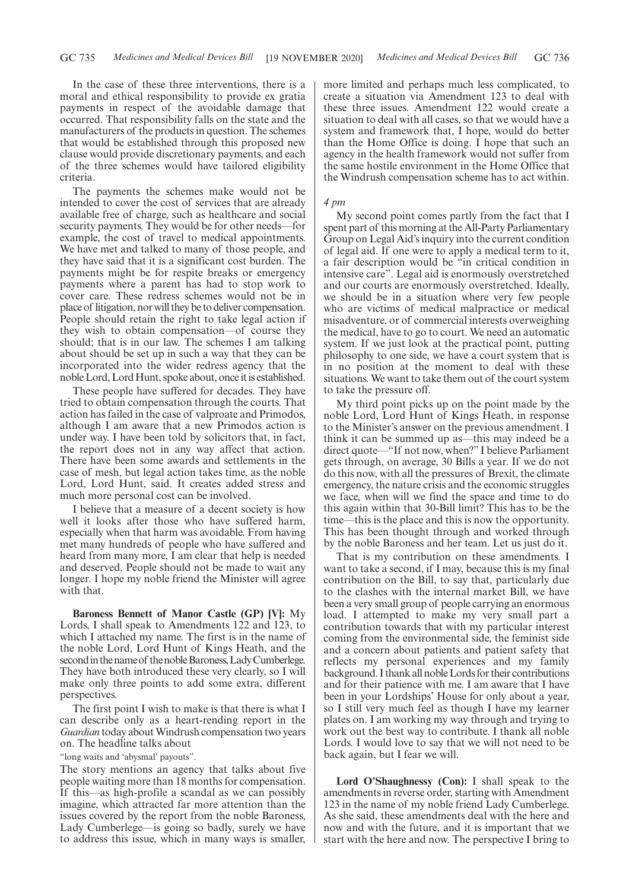In the case of these three interventions, there is a moral and ethical responsibility to provide ex gratia payments in respect of the avoidable damage that occurred. That responsibility falls on the state and the manufacturers of the products in question. The schemes that would be established through this proposed new clause would provide discretionary payments, and each of the three schemes would have tailored eligibility criteria.

The payments the schemes make would not be intended to cover the cost of services that are already available free of charge, such as healthcare and social security payments. They would be for other needs—for example, the cost of travel to medical appointments. We have met and talked to many of those people, and they have said that it is a significant cost burden. The payments might be for respite breaks or emergency payments where a parent has had to stop work to cover care. These redress schemes would not be in place of litigation, nor will they be to deliver compensation. People should retain the right to take legal action if they wish to obtain compensation—of course they should; that is in our law. The schemes I am talking about should be set up in such a way that they can be incorporated into the wider redress agency that the noble Lord, Lord Hunt, spoke about, once it is established.

These people have suffered for decades. They have tried to obtain compensation through the courts. That action has failed in the case of valproate and Primodos, although I am aware that a new Primodos action is under way. I have been told by solicitors that, in fact, the report does not in any way affect that action. There have been some awards and settlements in the case of mesh, but legal action takes time, as the noble Lord, Lord Hunt, said. It creates added stress and much more personal cost can be involved.

I believe that a measure of a decent society is how well it looks after those who have suffered harm, especially when that harm was avoidable. From having met many hundreds of people who have suffered and heard from many more, I am clear that help is needed and deserved. People should not be made to wait any longer. I hope my noble friend the Minister will agree with that.

**Baroness Bennett of Manor Castle (GP) [V]:** My Lords, I shall speak to Amendments 122 and 123, to which I attached my name. The first is in the name of the noble Lord, Lord Hunt of Kings Heath, and the second in the name of the noble Baroness, Lady Cumberlege. They have both introduced these very clearly, so I will make only three points to add some extra, different perspectives.

The first point I wish to make is that there is what I can describe only as a heart-rending report in the *Guardian* today about Windrush compensation two years on. The headline talks about

"long waits and 'abysmal' payouts".

The story mentions an agency that talks about five people waiting more than 18 months for compensation. If this—as high-profile a scandal as we can possibly imagine, which attracted far more attention than the issues covered by the report from the noble Baroness, Lady Cumberlege—is going so badly, surely we have to address this issue, which in many ways is smaller, more limited and perhaps much less complicated, to create a situation via Amendment 123 to deal with these three issues. Amendment 122 would create a situation to deal with all cases, so that we would have a system and framework that, I hope, would do better than the Home Office is doing. I hope that such an agency in the health framework would not suffer from the same hostile environment in the Home Office that the Windrush compensation scheme has to act within.

*4 pm*

My second point comes partly from the fact that I spent part of this morning at the All-Party Parliamentary Group on Legal Aid's inquiry into the current condition of legal aid. If one were to apply a medical term to it, a fair description would be "in critical condition in intensive care". Legal aid is enormously overstretched and our courts are enormously overstretched. Ideally, we should be in a situation where very few people who are victims of medical malpractice or medical misadventure, or of commercial interests overweighing the medical, have to go to court. We need an automatic system. If we just look at the practical point, putting philosophy to one side, we have a court system that is in no position at the moment to deal with these situations. We want to take them out of the court system to take the pressure off.

My third point picks up on the point made by the noble Lord, Lord Hunt of Kings Heath, in response to the Minister's answer on the previous amendment. I think it can be summed up as—this may indeed be a direct quote—"If not now, when?" I believe Parliament gets through, on average, 30 Bills a year. If we do not do this now, with all the pressures of Brexit, the climate emergency, the nature crisis and the economic struggles we face, when will we find the space and time to do this again within that 30-Bill limit? This has to be the time—this is the place and this is now the opportunity. This has been thought through and worked through by the noble Baroness and her team. Let us just do it.

That is my contribution on these amendments. I want to take a second, if I may, because this is my final contribution on the Bill, to say that, particularly due to the clashes with the internal market Bill, we have been a very small group of people carrying an enormous load. I attempted to make my very small part a contribution towards that with my particular interest coming from the environmental side, the feminist side and a concern about patients and patient safety that reflects my personal experiences and my family background. I thank all noble Lords for their contributions and for their patience with me. I am aware that I have been in your Lordships' House for only about a year, so I still very much feel as though I have my learner plates on. I am working my way through and trying to work out the best way to contribute. I thank all noble Lords. I would love to say that we will not need to be back again, but I fear we will.

**Lord O'Shaughnessy (Con):** I shall speak to the amendments in reverse order, starting with Amendment 123 in the name of my noble friend Lady Cumberlege. As she said, these amendments deal with the here and now and with the future, and it is important that we start with the here and now. The perspective I bring to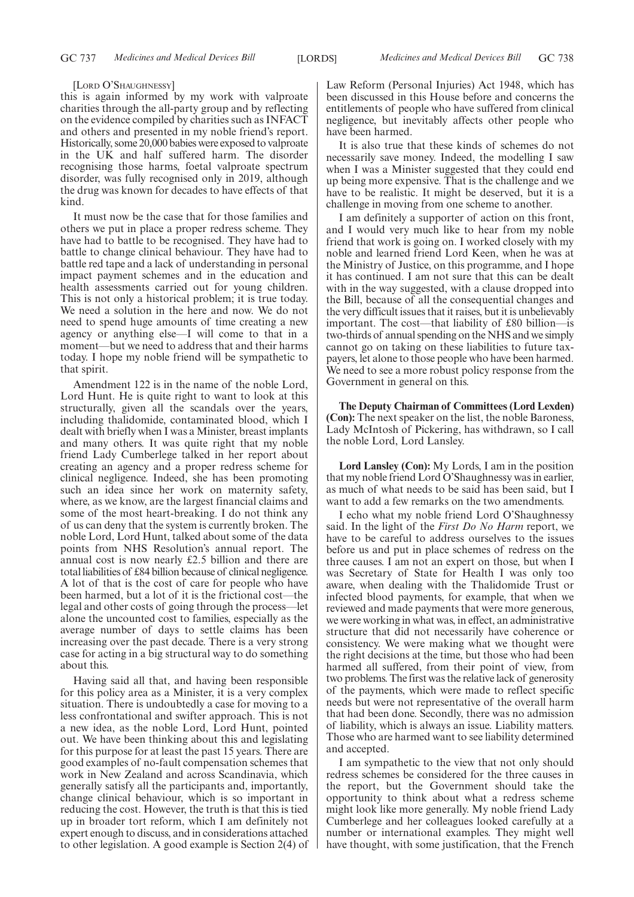[LORD O'SHAUGHNESSY]

this is again informed by my work with valproate charities through the all-party group and by reflecting on the evidence compiled by charities such as INFACT and others and presented in my noble friend's report. Historically, some 20,000 babies were exposed to valproate in the UK and half suffered harm. The disorder recognising those harms, foetal valproate spectrum disorder, was fully recognised only in 2019, although the drug was known for decades to have effects of that kind.

It must now be the case that for those families and others we put in place a proper redress scheme. They have had to battle to be recognised. They have had to battle to change clinical behaviour. They have had to battle red tape and a lack of understanding in personal impact payment schemes and in the education and health assessments carried out for young children. This is not only a historical problem; it is true today. We need a solution in the here and now. We do not need to spend huge amounts of time creating a new agency or anything else—I will come to that in a moment—but we need to address that and their harms today. I hope my noble friend will be sympathetic to that spirit.

Amendment 122 is in the name of the noble Lord, Lord Hunt. He is quite right to want to look at this structurally, given all the scandals over the years, including thalidomide, contaminated blood, which I dealt with briefly when I was a Minister, breast implants and many others. It was quite right that my noble friend Lady Cumberlege talked in her report about creating an agency and a proper redress scheme for clinical negligence. Indeed, she has been promoting such an idea since her work on maternity safety, where, as we know, are the largest financial claims and some of the most heart-breaking. I do not think any of us can deny that the system is currently broken. The noble Lord, Lord Hunt, talked about some of the data points from NHS Resolution's annual report. The annual cost is now nearly £2.5 billion and there are total liabilities of £84 billion because of clinical negligence. A lot of that is the cost of care for people who have been harmed, but a lot of it is the frictional cost—the legal and other costs of going through the process—let alone the uncounted cost to families, especially as the average number of days to settle claims has been increasing over the past decade. There is a very strong case for acting in a big structural way to do something about this.

Having said all that, and having been responsible for this policy area as a Minister, it is a very complex situation. There is undoubtedly a case for moving to a less confrontational and swifter approach. This is not a new idea, as the noble Lord, Lord Hunt, pointed out. We have been thinking about this and legislating for this purpose for at least the past 15 years. There are good examples of no-fault compensation schemes that work in New Zealand and across Scandinavia, which generally satisfy all the participants and, importantly, change clinical behaviour, which is so important in reducing the cost. However, the truth is that this is tied up in broader tort reform, which I am definitely not expert enough to discuss, and in considerations attached to other legislation. A good example is Section 2(4) of Law Reform (Personal Injuries) Act 1948, which has been discussed in this House before and concerns the entitlements of people who have suffered from clinical negligence, but inevitably affects other people who have been harmed.

It is also true that these kinds of schemes do not necessarily save money. Indeed, the modelling I saw when I was a Minister suggested that they could end up being more expensive. That is the challenge and we have to be realistic. It might be deserved, but it is a challenge in moving from one scheme to another.

I am definitely a supporter of action on this front, and I would very much like to hear from my noble friend that work is going on. I worked closely with my noble and learned friend Lord Keen, when he was at the Ministry of Justice, on this programme, and I hope it has continued. I am not sure that this can be dealt with in the way suggested, with a clause dropped into the Bill, because of all the consequential changes and the very difficult issues that it raises, but it is unbelievably important. The cost—that liability of £80 billion—is two-thirds of annual spending on the NHS and we simply cannot go on taking on these liabilities to future taxpayers, let alone to those people who have been harmed. We need to see a more robust policy response from the Government in general on this.

**The Deputy Chairman of Committees (Lord Lexden) (Con):** The next speaker on the list, the noble Baroness, Lady McIntosh of Pickering, has withdrawn, so I call the noble Lord, Lord Lansley.

**Lord Lansley (Con):** My Lords, I am in the position that my noble friend Lord O'Shaughnessy was in earlier, as much of what needs to be said has been said, but I want to add a few remarks on the two amendments.

I echo what my noble friend Lord O'Shaughnessy said. In the light of the *First Do No Harm* report, we have to be careful to address ourselves to the issues before us and put in place schemes of redress on the three causes. I am not an expert on those, but when I was Secretary of State for Health I was only too aware, when dealing with the Thalidomide Trust or infected blood payments, for example, that when we reviewed and made payments that were more generous, we were working in what was, in effect, an administrative structure that did not necessarily have coherence or consistency. We were making what we thought were the right decisions at the time, but those who had been harmed all suffered, from their point of view, from two problems. The first was the relative lack of generosity of the payments, which were made to reflect specific needs but were not representative of the overall harm that had been done. Secondly, there was no admission of liability, which is always an issue. Liability matters. Those who are harmed want to see liability determined and accepted.

I am sympathetic to the view that not only should redress schemes be considered for the three causes in the report, but the Government should take the opportunity to think about what a redress scheme might look like more generally. My noble friend Lady Cumberlege and her colleagues looked carefully at a number or international examples. They might well have thought, with some justification, that the French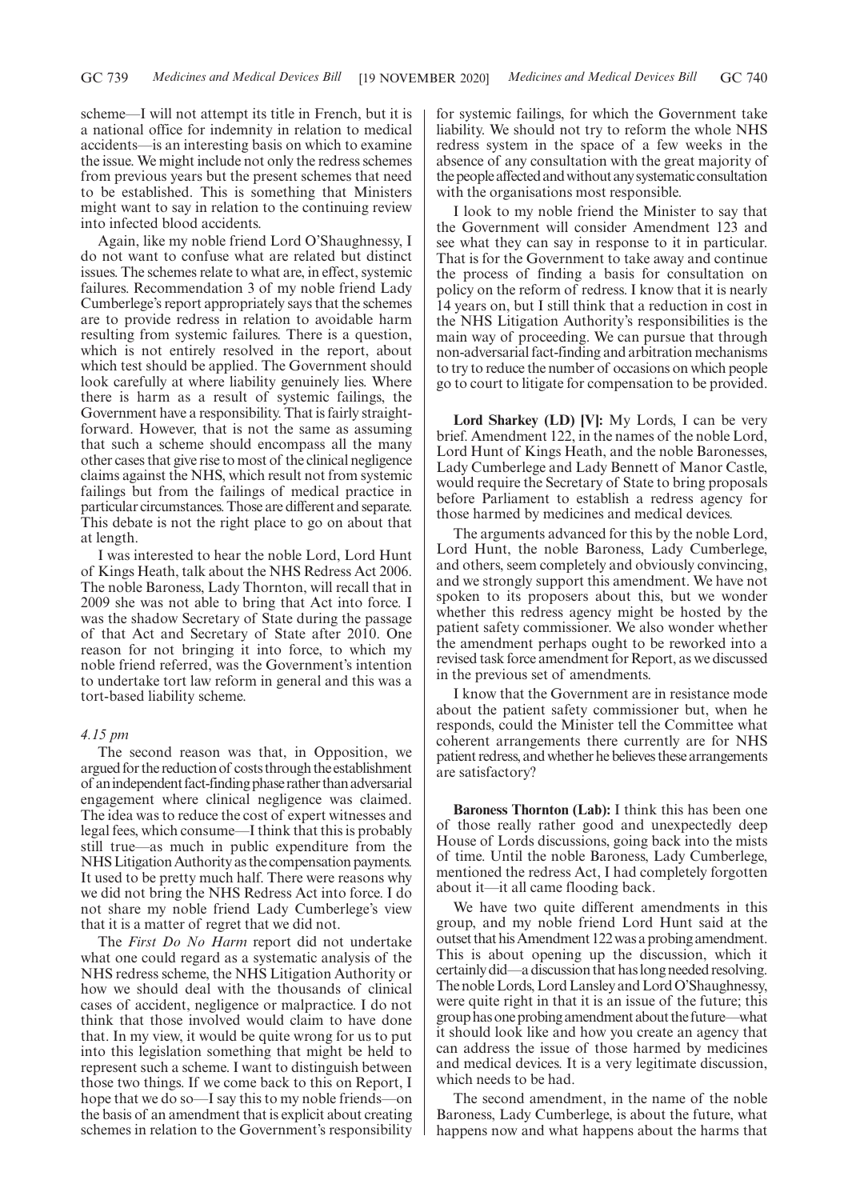scheme—I will not attempt its title in French, but it is a national office for indemnity in relation to medical accidents—is an interesting basis on which to examine the issue. We might include not only the redress schemes from previous years but the present schemes that need to be established. This is something that Ministers might want to say in relation to the continuing review into infected blood accidents.

Again, like my noble friend Lord O'Shaughnessy, I do not want to confuse what are related but distinct issues. The schemes relate to what are, in effect, systemic failures. Recommendation 3 of my noble friend Lady Cumberlege's report appropriately says that the schemes are to provide redress in relation to avoidable harm resulting from systemic failures. There is a question, which is not entirely resolved in the report, about which test should be applied. The Government should look carefully at where liability genuinely lies. Where there is harm as a result of systemic failings, the Government have a responsibility. That is fairly straightforward. However, that is not the same as assuming that such a scheme should encompass all the many other cases that give rise to most of the clinical negligence claims against the NHS, which result not from systemic failings but from the failings of medical practice in particular circumstances. Those are different and separate. This debate is not the right place to go on about that at length.

I was interested to hear the noble Lord, Lord Hunt of Kings Heath, talk about the NHS Redress Act 2006. The noble Baroness, Lady Thornton, will recall that in 2009 she was not able to bring that Act into force. I was the shadow Secretary of State during the passage of that Act and Secretary of State after 2010. One reason for not bringing it into force, to which my noble friend referred, was the Government's intention to undertake tort law reform in general and this was a tort-based liability scheme.

*4.15 pm*

The second reason was that, in Opposition, we argued for the reduction of costs through the establishment of an independent fact-finding phase rather than adversarial engagement where clinical negligence was claimed. The idea was to reduce the cost of expert witnesses and legal fees, which consume—I think that this is probably still true—as much in public expenditure from the NHS Litigation Authority as the compensation payments. It used to be pretty much half. There were reasons why we did not bring the NHS Redress Act into force. I do not share my noble friend Lady Cumberlege's view that it is a matter of regret that we did not.

The *First Do No Harm* report did not undertake what one could regard as a systematic analysis of the NHS redress scheme, the NHS Litigation Authority or how we should deal with the thousands of clinical cases of accident, negligence or malpractice. I do not think that those involved would claim to have done that. In my view, it would be quite wrong for us to put into this legislation something that might be held to represent such a scheme. I want to distinguish between those two things. If we come back to this on Report, I hope that we do so—I say this to my noble friends—on the basis of an amendment that is explicit about creating schemes in relation to the Government's responsibility for systemic failings, for which the Government take liability. We should not try to reform the whole NHS redress system in the space of a few weeks in the absence of any consultation with the great majority of the people affected and without any systematic consultation with the organisations most responsible.

I look to my noble friend the Minister to say that the Government will consider Amendment 123 and see what they can say in response to it in particular. That is for the Government to take away and continue the process of finding a basis for consultation on policy on the reform of redress. I know that it is nearly 14 years on, but I still think that a reduction in cost in the NHS Litigation Authority's responsibilities is the main way of proceeding. We can pursue that through non-adversarial fact-finding and arbitration mechanisms to try to reduce the number of occasions on which people go to court to litigate for compensation to be provided.

**Lord Sharkey (LD) [V]:** My Lords, I can be very brief. Amendment 122, in the names of the noble Lord, Lord Hunt of Kings Heath, and the noble Baronesses, Lady Cumberlege and Lady Bennett of Manor Castle, would require the Secretary of State to bring proposals before Parliament to establish a redress agency for those harmed by medicines and medical devices.

The arguments advanced for this by the noble Lord, Lord Hunt, the noble Baroness, Lady Cumberlege, and others, seem completely and obviously convincing, and we strongly support this amendment. We have not spoken to its proposers about this, but we wonder whether this redress agency might be hosted by the patient safety commissioner. We also wonder whether the amendment perhaps ought to be reworked into a revised task force amendment for Report, as we discussed in the previous set of amendments.

I know that the Government are in resistance mode about the patient safety commissioner but, when he responds, could the Minister tell the Committee what coherent arrangements there currently are for NHS patient redress, and whether he believes these arrangements are satisfactory?

**Baroness Thornton (Lab):** I think this has been one of those really rather good and unexpectedly deep House of Lords discussions, going back into the mists of time. Until the noble Baroness, Lady Cumberlege, mentioned the redress Act, I had completely forgotten about it—it all came flooding back.

We have two quite different amendments in this group, and my noble friend Lord Hunt said at the outset that his Amendment 122 was a probing amendment. This is about opening up the discussion, which it certainly did—a discussion that has long needed resolving. The noble Lords, Lord Lansley and Lord O'Shaughnessy, were quite right in that it is an issue of the future; this group has one probing amendment about the future—what it should look like and how you create an agency that can address the issue of those harmed by medicines and medical devices. It is a very legitimate discussion, which needs to be had.

The second amendment, in the name of the noble Baroness, Lady Cumberlege, is about the future, what happens now and what happens about the harms that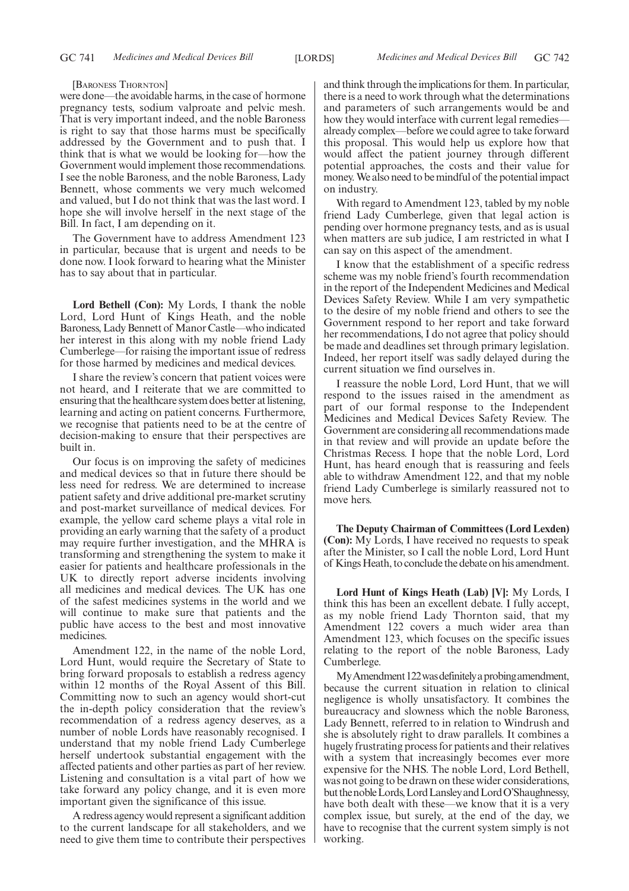[Baroness Thornton]

were done—the avoidable harms, in the case of hormone pregnancy tests, sodium valproate and pelvic mesh. That is very important indeed, and the noble Baroness is right to say that those harms must be specifically addressed by the Government and to push that. I think that is what we would be looking for—how the Government would implement those recommendations. I see the noble Baroness, and the noble Baroness, Lady Bennett, whose comments we very much welcomed and valued, but I do not think that was the last word. I hope she will involve herself in the next stage of the Bill. In fact, I am depending on it.

The Government have to address Amendment 123 in particular, because that is urgent and needs to be done now. I look forward to hearing what the Minister has to say about that in particular.

**Lord Bethell (Con):** My Lords, I thank the noble Lord, Lord Hunt of Kings Heath, and the noble Baroness, Lady Bennett of Manor Castle—who indicated her interest in this along with my noble friend Lady Cumberlege—for raising the important issue of redress for those harmed by medicines and medical devices.

I share the review's concern that patient voices were not heard, and I reiterate that we are committed to ensuring that the healthcare system does better at listening, learning and acting on patient concerns. Furthermore, we recognise that patients need to be at the centre of decision-making to ensure that their perspectives are built in.

Our focus is on improving the safety of medicines and medical devices so that in future there should be less need for redress. We are determined to increase patient safety and drive additional pre-market scrutiny and post-market surveillance of medical devices. For example, the yellow card scheme plays a vital role in providing an early warning that the safety of a product may require further investigation, and the MHRA is transforming and strengthening the system to make it easier for patients and healthcare professionals in the UK to directly report adverse incidents involving all medicines and medical devices. The UK has one of the safest medicines systems in the world and we will continue to make sure that patients and the public have access to the best and most innovative medicines.

Amendment 122, in the name of the noble Lord, Lord Hunt, would require the Secretary of State to bring forward proposals to establish a redress agency within 12 months of the Royal Assent of this Bill. Committing now to such an agency would short-cut the in-depth policy consideration that the review's recommendation of a redress agency deserves, as a number of noble Lords have reasonably recognised. I understand that my noble friend Lady Cumberlege herself undertook substantial engagement with the affected patients and other parties as part of her review. Listening and consultation is a vital part of how we take forward any policy change, and it is even more important given the significance of this issue.

A redress agency would represent a significant addition to the current landscape for all stakeholders, and we need to give them time to contribute their perspectives and think through the implications for them. In particular, there is a need to work through what the determinations and parameters of such arrangements would be and how they would interface with current legal remedies—already complex—before we could agree to take forward this proposal. This would help us explore how that would affect the patient journey through different potential approaches, the costs and their value for money. We also need to be mindful of the potential impact on industry.

With regard to Amendment 123, tabled by my noble friend Lady Cumberlege, given that legal action is pending over hormone pregnancy tests, and as is usual when matters are sub judice, I am restricted in what I can say on this aspect of the amendment.

I know that the establishment of a specific redress scheme was my noble friend's fourth recommendation in the report of the Independent Medicines and Medical Devices Safety Review. While I am very sympathetic to the desire of my noble friend and others to see the Government respond to her report and take forward her recommendations, I do not agree that policy should be made and deadlines set through primary legislation. Indeed, her report itself was sadly delayed during the current situation we find ourselves in.

I reassure the noble Lord, Lord Hunt, that we will respond to the issues raised in the amendment as part of our formal response to the Independent Medicines and Medical Devices Safety Review. The Government are considering all recommendations made in that review and will provide an update before the Christmas Recess. I hope that the noble Lord, Lord Hunt, has heard enough that is reassuring and feels able to withdraw Amendment 122, and that my noble friend Lady Cumberlege is similarly reassured not to move hers.

**The Deputy Chairman of Committees (Lord Lexden) (Con):** My Lords, I have received no requests to speak after the Minister, so I call the noble Lord, Lord Hunt of Kings Heath, to conclude the debate on his amendment.

**Lord Hunt of Kings Heath (Lab) [V]:** My Lords, I think this has been an excellent debate. I fully accept, as my noble friend Lady Thornton said, that my Amendment 122 covers a much wider area than Amendment 123, which focuses on the specific issues relating to the report of the noble Baroness, Lady Cumberlege.

My Amendment 122 was definitely a probing amendment, because the current situation in relation to clinical negligence is wholly unsatisfactory. It combines the bureaucracy and slowness which the noble Baroness, Lady Bennett, referred to in relation to Windrush and she is absolutely right to draw parallels. It combines a hugely frustrating process for patients and their relatives with a system that increasingly becomes ever more expensive for the NHS. The noble Lord, Lord Bethell, was not going to be drawn on these wider considerations, but the noble Lords, Lord Lansley and Lord O'Shaughnessy, have both dealt with these—we know that it is a very complex issue, but surely, at the end of the day, we have to recognise that the current system simply is not working.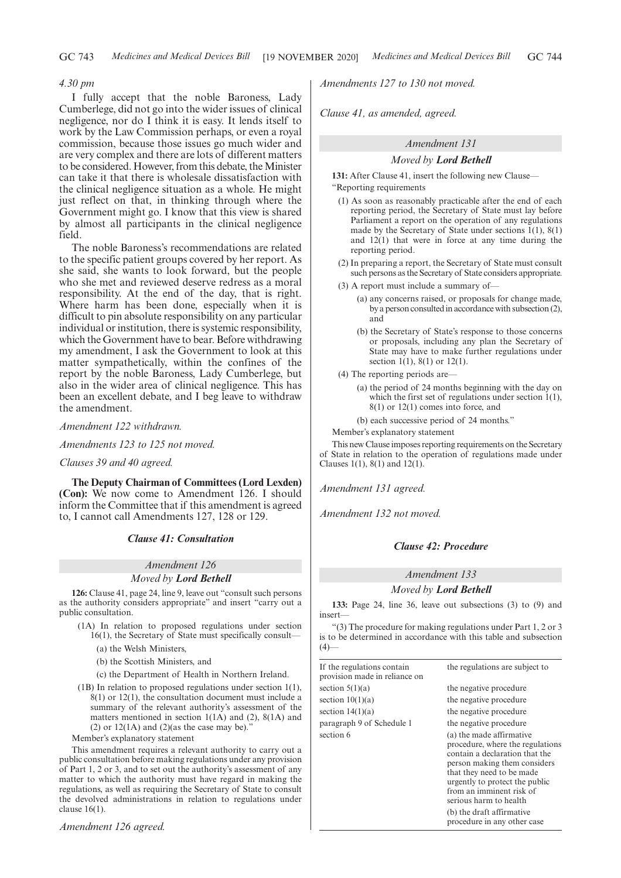*4.30 pm*

I fully accept that the noble Baroness, Lady Cumberlege, did not go into the wider issues of clinical negligence, nor do I think it is easy. It lends itself to work by the Law Commission perhaps, or even a royal commission, because those issues go much wider and are very complex and there are lots of different matters to be considered. However, from this debate, the Minister can take it that there is wholesale dissatisfaction with the clinical negligence situation as a whole. He might just reflect on that, in thinking through where the Government might go. I know that this view is shared by almost all participants in the clinical negligence field.

The noble Baroness's recommendations are related to the specific patient groups covered by her report. As she said, she wants to look forward, but the people who she met and reviewed deserve redress as a moral responsibility. At the end of the day, that is right. Where harm has been done, especially when it is difficult to pin absolute responsibility on any particular individual or institution, there is systemic responsibility, which the Government have to bear. Before withdrawing my amendment, I ask the Government to look at this matter sympathetically, within the confines of the report by the noble Baroness, Lady Cumberlege, but also in the wider area of clinical negligence. This has been an excellent debate, and I beg leave to withdraw the amendment.

*Amendment 122 withdrawn.*

*Amendments 123 to 125 not moved.*

*Clauses 39 and 40 agreed.*

**The Deputy Chairman of Committees (Lord Lexden) (Con):** We now come to Amendment 126. I should inform the Committee that if this amendment is agreed to, I cannot call Amendments 127, 128 or 129.

### *Clause 41: Consultation*

*Amendment 126*

*Moved by* ***Lord Bethell***

**126:** Clause 41, page 24, line 9, leave out "consult such persons as the authority considers appropriate" and insert "carry out a public consultation.

(1A) In relation to proposed regulations under section 16(1), the Secretary of State must specifically consult—

(a) the Welsh Ministers,

(b) the Scottish Ministers, and

(c) the Department of Health in Northern Ireland.

(1B) In relation to proposed regulations under section 1(1), 8(1) or 12(1), the consultation document must include a summary of the relevant authority's assessment of the matters mentioned in section 1(1A) and (2), 8(1A) and (2) or 12(1A) and (2)(as the case may be)."

Member's explanatory statement

This amendment requires a relevant authority to carry out a public consultation before making regulations under any provision of Part 1, 2 or 3, and to set out the authority's assessment of any matter to which the authority must have regard in making the regulations, as well as requiring the Secretary of State to consult the devolved administrations in relation to regulations under clause 16(1).

*Amendment 126 agreed.*

*Amendments 127 to 130 not moved.*

*Clause 41, as amended, agreed.*

*Amendment 131*

*Moved by* ***Lord Bethell***

**131:** After Clause 41, insert the following new Clause—

"Reporting requirements

(1) As soon as reasonably practicable after the end of each reporting period, the Secretary of State must lay before Parliament a report on the operation of any regulations made by the Secretary of State under sections 1(1), 8(1) and 12(1) that were in force at any time during the reporting period.

(2) In preparing a report, the Secretary of State must consult such persons as the Secretary of State considers appropriate.

(3) A report must include a summary of—

(a) any concerns raised, or proposals for change made, by a person consulted in accordance with subsection (2), and

(b) the Secretary of State's response to those concerns or proposals, including any plan the Secretary of State may have to make further regulations under section 1(1), 8(1) or 12(1).

(4) The reporting periods are—

(a) the period of 24 months beginning with the day on which the first set of regulations under section 1(1), 8(1) or 12(1) comes into force, and

(b) each successive period of 24 months."

Member's explanatory statement

This new Clause imposes reporting requirements on the Secretary of State in relation to the operation of regulations made under Clauses 1(1), 8(1) and 12(1).

*Amendment 131 agreed.*

*Amendment 132 not moved.*

### *Clause 42: Procedure*

*Amendment 133*

*Moved by* ***Lord Bethell***

**133:** Page 24, line 36, leave out subsections (3) to (9) and insert—

"(3) The procedure for making regulations under Part 1, 2 or 3 is to be determined in accordance with this table and subsection (4)—

| If the regulations contain provision made in reliance on | the regulations are subject to |
|---|---|
| section 5(1)(a) | the negative procedure |
| section 10(1)(a) | the negative procedure |
| section 14(1)(a) | the negative procedure |
| paragraph 9 of Schedule 1 | the negative procedure |
| section 6 | (a) the made affirmative procedure, where the regulations contain a declaration that the person making them considers that they need to be made urgently to protect the public from an imminent risk of serious harm to health<br>(b) the draft affirmative procedure in any other case |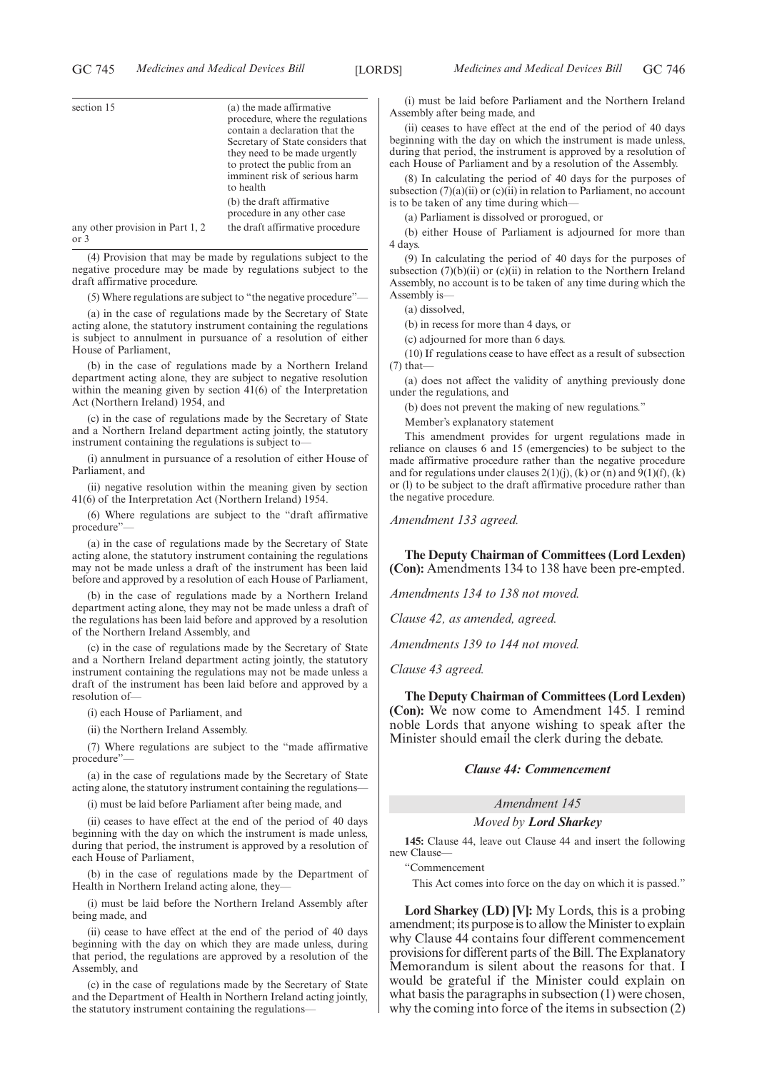| | |
|---|---|
| section 15 | (a) the made affirmative procedure, where the regulations contain a declaration that the Secretary of State considers that they need to be made urgently to protect the public from an imminent risk of serious harm to health<br>(b) the draft affirmative procedure in any other case |
| any other provision in Part 1, 2 or 3 | the draft affirmative procedure |

(4) Provision that may be made by regulations subject to the negative procedure may be made by regulations subject to the draft affirmative procedure.

(5) Where regulations are subject to "the negative procedure"—

(a) in the case of regulations made by the Secretary of State acting alone, the statutory instrument containing the regulations is subject to annulment in pursuance of a resolution of either House of Parliament,

(b) in the case of regulations made by a Northern Ireland department acting alone, they are subject to negative resolution within the meaning given by section 41(6) of the Interpretation Act (Northern Ireland) 1954, and

(c) in the case of regulations made by the Secretary of State and a Northern Ireland department acting jointly, the statutory instrument containing the regulations is subject to—

(i) annulment in pursuance of a resolution of either House of Parliament, and

(ii) negative resolution within the meaning given by section 41(6) of the Interpretation Act (Northern Ireland) 1954.

(6) Where regulations are subject to the "draft affirmative procedure"—

(a) in the case of regulations made by the Secretary of State acting alone, the statutory instrument containing the regulations may not be made unless a draft of the instrument has been laid before and approved by a resolution of each House of Parliament,

(b) in the case of regulations made by a Northern Ireland department acting alone, they may not be made unless a draft of the regulations has been laid before and approved by a resolution of the Northern Ireland Assembly, and

(c) in the case of regulations made by the Secretary of State and a Northern Ireland department acting jointly, the statutory instrument containing the regulations may not be made unless a draft of the instrument has been laid before and approved by a resolution of—

(i) each House of Parliament, and

(ii) the Northern Ireland Assembly.

(7) Where regulations are subject to the "made affirmative procedure"—

(a) in the case of regulations made by the Secretary of State acting alone, the statutory instrument containing the regulations—

(i) must be laid before Parliament after being made, and

(ii) ceases to have effect at the end of the period of 40 days beginning with the day on which the instrument is made unless, during that period, the instrument is approved by a resolution of each House of Parliament,

(b) in the case of regulations made by the Department of Health in Northern Ireland acting alone, they—

(i) must be laid before the Northern Ireland Assembly after being made, and

(ii) cease to have effect at the end of the period of 40 days beginning with the day on which they are made unless, during that period, the regulations are approved by a resolution of the Assembly, and

(c) in the case of regulations made by the Secretary of State and the Department of Health in Northern Ireland acting jointly, the statutory instrument containing the regulations—

(i) must be laid before Parliament and the Northern Ireland Assembly after being made, and

(ii) ceases to have effect at the end of the period of 40 days beginning with the day on which the instrument is made unless, during that period, the instrument is approved by a resolution of each House of Parliament and by a resolution of the Assembly.

(8) In calculating the period of 40 days for the purposes of subsection (7)(a)(ii) or (c)(ii) in relation to Parliament, no account is to be taken of any time during which—

(a) Parliament is dissolved or prorogued, or

(b) either House of Parliament is adjourned for more than 4 days.

(9) In calculating the period of 40 days for the purposes of subsection (7)(b)(ii) or (c)(ii) in relation to the Northern Ireland Assembly, no account is to be taken of any time during which the Assembly is—

(a) dissolved,

(b) in recess for more than 4 days, or

(c) adjourned for more than 6 days.

(10) If regulations cease to have effect as a result of subsection (7) that—

(a) does not affect the validity of anything previously done under the regulations, and

(b) does not prevent the making of new regulations."

Member's explanatory statement

This amendment provides for urgent regulations made in reliance on clauses 6 and 15 (emergencies) to be subject to the made affirmative procedure rather than the negative procedure and for regulations under clauses 2(1)(j), (k) or (n) and 9(1)(f), (k) or (l) to be subject to the draft affirmative procedure rather than the negative procedure.

*Amendment 133 agreed.*

**The Deputy Chairman of Committees (Lord Lexden) (Con):** Amendments 134 to 138 have been pre-empted.

*Amendments 134 to 138 not moved.*

*Clause 42, as amended, agreed.*

*Amendments 139 to 144 not moved.*

*Clause 43 agreed.*

**The Deputy Chairman of Committees (Lord Lexden) (Con):** We now come to Amendment 145. I remind noble Lords that anyone wishing to speak after the Minister should email the clerk during the debate.

### *Clause 44: Commencement*

*Amendment 145*

*Moved by* ***Lord Sharkey***

**145:** Clause 44, leave out Clause 44 and insert the following new Clause—

"Commencement

This Act comes into force on the day on which it is passed."

**Lord Sharkey (LD) [V]:** My Lords, this is a probing amendment; its purpose is to allow the Minister to explain why Clause 44 contains four different commencement provisions for different parts of the Bill. The Explanatory Memorandum is silent about the reasons for that. I would be grateful if the Minister could explain on what basis the paragraphs in subsection (1) were chosen, why the coming into force of the items in subsection (2)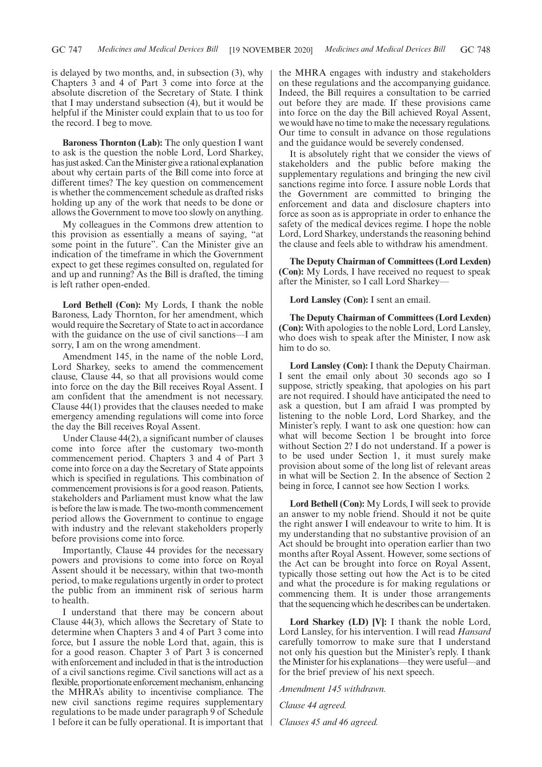is delayed by two months, and, in subsection (3), why Chapters 3 and 4 of Part 3 come into force at the absolute discretion of the Secretary of State. I think that I may understand subsection (4), but it would be helpful if the Minister could explain that to us too for the record. I beg to move.

**Baroness Thornton (Lab):** The only question I want to ask is the question the noble Lord, Lord Sharkey, has just asked. Can the Minister give a rational explanation about why certain parts of the Bill come into force at different times? The key question on commencement is whether the commencement schedule as drafted risks holding up any of the work that needs to be done or allows the Government to move too slowly on anything.

My colleagues in the Commons drew attention to this provision as essentially a means of saying, "at some point in the future". Can the Minister give an indication of the timeframe in which the Government expect to get these regimes consulted on, regulated for and up and running? As the Bill is drafted, the timing is left rather open-ended.

**Lord Bethell (Con):** My Lords, I thank the noble Baroness, Lady Thornton, for her amendment, which would require the Secretary of State to act in accordance with the guidance on the use of civil sanctions—I am sorry, I am on the wrong amendment.

Amendment 145, in the name of the noble Lord, Lord Sharkey, seeks to amend the commencement clause, Clause 44, so that all provisions would come into force on the day the Bill receives Royal Assent. I am confident that the amendment is not necessary. Clause 44(1) provides that the clauses needed to make emergency amending regulations will come into force the day the Bill receives Royal Assent.

Under Clause 44(2), a significant number of clauses come into force after the customary two-month commencement period. Chapters 3 and 4 of Part 3 come into force on a day the Secretary of State appoints which is specified in regulations. This combination of commencement provisions is for a good reason. Patients, stakeholders and Parliament must know what the law is before the law is made. The two-month commencement period allows the Government to continue to engage with industry and the relevant stakeholders properly before provisions come into force.

Importantly, Clause 44 provides for the necessary powers and provisions to come into force on Royal Assent should it be necessary, within that two-month period, to make regulations urgently in order to protect the public from an imminent risk of serious harm to health.

I understand that there may be concern about Clause 44(3), which allows the Secretary of State to determine when Chapters 3 and 4 of Part 3 come into force, but I assure the noble Lord that, again, this is for a good reason. Chapter 3 of Part 3 is concerned with enforcement and included in that is the introduction of a civil sanctions regime. Civil sanctions will act as a flexible, proportionate enforcement mechanism, enhancing the MHRA's ability to incentivise compliance. The new civil sanctions regime requires supplementary regulations to be made under paragraph 9 of Schedule 1 before it can be fully operational. It is important that the MHRA engages with industry and stakeholders on these regulations and the accompanying guidance. Indeed, the Bill requires a consultation to be carried out before they are made. If these provisions came into force on the day the Bill achieved Royal Assent, we would have no time to make the necessary regulations. Our time to consult in advance on those regulations and the guidance would be severely condensed.

It is absolutely right that we consider the views of stakeholders and the public before making the supplementary regulations and bringing the new civil sanctions regime into force. I assure noble Lords that the Government are committed to bringing the enforcement and data and disclosure chapters into force as soon as is appropriate in order to enhance the safety of the medical devices regime. I hope the noble Lord, Lord Sharkey, understands the reasoning behind the clause and feels able to withdraw his amendment.

**The Deputy Chairman of Committees (Lord Lexden) (Con):** My Lords, I have received no request to speak after the Minister, so I call Lord Sharkey—

**Lord Lansley (Con):** I sent an email.

**The Deputy Chairman of Committees (Lord Lexden) (Con):** With apologies to the noble Lord, Lord Lansley, who does wish to speak after the Minister, I now ask him to do so.

**Lord Lansley (Con):** I thank the Deputy Chairman. I sent the email only about 30 seconds ago so I suppose, strictly speaking, that apologies on his part are not required. I should have anticipated the need to ask a question, but I am afraid I was prompted by listening to the noble Lord, Lord Sharkey, and the Minister's reply. I want to ask one question: how can what will become Section 1 be brought into force without Section 2? I do not understand. If a power is to be used under Section 1, it must surely make provision about some of the long list of relevant areas in what will be Section 2. In the absence of Section 2 being in force, I cannot see how Section 1 works.

**Lord Bethell (Con):** My Lords, I will seek to provide an answer to my noble friend. Should it not be quite the right answer I will endeavour to write to him. It is my understanding that no substantive provision of an Act should be brought into operation earlier than two months after Royal Assent. However, some sections of the Act can be brought into force on Royal Assent, typically those setting out how the Act is to be cited and what the procedure is for making regulations or commencing them. It is under those arrangements that the sequencing which he describes can be undertaken.

**Lord Sharkey (LD) [V]:** I thank the noble Lord, Lord Lansley, for his intervention. I will read *Hansard* carefully tomorrow to make sure that I understand not only his question but the Minister's reply. I thank the Minister for his explanations—they were useful—and for the brief preview of his next speech.

*Amendment 145 withdrawn.*

*Clause 44 agreed.*

*Clauses 45 and 46 agreed.*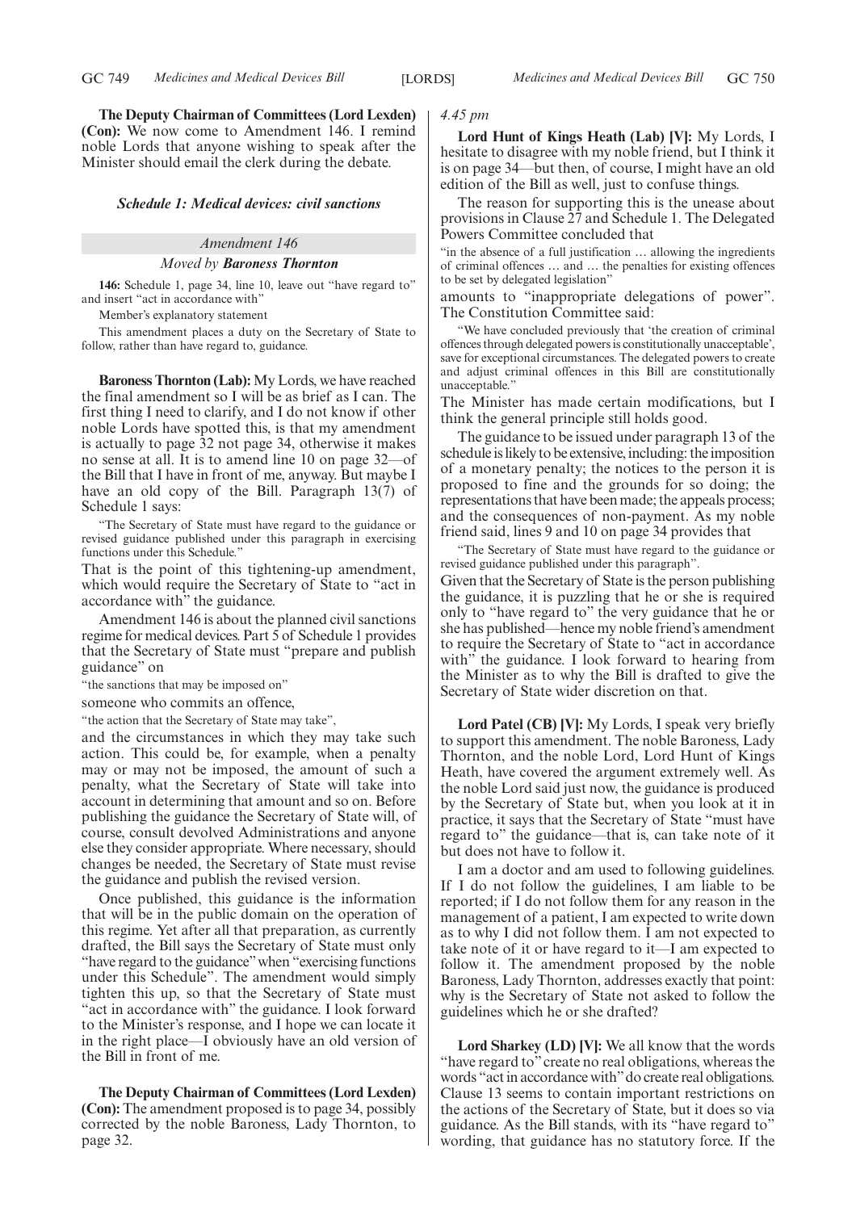**The Deputy Chairman of Committees (Lord Lexden) (Con):** We now come to Amendment 146. I remind noble Lords that anyone wishing to speak after the Minister should email the clerk during the debate.

### *Schedule 1: Medical devices: civil sanctions*

#### *Amendment 146*

*Moved by **Baroness Thornton***

**146:** Schedule 1, page 34, line 10, leave out "have regard to" and insert "act in accordance with"

Member's explanatory statement

This amendment places a duty on the Secretary of State to follow, rather than have regard to, guidance.

**Baroness Thornton (Lab):** My Lords, we have reached the final amendment so I will be as brief as I can. The first thing I need to clarify, and I do not know if other noble Lords have spotted this, is that my amendment is actually to page 32 not page 34, otherwise it makes no sense at all. It is to amend line 10 on page 32—of the Bill that I have in front of me, anyway. But maybe I have an old copy of the Bill. Paragraph 13(7) of Schedule 1 says:

"The Secretary of State must have regard to the guidance or revised guidance published under this paragraph in exercising functions under this Schedule."

That is the point of this tightening-up amendment, which would require the Secretary of State to "act in accordance with" the guidance.

Amendment 146 is about the planned civil sanctions regime for medical devices. Part 5 of Schedule 1 provides that the Secretary of State must "prepare and publish guidance" on

"the sanctions that may be imposed on"

someone who commits an offence,

"the action that the Secretary of State may take",

and the circumstances in which they may take such action. This could be, for example, when a penalty may or may not be imposed, the amount of such a penalty, what the Secretary of State will take into account in determining that amount and so on. Before publishing the guidance the Secretary of State will, of course, consult devolved Administrations and anyone else they consider appropriate. Where necessary, should changes be needed, the Secretary of State must revise the guidance and publish the revised version.

Once published, this guidance is the information that will be in the public domain on the operation of this regime. Yet after all that preparation, as currently drafted, the Bill says the Secretary of State must only "have regard to the guidance" when "exercising functions under this Schedule". The amendment would simply tighten this up, so that the Secretary of State must "act in accordance with" the guidance. I look forward to the Minister's response, and I hope we can locate it in the right place—I obviously have an old version of the Bill in front of me.

**The Deputy Chairman of Committees (Lord Lexden) (Con):** The amendment proposed is to page 34, possibly corrected by the noble Baroness, Lady Thornton, to page 32.

*4.45 pm*

**Lord Hunt of Kings Heath (Lab) [V]:** My Lords, I hesitate to disagree with my noble friend, but I think it is on page 34—but then, of course, I might have an old edition of the Bill as well, just to confuse things.

The reason for supporting this is the unease about provisions in Clause 27 and Schedule 1. The Delegated Powers Committee concluded that

"in the absence of a full justification … allowing the ingredients of criminal offences … and … the penalties for existing offences to be set by delegated legislation"

amounts to "inappropriate delegations of power". The Constitution Committee said:

"We have concluded previously that 'the creation of criminal offences through delegated powers is constitutionally unacceptable', save for exceptional circumstances. The delegated powers to create and adjust criminal offences in this Bill are constitutionally unacceptable."

The Minister has made certain modifications, but I think the general principle still holds good.

The guidance to be issued under paragraph 13 of the schedule is likely to be extensive, including: the imposition of a monetary penalty; the notices to the person it is proposed to fine and the grounds for so doing; the representations that have been made; the appeals process; and the consequences of non-payment. As my noble friend said, lines 9 and 10 on page 34 provides that

"The Secretary of State must have regard to the guidance or revised guidance published under this paragraph".

Given that the Secretary of State is the person publishing the guidance, it is puzzling that he or she is required only to "have regard to" the very guidance that he or she has published—hence my noble friend's amendment to require the Secretary of State to "act in accordance with" the guidance. I look forward to hearing from the Minister as to why the Bill is drafted to give the Secretary of State wider discretion on that.

**Lord Patel (CB) [V]:** My Lords, I speak very briefly to support this amendment. The noble Baroness, Lady Thornton, and the noble Lord, Lord Hunt of Kings Heath, have covered the argument extremely well. As the noble Lord said just now, the guidance is produced by the Secretary of State but, when you look at it in practice, it says that the Secretary of State "must have regard to" the guidance—that is, can take note of it but does not have to follow it.

I am a doctor and am used to following guidelines. If I do not follow the guidelines, I am liable to be reported; if I do not follow them for any reason in the management of a patient, I am expected to write down as to why I did not follow them. I am not expected to take note of it or have regard to it—I am expected to follow it. The amendment proposed by the noble Baroness, Lady Thornton, addresses exactly that point: why is the Secretary of State not asked to follow the guidelines which he or she drafted?

**Lord Sharkey (LD) [V]:** We all know that the words "have regard to" create no real obligations, whereas the words "act in accordance with" do create real obligations. Clause 13 seems to contain important restrictions on the actions of the Secretary of State, but it does so via guidance. As the Bill stands, with its "have regard to" wording, that guidance has no statutory force. If the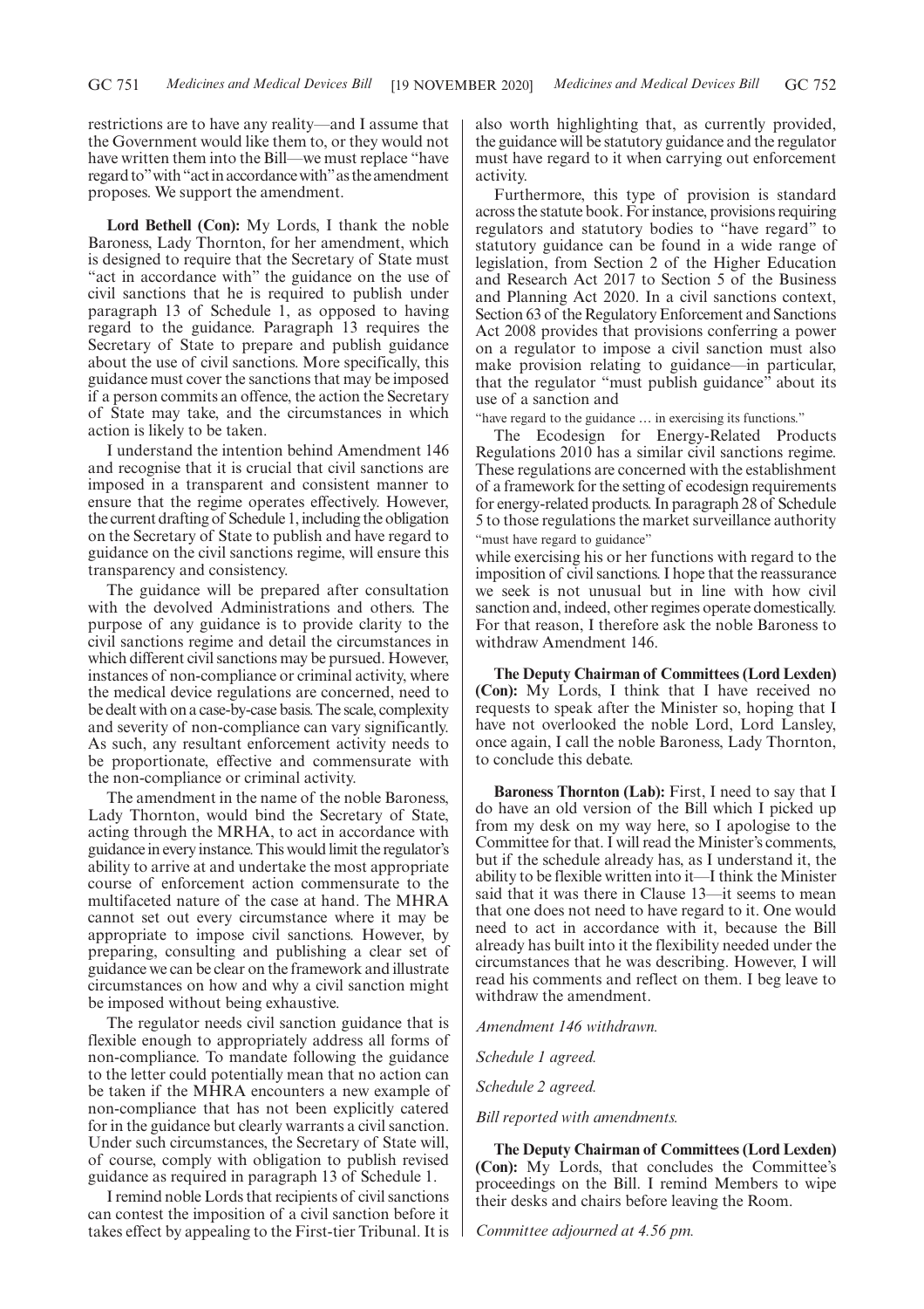restrictions are to have any reality—and I assume that the Government would like them to, or they would not have written them into the Bill—we must replace "have regard to" with "act in accordance with" as the amendment proposes. We support the amendment.

**Lord Bethell (Con):** My Lords, I thank the noble Baroness, Lady Thornton, for her amendment, which is designed to require that the Secretary of State must "act in accordance with" the guidance on the use of civil sanctions that he is required to publish under paragraph 13 of Schedule 1, as opposed to having regard to the guidance. Paragraph 13 requires the Secretary of State to prepare and publish guidance about the use of civil sanctions. More specifically, this guidance must cover the sanctions that may be imposed if a person commits an offence, the action the Secretary of State may take, and the circumstances in which action is likely to be taken.

I understand the intention behind Amendment 146 and recognise that it is crucial that civil sanctions are imposed in a transparent and consistent manner to ensure that the regime operates effectively. However, the current drafting of Schedule 1, including the obligation on the Secretary of State to publish and have regard to guidance on the civil sanctions regime, will ensure this transparency and consistency.

The guidance will be prepared after consultation with the devolved Administrations and others. The purpose of any guidance is to provide clarity to the civil sanctions regime and detail the circumstances in which different civil sanctions may be pursued. However, instances of non-compliance or criminal activity, where the medical device regulations are concerned, need to be dealt with on a case-by-case basis. The scale, complexity and severity of non-compliance can vary significantly. As such, any resultant enforcement activity needs to be proportionate, effective and commensurate with the non-compliance or criminal activity.

The amendment in the name of the noble Baroness, Lady Thornton, would bind the Secretary of State, acting through the MRHA, to act in accordance with guidance in every instance. This would limit the regulator's ability to arrive at and undertake the most appropriate course of enforcement action commensurate to the multifaceted nature of the case at hand. The MHRA cannot set out every circumstance where it may be appropriate to impose civil sanctions. However, by preparing, consulting and publishing a clear set of guidance we can be clear on the framework and illustrate circumstances on how and why a civil sanction might be imposed without being exhaustive.

The regulator needs civil sanction guidance that is flexible enough to appropriately address all forms of non-compliance. To mandate following the guidance to the letter could potentially mean that no action can be taken if the MHRA encounters a new example of non-compliance that has not been explicitly catered for in the guidance but clearly warrants a civil sanction. Under such circumstances, the Secretary of State will, of course, comply with obligation to publish revised guidance as required in paragraph 13 of Schedule 1.

I remind noble Lords that recipients of civil sanctions can contest the imposition of a civil sanction before it takes effect by appealing to the First-tier Tribunal. It is also worth highlighting that, as currently provided, the guidance will be statutory guidance and the regulator must have regard to it when carrying out enforcement activity.

Furthermore, this type of provision is standard across the statute book. For instance, provisions requiring regulators and statutory bodies to "have regard" to statutory guidance can be found in a wide range of legislation, from Section 2 of the Higher Education and Research Act 2017 to Section 5 of the Business and Planning Act 2020. In a civil sanctions context, Section 63 of the Regulatory Enforcement and Sanctions Act 2008 provides that provisions conferring a power on a regulator to impose a civil sanction must also make provision relating to guidance—in particular, that the regulator "must publish guidance" about its use of a sanction and

"have regard to the guidance … in exercising its functions."

The Ecodesign for Energy-Related Products Regulations 2010 has a similar civil sanctions regime. These regulations are concerned with the establishment of a framework for the setting of ecodesign requirements for energy-related products. In paragraph 28 of Schedule 5 to those regulations the market surveillance authority

"must have regard to guidance"

while exercising his or her functions with regard to the imposition of civil sanctions. I hope that the reassurance we seek is not unusual but in line with how civil sanction and, indeed, other regimes operate domestically. For that reason, I therefore ask the noble Baroness to withdraw Amendment 146.

**The Deputy Chairman of Committees (Lord Lexden) (Con):** My Lords, I think that I have received no requests to speak after the Minister so, hoping that I have not overlooked the noble Lord, Lord Lansley, once again, I call the noble Baroness, Lady Thornton, to conclude this debate.

**Baroness Thornton (Lab):** First, I need to say that I do have an old version of the Bill which I picked up from my desk on my way here, so I apologise to the Committee for that. I will read the Minister's comments, but if the schedule already has, as I understand it, the ability to be flexible written into it—I think the Minister said that it was there in Clause 13—it seems to mean that one does not need to have regard to it. One would need to act in accordance with it, because the Bill already has built into it the flexibility needed under the circumstances that he was describing. However, I will read his comments and reflect on them. I beg leave to withdraw the amendment.

*Amendment 146 withdrawn.*

*Schedule 1 agreed.*

*Schedule 2 agreed.*

*Bill reported with amendments.*

**The Deputy Chairman of Committees (Lord Lexden) (Con):** My Lords, that concludes the Committee's proceedings on the Bill. I remind Members to wipe their desks and chairs before leaving the Room.

*Committee adjourned at 4.56 pm.*